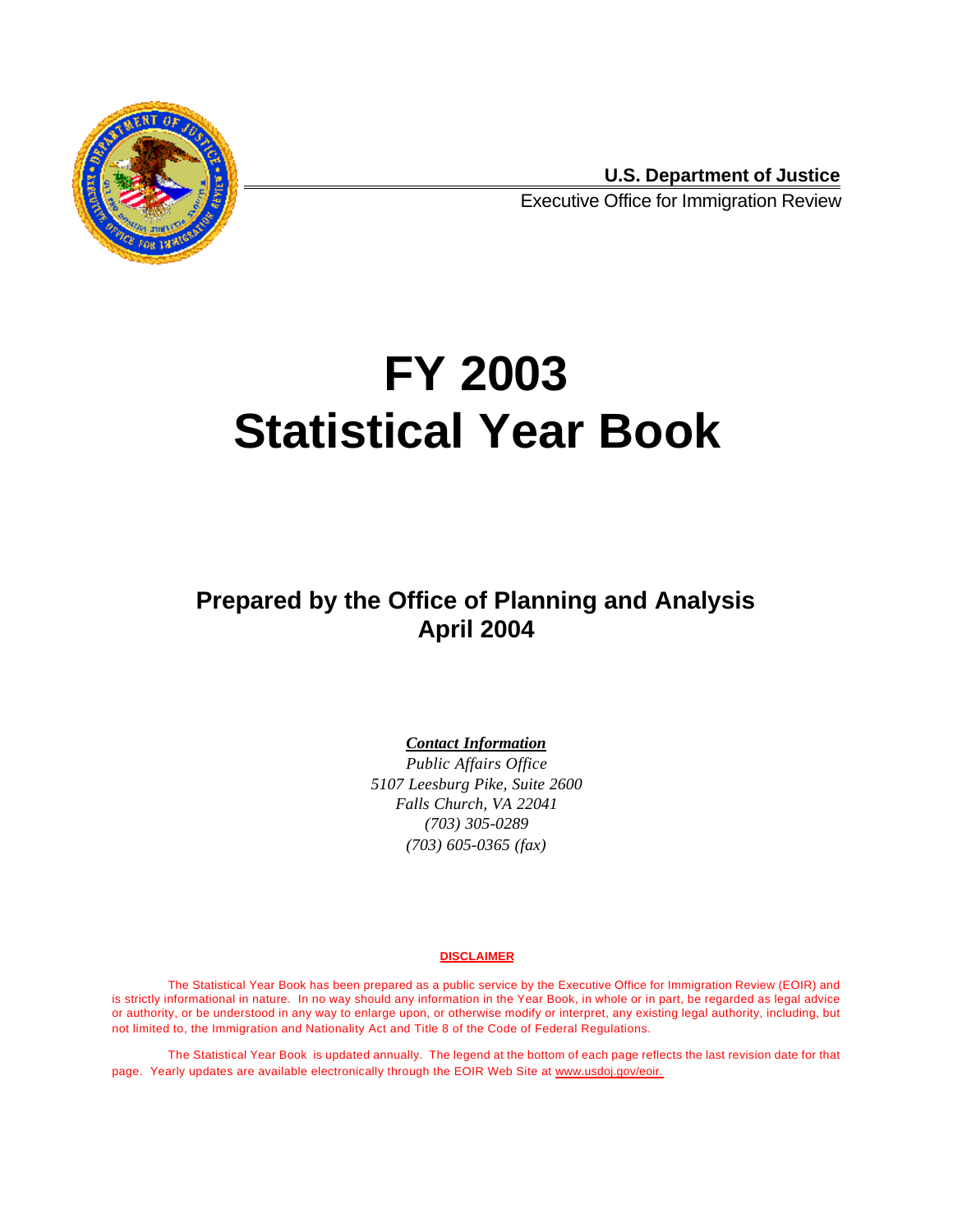**U.S. Department of Justice**

Executive Office for Immigration Review

# FY 2003
# Statistical Year Book

## Prepared by the Office of Planning and Analysis
## April 2004

***Contact Information***

*Public Affairs Office*
*5107 Leesburg Pike, Suite 2600*
*Falls Church, VA 22041*
*(703) 305-0289*
*(703) 605-0365 (fax)*

**DISCLAIMER**

The Statistical Year Book has been prepared as a public service by the Executive Office for Immigration Review (EOIR) and is strictly informational in nature. In no way should any information in the Year Book, in whole or in part, be regarded as legal advice or authority, or be understood in any way to enlarge upon, or otherwise modify or interpret, any existing legal authority, including, but not limited to, the Immigration and Nationality Act and Title 8 of the Code of Federal Regulations.

The Statistical Year Book is updated annually. The legend at the bottom of each page reflects the last revision date for that page. Yearly updates are available electronically through the EOIR Web Site at www.usdoj.gov/eoir.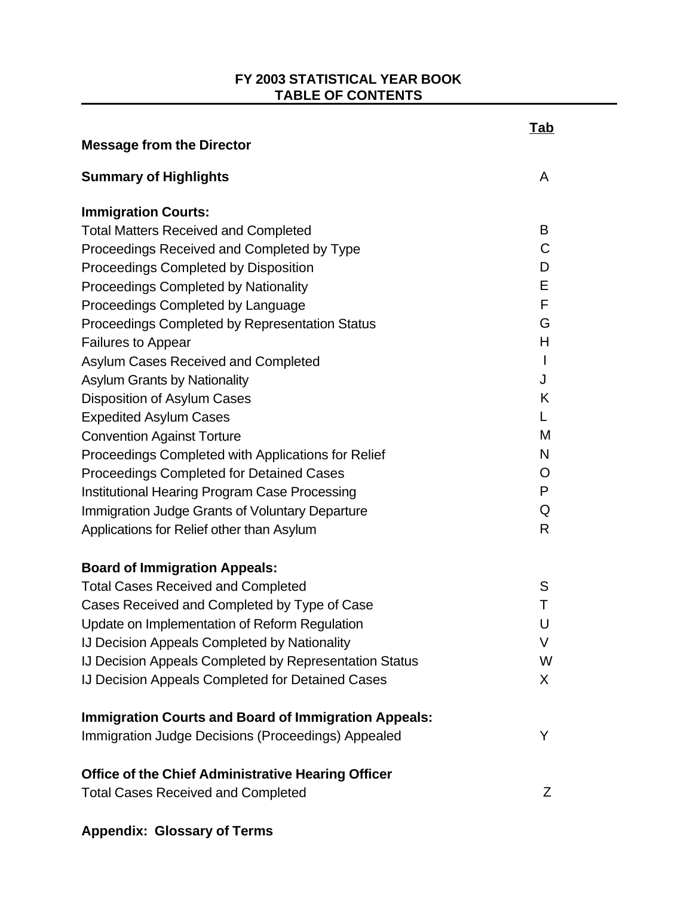# FY 2003 STATISTICAL YEAR BOOK
# TABLE OF CONTENTS

| | Tab |
|---|---|
| **Message from the Director** | |
| **Summary of Highlights** | A |
| **Immigration Courts:** | |
| Total Matters Received and Completed | B |
| Proceedings Received and Completed by Type | C |
| Proceedings Completed by Disposition | D |
| Proceedings Completed by Nationality | E |
| Proceedings Completed by Language | F |
| Proceedings Completed by Representation Status | G |
| Failures to Appear | H |
| Asylum Cases Received and Completed | I |
| Asylum Grants by Nationality | J |
| Disposition of Asylum Cases | K |
| Expedited Asylum Cases | L |
| Convention Against Torture | M |
| Proceedings Completed with Applications for Relief | N |
| Proceedings Completed for Detained Cases | O |
| Institutional Hearing Program Case Processing | P |
| Immigration Judge Grants of Voluntary Departure | Q |
| Applications for Relief other than Asylum | R |
| **Board of Immigration Appeals:** | |
| Total Cases Received and Completed | S |
| Cases Received and Completed by Type of Case | T |
| Update on Implementation of Reform Regulation | U |
| IJ Decision Appeals Completed by Nationality | V |
| IJ Decision Appeals Completed by Representation Status | W |
| IJ Decision Appeals Completed for Detained Cases | X |
| **Immigration Courts and Board of Immigration Appeals:** | |
| Immigration Judge Decisions (Proceedings) Appealed | Y |
| **Office of the Chief Administrative Hearing Officer** | |
| Total Cases Received and Completed | Z |
| **Appendix: Glossary of Terms** | |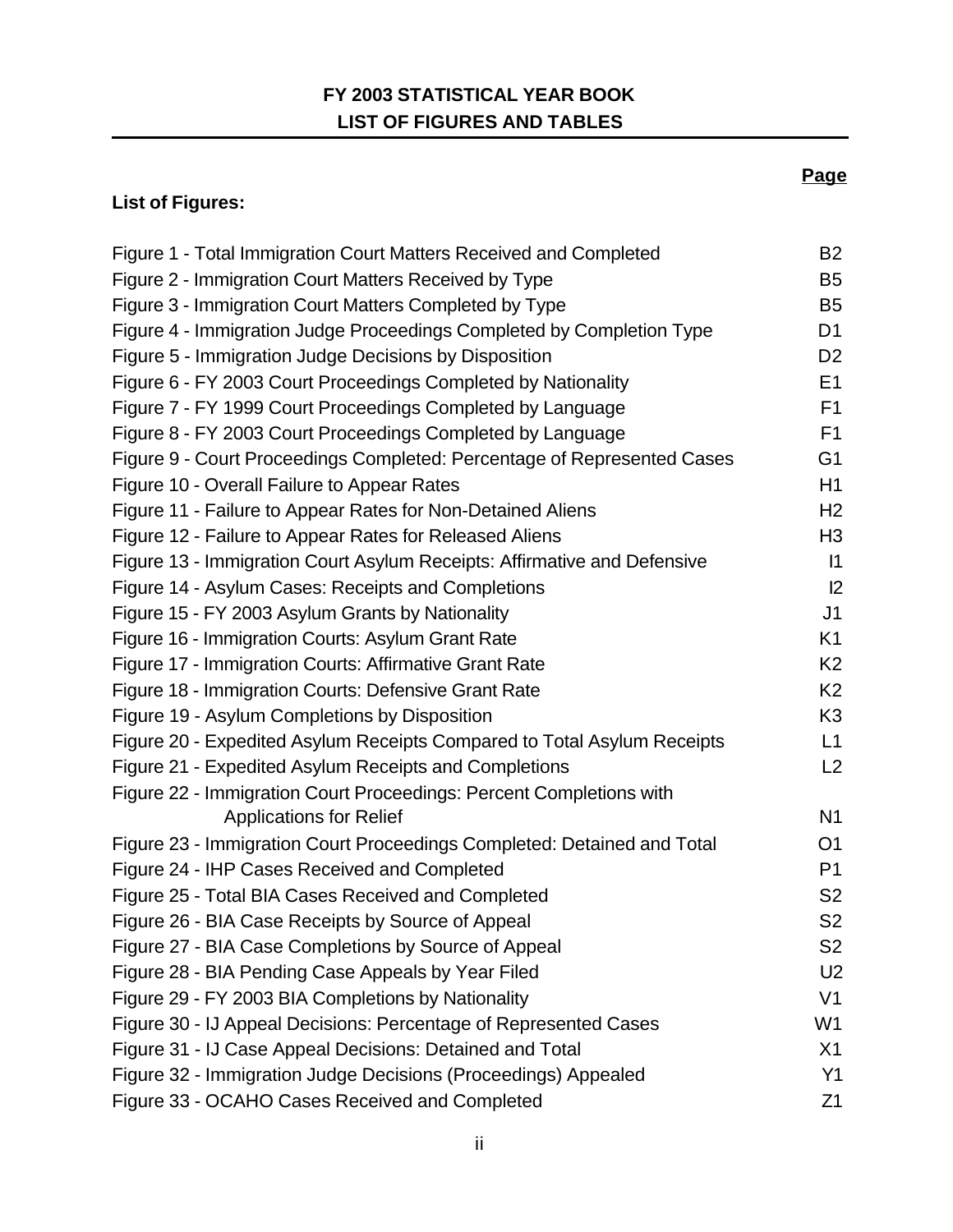# FY 2003 STATISTICAL YEAR BOOK
# LIST OF FIGURES AND TABLES

**List of Figures:**

| | **Page** |
|---|---|
| Figure 1 - Total Immigration Court Matters Received and Completed | B2 |
| Figure 2 - Immigration Court Matters Received by Type | B5 |
| Figure 3 - Immigration Court Matters Completed by Type | B5 |
| Figure 4 - Immigration Judge Proceedings Completed by Completion Type | D1 |
| Figure 5 - Immigration Judge Decisions by Disposition | D2 |
| Figure 6 - FY 2003 Court Proceedings Completed by Nationality | E1 |
| Figure 7 - FY 1999 Court Proceedings Completed by Language | F1 |
| Figure 8 - FY 2003 Court Proceedings Completed by Language | F1 |
| Figure 9 - Court Proceedings Completed: Percentage of Represented Cases | G1 |
| Figure 10 - Overall Failure to Appear Rates | H1 |
| Figure 11 - Failure to Appear Rates for Non-Detained Aliens | H2 |
| Figure 12 - Failure to Appear Rates for Released Aliens | H3 |
| Figure 13 - Immigration Court Asylum Receipts: Affirmative and Defensive | I1 |
| Figure 14 - Asylum Cases: Receipts and Completions | I2 |
| Figure 15 - FY 2003 Asylum Grants by Nationality | J1 |
| Figure 16 - Immigration Courts: Asylum Grant Rate | K1 |
| Figure 17 - Immigration Courts: Affirmative Grant Rate | K2 |
| Figure 18 - Immigration Courts: Defensive Grant Rate | K2 |
| Figure 19 - Asylum Completions by Disposition | K3 |
| Figure 20 - Expedited Asylum Receipts Compared to Total Asylum Receipts | L1 |
| Figure 21 - Expedited Asylum Receipts and Completions | L2 |
| Figure 22 - Immigration Court Proceedings: Percent Completions with Applications for Relief | N1 |
| Figure 23 - Immigration Court Proceedings Completed: Detained and Total | O1 |
| Figure 24 - IHP Cases Received and Completed | P1 |
| Figure 25 - Total BIA Cases Received and Completed | S2 |
| Figure 26 - BIA Case Receipts by Source of Appeal | S2 |
| Figure 27 - BIA Case Completions by Source of Appeal | S2 |
| Figure 28 - BIA Pending Case Appeals by Year Filed | U2 |
| Figure 29 - FY 2003 BIA Completions by Nationality | V1 |
| Figure 30 - IJ Appeal Decisions: Percentage of Represented Cases | W1 |
| Figure 31 - IJ Case Appeal Decisions: Detained and Total | X1 |
| Figure 32 - Immigration Judge Decisions (Proceedings) Appealed | Y1 |
| Figure 33 - OCAHO Cases Received and Completed | Z1 |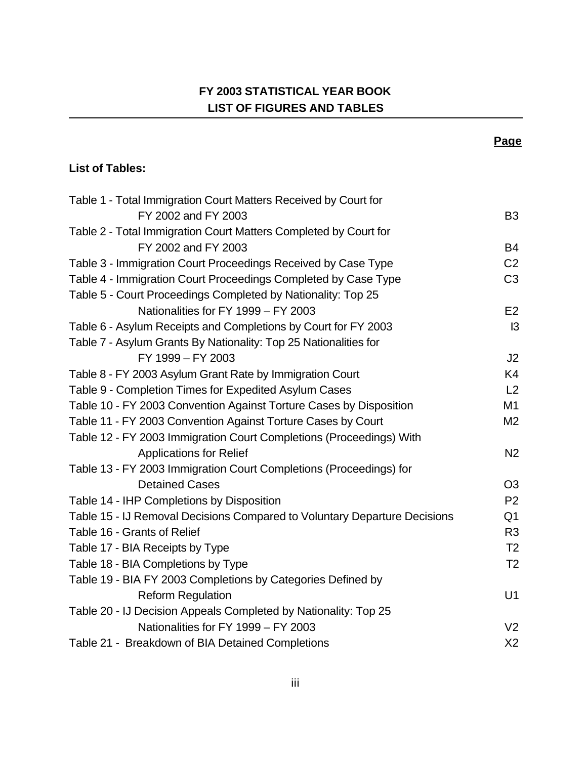# FY 2003 STATISTICAL YEAR BOOK
## LIST OF FIGURES AND TABLES

**List of Tables:**

| | **Page** |
|---|---|
| Table 1 - Total Immigration Court Matters Received by Court for FY 2002 and FY 2003 | B3 |
| Table 2 - Total Immigration Court Matters Completed by Court for FY 2002 and FY 2003 | B4 |
| Table 3 - Immigration Court Proceedings Received by Case Type | C2 |
| Table 4 - Immigration Court Proceedings Completed by Case Type | C3 |
| Table 5 - Court Proceedings Completed by Nationality: Top 25 Nationalities for FY 1999 – FY 2003 | E2 |
| Table 6 - Asylum Receipts and Completions by Court for FY 2003 | I3 |
| Table 7 - Asylum Grants By Nationality: Top 25 Nationalities for FY 1999 – FY 2003 | J2 |
| Table 8 - FY 2003 Asylum Grant Rate by Immigration Court | K4 |
| Table 9 - Completion Times for Expedited Asylum Cases | L2 |
| Table 10 - FY 2003 Convention Against Torture Cases by Disposition | M1 |
| Table 11 - FY 2003 Convention Against Torture Cases by Court | M2 |
| Table 12 - FY 2003 Immigration Court Completions (Proceedings) With Applications for Relief | N2 |
| Table 13 - FY 2003 Immigration Court Completions (Proceedings) for Detained Cases | O3 |
| Table 14 - IHP Completions by Disposition | P2 |
| Table 15 - IJ Removal Decisions Compared to Voluntary Departure Decisions | Q1 |
| Table 16 - Grants of Relief | R3 |
| Table 17 - BIA Receipts by Type | T2 |
| Table 18 - BIA Completions by Type | T2 |
| Table 19 - BIA FY 2003 Completions by Categories Defined by Reform Regulation | U1 |
| Table 20 - IJ Decision Appeals Completed by Nationality: Top 25 Nationalities for FY 1999 – FY 2003 | V2 |
| Table 21 - Breakdown of BIA Detained Completions | X2 |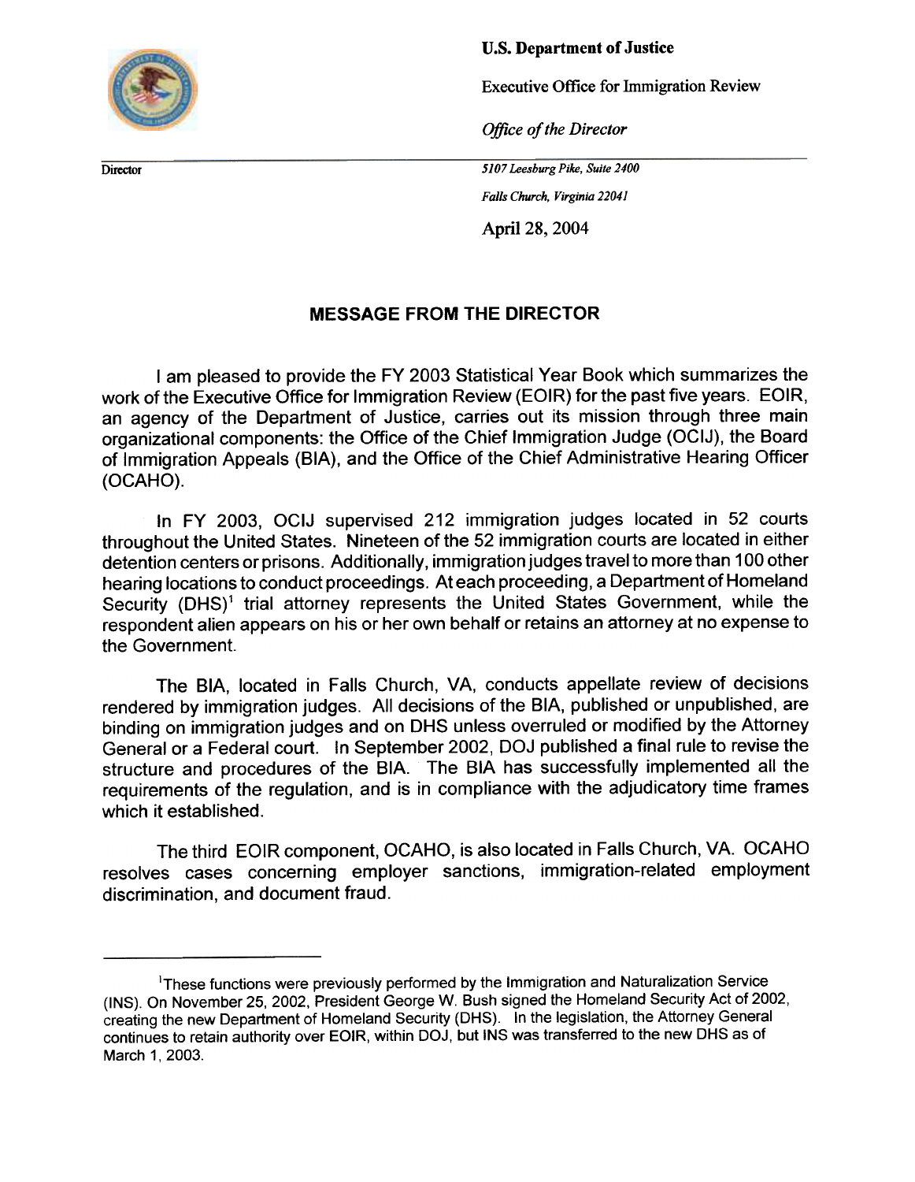**U.S. Department of Justice**

Executive Office for Immigration Review

*Office of the Director*

Director

*5107 Leesburg Pike, Suite 2400*

*Falls Church, Virginia 22041*

April 28, 2004

## MESSAGE FROM THE DIRECTOR

I am pleased to provide the FY 2003 Statistical Year Book which summarizes the work of the Executive Office for Immigration Review (EOIR) for the past five years. EOIR, an agency of the Department of Justice, carries out its mission through three main organizational components: the Office of the Chief Immigration Judge (OCIJ), the Board of Immigration Appeals (BIA), and the Office of the Chief Administrative Hearing Officer (OCAHO).

In FY 2003, OCIJ supervised 212 immigration judges located in 52 courts throughout the United States. Nineteen of the 52 immigration courts are located in either detention centers or prisons. Additionally, immigration judges travel to more than 100 other hearing locations to conduct proceedings. At each proceeding, a Department of Homeland Security (DHS)[1] trial attorney represents the United States Government, while the respondent alien appears on his or her own behalf or retains an attorney at no expense to the Government.

The BIA, located in Falls Church, VA, conducts appellate review of decisions rendered by immigration judges. All decisions of the BIA, published or unpublished, are binding on immigration judges and on DHS unless overruled or modified by the Attorney General or a Federal court. In September 2002, DOJ published a final rule to revise the structure and procedures of the BIA. The BIA has successfully implemented all the requirements of the regulation, and is in compliance with the adjudicatory time frames which it established.

The third EOIR component, OCAHO, is also located in Falls Church, VA. OCAHO resolves cases concerning employer sanctions, immigration-related employment discrimination, and document fraud.

---

[1]These functions were previously performed by the Immigration and Naturalization Service (INS). On November 25, 2002, President George W. Bush signed the Homeland Security Act of 2002, creating the new Department of Homeland Security (DHS). In the legislation, the Attorney General continues to retain authority over EOIR, within DOJ, but INS was transferred to the new DHS as of March 1, 2003.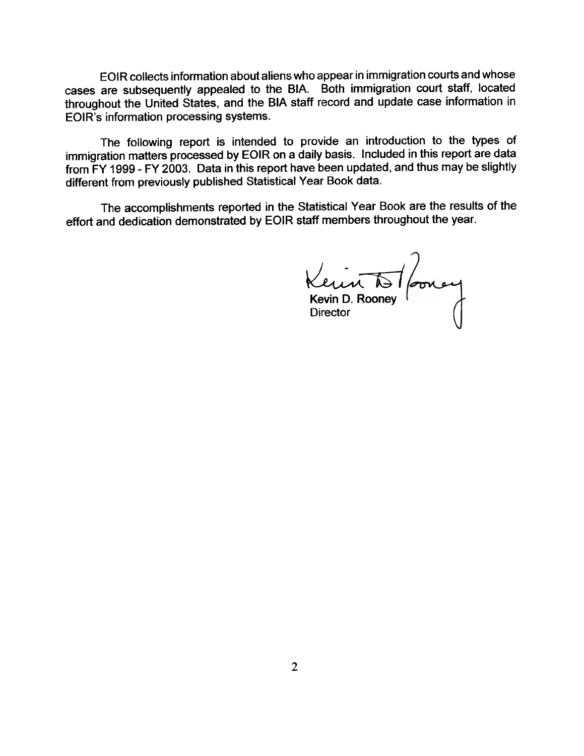EOIR collects information about aliens who appear in immigration courts and whose cases are subsequently appealed to the BIA. Both immigration court staff, located throughout the United States, and the BIA staff record and update case information in EOIR's information processing systems.

The following report is intended to provide an introduction to the types of immigration matters processed by EOIR on a daily basis. Included in this report are data from FY 1999 - FY 2003. Data in this report have been updated, and thus may be slightly different from previously published Statistical Year Book data.

The accomplishments reported in the Statistical Year Book are the results of the effort and dedication demonstrated by EOIR staff members throughout the year.

Kevin D. Rooney
Director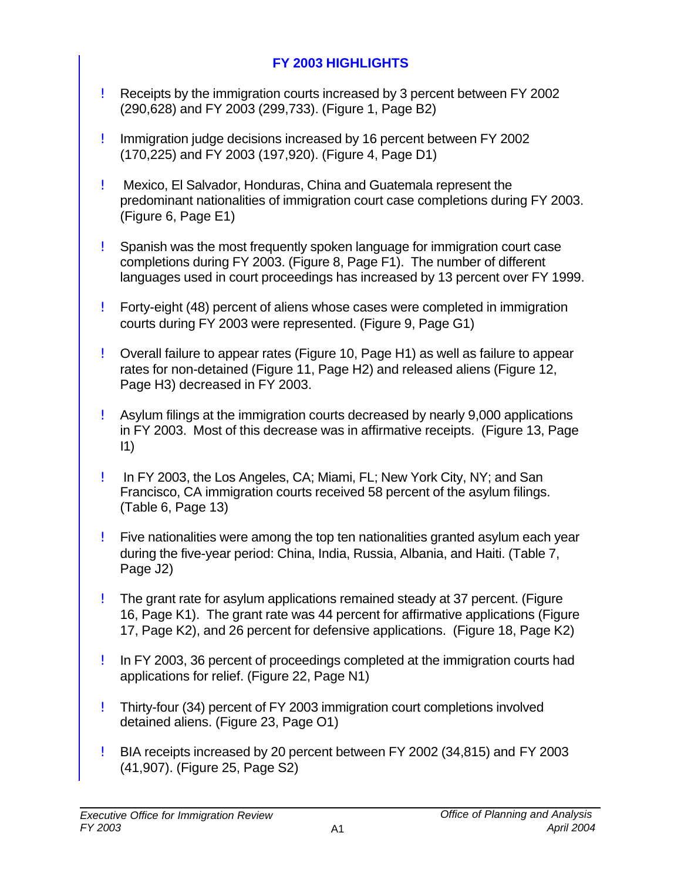# FY 2003 HIGHLIGHTS

- Receipts by the immigration courts increased by 3 percent between FY 2002 (290,628) and FY 2003 (299,733). (Figure 1, Page B2)

- Immigration judge decisions increased by 16 percent between FY 2002 (170,225) and FY 2003 (197,920). (Figure 4, Page D1)

- Mexico, El Salvador, Honduras, China and Guatemala represent the predominant nationalities of immigration court case completions during FY 2003. (Figure 6, Page E1)

- Spanish was the most frequently spoken language for immigration court case completions during FY 2003. (Figure 8, Page F1). The number of different languages used in court proceedings has increased by 13 percent over FY 1999.

- Forty-eight (48) percent of aliens whose cases were completed in immigration courts during FY 2003 were represented. (Figure 9, Page G1)

- Overall failure to appear rates (Figure 10, Page H1) as well as failure to appear rates for non-detained (Figure 11, Page H2) and released aliens (Figure 12, Page H3) decreased in FY 2003.

- Asylum filings at the immigration courts decreased by nearly 9,000 applications in FY 2003. Most of this decrease was in affirmative receipts. (Figure 13, Page I1)

- In FY 2003, the Los Angeles, CA; Miami, FL; New York City, NY; and San Francisco, CA immigration courts received 58 percent of the asylum filings. (Table 6, Page 13)

- Five nationalities were among the top ten nationalities granted asylum each year during the five-year period: China, India, Russia, Albania, and Haiti. (Table 7, Page J2)

- The grant rate for asylum applications remained steady at 37 percent. (Figure 16, Page K1). The grant rate was 44 percent for affirmative applications (Figure 17, Page K2), and 26 percent for defensive applications. (Figure 18, Page K2)

- In FY 2003, 36 percent of proceedings completed at the immigration courts had applications for relief. (Figure 22, Page N1)

- Thirty-four (34) percent of FY 2003 immigration court completions involved detained aliens. (Figure 23, Page O1)

- BIA receipts increased by 20 percent between FY 2002 (34,815) and FY 2003 (41,907). (Figure 25, Page S2)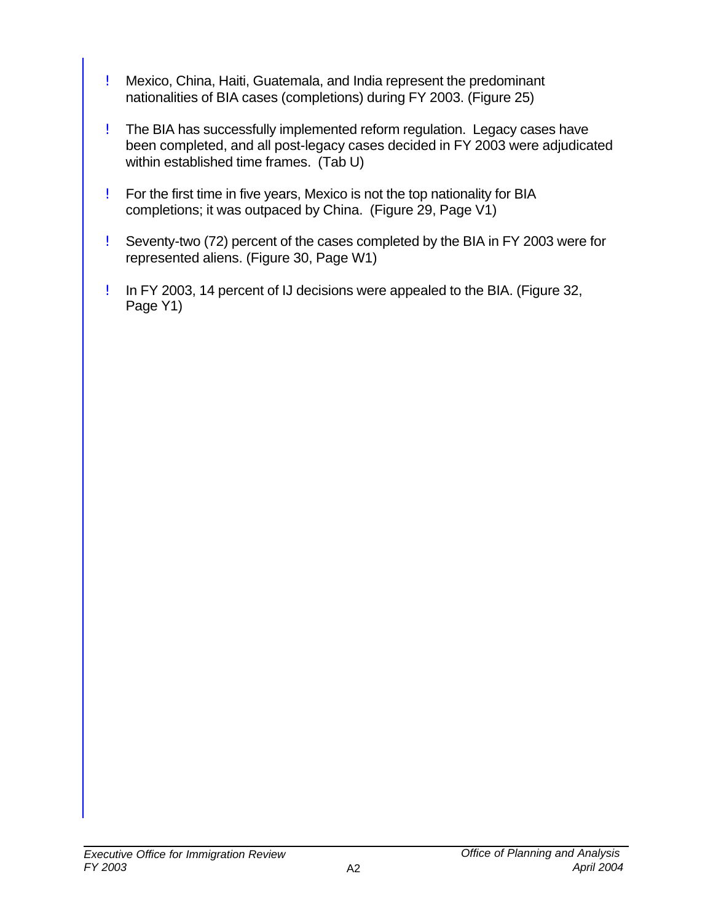- Mexico, China, Haiti, Guatemala, and India represent the predominant nationalities of BIA cases (completions) during FY 2003. (Figure 25)

- The BIA has successfully implemented reform regulation. Legacy cases have been completed, and all post-legacy cases decided in FY 2003 were adjudicated within established time frames. (Tab U)

- For the first time in five years, Mexico is not the top nationality for BIA completions; it was outpaced by China. (Figure 29, Page V1)

- Seventy-two (72) percent of the cases completed by the BIA in FY 2003 were for represented aliens. (Figure 30, Page W1)

- In FY 2003, 14 percent of IJ decisions were appealed to the BIA. (Figure 32, Page Y1)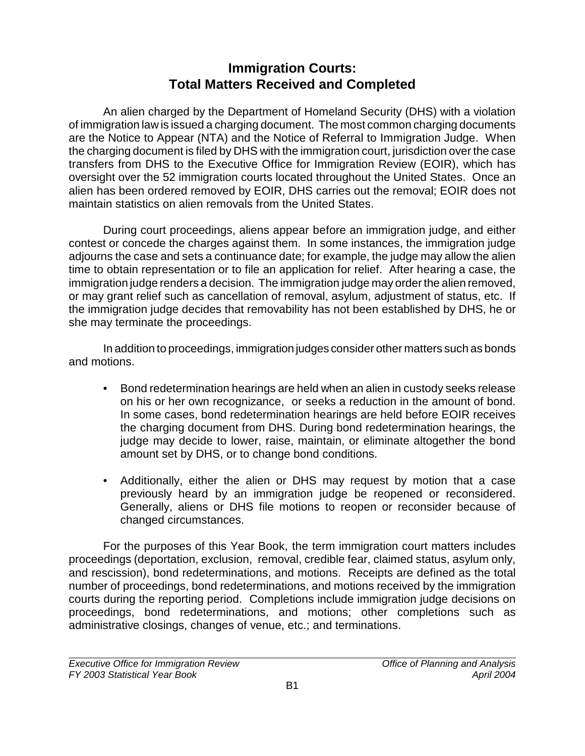# Immigration Courts: Total Matters Received and Completed

An alien charged by the Department of Homeland Security (DHS) with a violation of immigration law is issued a charging document. The most common charging documents are the Notice to Appear (NTA) and the Notice of Referral to Immigration Judge. When the charging document is filed by DHS with the immigration court, jurisdiction over the case transfers from DHS to the Executive Office for Immigration Review (EOIR), which has oversight over the 52 immigration courts located throughout the United States. Once an alien has been ordered removed by EOIR, DHS carries out the removal; EOIR does not maintain statistics on alien removals from the United States.

During court proceedings, aliens appear before an immigration judge, and either contest or concede the charges against them. In some instances, the immigration judge adjourns the case and sets a continuance date; for example, the judge may allow the alien time to obtain representation or to file an application for relief. After hearing a case, the immigration judge renders a decision. The immigration judge may order the alien removed, or may grant relief such as cancellation of removal, asylum, adjustment of status, etc. If the immigration judge decides that removability has not been established by DHS, he or she may terminate the proceedings.

In addition to proceedings, immigration judges consider other matters such as bonds and motions.

- Bond redetermination hearings are held when an alien in custody seeks release on his or her own recognizance, or seeks a reduction in the amount of bond. In some cases, bond redetermination hearings are held before EOIR receives the charging document from DHS. During bond redetermination hearings, the judge may decide to lower, raise, maintain, or eliminate altogether the bond amount set by DHS, or to change bond conditions.

- Additionally, either the alien or DHS may request by motion that a case previously heard by an immigration judge be reopened or reconsidered. Generally, aliens or DHS file motions to reopen or reconsider because of changed circumstances.

For the purposes of this Year Book, the term immigration court matters includes proceedings (deportation, exclusion, removal, credible fear, claimed status, asylum only, and rescission), bond redeterminations, and motions. Receipts are defined as the total number of proceedings, bond redeterminations, and motions received by the immigration courts during the reporting period. Completions include immigration judge decisions on proceedings, bond redeterminations, and motions; other completions such as administrative closings, changes of venue, etc.; and terminations.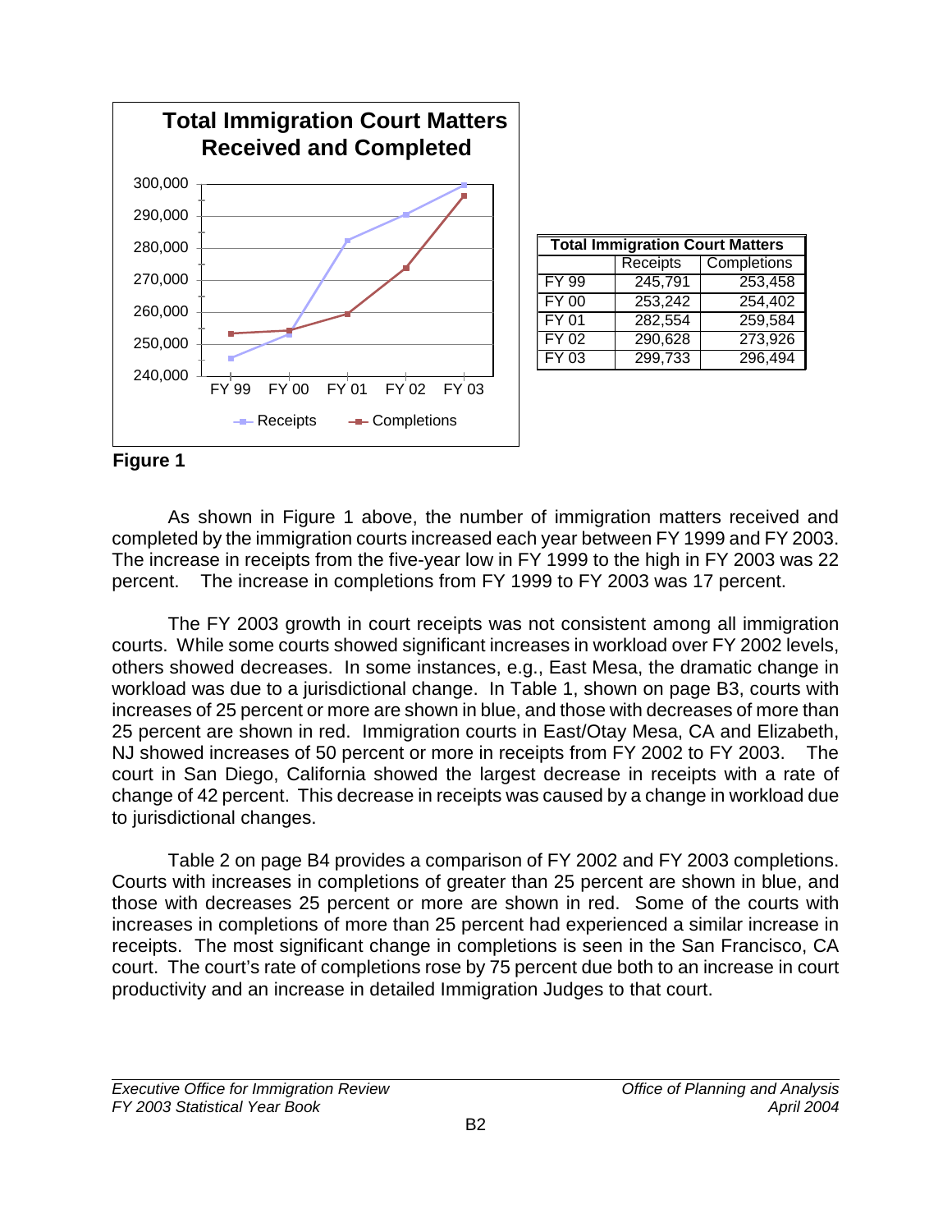**Total Immigration Court Matters Received and Completed**

| FY | Receipts | Completions |
|---|---|---|
| FY 99 | 245,791 | 253,458 |
| FY 00 | 253,242 | 254,402 |
| FY 01 | 282,554 | 259,584 |
| FY 02 | 290,628 | 273,926 |
| FY 03 | 299,733 | 296,494 |

**Figure 1**

As shown in Figure 1 above, the number of immigration matters received and completed by the immigration courts increased each year between FY 1999 and FY 2003. The increase in receipts from the five-year low in FY 1999 to the high in FY 2003 was 22 percent. The increase in completions from FY 1999 to FY 2003 was 17 percent.

The FY 2003 growth in court receipts was not consistent among all immigration courts. While some courts showed significant increases in workload over FY 2002 levels, others showed decreases. In some instances, e.g., East Mesa, the dramatic change in workload was due to a jurisdictional change. In Table 1, shown on page B3, courts with increases of 25 percent or more are shown in blue, and those with decreases of more than 25 percent are shown in red. Immigration courts in East/Otay Mesa, CA and Elizabeth, NJ showed increases of 50 percent or more in receipts from FY 2002 to FY 2003. The court in San Diego, California showed the largest decrease in receipts with a rate of change of 42 percent. This decrease in receipts was caused by a change in workload due to jurisdictional changes.

Table 2 on page B4 provides a comparison of FY 2002 and FY 2003 completions. Courts with increases in completions of greater than 25 percent are shown in blue, and those with decreases 25 percent or more are shown in red. Some of the courts with increases in completions of more than 25 percent had experienced a similar increase in receipts. The most significant change in completions is seen in the San Francisco, CA court. The court's rate of completions rose by 75 percent due both to an increase in court productivity and an increase in detailed Immigration Judges to that court.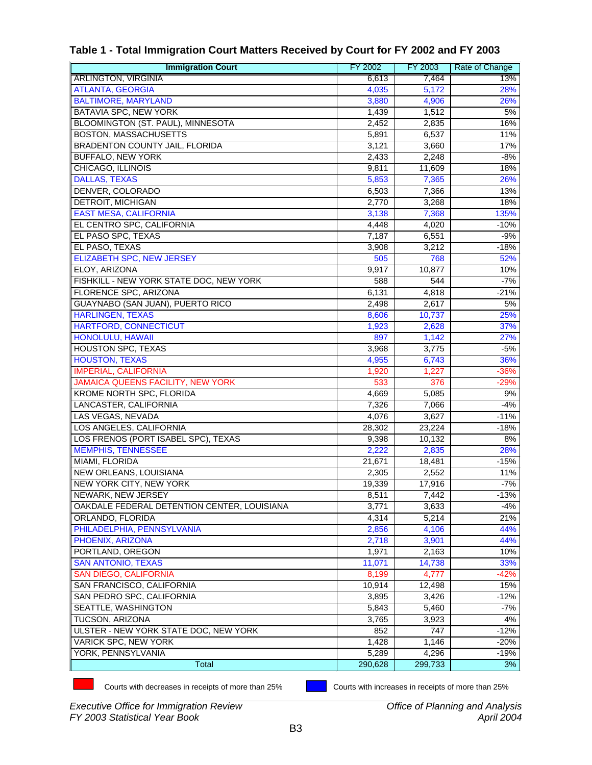# Table 1 - Total Immigration Court Matters Received by Court for FY 2002 and FY 2003

| Immigration Court | FY 2002 | FY 2003 | Rate of Change |
|---|---|---|---|
| ARLINGTON, VIRGINIA | 6,613 | 7,464 | 13% |
| ATLANTA, GEORGIA | 4,035 | 5,172 | 28% |
| BALTIMORE, MARYLAND | 3,880 | 4,906 | 26% |
| BATAVIA SPC, NEW YORK | 1,439 | 1,512 | 5% |
| BLOOMINGTON (ST. PAUL), MINNESOTA | 2,452 | 2,835 | 16% |
| BOSTON, MASSACHUSETTS | 5,891 | 6,537 | 11% |
| BRADENTON COUNTY JAIL, FLORIDA | 3,121 | 3,660 | 17% |
| BUFFALO, NEW YORK | 2,433 | 2,248 | -8% |
| CHICAGO, ILLINOIS | 9,811 | 11,609 | 18% |
| DALLAS, TEXAS | 5,853 | 7,365 | 26% |
| DENVER, COLORADO | 6,503 | 7,366 | 13% |
| DETROIT, MICHIGAN | 2,770 | 3,268 | 18% |
| EAST MESA, CALIFORNIA | 3,138 | 7,368 | 135% |
| EL CENTRO SPC, CALIFORNIA | 4,448 | 4,020 | -10% |
| EL PASO SPC, TEXAS | 7,187 | 6,551 | -9% |
| EL PASO, TEXAS | 3,908 | 3,212 | -18% |
| ELIZABETH SPC, NEW JERSEY | 505 | 768 | 52% |
| ELOY, ARIZONA | 9,917 | 10,877 | 10% |
| FISHKILL - NEW YORK STATE DOC, NEW YORK | 588 | 544 | -7% |
| FLORENCE SPC, ARIZONA | 6,131 | 4,818 | -21% |
| GUAYNABO (SAN JUAN), PUERTO RICO | 2,498 | 2,617 | 5% |
| HARLINGEN, TEXAS | 8,606 | 10,737 | 25% |
| HARTFORD, CONNECTICUT | 1,923 | 2,628 | 37% |
| HONOLULU, HAWAII | 897 | 1,142 | 27% |
| HOUSTON SPC, TEXAS | 3,968 | 3,775 | -5% |
| HOUSTON, TEXAS | 4,955 | 6,743 | 36% |
| IMPERIAL, CALIFORNIA | 1,920 | 1,227 | -36% |
| JAMAICA QUEENS FACILITY, NEW YORK | 533 | 376 | -29% |
| KROME NORTH SPC, FLORIDA | 4,669 | 5,085 | 9% |
| LANCASTER, CALIFORNIA | 7,326 | 7,066 | -4% |
| LAS VEGAS, NEVADA | 4,076 | 3,627 | -11% |
| LOS ANGELES, CALIFORNIA | 28,302 | 23,224 | -18% |
| LOS FRENOS (PORT ISABEL SPC), TEXAS | 9,398 | 10,132 | 8% |
| MEMPHIS, TENNESSEE | 2,222 | 2,835 | 28% |
| MIAMI, FLORIDA | 21,671 | 18,481 | -15% |
| NEW ORLEANS, LOUISIANA | 2,305 | 2,552 | 11% |
| NEW YORK CITY, NEW YORK | 19,339 | 17,916 | -7% |
| NEWARK, NEW JERSEY | 8,511 | 7,442 | -13% |
| OAKDALE FEDERAL DETENTION CENTER, LOUISIANA | 3,771 | 3,633 | -4% |
| ORLANDO, FLORIDA | 4,314 | 5,214 | 21% |
| PHILADELPHIA, PENNSYLVANIA | 2,856 | 4,106 | 44% |
| PHOENIX, ARIZONA | 2,718 | 3,901 | 44% |
| PORTLAND, OREGON | 1,971 | 2,163 | 10% |
| SAN ANTONIO, TEXAS | 11,071 | 14,738 | 33% |
| SAN DIEGO, CALIFORNIA | 8,199 | 4,777 | -42% |
| SAN FRANCISCO, CALIFORNIA | 10,914 | 12,498 | 15% |
| SAN PEDRO SPC, CALIFORNIA | 3,895 | 3,426 | -12% |
| SEATTLE, WASHINGTON | 5,843 | 5,460 | -7% |
| TUCSON, ARIZONA | 3,765 | 3,923 | 4% |
| ULSTER - NEW YORK STATE DOC, NEW YORK | 852 | 747 | -12% |
| VARICK SPC, NEW YORK | 1,428 | 1,146 | -20% |
| YORK, PENNSYLVANIA | 5,289 | 4,296 | -19% |
| Total | 290,628 | 299,733 | 3% |

Red: Courts with decreases in receipts of more than 25%

Blue: Courts with increases in receipts of more than 25%

*Executive Office for Immigration Review*
*FY 2003 Statistical Year Book*

*Office of Planning and Analysis*
*April 2004*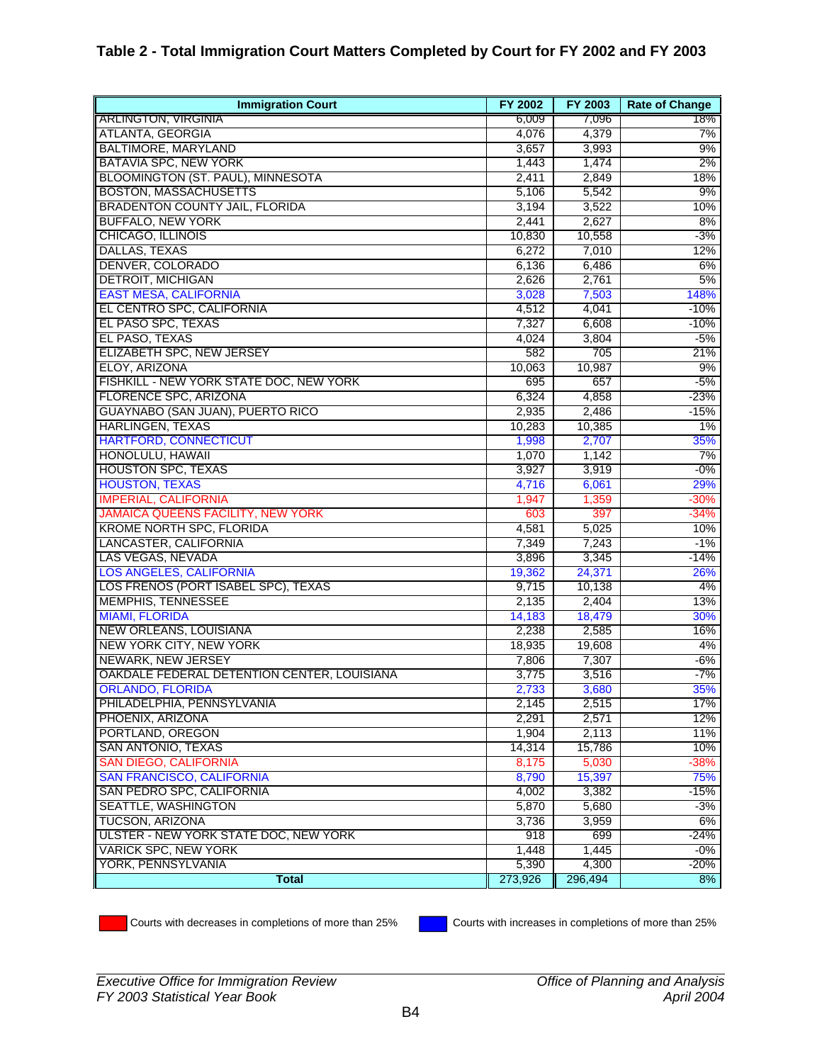## Table 2 - Total Immigration Court Matters Completed by Court for FY 2002 and FY 2003

| Immigration Court | FY 2002 | FY 2003 | Rate of Change |
|---|---|---|---|
| ARLINGTON, VIRGINIA | 6,009 | 7,096 | 18% |
| ATLANTA, GEORGIA | 4,076 | 4,379 | 7% |
| BALTIMORE, MARYLAND | 3,657 | 3,993 | 9% |
| BATAVIA SPC, NEW YORK | 1,443 | 1,474 | 2% |
| BLOOMINGTON (ST. PAUL), MINNESOTA | 2,411 | 2,849 | 18% |
| BOSTON, MASSACHUSETTS | 5,106 | 5,542 | 9% |
| BRADENTON COUNTY JAIL, FLORIDA | 3,194 | 3,522 | 10% |
| BUFFALO, NEW YORK | 2,441 | 2,627 | 8% |
| CHICAGO, ILLINOIS | 10,830 | 10,558 | -3% |
| DALLAS, TEXAS | 6,272 | 7,010 | 12% |
| DENVER, COLORADO | 6,136 | 6,486 | 6% |
| DETROIT, MICHIGAN | 2,626 | 2,761 | 5% |
| EAST MESA, CALIFORNIA | 3,028 | 7,503 | 148% |
| EL CENTRO SPC, CALIFORNIA | 4,512 | 4,041 | -10% |
| EL PASO SPC, TEXAS | 7,327 | 6,608 | -10% |
| EL PASO, TEXAS | 4,024 | 3,804 | -5% |
| ELIZABETH SPC, NEW JERSEY | 582 | 705 | 21% |
| ELOY, ARIZONA | 10,063 | 10,987 | 9% |
| FISHKILL - NEW YORK STATE DOC, NEW YORK | 695 | 657 | -5% |
| FLORENCE SPC, ARIZONA | 6,324 | 4,858 | -23% |
| GUAYNABO (SAN JUAN), PUERTO RICO | 2,935 | 2,486 | -15% |
| HARLINGEN, TEXAS | 10,283 | 10,385 | 1% |
| HARTFORD, CONNECTICUT | 1,998 | 2,707 | 35% |
| HONOLULU, HAWAII | 1,070 | 1,142 | 7% |
| HOUSTON SPC, TEXAS | 3,927 | 3,919 | -0% |
| HOUSTON, TEXAS | 4,716 | 6,061 | 29% |
| IMPERIAL, CALIFORNIA | 1,947 | 1,359 | -30% |
| JAMAICA QUEENS FACILITY, NEW YORK | 603 | 397 | -34% |
| KROME NORTH SPC, FLORIDA | 4,581 | 5,025 | 10% |
| LANCASTER, CALIFORNIA | 7,349 | 7,243 | -1% |
| LAS VEGAS, NEVADA | 3,896 | 3,345 | -14% |
| LOS ANGELES, CALIFORNIA | 19,362 | 24,371 | 26% |
| LOS FRENOS (PORT ISABEL SPC), TEXAS | 9,715 | 10,138 | 4% |
| MEMPHIS, TENNESSEE | 2,135 | 2,404 | 13% |
| MIAMI, FLORIDA | 14,183 | 18,479 | 30% |
| NEW ORLEANS, LOUISIANA | 2,238 | 2,585 | 16% |
| NEW YORK CITY, NEW YORK | 18,935 | 19,608 | 4% |
| NEWARK, NEW JERSEY | 7,806 | 7,307 | -6% |
| OAKDALE FEDERAL DETENTION CENTER, LOUISIANA | 3,775 | 3,516 | -7% |
| ORLANDO, FLORIDA | 2,733 | 3,680 | 35% |
| PHILADELPHIA, PENNSYLVANIA | 2,145 | 2,515 | 17% |
| PHOENIX, ARIZONA | 2,291 | 2,571 | 12% |
| PORTLAND, OREGON | 1,904 | 2,113 | 11% |
| SAN ANTONIO, TEXAS | 14,314 | 15,786 | 10% |
| SAN DIEGO, CALIFORNIA | 8,175 | 5,030 | -38% |
| SAN FRANCISCO, CALIFORNIA | 8,790 | 15,397 | 75% |
| SAN PEDRO SPC, CALIFORNIA | 4,002 | 3,382 | -15% |
| SEATTLE, WASHINGTON | 5,870 | 5,680 | -3% |
| TUCSON, ARIZONA | 3,736 | 3,959 | 6% |
| ULSTER - NEW YORK STATE DOC, NEW YORK | 918 | 699 | -24% |
| VARICK SPC, NEW YORK | 1,448 | 1,445 | -0% |
| YORK, PENNSYLVANIA | 5,390 | 4,300 | -20% |
| **Total** | 273,926 | 296,494 | 8% |

Red: Courts with decreases in completions of more than 25%

Blue: Courts with increases in completions of more than 25%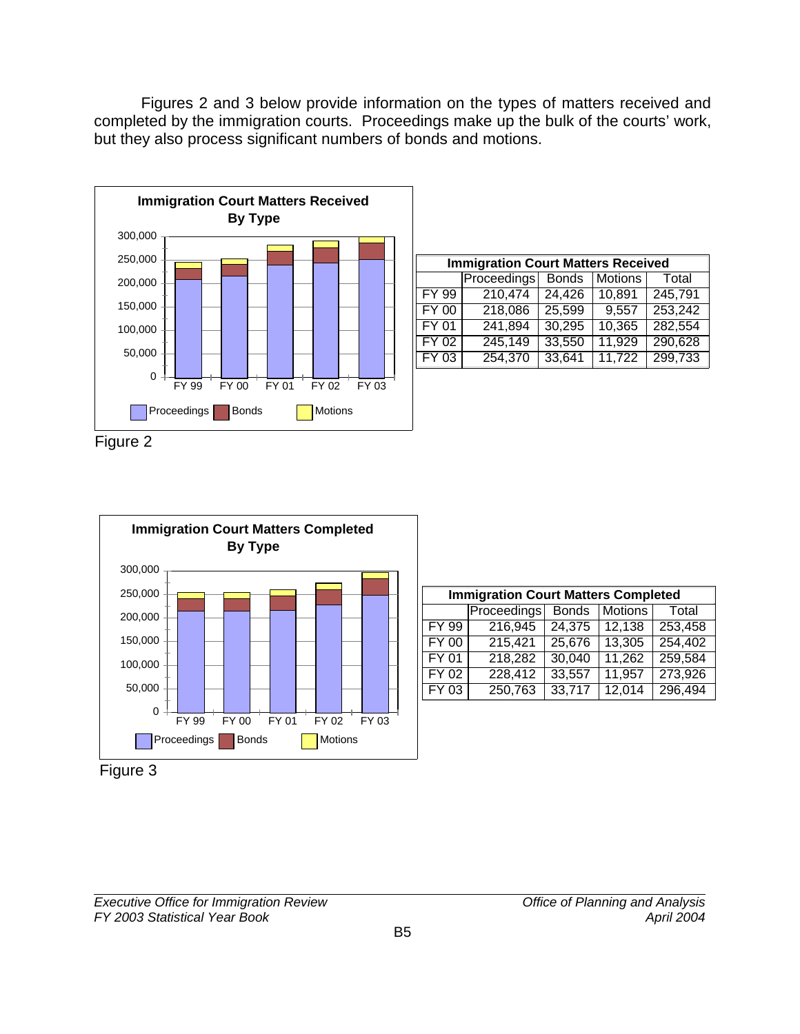Figures 2 and 3 below provide information on the types of matters received and completed by the immigration courts. Proceedings make up the bulk of the courts' work, but they also process significant numbers of bonds and motions.

**Immigration Court Matters Received By Type**

Figure 2

| Immigration Court Matters Received | | | | |
|---|---|---|---|---|
| | Proceedings | Bonds | Motions | Total |
| FY 99 | 210,474 | 24,426 | 10,891 | 245,791 |
| FY 00 | 218,086 | 25,599 | 9,557 | 253,242 |
| FY 01 | 241,894 | 30,295 | 10,365 | 282,554 |
| FY 02 | 245,149 | 33,550 | 11,929 | 290,628 |
| FY 03 | 254,370 | 33,641 | 11,722 | 299,733 |

**Immigration Court Matters Completed By Type**

Figure 3

| Immigration Court Matters Completed | | | | |
|---|---|---|---|---|
| | Proceedings | Bonds | Motions | Total |
| FY 99 | 216,945 | 24,375 | 12,138 | 253,458 |
| FY 00 | 215,421 | 25,676 | 13,305 | 254,402 |
| FY 01 | 218,282 | 30,040 | 11,262 | 259,584 |
| FY 02 | 228,412 | 33,557 | 11,957 | 273,926 |
| FY 03 | 250,763 | 33,717 | 12,014 | 296,494 |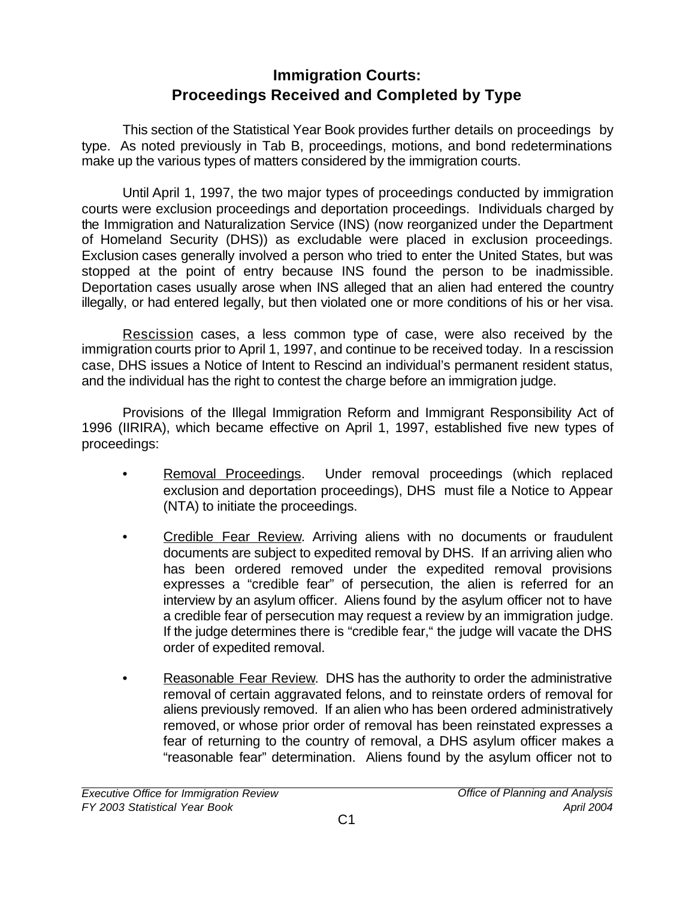# Immigration Courts: Proceedings Received and Completed by Type

This section of the Statistical Year Book provides further details on proceedings by type. As noted previously in Tab B, proceedings, motions, and bond redeterminations make up the various types of matters considered by the immigration courts.

Until April 1, 1997, the two major types of proceedings conducted by immigration courts were exclusion proceedings and deportation proceedings. Individuals charged by the Immigration and Naturalization Service (INS) (now reorganized under the Department of Homeland Security (DHS)) as excludable were placed in exclusion proceedings. Exclusion cases generally involved a person who tried to enter the United States, but was stopped at the point of entry because INS found the person to be inadmissible. Deportation cases usually arose when INS alleged that an alien had entered the country illegally, or had entered legally, but then violated one or more conditions of his or her visa.

Rescission cases, a less common type of case, were also received by the immigration courts prior to April 1, 1997, and continue to be received today. In a rescission case, DHS issues a Notice of Intent to Rescind an individual's permanent resident status, and the individual has the right to contest the charge before an immigration judge.

Provisions of the Illegal Immigration Reform and Immigrant Responsibility Act of 1996 (IIRIRA), which became effective on April 1, 1997, established five new types of proceedings:

- Removal Proceedings. Under removal proceedings (which replaced exclusion and deportation proceedings), DHS must file a Notice to Appear (NTA) to initiate the proceedings.
- Credible Fear Review. Arriving aliens with no documents or fraudulent documents are subject to expedited removal by DHS. If an arriving alien who has been ordered removed under the expedited removal provisions expresses a "credible fear" of persecution, the alien is referred for an interview by an asylum officer. Aliens found by the asylum officer not to have a credible fear of persecution may request a review by an immigration judge. If the judge determines there is "credible fear," the judge will vacate the DHS order of expedited removal.
- Reasonable Fear Review. DHS has the authority to order the administrative removal of certain aggravated felons, and to reinstate orders of removal for aliens previously removed. If an alien who has been ordered administratively removed, or whose prior order of removal has been reinstated expresses a fear of returning to the country of removal, a DHS asylum officer makes a "reasonable fear" determination. Aliens found by the asylum officer not to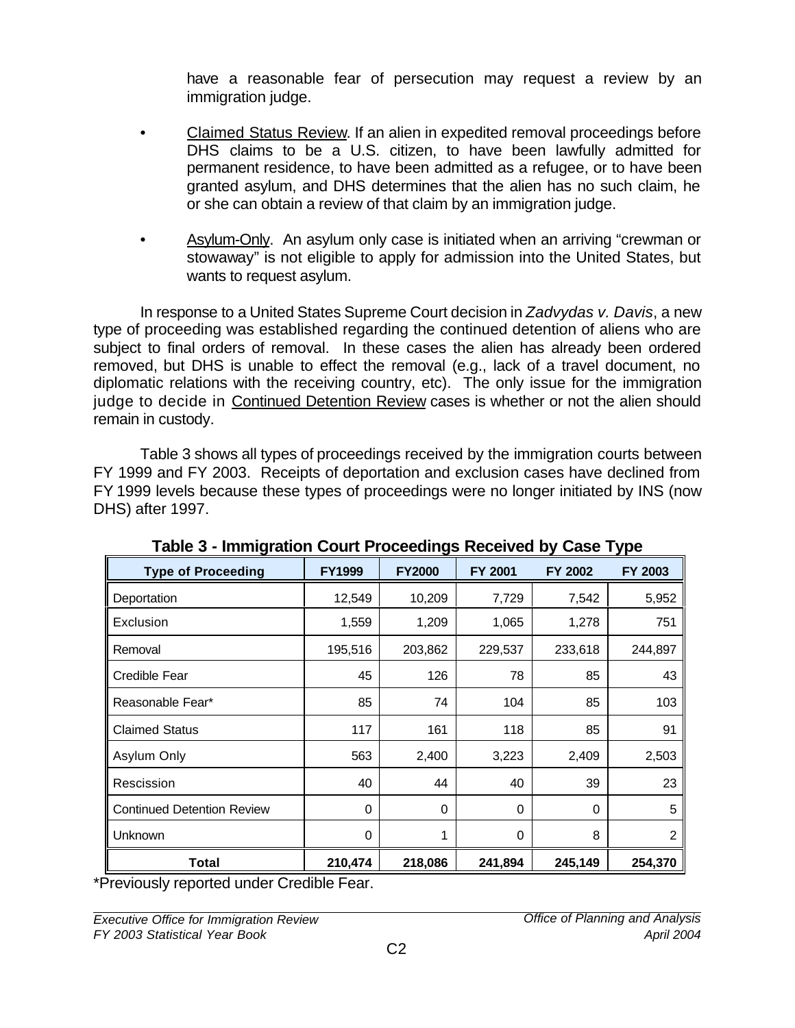have a reasonable fear of persecution may request a review by an immigration judge.

- <u>Claimed Status Review</u>. If an alien in expedited removal proceedings before DHS claims to be a U.S. citizen, to have been lawfully admitted for permanent residence, to have been admitted as a refugee, or to have been granted asylum, and DHS determines that the alien has no such claim, he or she can obtain a review of that claim by an immigration judge.

- <u>Asylum-Only</u>. An asylum only case is initiated when an arriving "crewman or stowaway" is not eligible to apply for admission into the United States, but wants to request asylum.

In response to a United States Supreme Court decision in *Zadvydas v. Davis*, a new type of proceeding was established regarding the continued detention of aliens who are subject to final orders of removal. In these cases the alien has already been ordered removed, but DHS is unable to effect the removal (e.g., lack of a travel document, no diplomatic relations with the receiving country, etc). The only issue for the immigration judge to decide in <u>Continued Detention Review</u> cases is whether or not the alien should remain in custody.

Table 3 shows all types of proceedings received by the immigration courts between FY 1999 and FY 2003. Receipts of deportation and exclusion cases have declined from FY 1999 levels because these types of proceedings were no longer initiated by INS (now DHS) after 1997.

**Table 3 - Immigration Court Proceedings Received by Case Type**

| Type of Proceeding | FY1999 | FY2000 | FY 2001 | FY 2002 | FY 2003 |
|---|---|---|---|---|---|
| Deportation | 12,549 | 10,209 | 7,729 | 7,542 | 5,952 |
| Exclusion | 1,559 | 1,209 | 1,065 | 1,278 | 751 |
| Removal | 195,516 | 203,862 | 229,537 | 233,618 | 244,897 |
| Credible Fear | 45 | 126 | 78 | 85 | 43 |
| Reasonable Fear* | 85 | 74 | 104 | 85 | 103 |
| Claimed Status | 117 | 161 | 118 | 85 | 91 |
| Asylum Only | 563 | 2,400 | 3,223 | 2,409 | 2,503 |
| Rescission | 40 | 44 | 40 | 39 | 23 |
| Continued Detention Review | 0 | 0 | 0 | 0 | 5 |
| Unknown | 0 | 1 | 0 | 8 | 2 |
| **Total** | **210,474** | **218,086** | **241,894** | **245,149** | **254,370** |

*Previously reported under Credible Fear.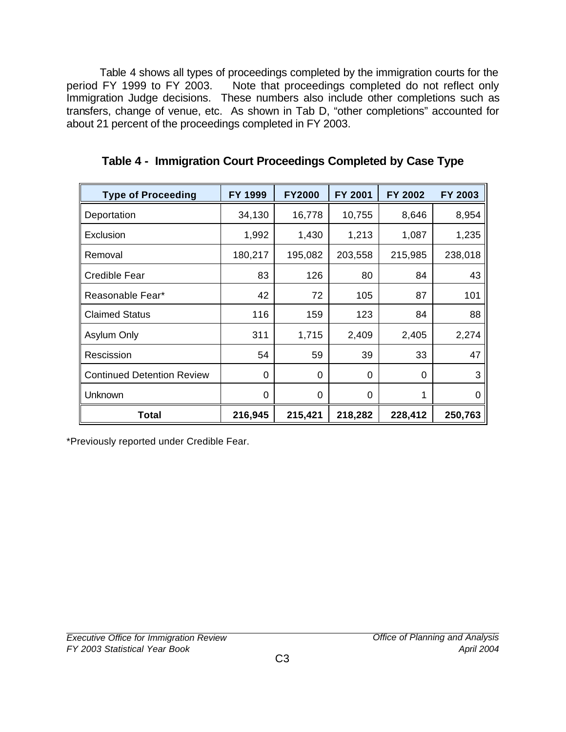Table 4 shows all types of proceedings completed by the immigration courts for the period FY 1999 to FY 2003. Note that proceedings completed do not reflect only Immigration Judge decisions. These numbers also include other completions such as transfers, change of venue, etc. As shown in Tab D, "other completions" accounted for about 21 percent of the proceedings completed in FY 2003.

### Table 4 - Immigration Court Proceedings Completed by Case Type

| Type of Proceeding | FY 1999 | FY2000 | FY 2001 | FY 2002 | FY 2003 |
|---|---|---|---|---|---|
| Deportation | 34,130 | 16,778 | 10,755 | 8,646 | 8,954 |
| Exclusion | 1,992 | 1,430 | 1,213 | 1,087 | 1,235 |
| Removal | 180,217 | 195,082 | 203,558 | 215,985 | 238,018 |
| Credible Fear | 83 | 126 | 80 | 84 | 43 |
| Reasonable Fear* | 42 | 72 | 105 | 87 | 101 |
| Claimed Status | 116 | 159 | 123 | 84 | 88 |
| Asylum Only | 311 | 1,715 | 2,409 | 2,405 | 2,274 |
| Rescission | 54 | 59 | 39 | 33 | 47 |
| Continued Detention Review | 0 | 0 | 0 | 0 | 3 |
| Unknown | 0 | 0 | 0 | 1 | 0 |
| **Total** | **216,945** | **215,421** | **218,282** | **228,412** | **250,763** |

*Previously reported under Credible Fear.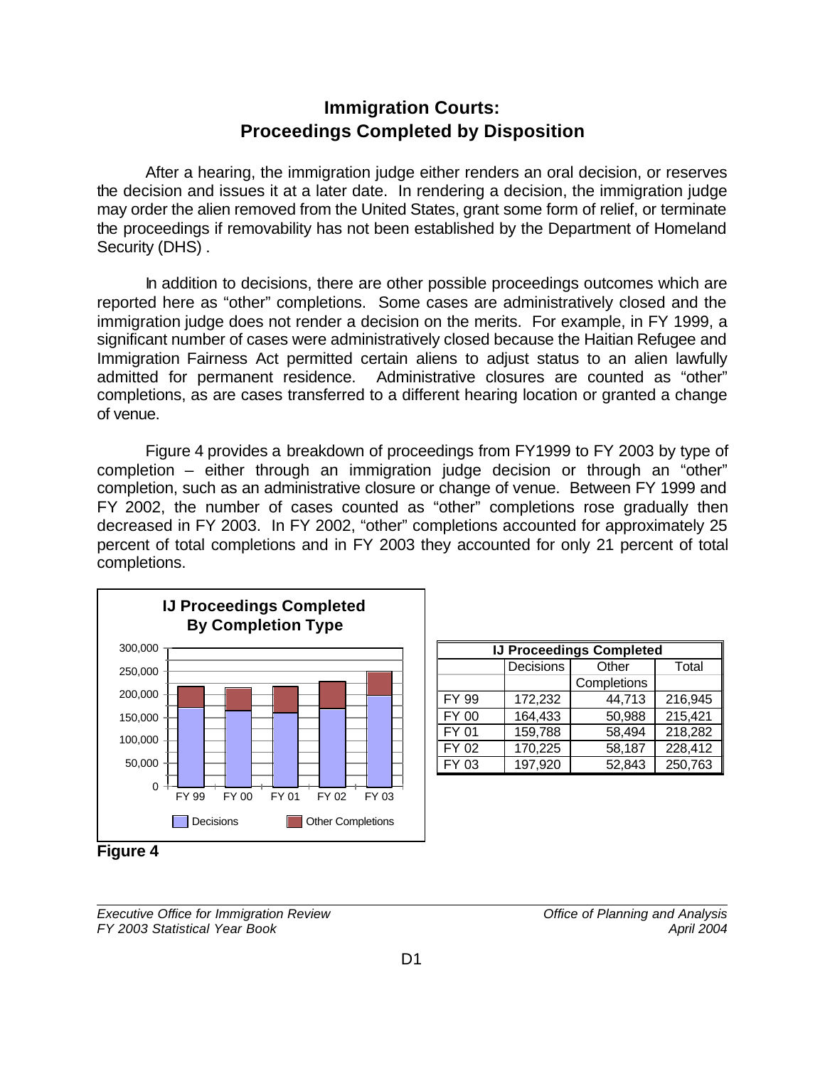# Immigration Courts: Proceedings Completed by Disposition

After a hearing, the immigration judge either renders an oral decision, or reserves the decision and issues it at a later date. In rendering a decision, the immigration judge may order the alien removed from the United States, grant some form of relief, or terminate the proceedings if removability has not been established by the Department of Homeland Security (DHS) .

In addition to decisions, there are other possible proceedings outcomes which are reported here as "other" completions. Some cases are administratively closed and the immigration judge does not render a decision on the merits. For example, in FY 1999, a significant number of cases were administratively closed because the Haitian Refugee and Immigration Fairness Act permitted certain aliens to adjust status to an alien lawfully admitted for permanent residence. Administrative closures are counted as "other" completions, as are cases transferred to a different hearing location or granted a change of venue.

Figure 4 provides a breakdown of proceedings from FY1999 to FY 2003 by type of completion – either through an immigration judge decision or through an "other" completion, such as an administrative closure or change of venue. Between FY 1999 and FY 2002, the number of cases counted as "other" completions rose gradually then decreased in FY 2003. In FY 2002, "other" completions accounted for approximately 25 percent of total completions and in FY 2003 they accounted for only 21 percent of total completions.

**IJ Proceedings Completed By Completion Type**

| IJ Proceedings Completed | | | |
|---|---|---|---|
| | Decisions | Other Completions | Total |
| FY 99 | 172,232 | 44,713 | 216,945 |
| FY 00 | 164,433 | 50,988 | 215,421 |
| FY 01 | 159,788 | 58,494 | 218,282 |
| FY 02 | 170,225 | 58,187 | 228,412 |
| FY 03 | 197,920 | 52,843 | 250,763 |

**Figure 4**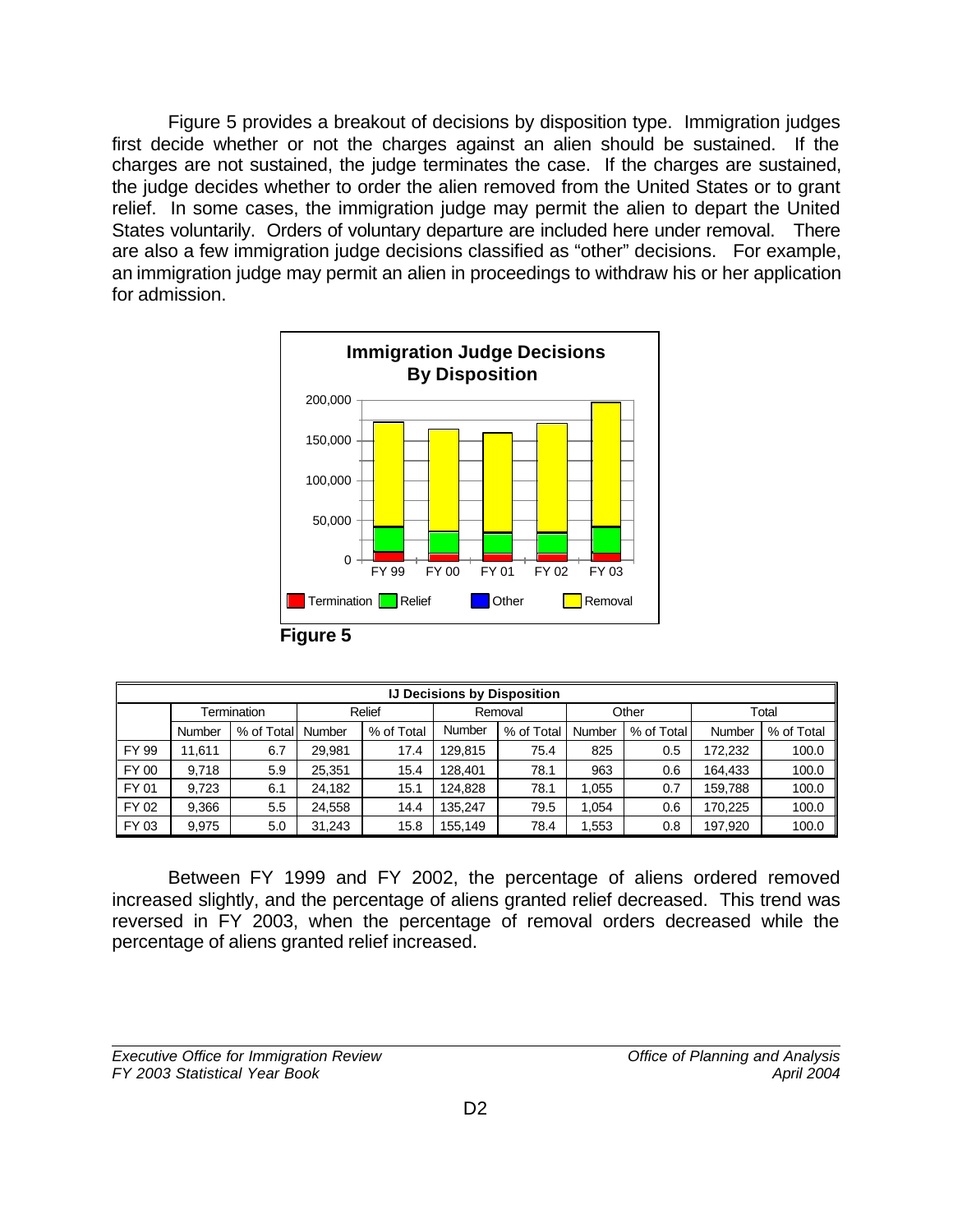Figure 5 provides a breakout of decisions by disposition type. Immigration judges first decide whether or not the charges against an alien should be sustained. If the charges are not sustained, the judge terminates the case. If the charges are sustained, the judge decides whether to order the alien removed from the United States or to grant relief. In some cases, the immigration judge may permit the alien to depart the United States voluntarily. Orders of voluntary departure are included here under removal. There are also a few immigration judge decisions classified as "other" decisions. For example, an immigration judge may permit an alien in proceedings to withdraw his or her application for admission.

**Figure 5**

| IJ Decisions by Disposition | | | | | | | | | | |
|---|---|---|---|---|---|---|---|---|---|---|
| | Termination | | Relief | | Removal | | Other | | Total | |
| | Number | % of Total | Number | % of Total | Number | % of Total | Number | % of Total | Number | % of Total |
| FY 99 | 11,611 | 6.7 | 29,981 | 17.4 | 129,815 | 75.4 | 825 | 0.5 | 172,232 | 100.0 |
| FY 00 | 9,718 | 5.9 | 25,351 | 15.4 | 128,401 | 78.1 | 963 | 0.6 | 164,433 | 100.0 |
| FY 01 | 9,723 | 6.1 | 24,182 | 15.1 | 124,828 | 78.1 | 1,055 | 0.7 | 159,788 | 100.0 |
| FY 02 | 9,366 | 5.5 | 24,558 | 14.4 | 135,247 | 79.5 | 1,054 | 0.6 | 170,225 | 100.0 |
| FY 03 | 9,975 | 5.0 | 31,243 | 15.8 | 155,149 | 78.4 | 1,553 | 0.8 | 197,920 | 100.0 |

Between FY 1999 and FY 2002, the percentage of aliens ordered removed increased slightly, and the percentage of aliens granted relief decreased. This trend was reversed in FY 2003, when the percentage of removal orders decreased while the percentage of aliens granted relief increased.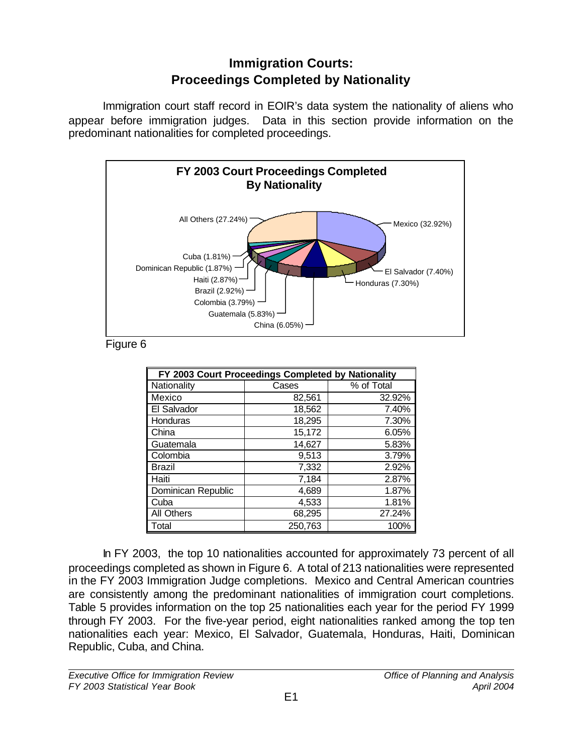# Immigration Courts:
# Proceedings Completed by Nationality

Immigration court staff record in EOIR's data system the nationality of aliens who appear before immigration judges. Data in this section provide information on the predominant nationalities for completed proceedings.

**FY 2003 Court Proceedings Completed By Nationality**

Mexico (32.92%)
El Salvador (7.40%)
Honduras (7.30%)
China (6.05%)
Guatemala (5.83%)
Colombia (3.79%)
Brazil (2.92%)
Haiti (2.87%)
Dominican Republic (1.87%)
Cuba (1.81%)
All Others (27.24%)

Figure 6

| FY 2003 Court Proceedings Completed by Nationality | | |
|---|---|---|
| Nationality | Cases | % of Total |
| Mexico | 82,561 | 32.92% |
| El Salvador | 18,562 | 7.40% |
| Honduras | 18,295 | 7.30% |
| China | 15,172 | 6.05% |
| Guatemala | 14,627 | 5.83% |
| Colombia | 9,513 | 3.79% |
| Brazil | 7,332 | 2.92% |
| Haiti | 7,184 | 2.87% |
| Dominican Republic | 4,689 | 1.87% |
| Cuba | 4,533 | 1.81% |
| All Others | 68,295 | 27.24% |
| Total | 250,763 | 100% |

In FY 2003, the top 10 nationalities accounted for approximately 73 percent of all proceedings completed as shown in Figure 6. A total of 213 nationalities were represented in the FY 2003 Immigration Judge completions. Mexico and Central American countries are consistently among the predominant nationalities of immigration court completions. Table 5 provides information on the top 25 nationalities each year for the period FY 1999 through FY 2003. For the five-year period, eight nationalities ranked among the top ten nationalities each year: Mexico, El Salvador, Guatemala, Honduras, Haiti, Dominican Republic, Cuba, and China.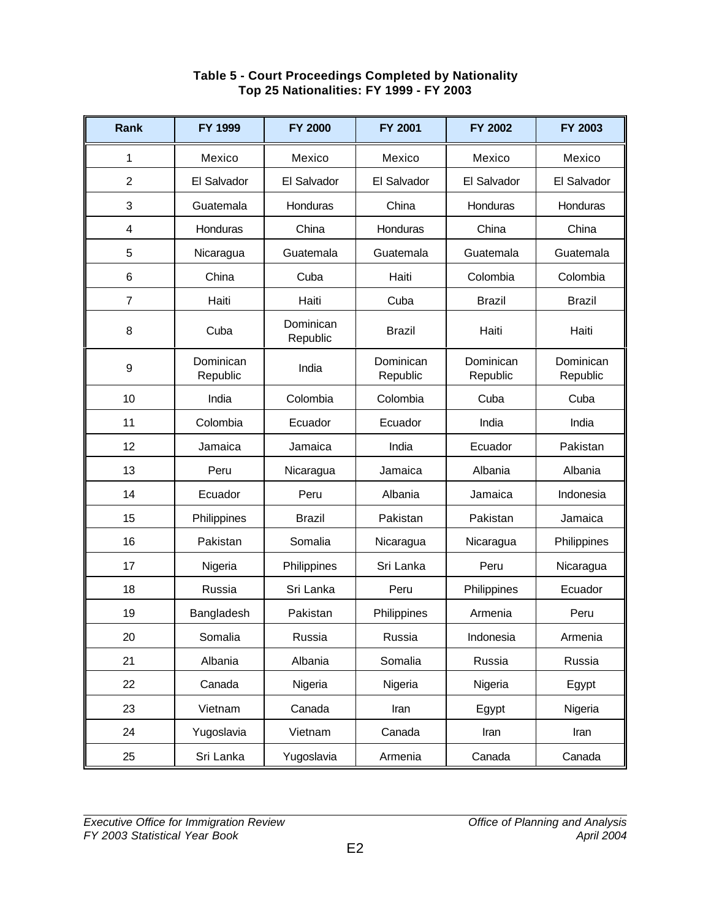**Table 5 - Court Proceedings Completed by Nationality**
**Top 25 Nationalities: FY 1999 - FY 2003**

| Rank | FY 1999 | FY 2000 | FY 2001 | FY 2002 | FY 2003 |
|---|---|---|---|---|---|
| 1 | Mexico | Mexico | Mexico | Mexico | Mexico |
| 2 | El Salvador | El Salvador | El Salvador | El Salvador | El Salvador |
| 3 | Guatemala | Honduras | China | Honduras | Honduras |
| 4 | Honduras | China | Honduras | China | China |
| 5 | Nicaragua | Guatemala | Guatemala | Guatemala | Guatemala |
| 6 | China | Cuba | Haiti | Colombia | Colombia |
| 7 | Haiti | Haiti | Cuba | Brazil | Brazil |
| 8 | Cuba | Dominican Republic | Brazil | Haiti | Haiti |
| 9 | Dominican Republic | India | Dominican Republic | Dominican Republic | Dominican Republic |
| 10 | India | Colombia | Colombia | Cuba | Cuba |
| 11 | Colombia | Ecuador | Ecuador | India | India |
| 12 | Jamaica | Jamaica | India | Ecuador | Pakistan |
| 13 | Peru | Nicaragua | Jamaica | Albania | Albania |
| 14 | Ecuador | Peru | Albania | Jamaica | Indonesia |
| 15 | Philippines | Brazil | Pakistan | Pakistan | Jamaica |
| 16 | Pakistan | Somalia | Nicaragua | Nicaragua | Philippines |
| 17 | Nigeria | Philippines | Sri Lanka | Peru | Nicaragua |
| 18 | Russia | Sri Lanka | Peru | Philippines | Ecuador |
| 19 | Bangladesh | Pakistan | Philippines | Armenia | Peru |
| 20 | Somalia | Russia | Russia | Indonesia | Armenia |
| 21 | Albania | Albania | Somalia | Russia | Russia |
| 22 | Canada | Nigeria | Nigeria | Nigeria | Egypt |
| 23 | Vietnam | Canada | Iran | Egypt | Nigeria |
| 24 | Yugoslavia | Vietnam | Canada | Iran | Iran |
| 25 | Sri Lanka | Yugoslavia | Armenia | Canada | Canada |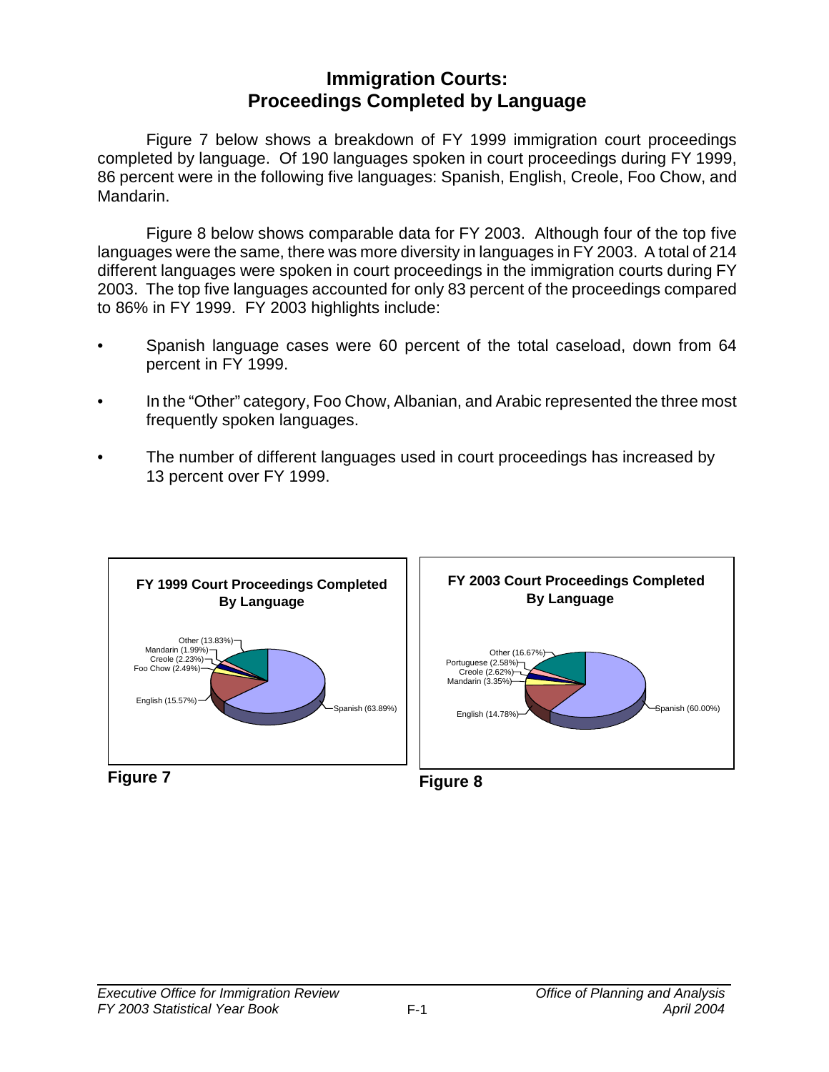# Immigration Courts: Proceedings Completed by Language

Figure 7 below shows a breakdown of FY 1999 immigration court proceedings completed by language. Of 190 languages spoken in court proceedings during FY 1999, 86 percent were in the following five languages: Spanish, English, Creole, Foo Chow, and Mandarin.

Figure 8 below shows comparable data for FY 2003. Although four of the top five languages were the same, there was more diversity in languages in FY 2003. A total of 214 different languages were spoken in court proceedings in the immigration courts during FY 2003. The top five languages accounted for only 83 percent of the proceedings compared to 86% in FY 1999. FY 2003 highlights include:

- Spanish language cases were 60 percent of the total caseload, down from 64 percent in FY 1999.
- In the "Other" category, Foo Chow, Albanian, and Arabic represented the three most frequently spoken languages.
- The number of different languages used in court proceedings has increased by 13 percent over FY 1999.

**FY 1999 Court Proceedings Completed By Language**

| Language | Percent |
|---|---|
| Spanish | 63.89% |
| English | 15.57% |
| Foo Chow | 2.49% |
| Creole | 2.23% |
| Mandarin | 1.99% |
| Other | 13.83% |

**Figure 7**

**FY 2003 Court Proceedings Completed By Language**

| Language | Percent |
|---|---|
| Spanish | 60.00% |
| English | 14.78% |
| Mandarin | 3.35% |
| Creole | 2.62% |
| Portuguese | 2.58% |
| Other | 16.67% |

**Figure 8**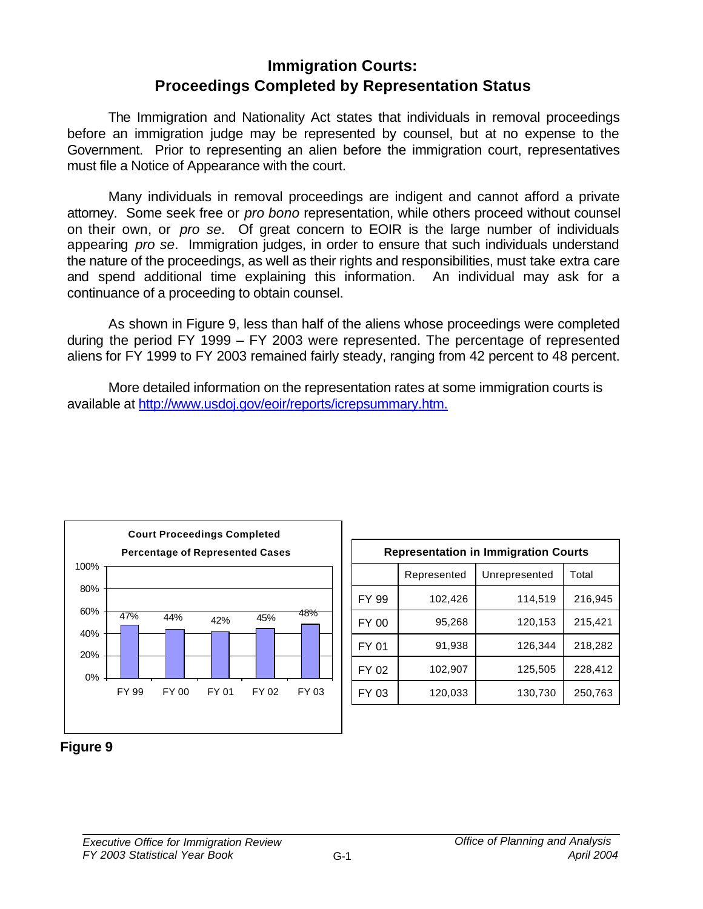# Immigration Courts: Proceedings Completed by Representation Status

The Immigration and Nationality Act states that individuals in removal proceedings before an immigration judge may be represented by counsel, but at no expense to the Government. Prior to representing an alien before the immigration court, representatives must file a Notice of Appearance with the court.

Many individuals in removal proceedings are indigent and cannot afford a private attorney. Some seek free or *pro bono* representation, while others proceed without counsel on their own, or *pro se*. Of great concern to EOIR is the large number of individuals appearing *pro se*. Immigration judges, in order to ensure that such individuals understand the nature of the proceedings, as well as their rights and responsibilities, must take extra care and spend additional time explaining this information. An individual may ask for a continuance of a proceeding to obtain counsel.

As shown in Figure 9, less than half of the aliens whose proceedings were completed during the period FY 1999 – FY 2003 were represented. The percentage of represented aliens for FY 1999 to FY 2003 remained fairly steady, ranging from 42 percent to 48 percent.

More detailed information on the representation rates at some immigration courts is available at http://www.usdoj.gov/eoir/reports/icrepsummary.htm.

**Court Proceedings Completed**
**Percentage of Represented Cases**

| | FY 99 | FY 00 | FY 01 | FY 02 | FY 03 |
|---|---|---|---|---|---|
| Represented | 47% | 44% | 42% | 45% | 48% |

**Representation in Immigration Courts**

| | Represented | Unrepresented | Total |
|---|---|---|---|
| FY 99 | 102,426 | 114,519 | 216,945 |
| FY 00 | 95,268 | 120,153 | 215,421 |
| FY 01 | 91,938 | 126,344 | 218,282 |
| FY 02 | 102,907 | 125,505 | 228,412 |
| FY 03 | 120,033 | 130,730 | 250,763 |

**Figure 9**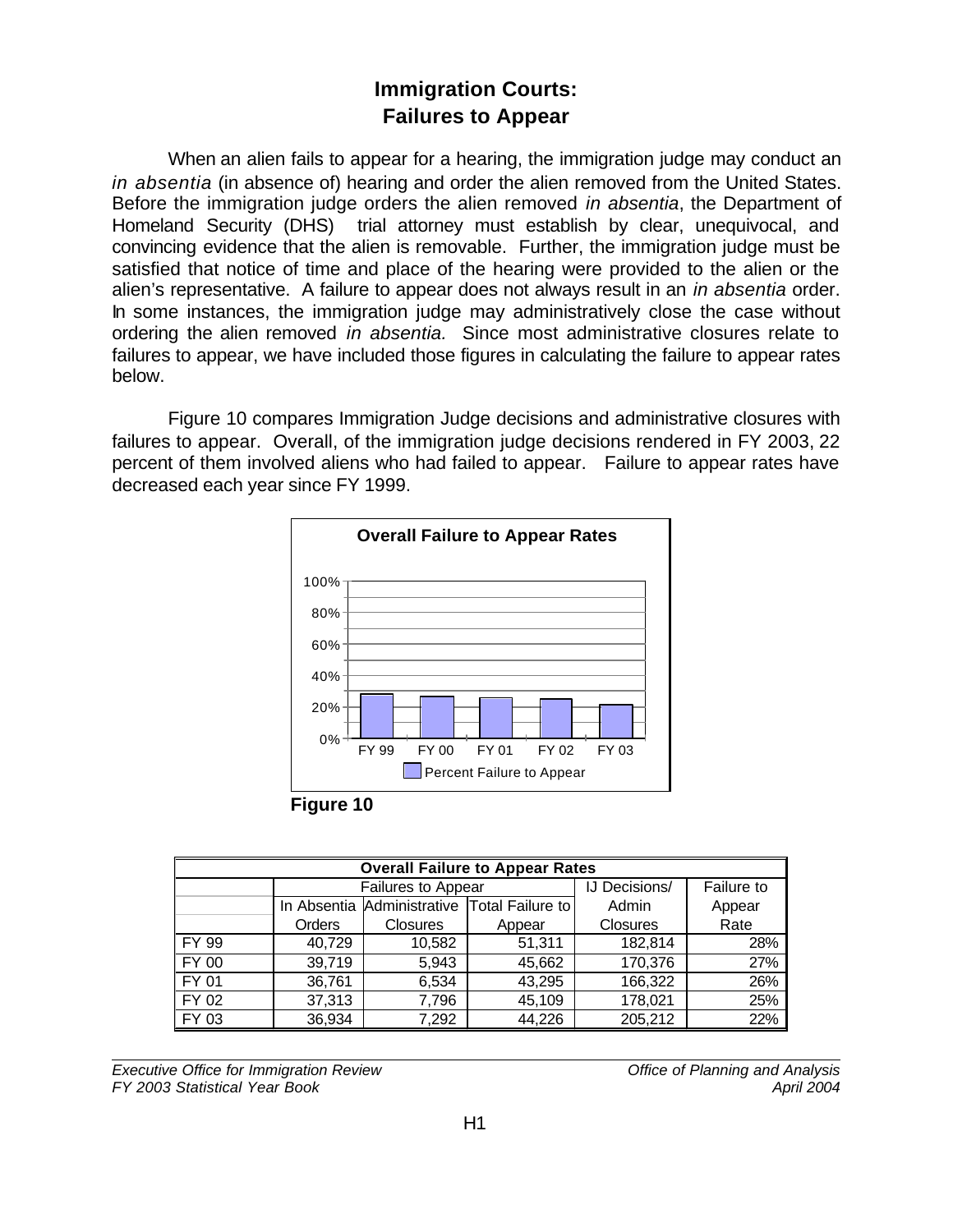# Immigration Courts:
# Failures to Appear

When an alien fails to appear for a hearing, the immigration judge may conduct an *in absentia* (in absence of) hearing and order the alien removed from the United States. Before the immigration judge orders the alien removed *in absentia*, the Department of Homeland Security (DHS) trial attorney must establish by clear, unequivocal, and convincing evidence that the alien is removable. Further, the immigration judge must be satisfied that notice of time and place of the hearing were provided to the alien or the alien's representative. A failure to appear does not always result in an *in absentia* order. In some instances, the immigration judge may administratively close the case without ordering the alien removed *in absentia*. Since most administrative closures relate to failures to appear, we have included those figures in calculating the failure to appear rates below.

Figure 10 compares Immigration Judge decisions and administrative closures with failures to appear. Overall, of the immigration judge decisions rendered in FY 2003, 22 percent of them involved aliens who had failed to appear. Failure to appear rates have decreased each year since FY 1999.

**Overall Failure to Appear Rates**

| | Percent Failure to Appear |
|---|---|
| FY 99 | 28% |
| FY 00 | 27% |
| FY 01 | 26% |
| FY 02 | 25% |
| FY 03 | 22% |

**Figure 10**

| Overall Failure to Appear Rates | | | | | |
|---|---|---|---|---|---|
| | Failures to Appear | | | IJ Decisions/ | Failure to |
| | In Absentia Orders | Administrative Closures | Total Failure to Appear | Admin Closures | Appear Rate |
| FY 99 | 40,729 | 10,582 | 51,311 | 182,814 | 28% |
| FY 00 | 39,719 | 5,943 | 45,662 | 170,376 | 27% |
| FY 01 | 36,761 | 6,534 | 43,295 | 166,322 | 26% |
| FY 02 | 37,313 | 7,796 | 45,109 | 178,021 | 25% |
| FY 03 | 36,934 | 7,292 | 44,226 | 205,212 | 22% |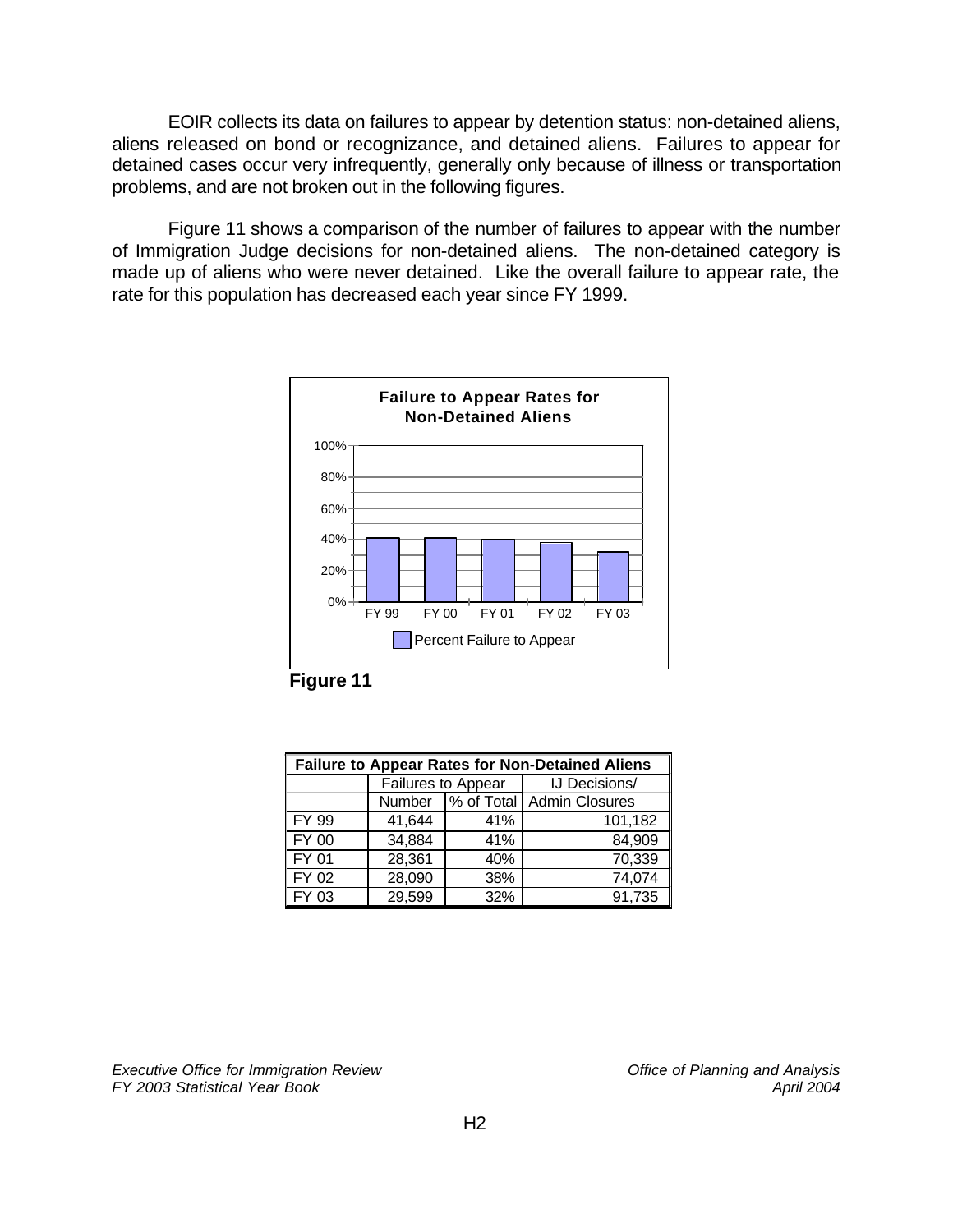EOIR collects its data on failures to appear by detention status: non-detained aliens, aliens released on bond or recognizance, and detained aliens. Failures to appear for detained cases occur very infrequently, generally only because of illness or transportation problems, and are not broken out in the following figures.

Figure 11 shows a comparison of the number of failures to appear with the number of Immigration Judge decisions for non-detained aliens. The non-detained category is made up of aliens who were never detained. Like the overall failure to appear rate, the rate for this population has decreased each year since FY 1999.

**Failure to Appear Rates for Non-Detained Aliens**

| | Percent Failure to Appear |
|---|---|
| FY 99 | 41% |
| FY 00 | 41% |
| FY 01 | 40% |
| FY 02 | 38% |
| FY 03 | 32% |

**Figure 11**

| Failure to Appear Rates for Non-Detained Aliens | | | |
|---|---|---|---|
| | Failures to Appear | | IJ Decisions/ |
| | Number | % of Total | Admin Closures |
| FY 99 | 41,644 | 41% | 101,182 |
| FY 00 | 34,884 | 41% | 84,909 |
| FY 01 | 28,361 | 40% | 70,339 |
| FY 02 | 28,090 | 38% | 74,074 |
| FY 03 | 29,599 | 32% | 91,735 |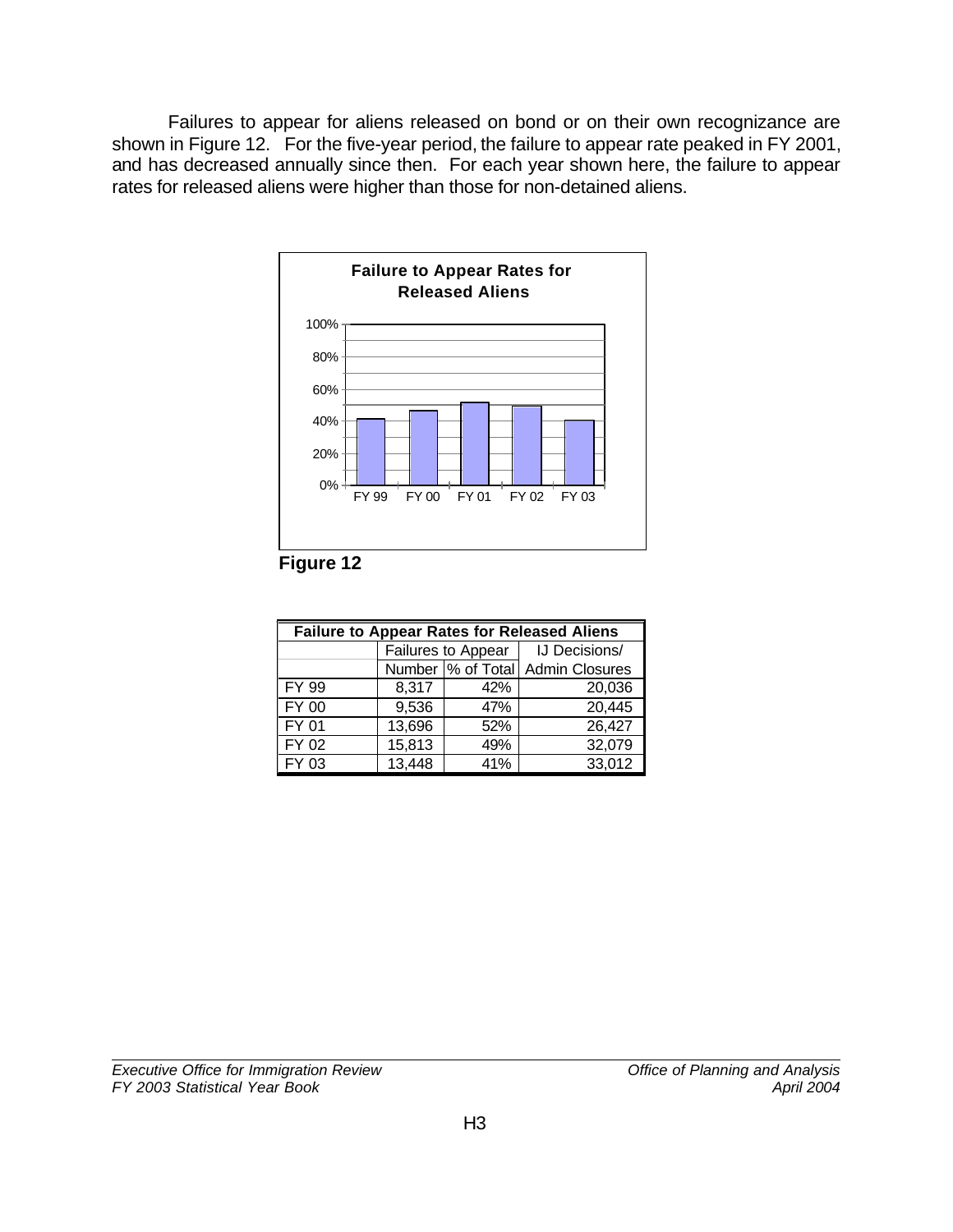Failures to appear for aliens released on bond or on their own recognizance are shown in Figure 12. For the five-year period, the failure to appear rate peaked in FY 2001, and has decreased annually since then. For each year shown here, the failure to appear rates for released aliens were higher than those for non-detained aliens.

**Failure to Appear Rates for Released Aliens**

**Figure 12**

| Failure to Appear Rates for Released Aliens | | | |
|---|---|---|---|
| | Failures to Appear | | IJ Decisions/ |
| | Number | % of Total | Admin Closures |
| FY 99 | 8,317 | 42% | 20,036 |
| FY 00 | 9,536 | 47% | 20,445 |
| FY 01 | 13,696 | 52% | 26,427 |
| FY 02 | 15,813 | 49% | 32,079 |
| FY 03 | 13,448 | 41% | 33,012 |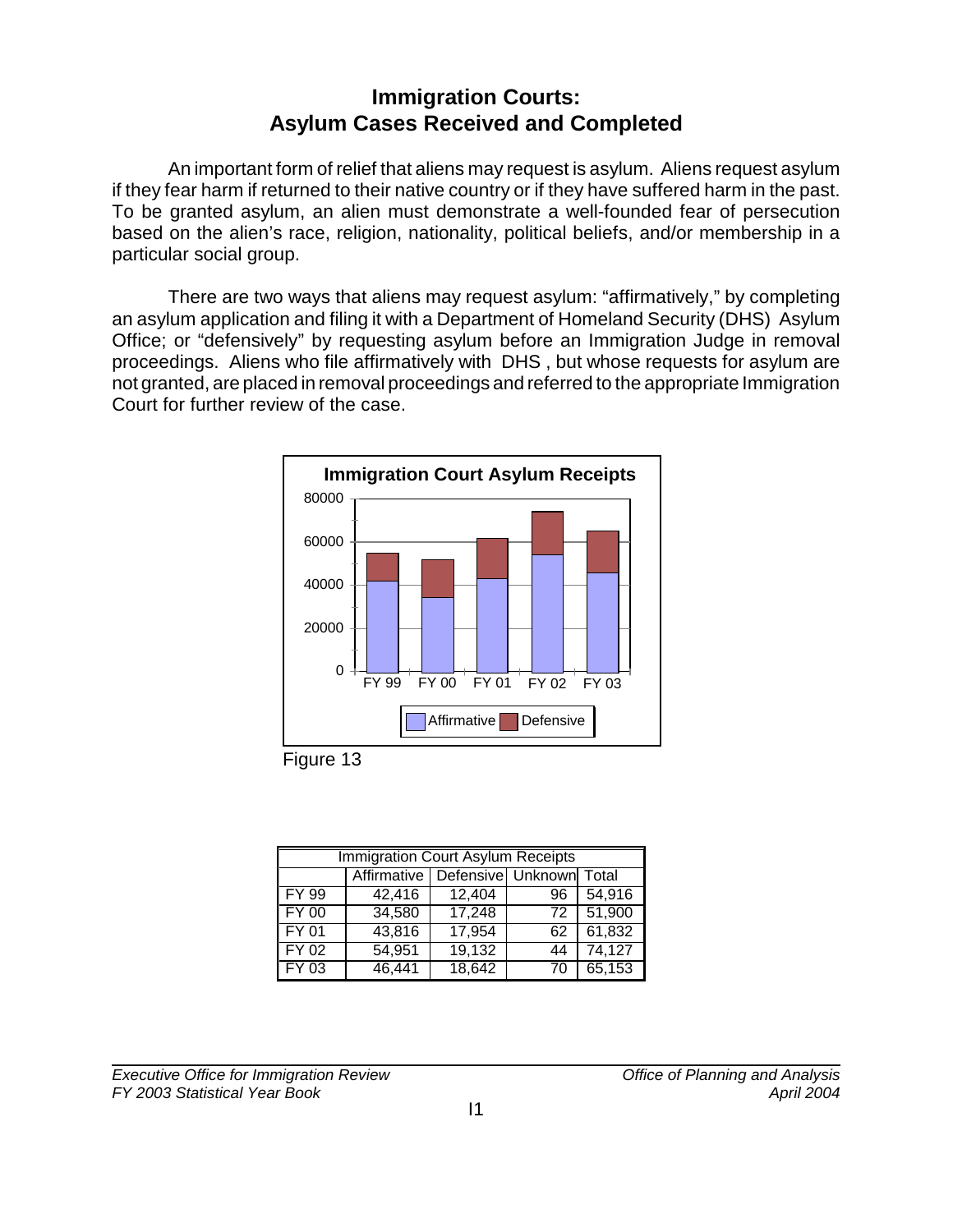# Immigration Courts: Asylum Cases Received and Completed

An important form of relief that aliens may request is asylum. Aliens request asylum if they fear harm if returned to their native country or if they have suffered harm in the past. To be granted asylum, an alien must demonstrate a well-founded fear of persecution based on the alien's race, religion, nationality, political beliefs, and/or membership in a particular social group.

There are two ways that aliens may request asylum: "affirmatively," by completing an asylum application and filing it with a Department of Homeland Security (DHS) Asylum Office; or "defensively" by requesting asylum before an Immigration Judge in removal proceedings. Aliens who file affirmatively with DHS , but whose requests for asylum are not granted, are placed in removal proceedings and referred to the appropriate Immigration Court for further review of the case.

Figure 13

| Immigration Court Asylum Receipts | | | | |
|---|---|---|---|---|
| | Affirmative | Defensive | Unknown | Total |
| FY 99 | 42,416 | 12,404 | 96 | 54,916 |
| FY 00 | 34,580 | 17,248 | 72 | 51,900 |
| FY 01 | 43,816 | 17,954 | 62 | 61,832 |
| FY 02 | 54,951 | 19,132 | 44 | 74,127 |
| FY 03 | 46,441 | 18,642 | 70 | 65,153 |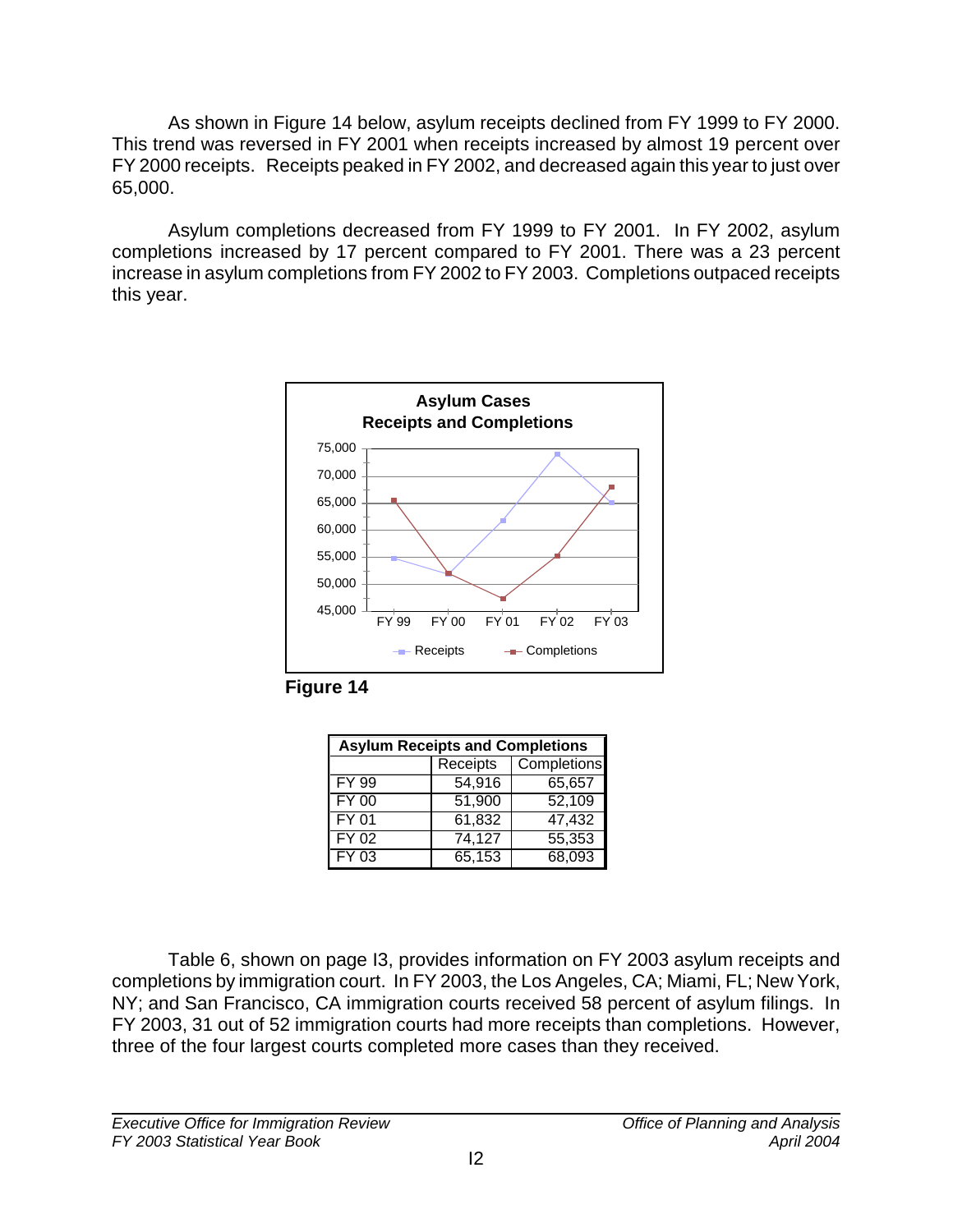As shown in Figure 14 below, asylum receipts declined from FY 1999 to FY 2000. This trend was reversed in FY 2001 when receipts increased by almost 19 percent over FY 2000 receipts. Receipts peaked in FY 2002, and decreased again this year to just over 65,000.

Asylum completions decreased from FY 1999 to FY 2001. In FY 2002, asylum completions increased by 17 percent compared to FY 2001. There was a 23 percent increase in asylum completions from FY 2002 to FY 2003. Completions outpaced receipts this year.

**Figure 14**

| Asylum Receipts and Completions | | |
|---|---|---|
| | Receipts | Completions |
| FY 99 | 54,916 | 65,657 |
| FY 00 | 51,900 | 52,109 |
| FY 01 | 61,832 | 47,432 |
| FY 02 | 74,127 | 55,353 |
| FY 03 | 65,153 | 68,093 |

Table 6, shown on page I3, provides information on FY 2003 asylum receipts and completions by immigration court. In FY 2003, the Los Angeles, CA; Miami, FL; New York, NY; and San Francisco, CA immigration courts received 58 percent of asylum filings. In FY 2003, 31 out of 52 immigration courts had more receipts than completions. However, three of the four largest courts completed more cases than they received.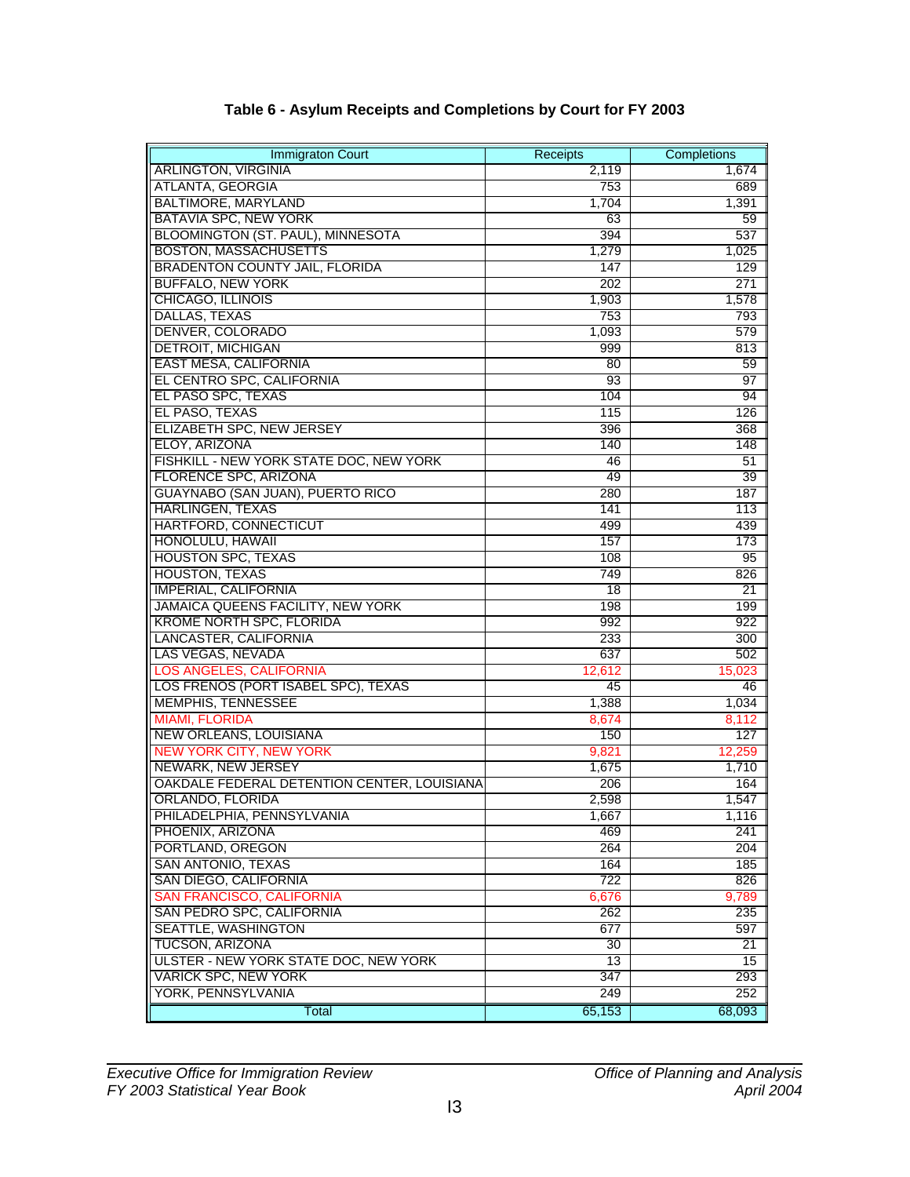### Table 6 - Asylum Receipts and Completions by Court for FY 2003

| Immigraton Court | Receipts | Completions |
|---|---|---|
| ARLINGTON, VIRGINIA | 2,119 | 1,674 |
| ATLANTA, GEORGIA | 753 | 689 |
| BALTIMORE, MARYLAND | 1,704 | 1,391 |
| BATAVIA SPC, NEW YORK | 63 | 59 |
| BLOOMINGTON (ST. PAUL), MINNESOTA | 394 | 537 |
| BOSTON, MASSACHUSETTS | 1,279 | 1,025 |
| BRADENTON COUNTY JAIL, FLORIDA | 147 | 129 |
| BUFFALO, NEW YORK | 202 | 271 |
| CHICAGO, ILLINOIS | 1,903 | 1,578 |
| DALLAS, TEXAS | 753 | 793 |
| DENVER, COLORADO | 1,093 | 579 |
| DETROIT, MICHIGAN | 999 | 813 |
| EAST MESA, CALIFORNIA | 80 | 59 |
| EL CENTRO SPC, CALIFORNIA | 93 | 97 |
| EL PASO SPC, TEXAS | 104 | 94 |
| EL PASO, TEXAS | 115 | 126 |
| ELIZABETH SPC, NEW JERSEY | 396 | 368 |
| ELOY, ARIZONA | 140 | 148 |
| FISHKILL - NEW YORK STATE DOC, NEW YORK | 46 | 51 |
| FLORENCE SPC, ARIZONA | 49 | 39 |
| GUAYNABO (SAN JUAN), PUERTO RICO | 280 | 187 |
| HARLINGEN, TEXAS | 141 | 113 |
| HARTFORD, CONNECTICUT | 499 | 439 |
| HONOLULU, HAWAII | 157 | 173 |
| HOUSTON SPC, TEXAS | 108 | 95 |
| HOUSTON, TEXAS | 749 | 826 |
| IMPERIAL, CALIFORNIA | 18 | 21 |
| JAMAICA QUEENS FACILITY, NEW YORK | 198 | 199 |
| KROME NORTH SPC, FLORIDA | 992 | 922 |
| LANCASTER, CALIFORNIA | 233 | 300 |
| LAS VEGAS, NEVADA | 637 | 502 |
| LOS ANGELES, CALIFORNIA | 12,612 | 15,023 |
| LOS FRENOS (PORT ISABEL SPC), TEXAS | 45 | 46 |
| MEMPHIS, TENNESSEE | 1,388 | 1,034 |
| MIAMI, FLORIDA | 8,674 | 8,112 |
| NEW ORLEANS, LOUISIANA | 150 | 127 |
| NEW YORK CITY, NEW YORK | 9,821 | 12,259 |
| NEWARK, NEW JERSEY | 1,675 | 1,710 |
| OAKDALE FEDERAL DETENTION CENTER, LOUISIANA | 206 | 164 |
| ORLANDO, FLORIDA | 2,598 | 1,547 |
| PHILADELPHIA, PENNSYLVANIA | 1,667 | 1,116 |
| PHOENIX, ARIZONA | 469 | 241 |
| PORTLAND, OREGON | 264 | 204 |
| SAN ANTONIO, TEXAS | 164 | 185 |
| SAN DIEGO, CALIFORNIA | 722 | 826 |
| SAN FRANCISCO, CALIFORNIA | 6,676 | 9,789 |
| SAN PEDRO SPC, CALIFORNIA | 262 | 235 |
| SEATTLE, WASHINGTON | 677 | 597 |
| TUCSON, ARIZONA | 30 | 21 |
| ULSTER - NEW YORK STATE DOC, NEW YORK | 13 | 15 |
| VARICK SPC, NEW YORK | 347 | 293 |
| YORK, PENNSYLVANIA | 249 | 252 |
| Total | 65,153 | 68,093 |

*Executive Office for Immigration Review*
*FY 2003 Statistical Year Book*

*Office of Planning and Analysis*
*April 2004*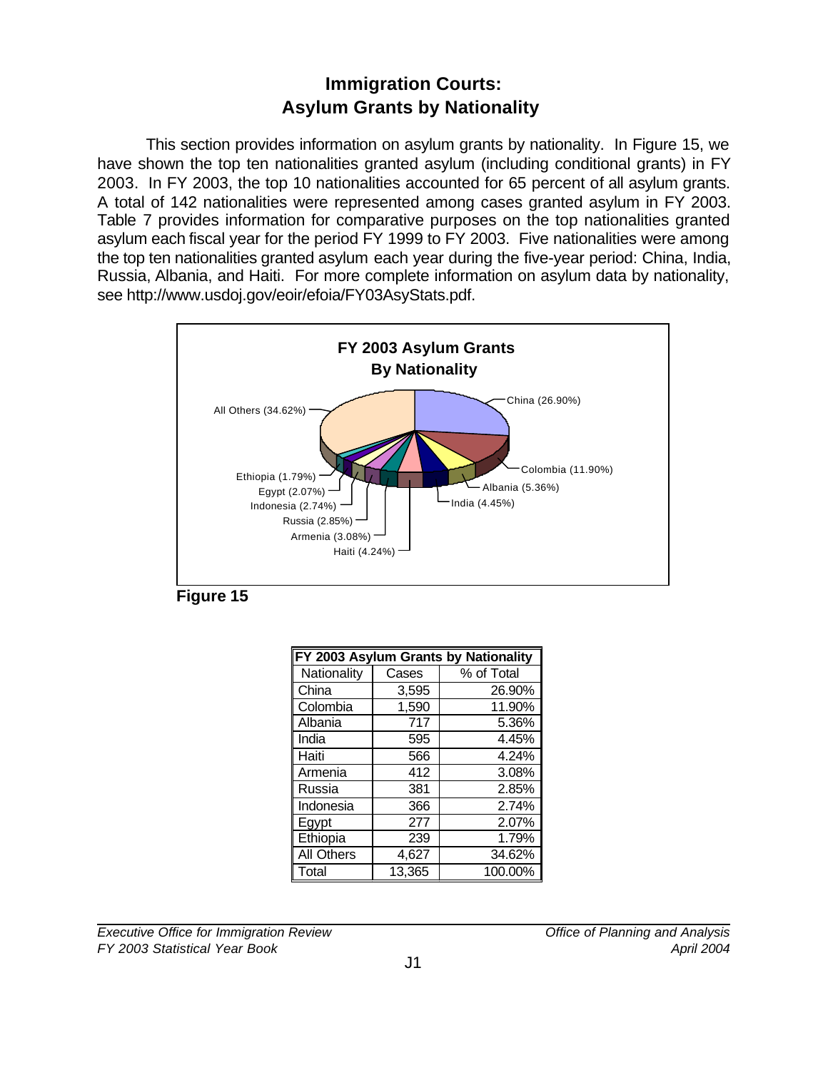# Immigration Courts:
# Asylum Grants by Nationality

This section provides information on asylum grants by nationality. In Figure 15, we have shown the top ten nationalities granted asylum (including conditional grants) in FY 2003. In FY 2003, the top 10 nationalities accounted for 65 percent of all asylum grants. A total of 142 nationalities were represented among cases granted asylum in FY 2003. Table 7 provides information for comparative purposes on the top nationalities granted asylum each fiscal year for the period FY 1999 to FY 2003. Five nationalities were among the top ten nationalities granted asylum each year during the five-year period: China, India, Russia, Albania, and Haiti. For more complete information on asylum data by nationality, see http://www.usdoj.gov/eoir/efoia/FY03AsyStats.pdf.

**FY 2003 Asylum Grants By Nationality**

China (26.90%), Colombia (11.90%), Albania (5.36%), India (4.45%), Haiti (4.24%), Armenia (3.08%), Russia (2.85%), Indonesia (2.74%), Egypt (2.07%), Ethiopia (1.79%), All Others (34.62%)

**Figure 15**

| FY 2003 Asylum Grants by Nationality | | |
|---|---|---|
| Nationality | Cases | % of Total |
| China | 3,595 | 26.90% |
| Colombia | 1,590 | 11.90% |
| Albania | 717 | 5.36% |
| India | 595 | 4.45% |
| Haiti | 566 | 4.24% |
| Armenia | 412 | 3.08% |
| Russia | 381 | 2.85% |
| Indonesia | 366 | 2.74% |
| Egypt | 277 | 2.07% |
| Ethiopia | 239 | 1.79% |
| All Others | 4,627 | 34.62% |
| Total | 13,365 | 100.00% |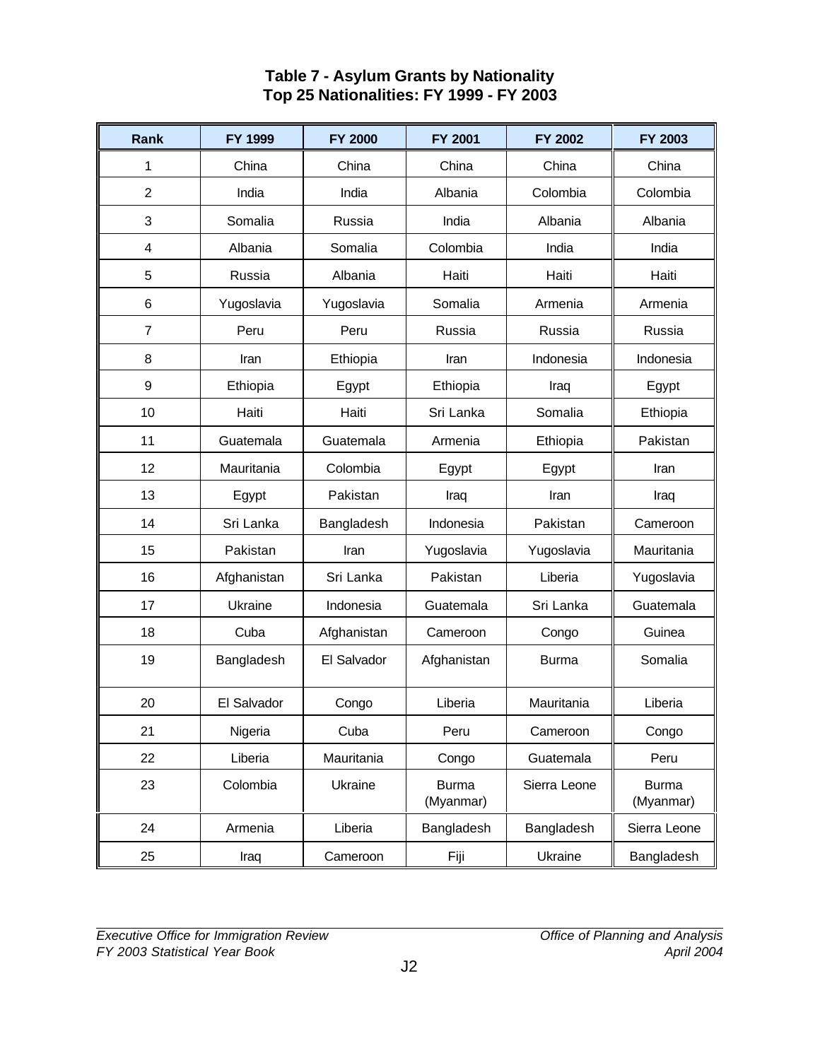# Table 7 - Asylum Grants by Nationality
## Top 25 Nationalities: FY 1999 - FY 2003

| Rank | FY 1999 | FY 2000 | FY 2001 | FY 2002 | FY 2003 |
|---|---|---|---|---|---|
| 1 | China | China | China | China | China |
| 2 | India | India | Albania | Colombia | Colombia |
| 3 | Somalia | Russia | India | Albania | Albania |
| 4 | Albania | Somalia | Colombia | India | India |
| 5 | Russia | Albania | Haiti | Haiti | Haiti |
| 6 | Yugoslavia | Yugoslavia | Somalia | Armenia | Armenia |
| 7 | Peru | Peru | Russia | Russia | Russia |
| 8 | Iran | Ethiopia | Iran | Indonesia | Indonesia |
| 9 | Ethiopia | Egypt | Ethiopia | Iraq | Egypt |
| 10 | Haiti | Haiti | Sri Lanka | Somalia | Ethiopia |
| 11 | Guatemala | Guatemala | Armenia | Ethiopia | Pakistan |
| 12 | Mauritania | Colombia | Egypt | Egypt | Iran |
| 13 | Egypt | Pakistan | Iraq | Iran | Iraq |
| 14 | Sri Lanka | Bangladesh | Indonesia | Pakistan | Cameroon |
| 15 | Pakistan | Iran | Yugoslavia | Yugoslavia | Mauritania |
| 16 | Afghanistan | Sri Lanka | Pakistan | Liberia | Yugoslavia |
| 17 | Ukraine | Indonesia | Guatemala | Sri Lanka | Guatemala |
| 18 | Cuba | Afghanistan | Cameroon | Congo | Guinea |
| 19 | Bangladesh | El Salvador | Afghanistan | Burma | Somalia |
| 20 | El Salvador | Congo | Liberia | Mauritania | Liberia |
| 21 | Nigeria | Cuba | Peru | Cameroon | Congo |
| 22 | Liberia | Mauritania | Congo | Guatemala | Peru |
| 23 | Colombia | Ukraine | Burma (Myanmar) | Sierra Leone | Burma (Myanmar) |
| 24 | Armenia | Liberia | Bangladesh | Bangladesh | Sierra Leone |
| 25 | Iraq | Cameroon | Fiji | Ukraine | Bangladesh |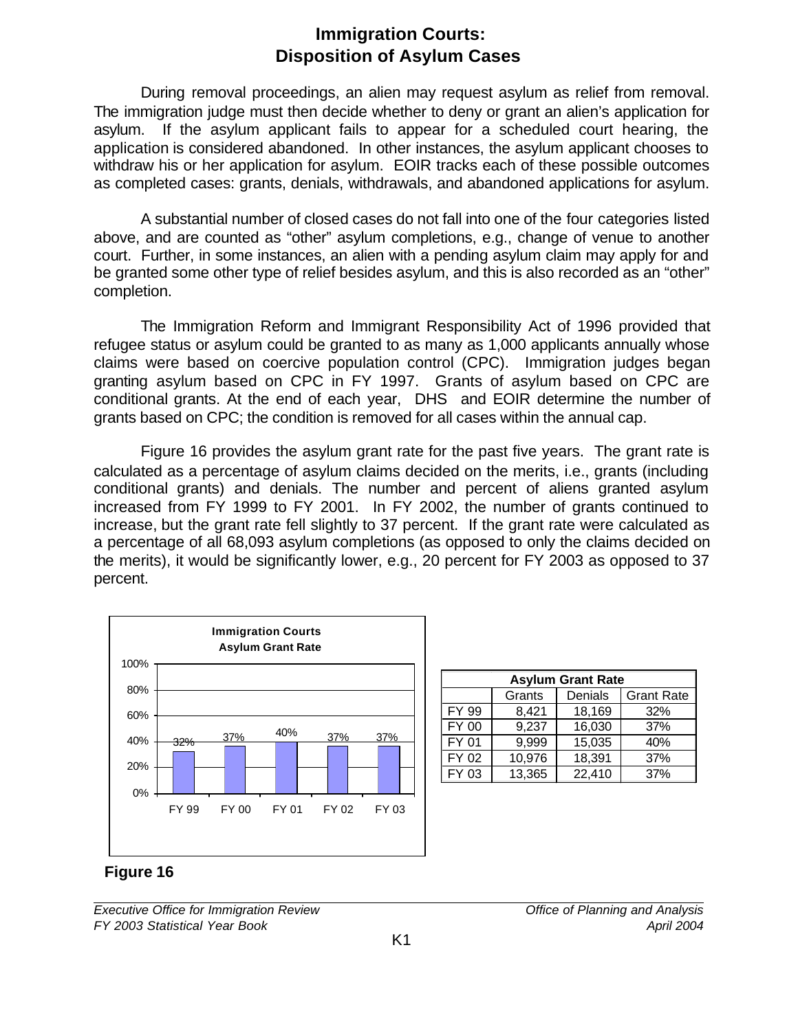# Immigration Courts: Disposition of Asylum Cases

During removal proceedings, an alien may request asylum as relief from removal. The immigration judge must then decide whether to deny or grant an alien's application for asylum. If the asylum applicant fails to appear for a scheduled court hearing, the application is considered abandoned. In other instances, the asylum applicant chooses to withdraw his or her application for asylum. EOIR tracks each of these possible outcomes as completed cases: grants, denials, withdrawals, and abandoned applications for asylum.

A substantial number of closed cases do not fall into one of the four categories listed above, and are counted as "other" asylum completions, e.g., change of venue to another court. Further, in some instances, an alien with a pending asylum claim may apply for and be granted some other type of relief besides asylum, and this is also recorded as an "other" completion.

The Immigration Reform and Immigrant Responsibility Act of 1996 provided that refugee status or asylum could be granted to as many as 1,000 applicants annually whose claims were based on coercive population control (CPC). Immigration judges began granting asylum based on CPC in FY 1997. Grants of asylum based on CPC are conditional grants. At the end of each year, DHS and EOIR determine the number of grants based on CPC; the condition is removed for all cases within the annual cap.

Figure 16 provides the asylum grant rate for the past five years. The grant rate is calculated as a percentage of asylum claims decided on the merits, i.e., grants (including conditional grants) and denials. The number and percent of aliens granted asylum increased from FY 1999 to FY 2001. In FY 2002, the number of grants continued to increase, but the grant rate fell slightly to 37 percent. If the grant rate were calculated as a percentage of all 68,093 asylum completions (as opposed to only the claims decided on the merits), it would be significantly lower, e.g., 20 percent for FY 2003 as opposed to 37 percent.

**Immigration Courts Asylum Grant Rate**

| Fiscal Year | Grant Rate |
|---|---|
| FY 99 | 32% |
| FY 00 | 37% |
| FY 01 | 40% |
| FY 02 | 37% |
| FY 03 | 37% |

| Asylum Grant Rate | | | |
|---|---|---|---|
| | Grants | Denials | Grant Rate |
| FY 99 | 8,421 | 18,169 | 32% |
| FY 00 | 9,237 | 16,030 | 37% |
| FY 01 | 9,999 | 15,035 | 40% |
| FY 02 | 10,976 | 18,391 | 37% |
| FY 03 | 13,365 | 22,410 | 37% |

**Figure 16**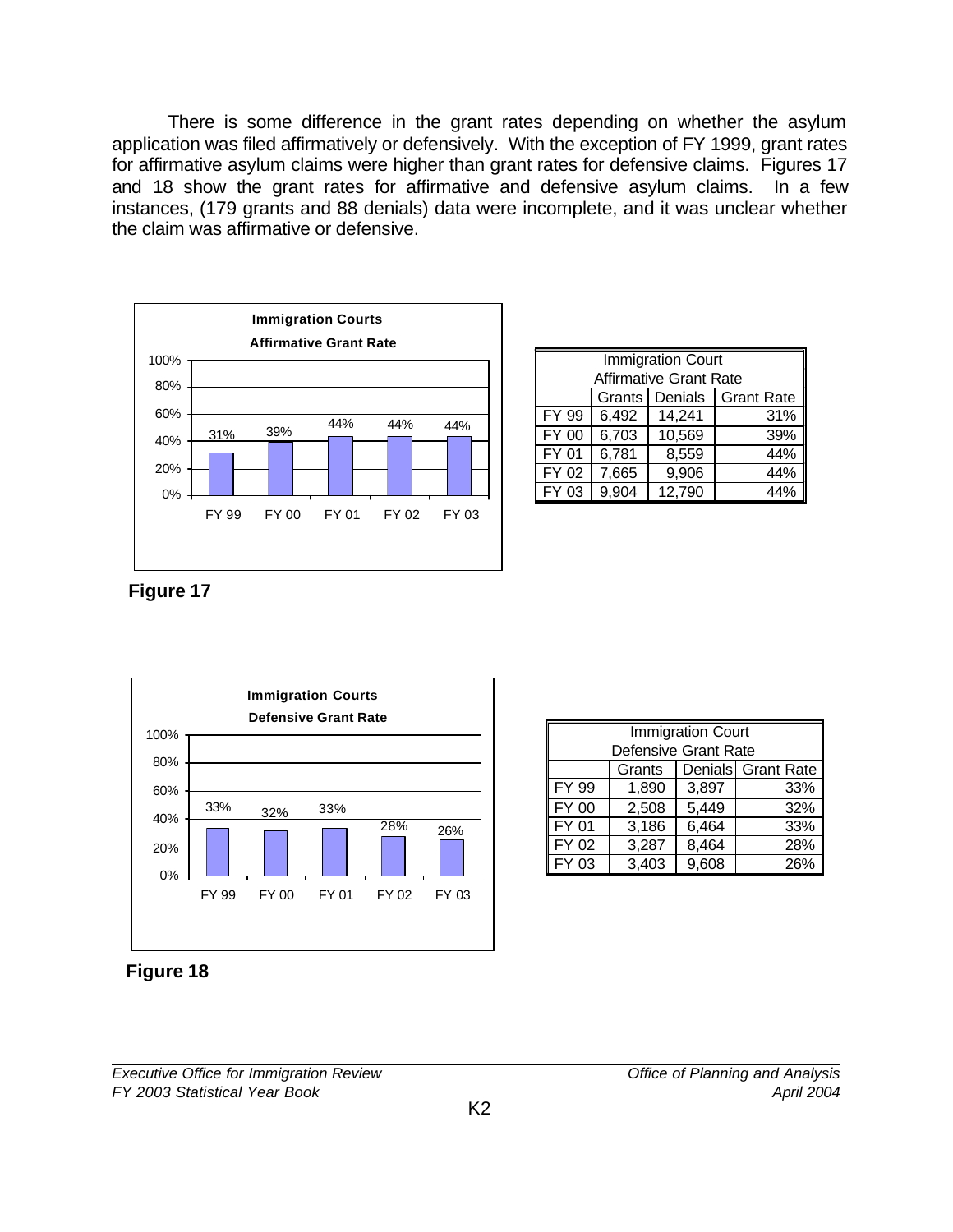There is some difference in the grant rates depending on whether the asylum application was filed affirmatively or defensively. With the exception of FY 1999, grant rates for affirmative asylum claims were higher than grant rates for defensive claims. Figures 17 and 18 show the grant rates for affirmative and defensive asylum claims. In a few instances, (179 grants and 88 denials) data were incomplete, and it was unclear whether the claim was affirmative or defensive.

**Immigration Courts Affirmative Grant Rate**

| Immigration Court Affirmative Grant Rate | | | |
|---|---|---|---|
| | Grants | Denials | Grant Rate |
| FY 99 | 6,492 | 14,241 | 31% |
| FY 00 | 6,703 | 10,569 | 39% |
| FY 01 | 6,781 | 8,559 | 44% |
| FY 02 | 7,665 | 9,906 | 44% |
| FY 03 | 9,904 | 12,790 | 44% |

**Figure 17**

**Immigration Courts Defensive Grant Rate**

| Immigration Court Defensive Grant Rate | | | |
|---|---|---|---|
| | Grants | Denials | Grant Rate |
| FY 99 | 1,890 | 3,897 | 33% |
| FY 00 | 2,508 | 5,449 | 32% |
| FY 01 | 3,186 | 6,464 | 33% |
| FY 02 | 3,287 | 8,464 | 28% |
| FY 03 | 3,403 | 9,608 | 26% |

**Figure 18**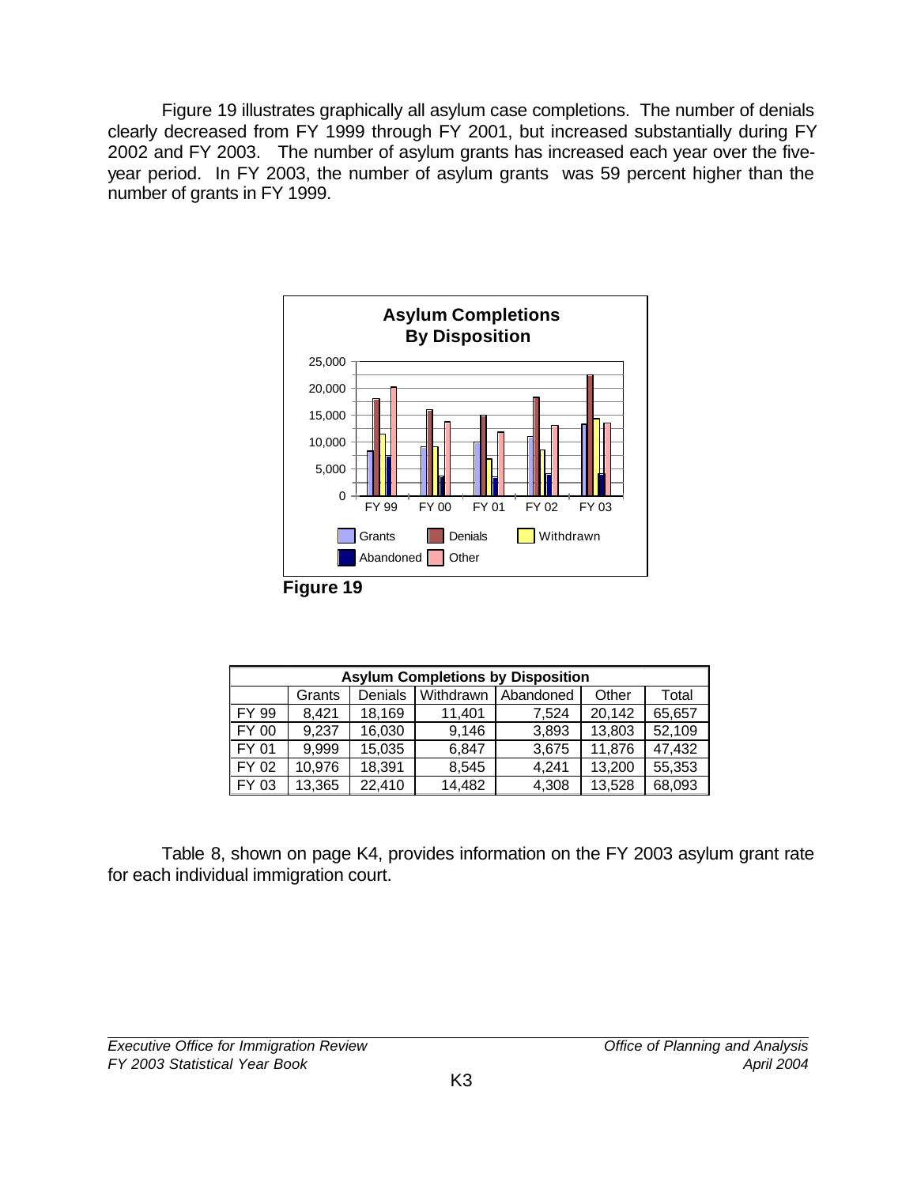Figure 19 illustrates graphically all asylum case completions. The number of denials clearly decreased from FY 1999 through FY 2001, but increased substantially during FY 2002 and FY 2003. The number of asylum grants has increased each year over the five-year period. In FY 2003, the number of asylum grants was 59 percent higher than the number of grants in FY 1999.

**Figure 19**

| Asylum Completions by Disposition | | | | | | |
|---|---|---|---|---|---|---|
| | Grants | Denials | Withdrawn | Abandoned | Other | Total |
| FY 99 | 8,421 | 18,169 | 11,401 | 7,524 | 20,142 | 65,657 |
| FY 00 | 9,237 | 16,030 | 9,146 | 3,893 | 13,803 | 52,109 |
| FY 01 | 9,999 | 15,035 | 6,847 | 3,675 | 11,876 | 47,432 |
| FY 02 | 10,976 | 18,391 | 8,545 | 4,241 | 13,200 | 55,353 |
| FY 03 | 13,365 | 22,410 | 14,482 | 4,308 | 13,528 | 68,093 |

Table 8, shown on page K4, provides information on the FY 2003 asylum grant rate for each individual immigration court.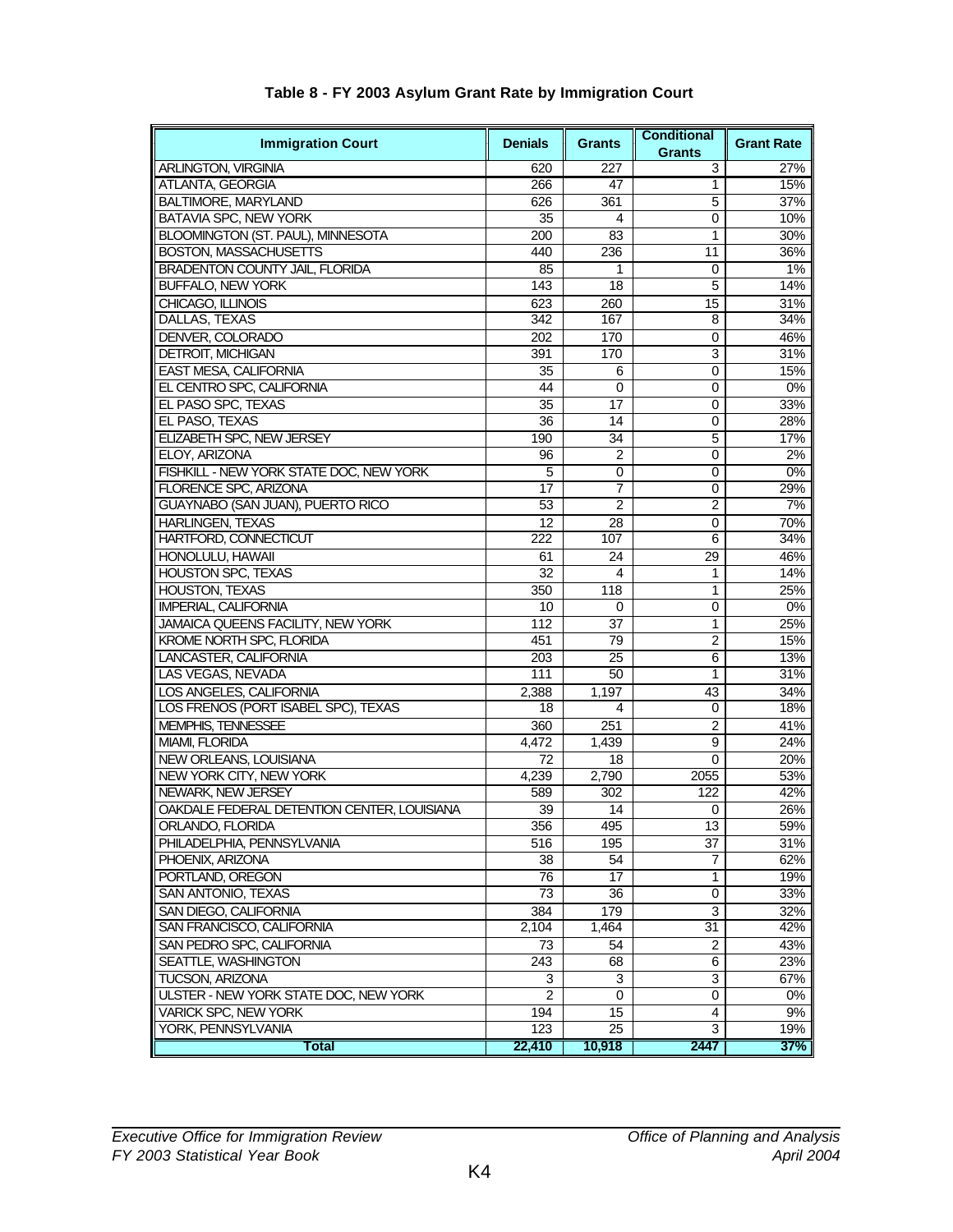# Table 8 - FY 2003 Asylum Grant Rate by Immigration Court

| Immigration Court | Denials | Grants | Conditional Grants | Grant Rate |
|---|---|---|---|---|
| ARLINGTON, VIRGINIA | 620 | 227 | 3 | 27% |
| ATLANTA, GEORGIA | 266 | 47 | 1 | 15% |
| BALTIMORE, MARYLAND | 626 | 361 | 5 | 37% |
| BATAVIA SPC, NEW YORK | 35 | 4 | 0 | 10% |
| BLOOMINGTON (ST. PAUL), MINNESOTA | 200 | 83 | 1 | 30% |
| BOSTON, MASSACHUSETTS | 440 | 236 | 11 | 36% |
| BRADENTON COUNTY JAIL, FLORIDA | 85 | 1 | 0 | 1% |
| BUFFALO, NEW YORK | 143 | 18 | 5 | 14% |
| CHICAGO, ILLINOIS | 623 | 260 | 15 | 31% |
| DALLAS, TEXAS | 342 | 167 | 8 | 34% |
| DENVER, COLORADO | 202 | 170 | 0 | 46% |
| DETROIT, MICHIGAN | 391 | 170 | 3 | 31% |
| EAST MESA, CALIFORNIA | 35 | 6 | 0 | 15% |
| EL CENTRO SPC, CALIFORNIA | 44 | 0 | 0 | 0% |
| EL PASO SPC, TEXAS | 35 | 17 | 0 | 33% |
| EL PASO, TEXAS | 36 | 14 | 0 | 28% |
| ELIZABETH SPC, NEW JERSEY | 190 | 34 | 5 | 17% |
| ELOY, ARIZONA | 96 | 2 | 0 | 2% |
| FISHKILL - NEW YORK STATE DOC, NEW YORK | 5 | 0 | 0 | 0% |
| FLORENCE SPC, ARIZONA | 17 | 7 | 0 | 29% |
| GUAYNABO (SAN JUAN), PUERTO RICO | 53 | 2 | 2 | 7% |
| HARLINGEN, TEXAS | 12 | 28 | 0 | 70% |
| HARTFORD, CONNECTICUT | 222 | 107 | 6 | 34% |
| HONOLULU, HAWAII | 61 | 24 | 29 | 46% |
| HOUSTON SPC, TEXAS | 32 | 4 | 1 | 14% |
| HOUSTON, TEXAS | 350 | 118 | 1 | 25% |
| IMPERIAL, CALIFORNIA | 10 | 0 | 0 | 0% |
| JAMAICA QUEENS FACILITY, NEW YORK | 112 | 37 | 1 | 25% |
| KROME NORTH SPC, FLORIDA | 451 | 79 | 2 | 15% |
| LANCASTER, CALIFORNIA | 203 | 25 | 6 | 13% |
| LAS VEGAS, NEVADA | 111 | 50 | 1 | 31% |
| LOS ANGELES, CALIFORNIA | 2,388 | 1,197 | 43 | 34% |
| LOS FRENOS (PORT ISABEL SPC), TEXAS | 18 | 4 | 0 | 18% |
| MEMPHIS, TENNESSEE | 360 | 251 | 2 | 41% |
| MIAMI, FLORIDA | 4,472 | 1,439 | 9 | 24% |
| NEW ORLEANS, LOUISIANA | 72 | 18 | 0 | 20% |
| NEW YORK CITY, NEW YORK | 4,239 | 2,790 | 2055 | 53% |
| NEWARK, NEW JERSEY | 589 | 302 | 122 | 42% |
| OAKDALE FEDERAL DETENTION CENTER, LOUISIANA | 39 | 14 | 0 | 26% |
| ORLANDO, FLORIDA | 356 | 495 | 13 | 59% |
| PHILADELPHIA, PENNSYLVANIA | 516 | 195 | 37 | 31% |
| PHOENIX, ARIZONA | 38 | 54 | 7 | 62% |
| PORTLAND, OREGON | 76 | 17 | 1 | 19% |
| SAN ANTONIO, TEXAS | 73 | 36 | 0 | 33% |
| SAN DIEGO, CALIFORNIA | 384 | 179 | 3 | 32% |
| SAN FRANCISCO, CALIFORNIA | 2,104 | 1,464 | 31 | 42% |
| SAN PEDRO SPC, CALIFORNIA | 73 | 54 | 2 | 43% |
| SEATTLE, WASHINGTON | 243 | 68 | 6 | 23% |
| TUCSON, ARIZONA | 3 | 3 | 3 | 67% |
| ULSTER - NEW YORK STATE DOC, NEW YORK | 2 | 0 | 0 | 0% |
| VARICK SPC, NEW YORK | 194 | 15 | 4 | 9% |
| YORK, PENNSYLVANIA | 123 | 25 | 3 | 19% |
| **Total** | **22,410** | **10,918** | **2447** | **37%** |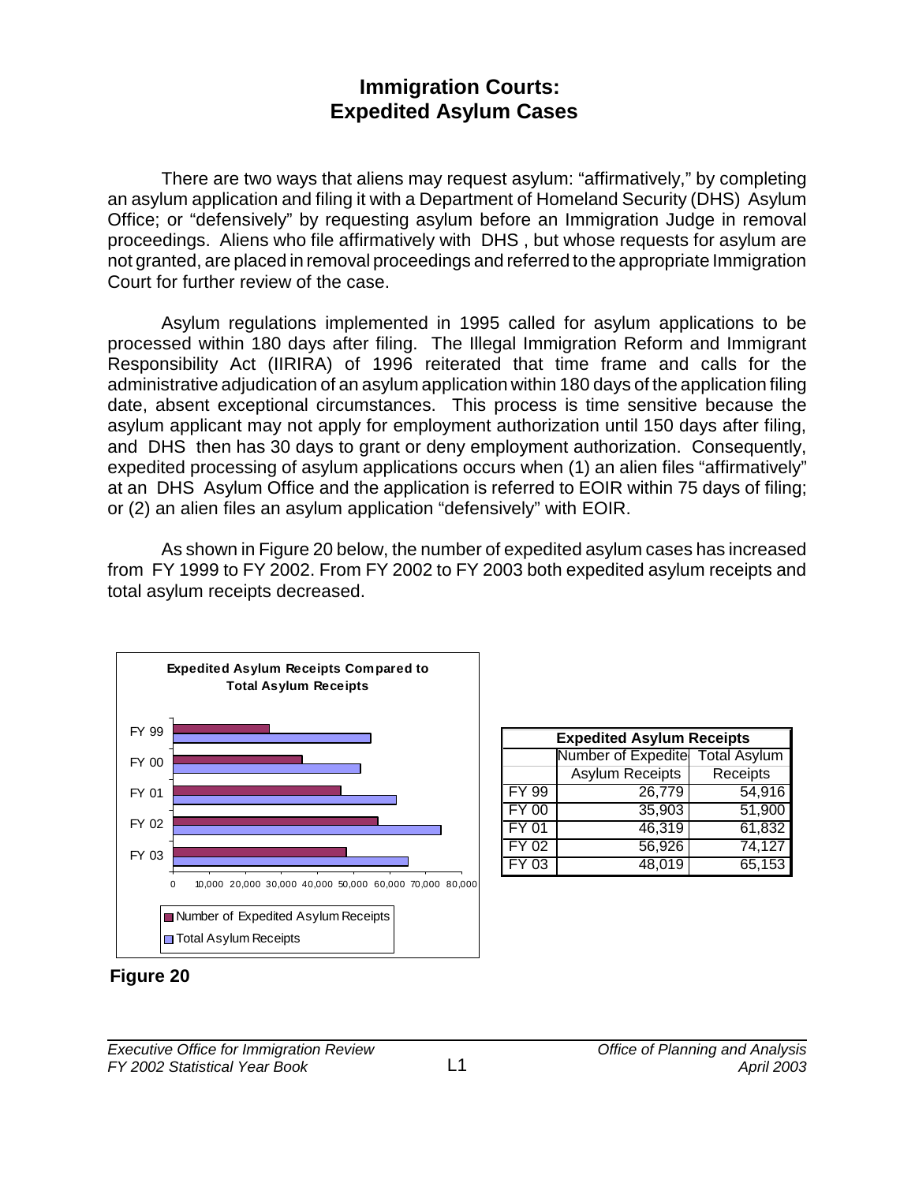# Immigration Courts: Expedited Asylum Cases

There are two ways that aliens may request asylum: "affirmatively," by completing an asylum application and filing it with a Department of Homeland Security (DHS) Asylum Office; or "defensively" by requesting asylum before an Immigration Judge in removal proceedings. Aliens who file affirmatively with DHS , but whose requests for asylum are not granted, are placed in removal proceedings and referred to the appropriate Immigration Court for further review of the case.

Asylum regulations implemented in 1995 called for asylum applications to be processed within 180 days after filing. The Illegal Immigration Reform and Immigrant Responsibility Act (IIRIRA) of 1996 reiterated that time frame and calls for the administrative adjudication of an asylum application within 180 days of the application filing date, absent exceptional circumstances. This process is time sensitive because the asylum applicant may not apply for employment authorization until 150 days after filing, and DHS then has 30 days to grant or deny employment authorization. Consequently, expedited processing of asylum applications occurs when (1) an alien files "affirmatively" at an DHS Asylum Office and the application is referred to EOIR within 75 days of filing; or (2) an alien files an asylum application "defensively" with EOIR.

As shown in Figure 20 below, the number of expedited asylum cases has increased from FY 1999 to FY 2002. From FY 2002 to FY 2003 both expedited asylum receipts and total asylum receipts decreased.

**Expedited Asylum Receipts Compared to Total Asylum Receipts**

| Expedited Asylum Receipts | | |
|---|---|---|
| | Number of Expedited Asylum Receipts | Total Asylum Receipts |
| FY 99 | 26,779 | 54,916 |
| FY 00 | 35,903 | 51,900 |
| FY 01 | 46,319 | 61,832 |
| FY 02 | 56,926 | 74,127 |
| FY 03 | 48,019 | 65,153 |

**Figure 20**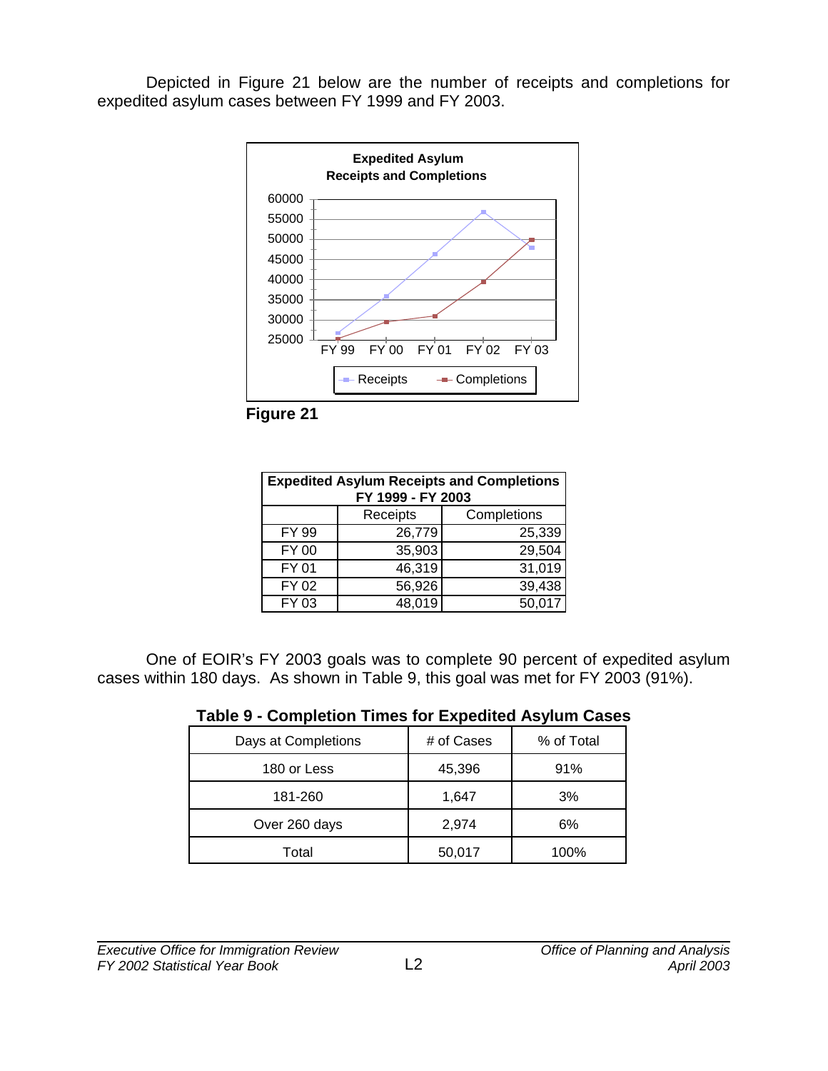Depicted in Figure 21 below are the number of receipts and completions for expedited asylum cases between FY 1999 and FY 2003.

**Figure 21**

| Expedited Asylum Receipts and Completions FY 1999 - FY 2003 | | |
|---|---|---|
| | Receipts | Completions |
| FY 99 | 26,779 | 25,339 |
| FY 00 | 35,903 | 29,504 |
| FY 01 | 46,319 | 31,019 |
| FY 02 | 56,926 | 39,438 |
| FY 03 | 48,019 | 50,017 |

One of EOIR's FY 2003 goals was to complete 90 percent of expedited asylum cases within 180 days. As shown in Table 9, this goal was met for FY 2003 (91%).

**Table 9 - Completion Times for Expedited Asylum Cases**

| Days at Completions | # of Cases | % of Total |
|---|---|---|
| 180 or Less | 45,396 | 91% |
| 181-260 | 1,647 | 3% |
| Over 260 days | 2,974 | 6% |
| Total | 50,017 | 100% |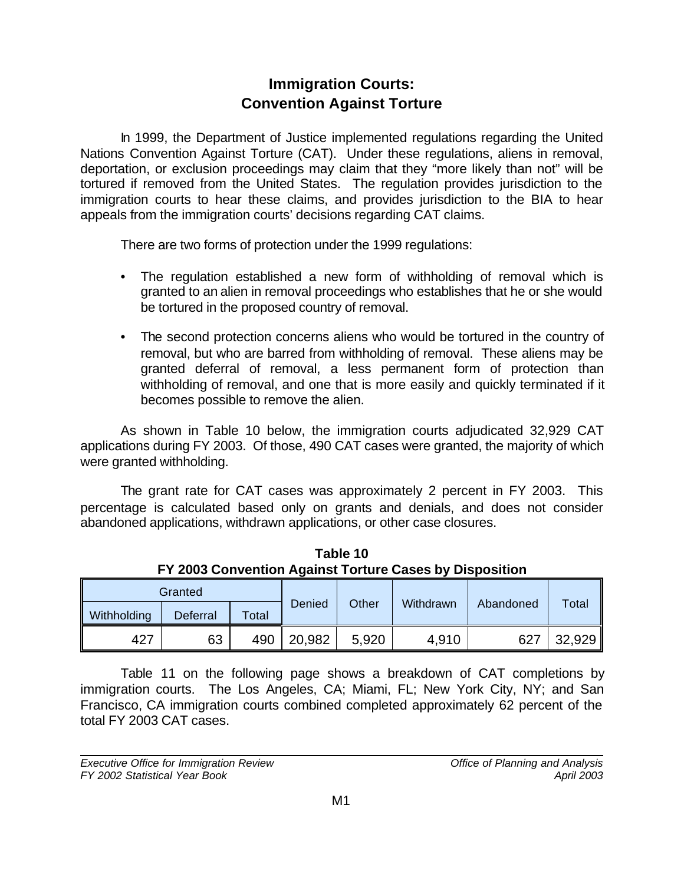# Immigration Courts:
# Convention Against Torture

In 1999, the Department of Justice implemented regulations regarding the United Nations Convention Against Torture (CAT). Under these regulations, aliens in removal, deportation, or exclusion proceedings may claim that they "more likely than not" will be tortured if removed from the United States. The regulation provides jurisdiction to the immigration courts to hear these claims, and provides jurisdiction to the BIA to hear appeals from the immigration courts' decisions regarding CAT claims.

There are two forms of protection under the 1999 regulations:

- The regulation established a new form of withholding of removal which is granted to an alien in removal proceedings who establishes that he or she would be tortured in the proposed country of removal.
- The second protection concerns aliens who would be tortured in the country of removal, but who are barred from withholding of removal. These aliens may be granted deferral of removal, a less permanent form of protection than withholding of removal, and one that is more easily and quickly terminated if it becomes possible to remove the alien.

As shown in Table 10 below, the immigration courts adjudicated 32,929 CAT applications during FY 2003. Of those, 490 CAT cases were granted, the majority of which were granted withholding.

The grant rate for CAT cases was approximately 2 percent in FY 2003. This percentage is calculated based only on grants and denials, and does not consider abandoned applications, withdrawn applications, or other case closures.

**Table 10**
**FY 2003 Convention Against Torture Cases by Disposition**

| Granted | | | Denied | Other | Withdrawn | Abandoned | Total |
|---|---|---|---|---|---|---|---|
| Withholding | Deferral | Total | | | | | |
| 427 | 63 | 490 | 20,982 | 5,920 | 4,910 | 627 | 32,929 |

Table 11 on the following page shows a breakdown of CAT completions by immigration courts. The Los Angeles, CA; Miami, FL; New York City, NY; and San Francisco, CA immigration courts combined completed approximately 62 percent of the total FY 2003 CAT cases.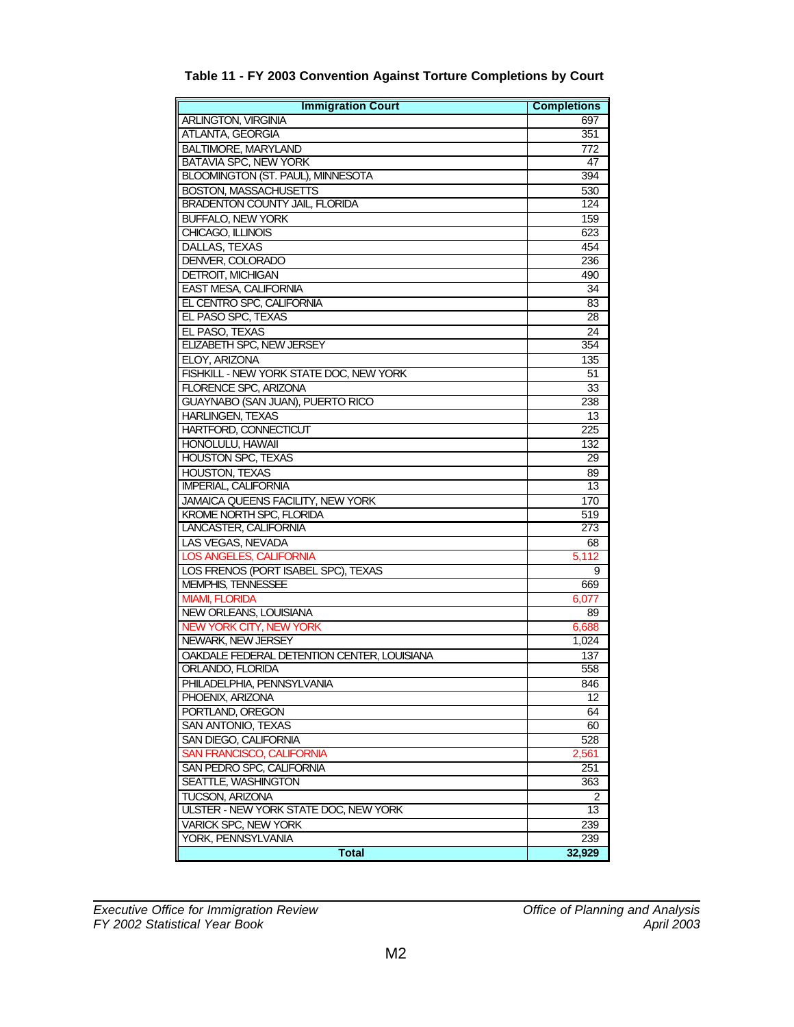## Table 11 - FY 2003 Convention Against Torture Completions by Court

| Immigration Court | Completions |
|---|---|
| ARLINGTON, VIRGINIA | 697 |
| ATLANTA, GEORGIA | 351 |
| BALTIMORE, MARYLAND | 772 |
| BATAVIA SPC, NEW YORK | 47 |
| BLOOMINGTON (ST. PAUL), MINNESOTA | 394 |
| BOSTON, MASSACHUSETTS | 530 |
| BRADENTON COUNTY JAIL, FLORIDA | 124 |
| BUFFALO, NEW YORK | 159 |
| CHICAGO, ILLINOIS | 623 |
| DALLAS, TEXAS | 454 |
| DENVER, COLORADO | 236 |
| DETROIT, MICHIGAN | 490 |
| EAST MESA, CALIFORNIA | 34 |
| EL CENTRO SPC, CALIFORNIA | 83 |
| EL PASO SPC, TEXAS | 28 |
| EL PASO, TEXAS | 24 |
| ELIZABETH SPC, NEW JERSEY | 354 |
| ELOY, ARIZONA | 135 |
| FISHKILL - NEW YORK STATE DOC, NEW YORK | 51 |
| FLORENCE SPC, ARIZONA | 33 |
| GUAYNABO (SAN JUAN), PUERTO RICO | 238 |
| HARLINGEN, TEXAS | 13 |
| HARTFORD, CONNECTICUT | 225 |
| HONOLULU, HAWAII | 132 |
| HOUSTON SPC, TEXAS | 29 |
| HOUSTON, TEXAS | 89 |
| IMPERIAL, CALIFORNIA | 13 |
| JAMAICA QUEENS FACILITY, NEW YORK | 170 |
| KROME NORTH SPC, FLORIDA | 519 |
| LANCASTER, CALIFORNIA | 273 |
| LAS VEGAS, NEVADA | 68 |
| LOS ANGELES, CALIFORNIA | 5,112 |
| LOS FRENOS (PORT ISABEL SPC), TEXAS | 9 |
| MEMPHIS, TENNESSEE | 669 |
| MIAMI, FLORIDA | 6,077 |
| NEW ORLEANS, LOUISIANA | 89 |
| NEW YORK CITY, NEW YORK | 6,688 |
| NEWARK, NEW JERSEY | 1,024 |
| OAKDALE FEDERAL DETENTION CENTER, LOUISIANA | 137 |
| ORLANDO, FLORIDA | 558 |
| PHILADELPHIA, PENNSYLVANIA | 846 |
| PHOENIX, ARIZONA | 12 |
| PORTLAND, OREGON | 64 |
| SAN ANTONIO, TEXAS | 60 |
| SAN DIEGO, CALIFORNIA | 528 |
| SAN FRANCISCO, CALIFORNIA | 2,561 |
| SAN PEDRO SPC, CALIFORNIA | 251 |
| SEATTLE, WASHINGTON | 363 |
| TUCSON, ARIZONA | 2 |
| ULSTER - NEW YORK STATE DOC, NEW YORK | 13 |
| VARICK SPC, NEW YORK | 239 |
| YORK, PENNSYLVANIA | 239 |
| **Total** | **32,929** |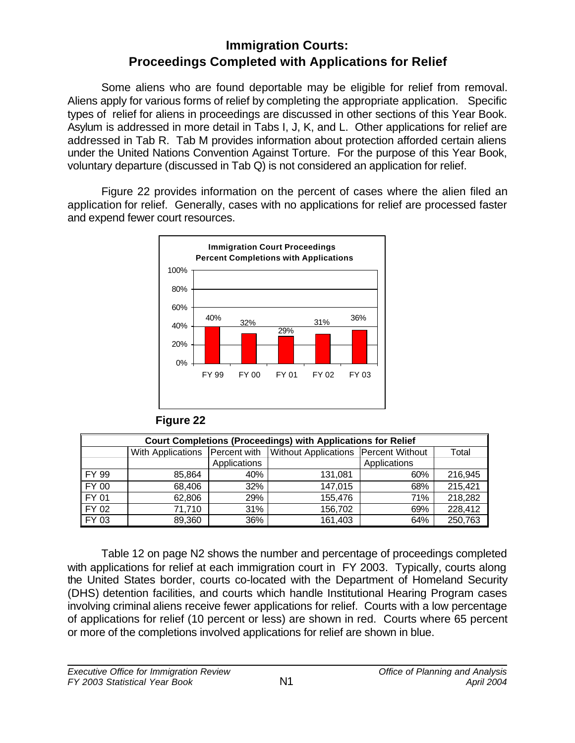# Immigration Courts: Proceedings Completed with Applications for Relief

Some aliens who are found deportable may be eligible for relief from removal. Aliens apply for various forms of relief by completing the appropriate application. Specific types of relief for aliens in proceedings are discussed in other sections of this Year Book. Asylum is addressed in more detail in Tabs I, J, K, and L. Other applications for relief are addressed in Tab R. Tab M provides information about protection afforded certain aliens under the United Nations Convention Against Torture. For the purpose of this Year Book, voluntary departure (discussed in Tab Q) is not considered an application for relief.

Figure 22 provides information on the percent of cases where the alien filed an application for relief. Generally, cases with no applications for relief are processed faster and expend fewer court resources.

**Immigration Court Proceedings Percent Completions with Applications**

| | FY 99 | FY 00 | FY 01 | FY 02 | FY 03 |
|---|---|---|---|---|---|
| Percent | 40% | 32% | 29% | 31% | 36% |

**Figure 22**

| Court Completions (Proceedings) with Applications for Relief | | | | | |
|---|---|---|---|---|---|
| | With Applications | Percent with Applications | Without Applications | Percent Without Applications | Total |
| FY 99 | 85,864 | 40% | 131,081 | 60% | 216,945 |
| FY 00 | 68,406 | 32% | 147,015 | 68% | 215,421 |
| FY 01 | 62,806 | 29% | 155,476 | 71% | 218,282 |
| FY 02 | 71,710 | 31% | 156,702 | 69% | 228,412 |
| FY 03 | 89,360 | 36% | 161,403 | 64% | 250,763 |

Table 12 on page N2 shows the number and percentage of proceedings completed with applications for relief at each immigration court in FY 2003. Typically, courts along the United States border, courts co-located with the Department of Homeland Security (DHS) detention facilities, and courts which handle Institutional Hearing Program cases involving criminal aliens receive fewer applications for relief. Courts with a low percentage of applications for relief (10 percent or less) are shown in red. Courts where 65 percent or more of the completions involved applications for relief are shown in blue.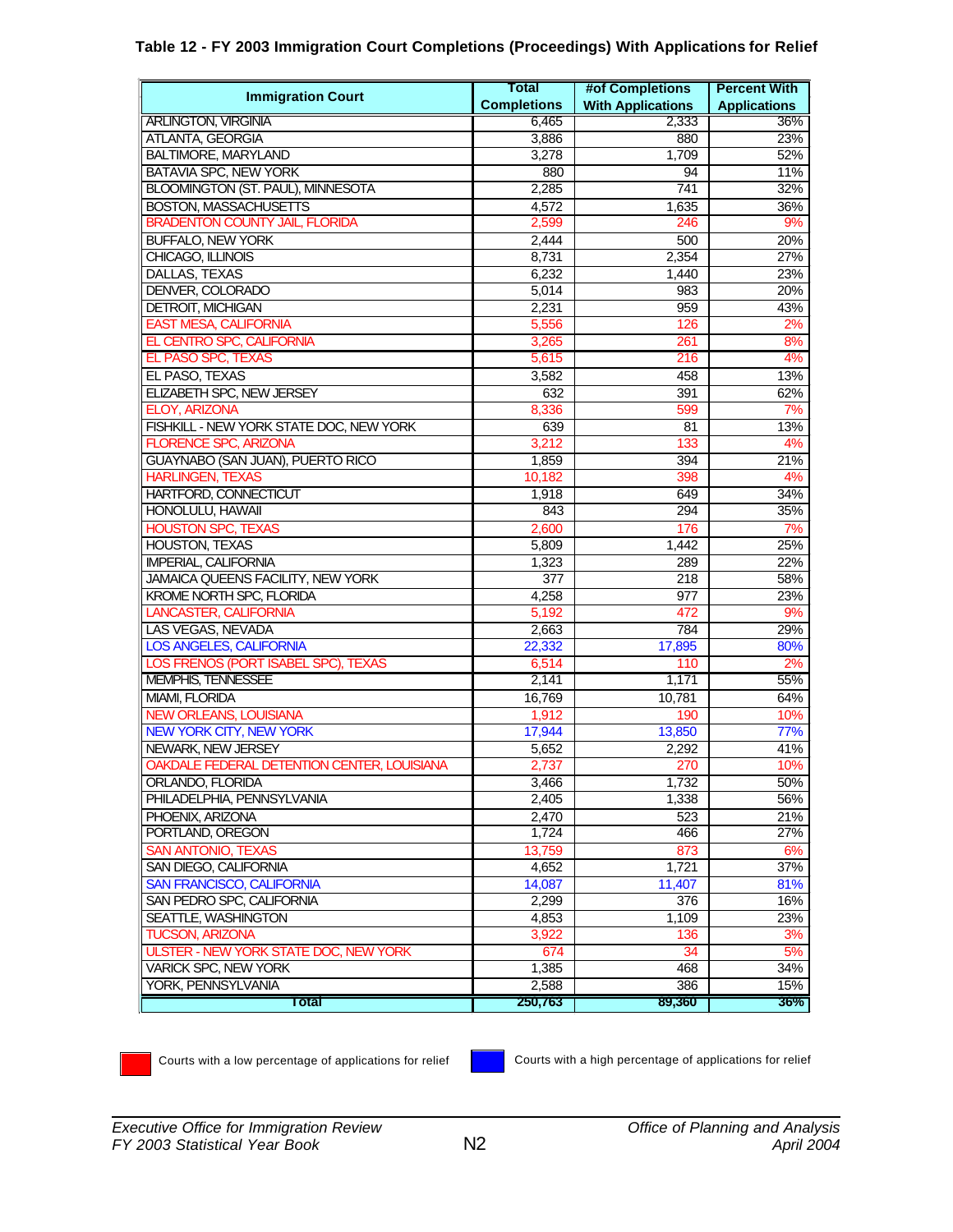### Table 12 - FY 2003 Immigration Court Completions (Proceedings) With Applications for Relief

| Immigration Court | Total Completions | #of Completions With Applications | Percent With Applications |
|---|---|---|---|
| ARLINGTON, VIRGINIA | 6,465 | 2,333 | 36% |
| ATLANTA, GEORGIA | 3,886 | 880 | 23% |
| BALTIMORE, MARYLAND | 3,278 | 1,709 | 52% |
| BATAVIA SPC, NEW YORK | 880 | 94 | 11% |
| BLOOMINGTON (ST. PAUL), MINNESOTA | 2,285 | 741 | 32% |
| BOSTON, MASSACHUSETTS | 4,572 | 1,635 | 36% |
| BRADENTON COUNTY JAIL, FLORIDA | 2,599 | 246 | 9% |
| BUFFALO, NEW YORK | 2,444 | 500 | 20% |
| CHICAGO, ILLINOIS | 8,731 | 2,354 | 27% |
| DALLAS, TEXAS | 6,232 | 1,440 | 23% |
| DENVER, COLORADO | 5,014 | 983 | 20% |
| DETROIT, MICHIGAN | 2,231 | 959 | 43% |
| EAST MESA, CALIFORNIA | 5,556 | 126 | 2% |
| EL CENTRO SPC, CALIFORNIA | 3,265 | 261 | 8% |
| EL PASO SPC, TEXAS | 5,615 | 216 | 4% |
| EL PASO, TEXAS | 3,582 | 458 | 13% |
| ELIZABETH SPC, NEW JERSEY | 632 | 391 | 62% |
| ELOY, ARIZONA | 8,336 | 599 | 7% |
| FISHKILL - NEW YORK STATE DOC, NEW YORK | 639 | 81 | 13% |
| FLORENCE SPC, ARIZONA | 3,212 | 133 | 4% |
| GUAYNABO (SAN JUAN), PUERTO RICO | 1,859 | 394 | 21% |
| HARLINGEN, TEXAS | 10,182 | 398 | 4% |
| HARTFORD, CONNECTICUT | 1,918 | 649 | 34% |
| HONOLULU, HAWAII | 843 | 294 | 35% |
| HOUSTON SPC, TEXAS | 2,600 | 176 | 7% |
| HOUSTON, TEXAS | 5,809 | 1,442 | 25% |
| IMPERIAL, CALIFORNIA | 1,323 | 289 | 22% |
| JAMAICA QUEENS FACILITY, NEW YORK | 377 | 218 | 58% |
| KROME NORTH SPC, FLORIDA | 4,258 | 977 | 23% |
| LANCASTER, CALIFORNIA | 5,192 | 472 | 9% |
| LAS VEGAS, NEVADA | 2,663 | 784 | 29% |
| LOS ANGELES, CALIFORNIA | 22,332 | 17,895 | 80% |
| LOS FRENOS (PORT ISABEL SPC), TEXAS | 6,514 | 110 | 2% |
| MEMPHIS, TENNESSEE | 2,141 | 1,171 | 55% |
| MIAMI, FLORIDA | 16,769 | 10,781 | 64% |
| NEW ORLEANS, LOUISIANA | 1,912 | 190 | 10% |
| NEW YORK CITY, NEW YORK | 17,944 | 13,850 | 77% |
| NEWARK, NEW JERSEY | 5,652 | 2,292 | 41% |
| OAKDALE FEDERAL DETENTION CENTER, LOUISIANA | 2,737 | 270 | 10% |
| ORLANDO, FLORIDA | 3,466 | 1,732 | 50% |
| PHILADELPHIA, PENNSYLVANIA | 2,405 | 1,338 | 56% |
| PHOENIX, ARIZONA | 2,470 | 523 | 21% |
| PORTLAND, OREGON | 1,724 | 466 | 27% |
| SAN ANTONIO, TEXAS | 13,759 | 873 | 6% |
| SAN DIEGO, CALIFORNIA | 4,652 | 1,721 | 37% |
| SAN FRANCISCO, CALIFORNIA | 14,087 | 11,407 | 81% |
| SAN PEDRO SPC, CALIFORNIA | 2,299 | 376 | 16% |
| SEATTLE, WASHINGTON | 4,853 | 1,109 | 23% |
| TUCSON, ARIZONA | 3,922 | 136 | 3% |
| ULSTER - NEW YORK STATE DOC, NEW YORK | 674 | 34 | 5% |
| VARICK SPC, NEW YORK | 1,385 | 468 | 34% |
| YORK, PENNSYLVANIA | 2,588 | 386 | 15% |
| **Total** | **250,763** | **89,360** | **36%** |

Courts with a low percentage of applications for relief (shown in red)

Courts with a high percentage of applications for relief (shown in blue)

*Executive Office for Immigration Review*
*FY 2003 Statistical Year Book*

*Office of Planning and Analysis*
*April 2004*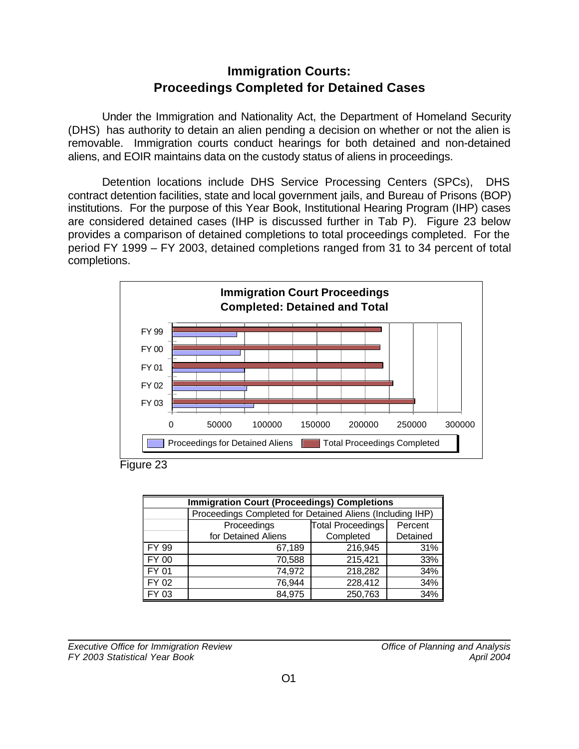# Immigration Courts: Proceedings Completed for Detained Cases

Under the Immigration and Nationality Act, the Department of Homeland Security (DHS) has authority to detain an alien pending a decision on whether or not the alien is removable. Immigration courts conduct hearings for both detained and non-detained aliens, and EOIR maintains data on the custody status of aliens in proceedings.

Detention locations include DHS Service Processing Centers (SPCs), DHS contract detention facilities, state and local government jails, and Bureau of Prisons (BOP) institutions. For the purpose of this Year Book, Institutional Hearing Program (IHP) cases are considered detained cases (IHP is discussed further in Tab P). Figure 23 below provides a comparison of detained completions to total proceedings completed. For the period FY 1999 – FY 2003, detained completions ranged from 31 to 34 percent of total completions.

**Immigration Court Proceedings Completed: Detained and Total**

| | Proceedings for Detained Aliens | Total Proceedings Completed |
|---|---|---|
| FY 99 | 67,189 | 216,945 |
| FY 00 | 70,588 | 215,421 |
| FY 01 | 74,972 | 218,282 |
| FY 02 | 76,944 | 228,412 |
| FY 03 | 84,975 | 250,763 |

Figure 23

| Immigration Court (Proceedings) Completions | | | |
|---|---|---|---|
| | Proceedings Completed for Detained Aliens (Including IHP) | | |
| | Proceedings for Detained Aliens | Total Proceedings Completed | Percent Detained |
| FY 99 | 67,189 | 216,945 | 31% |
| FY 00 | 70,588 | 215,421 | 33% |
| FY 01 | 74,972 | 218,282 | 34% |
| FY 02 | 76,944 | 228,412 | 34% |
| FY 03 | 84,975 | 250,763 | 34% |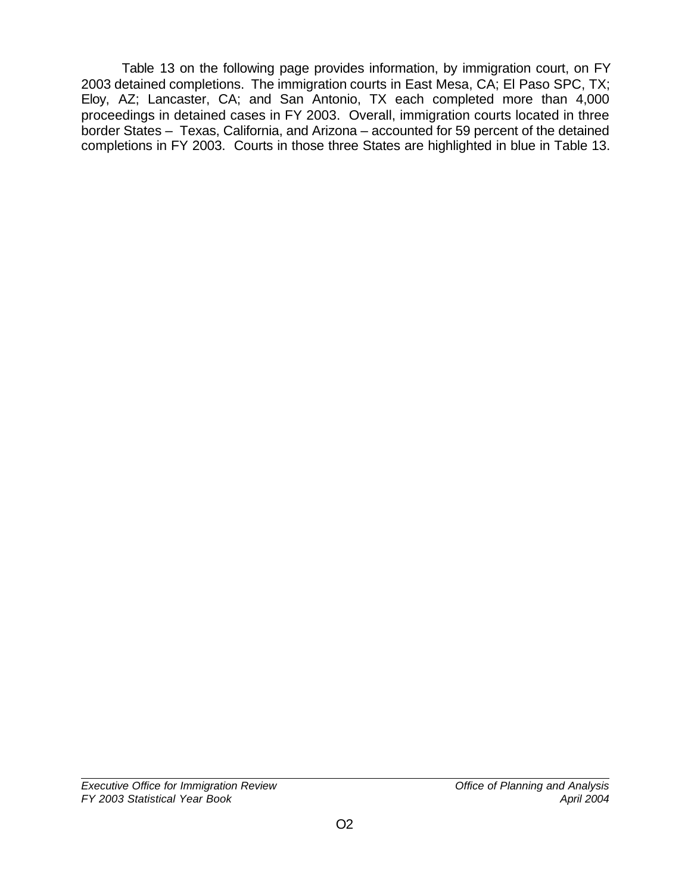Table 13 on the following page provides information, by immigration court, on FY 2003 detained completions. The immigration courts in East Mesa, CA; El Paso SPC, TX; Eloy, AZ; Lancaster, CA; and San Antonio, TX each completed more than 4,000 proceedings in detained cases in FY 2003. Overall, immigration courts located in three border States – Texas, California, and Arizona – accounted for 59 percent of the detained completions in FY 2003. Courts in those three States are highlighted in blue in Table 13.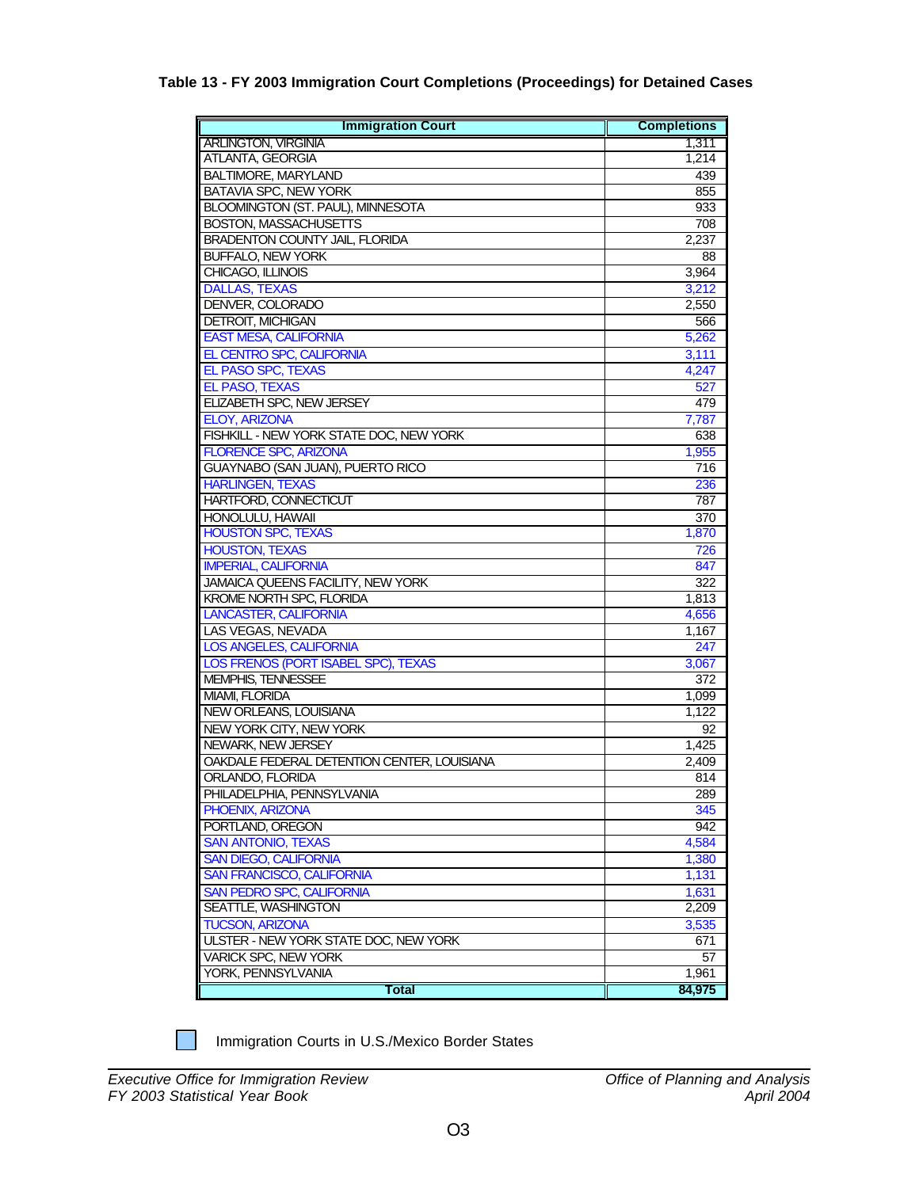**Table 13 - FY 2003 Immigration Court Completions (Proceedings) for Detained Cases**

| Immigration Court | Completions |
|---|---|
| ARLINGTON, VIRGINIA | 1,311 |
| ATLANTA, GEORGIA | 1,214 |
| BALTIMORE, MARYLAND | 439 |
| BATAVIA SPC, NEW YORK | 855 |
| BLOOMINGTON (ST. PAUL), MINNESOTA | 933 |
| BOSTON, MASSACHUSETTS | 708 |
| BRADENTON COUNTY JAIL, FLORIDA | 2,237 |
| BUFFALO, NEW YORK | 88 |
| CHICAGO, ILLINOIS | 3,964 |
| DALLAS, TEXAS | 3,212 |
| DENVER, COLORADO | 2,550 |
| DETROIT, MICHIGAN | 566 |
| EAST MESA, CALIFORNIA | 5,262 |
| EL CENTRO SPC, CALIFORNIA | 3,111 |
| EL PASO SPC, TEXAS | 4,247 |
| EL PASO, TEXAS | 527 |
| ELIZABETH SPC, NEW JERSEY | 479 |
| ELOY, ARIZONA | 7,787 |
| FISHKILL - NEW YORK STATE DOC, NEW YORK | 638 |
| FLORENCE SPC, ARIZONA | 1,955 |
| GUAYNABO (SAN JUAN), PUERTO RICO | 716 |
| HARLINGEN, TEXAS | 236 |
| HARTFORD, CONNECTICUT | 787 |
| HONOLULU, HAWAII | 370 |
| HOUSTON SPC, TEXAS | 1,870 |
| HOUSTON, TEXAS | 726 |
| IMPERIAL, CALIFORNIA | 847 |
| JAMAICA QUEENS FACILITY, NEW YORK | 322 |
| KROME NORTH SPC, FLORIDA | 1,813 |
| LANCASTER, CALIFORNIA | 4,656 |
| LAS VEGAS, NEVADA | 1,167 |
| LOS ANGELES, CALIFORNIA | 247 |
| LOS FRENOS (PORT ISABEL SPC), TEXAS | 3,067 |
| MEMPHIS, TENNESSEE | 372 |
| MIAMI, FLORIDA | 1,099 |
| NEW ORLEANS, LOUISIANA | 1,122 |
| NEW YORK CITY, NEW YORK | 92 |
| NEWARK, NEW JERSEY | 1,425 |
| OAKDALE FEDERAL DETENTION CENTER, LOUISIANA | 2,409 |
| ORLANDO, FLORIDA | 814 |
| PHILADELPHIA, PENNSYLVANIA | 289 |
| PHOENIX, ARIZONA | 345 |
| PORTLAND, OREGON | 942 |
| SAN ANTONIO, TEXAS | 4,584 |
| SAN DIEGO, CALIFORNIA | 1,380 |
| SAN FRANCISCO, CALIFORNIA | 1,131 |
| SAN PEDRO SPC, CALIFORNIA | 1,631 |
| SEATTLE, WASHINGTON | 2,209 |
| TUCSON, ARIZONA | 3,535 |
| ULSTER - NEW YORK STATE DOC, NEW YORK | 671 |
| VARICK SPC, NEW YORK | 57 |
| YORK, PENNSYLVANIA | 1,961 |
| **Total** | **84,975** |

Immigration Courts in U.S./Mexico Border States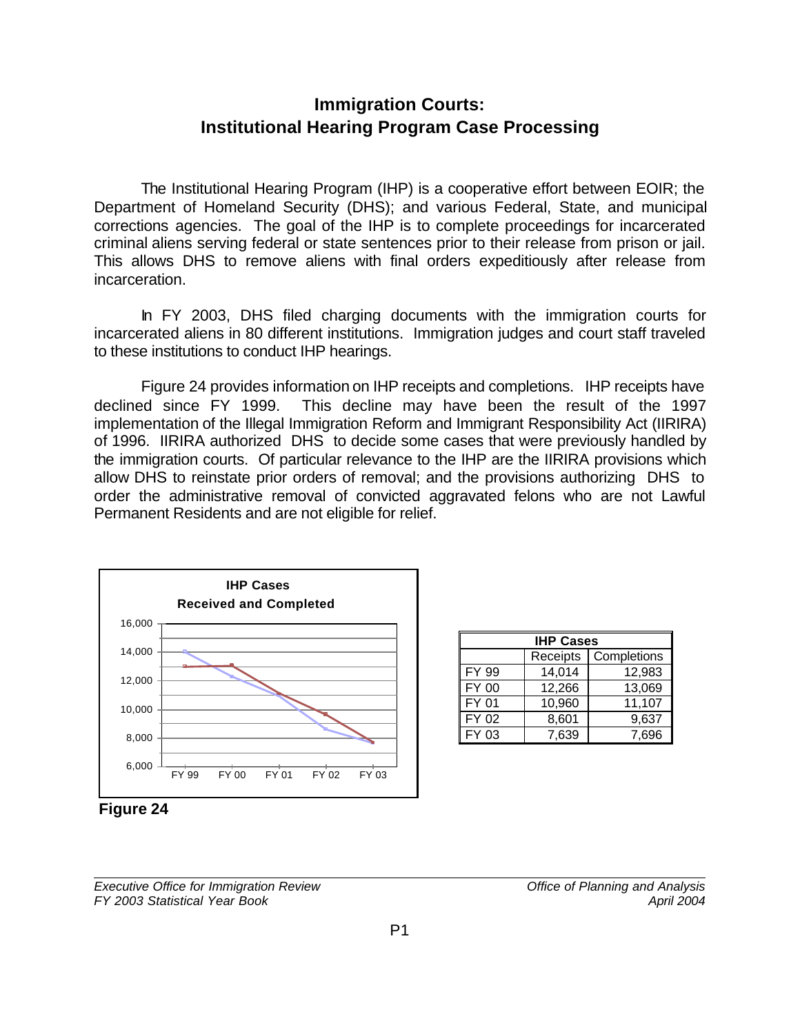## Immigration Courts: Institutional Hearing Program Case Processing

The Institutional Hearing Program (IHP) is a cooperative effort between EOIR; the Department of Homeland Security (DHS); and various Federal, State, and municipal corrections agencies. The goal of the IHP is to complete proceedings for incarcerated criminal aliens serving federal or state sentences prior to their release from prison or jail. This allows DHS to remove aliens with final orders expeditiously after release from incarceration.

In FY 2003, DHS filed charging documents with the immigration courts for incarcerated aliens in 80 different institutions. Immigration judges and court staff traveled to these institutions to conduct IHP hearings.

Figure 24 provides information on IHP receipts and completions. IHP receipts have declined since FY 1999. This decline may have been the result of the 1997 implementation of the Illegal Immigration Reform and Immigrant Responsibility Act (IIRIRA) of 1996. IIRIRA authorized DHS to decide some cases that were previously handled by the immigration courts. Of particular relevance to the IHP are the IIRIRA provisions which allow DHS to reinstate prior orders of removal; and the provisions authorizing DHS to order the administrative removal of convicted aggravated felons who are not Lawful Permanent Residents and are not eligible for relief.

**IHP Cases Received and Completed**

| IHP Cases | | |
|---|---|---|
| | Receipts | Completions |
| FY 99 | 14,014 | 12,983 |
| FY 00 | 12,266 | 13,069 |
| FY 01 | 10,960 | 11,107 |
| FY 02 | 8,601 | 9,637 |
| FY 03 | 7,639 | 7,696 |

**Figure 24**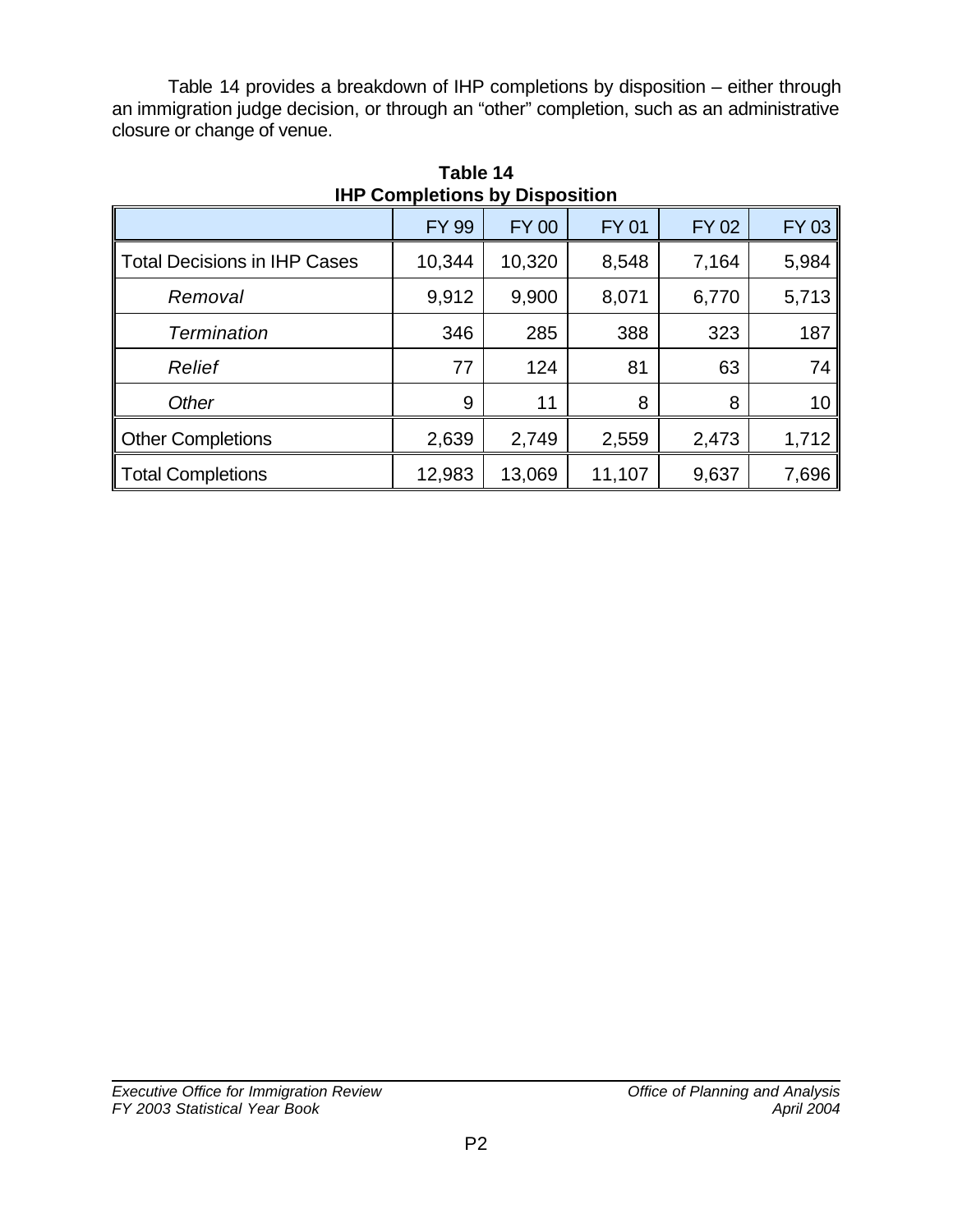Table 14 provides a breakdown of IHP completions by disposition – either through an immigration judge decision, or through an “other” completion, such as an administrative closure or change of venue.

**Table 14**
**IHP Completions by Disposition**

| | FY 99 | FY 00 | FY 01 | FY 02 | FY 03 |
|---|---|---|---|---|---|
| Total Decisions in IHP Cases | 10,344 | 10,320 | 8,548 | 7,164 | 5,984 |
| *Removal* | 9,912 | 9,900 | 8,071 | 6,770 | 5,713 |
| *Termination* | 346 | 285 | 388 | 323 | 187 |
| *Relief* | 77 | 124 | 81 | 63 | 74 |
| *Other* | 9 | 11 | 8 | 8 | 10 |
| Other Completions | 2,639 | 2,749 | 2,559 | 2,473 | 1,712 |
| Total Completions | 12,983 | 13,069 | 11,107 | 9,637 | 7,696 |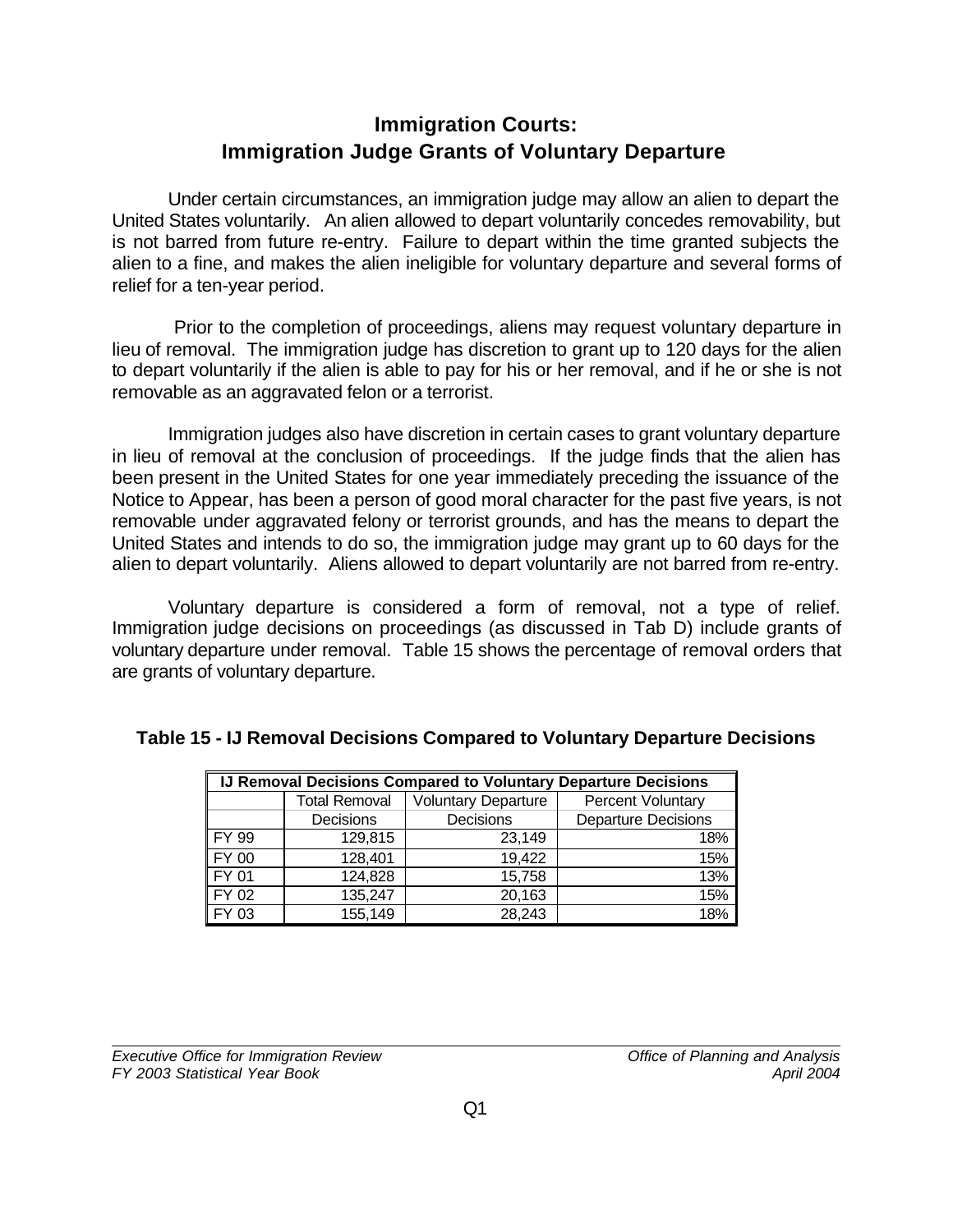## Immigration Courts:
## Immigration Judge Grants of Voluntary Departure

Under certain circumstances, an immigration judge may allow an alien to depart the United States voluntarily. An alien allowed to depart voluntarily concedes removability, but is not barred from future re-entry. Failure to depart within the time granted subjects the alien to a fine, and makes the alien ineligible for voluntary departure and several forms of relief for a ten-year period.

Prior to the completion of proceedings, aliens may request voluntary departure in lieu of removal. The immigration judge has discretion to grant up to 120 days for the alien to depart voluntarily if the alien is able to pay for his or her removal, and if he or she is not removable as an aggravated felon or a terrorist.

Immigration judges also have discretion in certain cases to grant voluntary departure in lieu of removal at the conclusion of proceedings. If the judge finds that the alien has been present in the United States for one year immediately preceding the issuance of the Notice to Appear, has been a person of good moral character for the past five years, is not removable under aggravated felony or terrorist grounds, and has the means to depart the United States and intends to do so, the immigration judge may grant up to 60 days for the alien to depart voluntarily. Aliens allowed to depart voluntarily are not barred from re-entry.

Voluntary departure is considered a form of removal, not a type of relief. Immigration judge decisions on proceedings (as discussed in Tab D) include grants of voluntary departure under removal. Table 15 shows the percentage of removal orders that are grants of voluntary departure.

### Table 15 - IJ Removal Decisions Compared to Voluntary Departure Decisions

| IJ Removal Decisions Compared to Voluntary Departure Decisions | | | |
|---|---|---|---|
| | Total Removal Decisions | Voluntary Departure Decisions | Percent Voluntary Departure Decisions |
| FY 99 | 129,815 | 23,149 | 18% |
| FY 00 | 128,401 | 19,422 | 15% |
| FY 01 | 124,828 | 15,758 | 13% |
| FY 02 | 135,247 | 20,163 | 15% |
| FY 03 | 155,149 | 28,243 | 18% |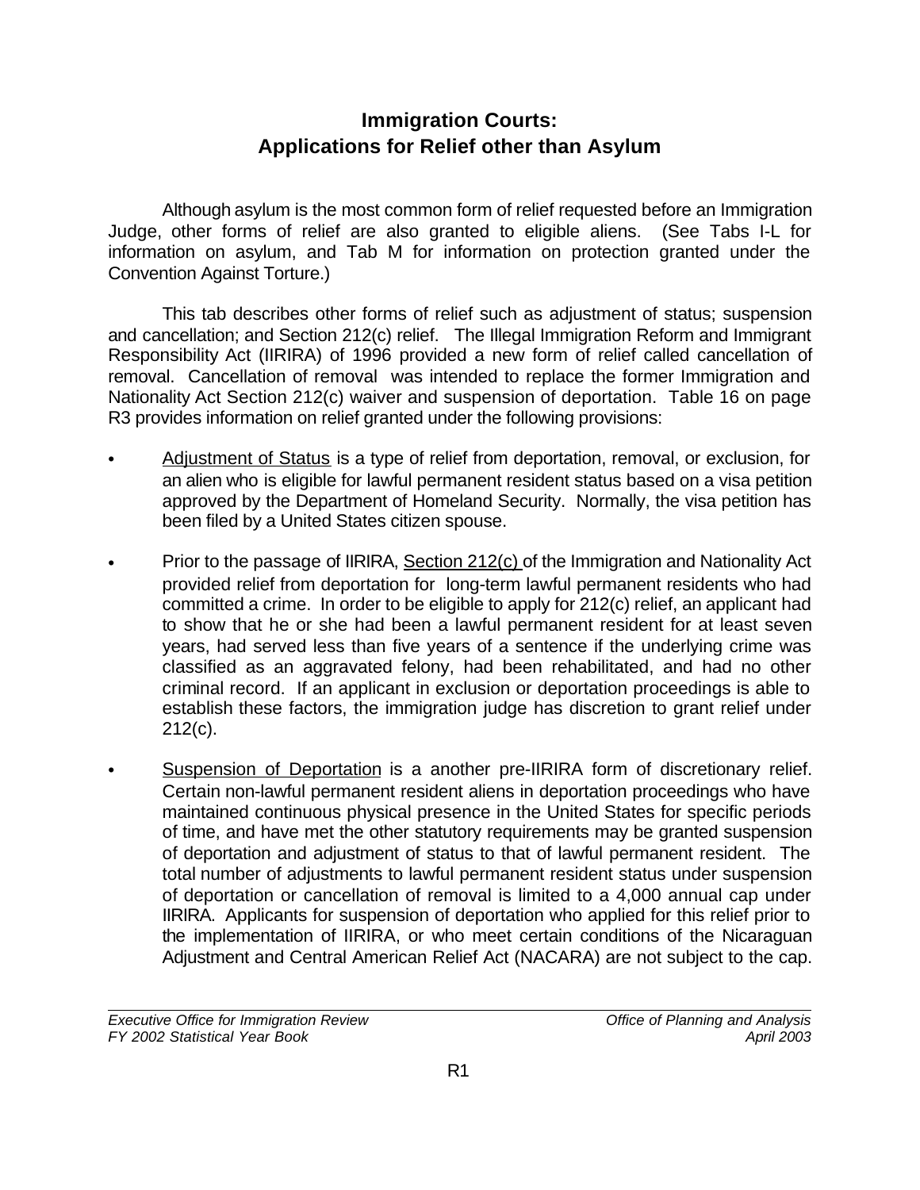# Immigration Courts: Applications for Relief other than Asylum

Although asylum is the most common form of relief requested before an Immigration Judge, other forms of relief are also granted to eligible aliens. (See Tabs I-L for information on asylum, and Tab M for information on protection granted under the Convention Against Torture.)

This tab describes other forms of relief such as adjustment of status; suspension and cancellation; and Section 212(c) relief. The Illegal Immigration Reform and Immigrant Responsibility Act (IIRIRA) of 1996 provided a new form of relief called cancellation of removal. Cancellation of removal was intended to replace the former Immigration and Nationality Act Section 212(c) waiver and suspension of deportation. Table 16 on page R3 provides information on relief granted under the following provisions:

- Adjustment of Status is a type of relief from deportation, removal, or exclusion, for an alien who is eligible for lawful permanent resident status based on a visa petition approved by the Department of Homeland Security. Normally, the visa petition has been filed by a United States citizen spouse.

- Prior to the passage of IIRIRA, Section 212(c) of the Immigration and Nationality Act provided relief from deportation for long-term lawful permanent residents who had committed a crime. In order to be eligible to apply for 212(c) relief, an applicant had to show that he or she had been a lawful permanent resident for at least seven years, had served less than five years of a sentence if the underlying crime was classified as an aggravated felony, had been rehabilitated, and had no other criminal record. If an applicant in exclusion or deportation proceedings is able to establish these factors, the immigration judge has discretion to grant relief under 212(c).

- Suspension of Deportation is a another pre-IIRIRA form of discretionary relief. Certain non-lawful permanent resident aliens in deportation proceedings who have maintained continuous physical presence in the United States for specific periods of time, and have met the other statutory requirements may be granted suspension of deportation and adjustment of status to that of lawful permanent resident. The total number of adjustments to lawful permanent resident status under suspension of deportation or cancellation of removal is limited to a 4,000 annual cap under IIRIRA. Applicants for suspension of deportation who applied for this relief prior to the implementation of IIRIRA, or who meet certain conditions of the Nicaraguan Adjustment and Central American Relief Act (NACARA) are not subject to the cap.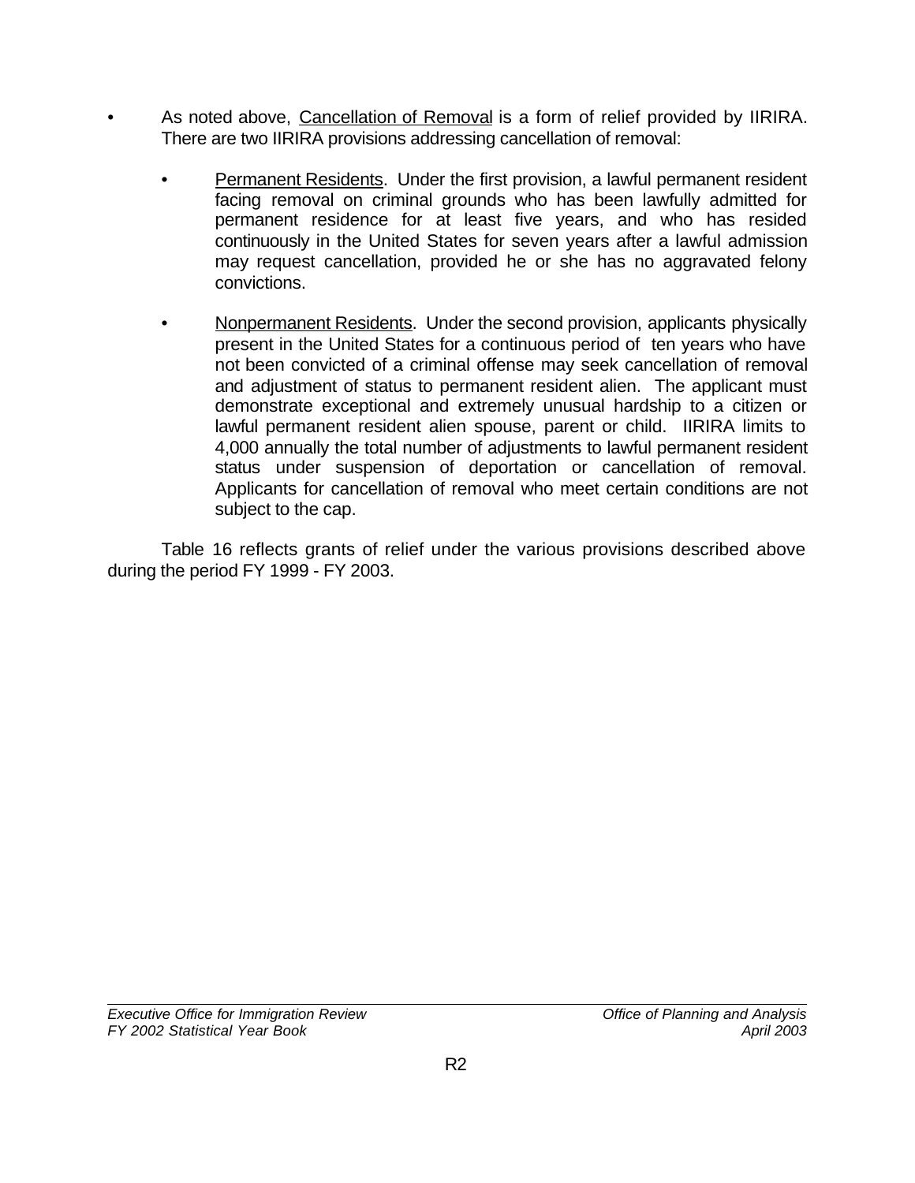- As noted above, Cancellation of Removal is a form of relief provided by IIRIRA. There are two IIRIRA provisions addressing cancellation of removal:

  - Permanent Residents. Under the first provision, a lawful permanent resident facing removal on criminal grounds who has been lawfully admitted for permanent residence for at least five years, and who has resided continuously in the United States for seven years after a lawful admission may request cancellation, provided he or she has no aggravated felony convictions.

  - Nonpermanent Residents. Under the second provision, applicants physically present in the United States for a continuous period of ten years who have not been convicted of a criminal offense may seek cancellation of removal and adjustment of status to permanent resident alien. The applicant must demonstrate exceptional and extremely unusual hardship to a citizen or lawful permanent resident alien spouse, parent or child. IIRIRA limits to 4,000 annually the total number of adjustments to lawful permanent resident status under suspension of deportation or cancellation of removal. Applicants for cancellation of removal who meet certain conditions are not subject to the cap.

Table 16 reflects grants of relief under the various provisions described above during the period FY 1999 - FY 2003.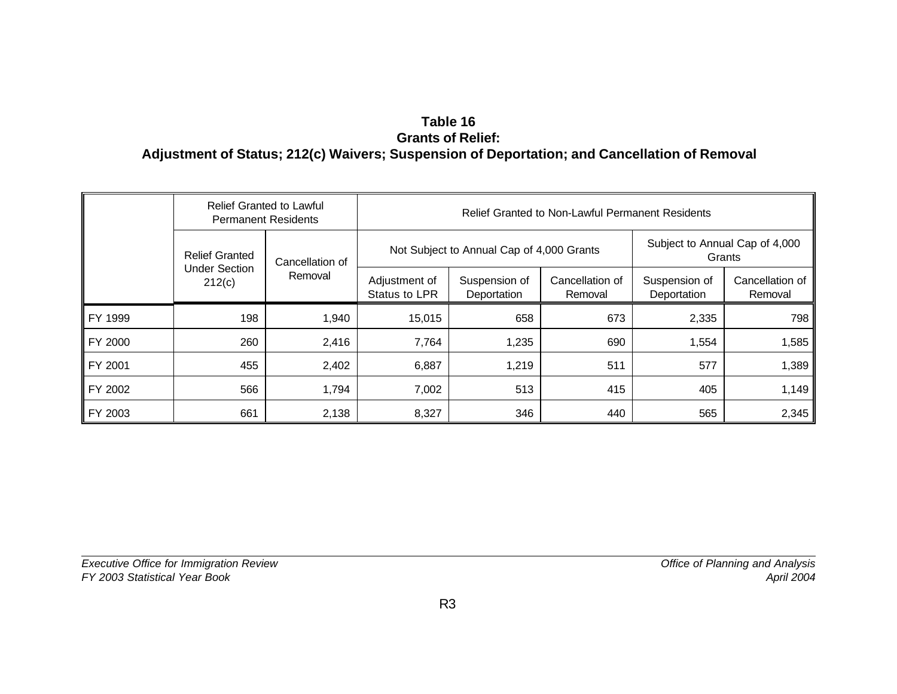# Table 16
## Grants of Relief:
## Adjustment of Status; 212(c) Waivers; Suspension of Deportation; and Cancellation of Removal

| | Relief Granted to Lawful Permanent Residents | | Relief Granted to Non-Lawful Permanent Residents | | | | |
|---|---|---|---|---|---|---|---|
| | | | Not Subject to Annual Cap of 4,000 Grants | | | Subject to Annual Cap of 4,000 Grants | |
| | Relief Granted Under Section 212(c) | Cancellation of Removal | Adjustment of Status to LPR | Suspension of Deportation | Cancellation of Removal | Suspension of Deportation | Cancellation of Removal |
| FY 1999 | 198 | 1,940 | 15,015 | 658 | 673 | 2,335 | 798 |
| FY 2000 | 260 | 2,416 | 7,764 | 1,235 | 690 | 1,554 | 1,585 |
| FY 2001 | 455 | 2,402 | 6,887 | 1,219 | 511 | 577 | 1,389 |
| FY 2002 | 566 | 1,794 | 7,002 | 513 | 415 | 405 | 1,149 |
| FY 2003 | 661 | 2,138 | 8,327 | 346 | 440 | 565 | 2,345 |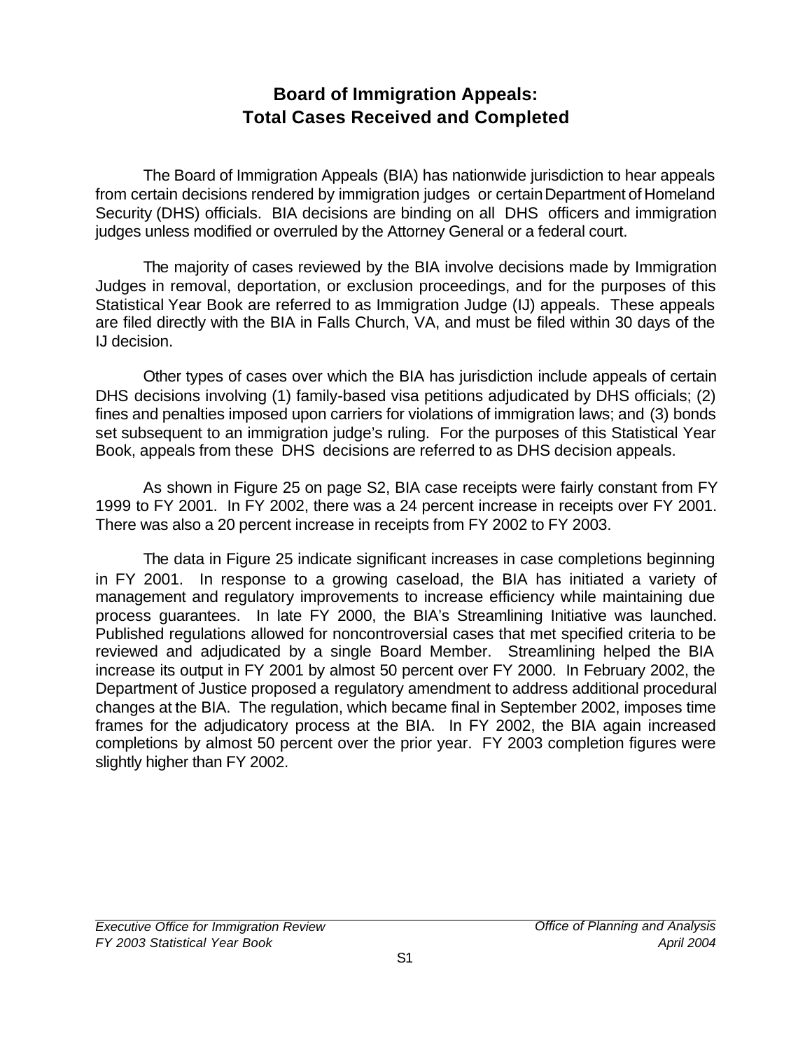# Board of Immigration Appeals: Total Cases Received and Completed

The Board of Immigration Appeals (BIA) has nationwide jurisdiction to hear appeals from certain decisions rendered by immigration judges or certain Department of Homeland Security (DHS) officials. BIA decisions are binding on all DHS officers and immigration judges unless modified or overruled by the Attorney General or a federal court.

The majority of cases reviewed by the BIA involve decisions made by Immigration Judges in removal, deportation, or exclusion proceedings, and for the purposes of this Statistical Year Book are referred to as Immigration Judge (IJ) appeals. These appeals are filed directly with the BIA in Falls Church, VA, and must be filed within 30 days of the IJ decision.

Other types of cases over which the BIA has jurisdiction include appeals of certain DHS decisions involving (1) family-based visa petitions adjudicated by DHS officials; (2) fines and penalties imposed upon carriers for violations of immigration laws; and (3) bonds set subsequent to an immigration judge's ruling. For the purposes of this Statistical Year Book, appeals from these DHS decisions are referred to as DHS decision appeals.

As shown in Figure 25 on page S2, BIA case receipts were fairly constant from FY 1999 to FY 2001. In FY 2002, there was a 24 percent increase in receipts over FY 2001. There was also a 20 percent increase in receipts from FY 2002 to FY 2003.

The data in Figure 25 indicate significant increases in case completions beginning in FY 2001. In response to a growing caseload, the BIA has initiated a variety of management and regulatory improvements to increase efficiency while maintaining due process guarantees. In late FY 2000, the BIA's Streamlining Initiative was launched. Published regulations allowed for noncontroversial cases that met specified criteria to be reviewed and adjudicated by a single Board Member. Streamlining helped the BIA increase its output in FY 2001 by almost 50 percent over FY 2000. In February 2002, the Department of Justice proposed a regulatory amendment to address additional procedural changes at the BIA. The regulation, which became final in September 2002, imposes time frames for the adjudicatory process at the BIA. In FY 2002, the BIA again increased completions by almost 50 percent over the prior year. FY 2003 completion figures were slightly higher than FY 2002.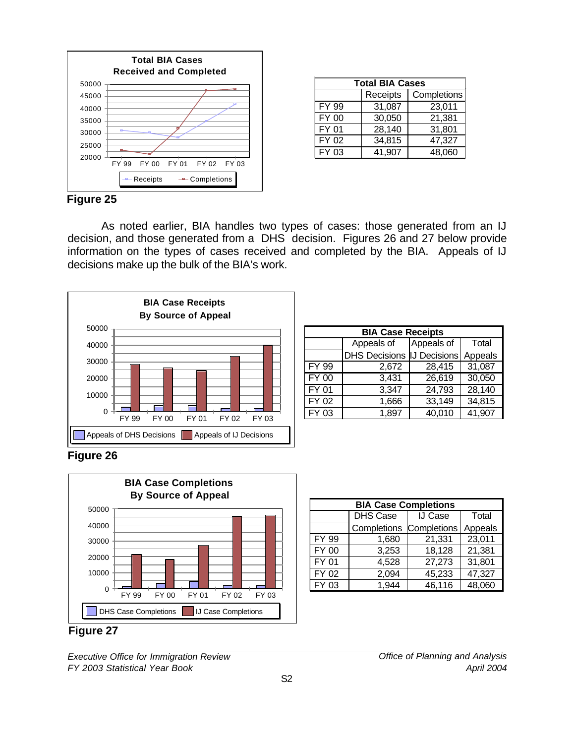**Figure 25**

| Total BIA Cases | | |
|---|---|---|
| | Receipts | Completions |
| FY 99 | 31,087 | 23,011 |
| FY 00 | 30,050 | 21,381 |
| FY 01 | 28,140 | 31,801 |
| FY 02 | 34,815 | 47,327 |
| FY 03 | 41,907 | 48,060 |

As noted earlier, BIA handles two types of cases: those generated from an IJ decision, and those generated from a DHS decision. Figures 26 and 27 below provide information on the types of cases received and completed by the BIA. Appeals of IJ decisions make up the bulk of the BIA's work.

**Figure 26**

| BIA Case Receipts | | | |
|---|---|---|---|
| | Appeals of DHS Decisions | Appeals of IJ Decisions | Total Appeals |
| FY 99 | 2,672 | 28,415 | 31,087 |
| FY 00 | 3,431 | 26,619 | 30,050 |
| FY 01 | 3,347 | 24,793 | 28,140 |
| FY 02 | 1,666 | 33,149 | 34,815 |
| FY 03 | 1,897 | 40,010 | 41,907 |

**Figure 27**

| BIA Case Completions | | | |
|---|---|---|---|
| | DHS Case Completions | IJ Case Completions | Total Appeals |
| FY 99 | 1,680 | 21,331 | 23,011 |
| FY 00 | 3,253 | 18,128 | 21,381 |
| FY 01 | 4,528 | 27,273 | 31,801 |
| FY 02 | 2,094 | 45,233 | 47,327 |
| FY 03 | 1,944 | 46,116 | 48,060 |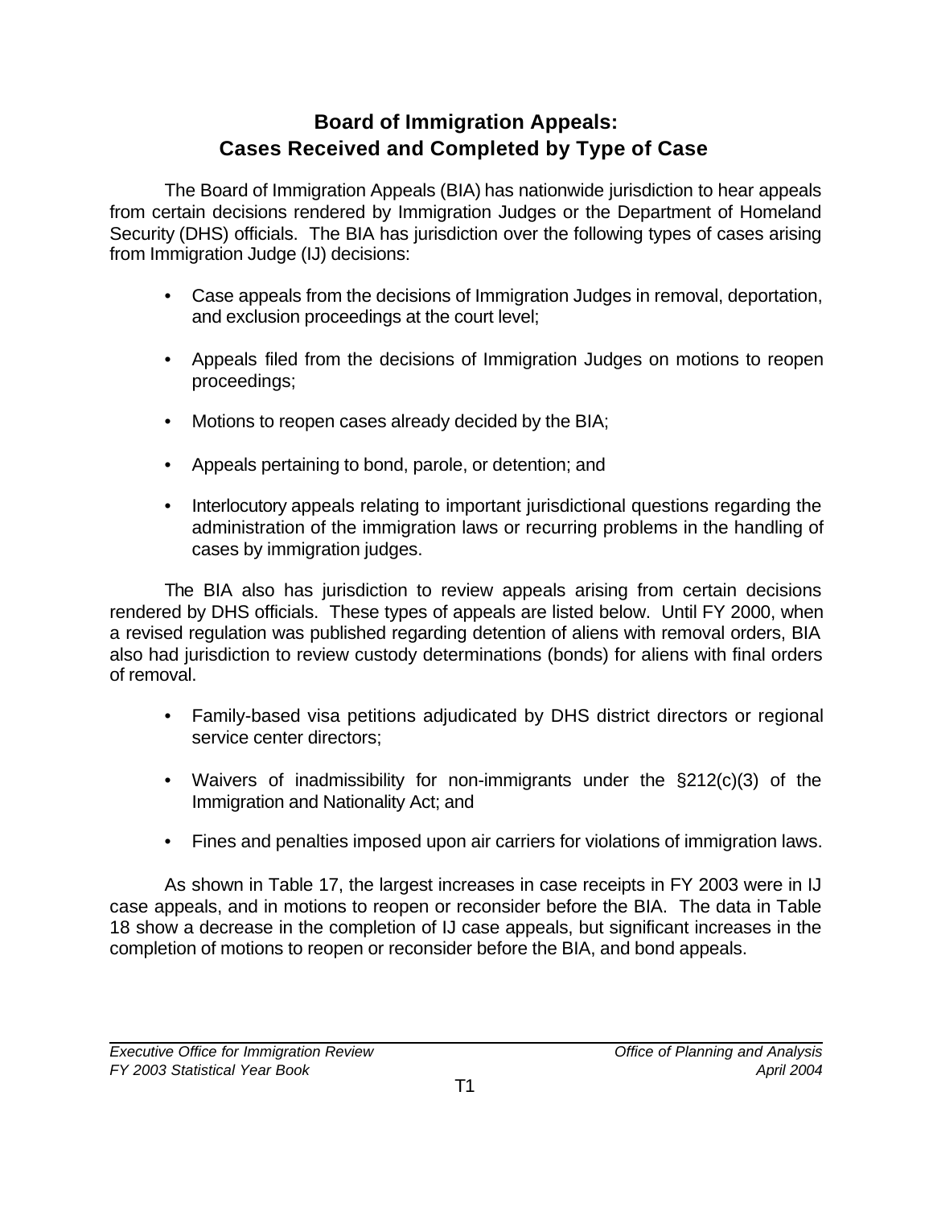# Board of Immigration Appeals: Cases Received and Completed by Type of Case

The Board of Immigration Appeals (BIA) has nationwide jurisdiction to hear appeals from certain decisions rendered by Immigration Judges or the Department of Homeland Security (DHS) officials. The BIA has jurisdiction over the following types of cases arising from Immigration Judge (IJ) decisions:

- Case appeals from the decisions of Immigration Judges in removal, deportation, and exclusion proceedings at the court level;
- Appeals filed from the decisions of Immigration Judges on motions to reopen proceedings;
- Motions to reopen cases already decided by the BIA;
- Appeals pertaining to bond, parole, or detention; and
- Interlocutory appeals relating to important jurisdictional questions regarding the administration of the immigration laws or recurring problems in the handling of cases by immigration judges.

The BIA also has jurisdiction to review appeals arising from certain decisions rendered by DHS officials. These types of appeals are listed below. Until FY 2000, when a revised regulation was published regarding detention of aliens with removal orders, BIA also had jurisdiction to review custody determinations (bonds) for aliens with final orders of removal.

- Family-based visa petitions adjudicated by DHS district directors or regional service center directors;
- Waivers of inadmissibility for non-immigrants under the §212(c)(3) of the Immigration and Nationality Act; and
- Fines and penalties imposed upon air carriers for violations of immigration laws.

As shown in Table 17, the largest increases in case receipts in FY 2003 were in IJ case appeals, and in motions to reopen or reconsider before the BIA. The data in Table 18 show a decrease in the completion of IJ case appeals, but significant increases in the completion of motions to reopen or reconsider before the BIA, and bond appeals.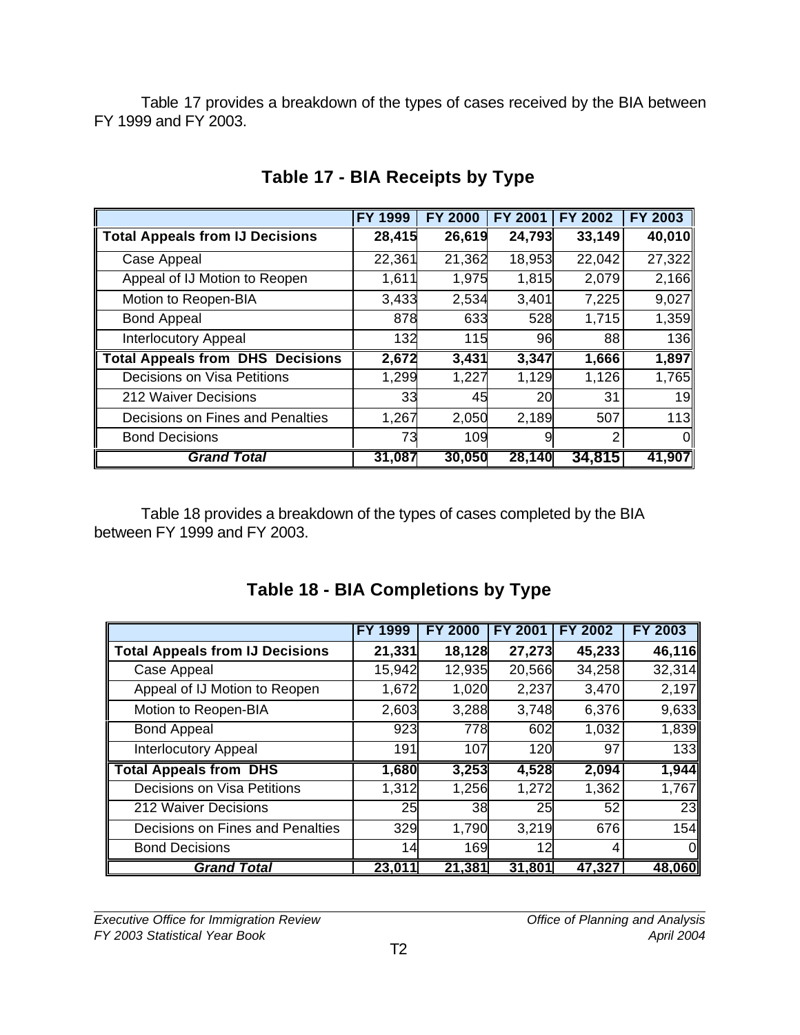Table 17 provides a breakdown of the types of cases received by the BIA between FY 1999 and FY 2003.

## Table 17 - BIA Receipts by Type

| | FY 1999 | FY 2000 | FY 2001 | FY 2002 | FY 2003 |
|---|---|---|---|---|---|
| **Total Appeals from IJ Decisions** | **28,415** | **26,619** | **24,793** | **33,149** | **40,010** |
| Case Appeal | 22,361 | 21,362 | 18,953 | 22,042 | 27,322 |
| Appeal of IJ Motion to Reopen | 1,611 | 1,975 | 1,815 | 2,079 | 2,166 |
| Motion to Reopen-BIA | 3,433 | 2,534 | 3,401 | 7,225 | 9,027 |
| Bond Appeal | 878 | 633 | 528 | 1,715 | 1,359 |
| Interlocutory Appeal | 132 | 115 | 96 | 88 | 136 |
| **Total Appeals from DHS Decisions** | **2,672** | **3,431** | **3,347** | **1,666** | **1,897** |
| Decisions on Visa Petitions | 1,299 | 1,227 | 1,129 | 1,126 | 1,765 |
| 212 Waiver Decisions | 33 | 45 | 20 | 31 | 19 |
| Decisions on Fines and Penalties | 1,267 | 2,050 | 2,189 | 507 | 113 |
| Bond Decisions | 73 | 109 | 9 | 2 | 0 |
| ***Grand Total*** | **31,087** | **30,050** | **28,140** | **34,815** | **41,907** |

Table 18 provides a breakdown of the types of cases completed by the BIA between FY 1999 and FY 2003.

## Table 18 - BIA Completions by Type

| | FY 1999 | FY 2000 | FY 2001 | FY 2002 | FY 2003 |
|---|---|---|---|---|---|
| **Total Appeals from IJ Decisions** | **21,331** | **18,128** | **27,273** | **45,233** | **46,116** |
| Case Appeal | 15,942 | 12,935 | 20,566 | 34,258 | 32,314 |
| Appeal of IJ Motion to Reopen | 1,672 | 1,020 | 2,237 | 3,470 | 2,197 |
| Motion to Reopen-BIA | 2,603 | 3,288 | 3,748 | 6,376 | 9,633 |
| Bond Appeal | 923 | 778 | 602 | 1,032 | 1,839 |
| Interlocutory Appeal | 191 | 107 | 120 | 97 | 133 |
| **Total Appeals from DHS** | **1,680** | **3,253** | **4,528** | **2,094** | **1,944** |
| Decisions on Visa Petitions | 1,312 | 1,256 | 1,272 | 1,362 | 1,767 |
| 212 Waiver Decisions | 25 | 38 | 25 | 52 | 23 |
| Decisions on Fines and Penalties | 329 | 1,790 | 3,219 | 676 | 154 |
| Bond Decisions | 14 | 169 | 12 | 4 | 0 |
| ***Grand Total*** | **23,011** | **21,381** | **31,801** | **47,327** | **48,060** |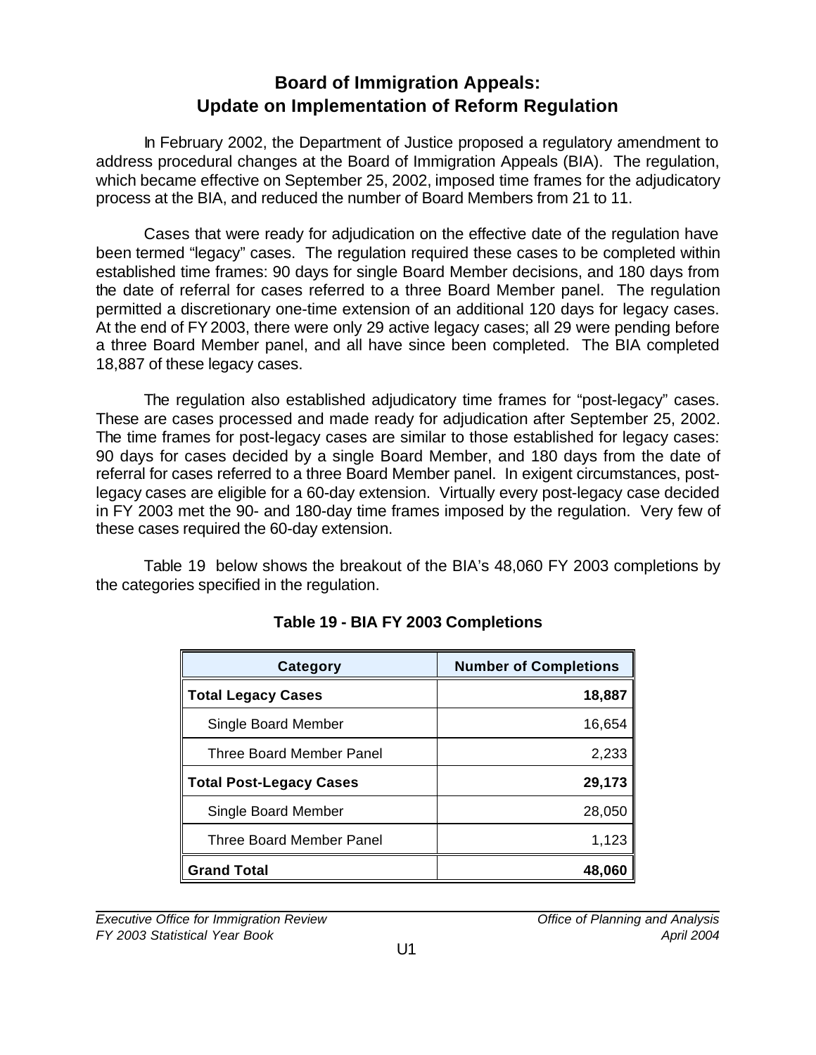# Board of Immigration Appeals: Update on Implementation of Reform Regulation

In February 2002, the Department of Justice proposed a regulatory amendment to address procedural changes at the Board of Immigration Appeals (BIA). The regulation, which became effective on September 25, 2002, imposed time frames for the adjudicatory process at the BIA, and reduced the number of Board Members from 21 to 11.

Cases that were ready for adjudication on the effective date of the regulation have been termed "legacy" cases. The regulation required these cases to be completed within established time frames: 90 days for single Board Member decisions, and 180 days from the date of referral for cases referred to a three Board Member panel. The regulation permitted a discretionary one-time extension of an additional 120 days for legacy cases. At the end of FY 2003, there were only 29 active legacy cases; all 29 were pending before a three Board Member panel, and all have since been completed. The BIA completed 18,887 of these legacy cases.

The regulation also established adjudicatory time frames for "post-legacy" cases. These are cases processed and made ready for adjudication after September 25, 2002. The time frames for post-legacy cases are similar to those established for legacy cases: 90 days for cases decided by a single Board Member, and 180 days from the date of referral for cases referred to a three Board Member panel. In exigent circumstances, post-legacy cases are eligible for a 60-day extension. Virtually every post-legacy case decided in FY 2003 met the 90- and 180-day time frames imposed by the regulation. Very few of these cases required the 60-day extension.

Table 19 below shows the breakout of the BIA's 48,060 FY 2003 completions by the categories specified in the regulation.

## Table 19 - BIA FY 2003 Completions

| Category | Number of Completions |
|---|---|
| **Total Legacy Cases** | **18,887** |
| Single Board Member | 16,654 |
| Three Board Member Panel | 2,233 |
| **Total Post-Legacy Cases** | **29,173** |
| Single Board Member | 28,050 |
| Three Board Member Panel | 1,123 |
| **Grand Total** | **48,060** |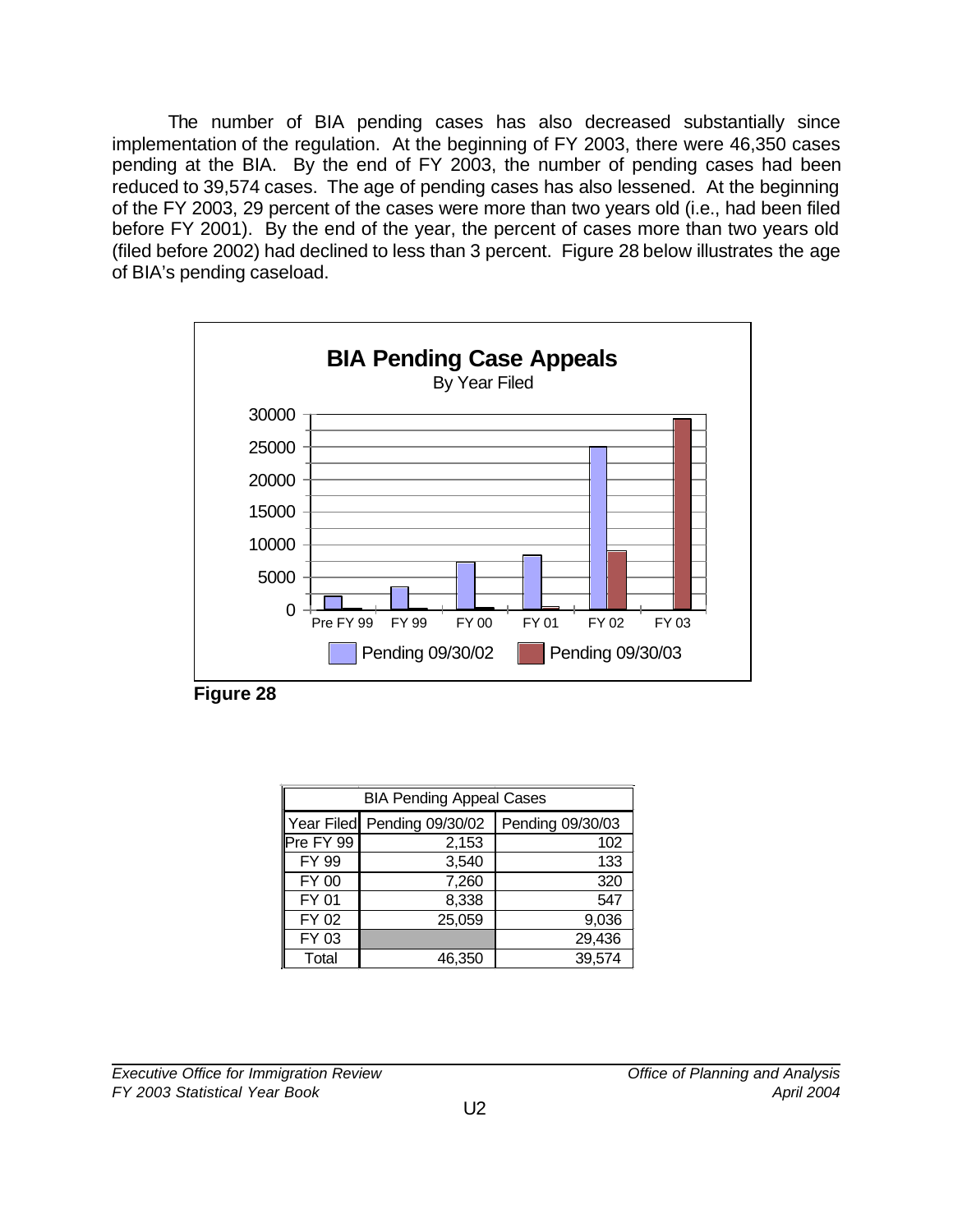The number of BIA pending cases has also decreased substantially since implementation of the regulation. At the beginning of FY 2003, there were 46,350 cases pending at the BIA. By the end of FY 2003, the number of pending cases had been reduced to 39,574 cases. The age of pending cases has also lessened. At the beginning of the FY 2003, 29 percent of the cases were more than two years old (i.e., had been filed before FY 2001). By the end of the year, the percent of cases more than two years old (filed before 2002) had declined to less than 3 percent. Figure 28 below illustrates the age of BIA's pending caseload.

**BIA Pending Case Appeals**
By Year Filed

**Figure 28**

| BIA Pending Appeal Cases | | |
|---|---|---|
| Year Filed | Pending 09/30/02 | Pending 09/30/03 |
| Pre FY 99 | 2,153 | 102 |
| FY 99 | 3,540 | 133 |
| FY 00 | 7,260 | 320 |
| FY 01 | 8,338 | 547 |
| FY 02 | 25,059 | 9,036 |
| FY 03 | | 29,436 |
| Total | 46,350 | 39,574 |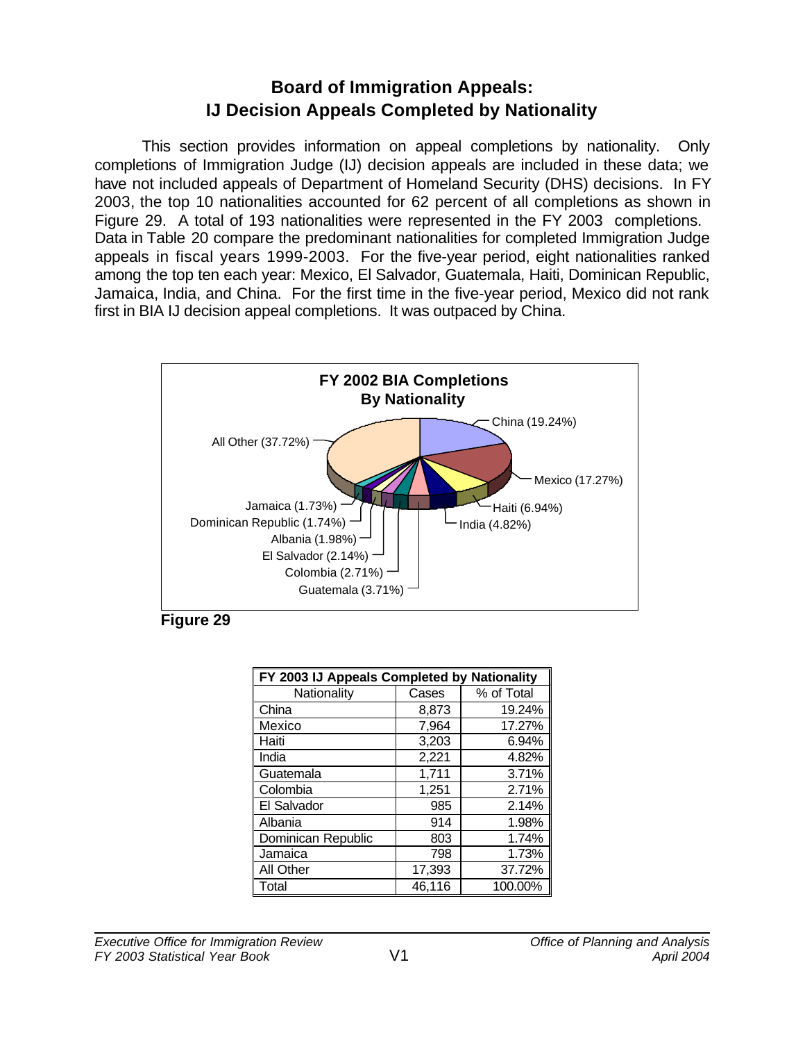# Board of Immigration Appeals: IJ Decision Appeals Completed by Nationality

This section provides information on appeal completions by nationality. Only completions of Immigration Judge (IJ) decision appeals are included in these data; we have not included appeals of Department of Homeland Security (DHS) decisions. In FY 2003, the top 10 nationalities accounted for 62 percent of all completions as shown in Figure 29. A total of 193 nationalities were represented in the FY 2003 completions. Data in Table 20 compare the predominant nationalities for completed Immigration Judge appeals in fiscal years 1999-2003. For the five-year period, eight nationalities ranked among the top ten each year: Mexico, El Salvador, Guatemala, Haiti, Dominican Republic, Jamaica, India, and China. For the first time in the five-year period, Mexico did not rank first in BIA IJ decision appeal completions. It was outpaced by China.

**FY 2002 BIA Completions By Nationality**

China (19.24%), Mexico (17.27%), Haiti (6.94%), India (4.82%), Guatemala (3.71%), Colombia (2.71%), El Salvador (2.14%), Albania (1.98%), Dominican Republic (1.74%), Jamaica (1.73%), All Other (37.72%)

**Figure 29**

| FY 2003 IJ Appeals Completed by Nationality | | |
|---|---|---|
| Nationality | Cases | % of Total |
| China | 8,873 | 19.24% |
| Mexico | 7,964 | 17.27% |
| Haiti | 3,203 | 6.94% |
| India | 2,221 | 4.82% |
| Guatemala | 1,711 | 3.71% |
| Colombia | 1,251 | 2.71% |
| El Salvador | 985 | 2.14% |
| Albania | 914 | 1.98% |
| Dominican Republic | 803 | 1.74% |
| Jamaica | 798 | 1.73% |
| All Other | 17,393 | 37.72% |
| Total | 46,116 | 100.00% |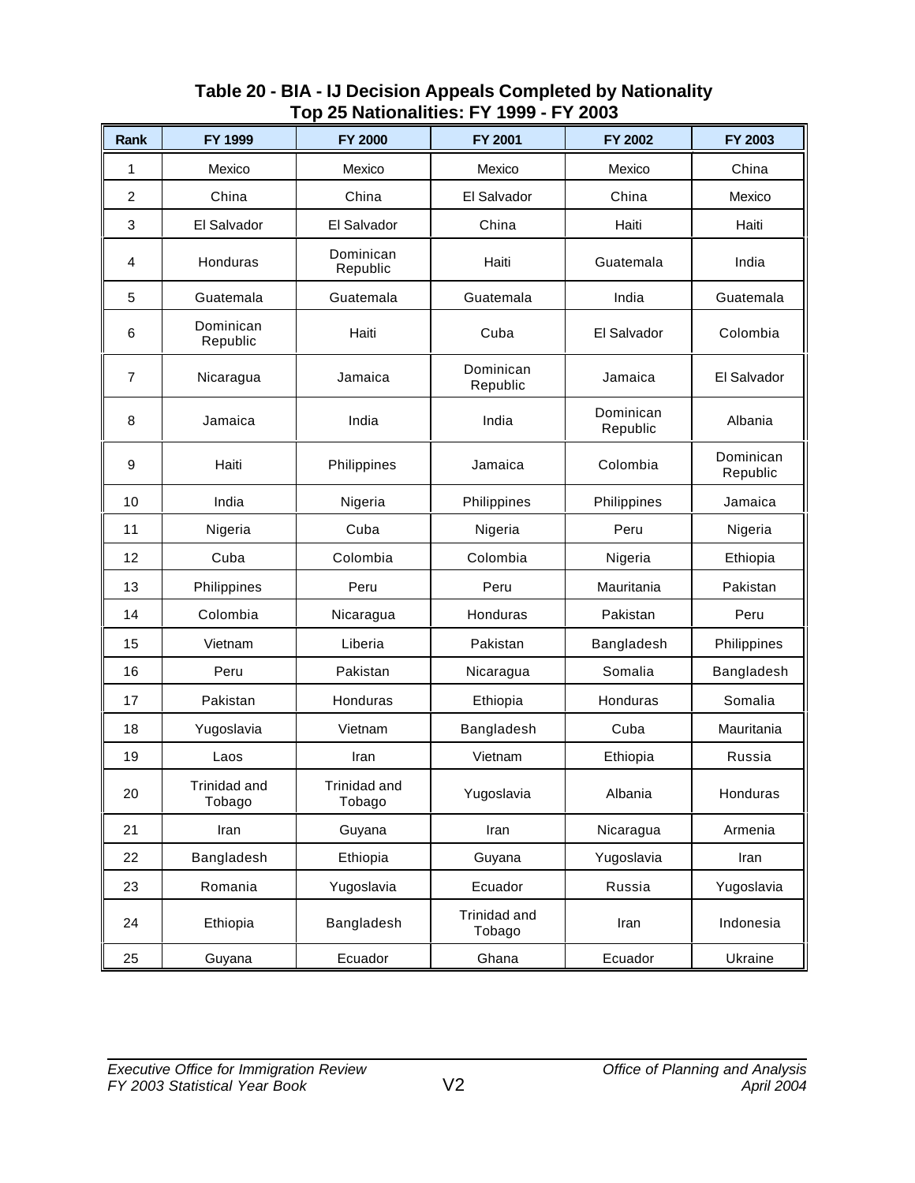## Table 20 - BIA - IJ Decision Appeals Completed by Nationality
## Top 25 Nationalities: FY 1999 - FY 2003

| Rank | FY 1999 | FY 2000 | FY 2001 | FY 2002 | FY 2003 |
|---|---|---|---|---|---|
| 1 | Mexico | Mexico | Mexico | Mexico | China |
| 2 | China | China | El Salvador | China | Mexico |
| 3 | El Salvador | El Salvador | China | Haiti | Haiti |
| 4 | Honduras | Dominican Republic | Haiti | Guatemala | India |
| 5 | Guatemala | Guatemala | Guatemala | India | Guatemala |
| 6 | Dominican Republic | Haiti | Cuba | El Salvador | Colombia |
| 7 | Nicaragua | Jamaica | Dominican Republic | Jamaica | El Salvador |
| 8 | Jamaica | India | India | Dominican Republic | Albania |
| 9 | Haiti | Philippines | Jamaica | Colombia | Dominican Republic |
| 10 | India | Nigeria | Philippines | Philippines | Jamaica |
| 11 | Nigeria | Cuba | Nigeria | Peru | Nigeria |
| 12 | Cuba | Colombia | Colombia | Nigeria | Ethiopia |
| 13 | Philippines | Peru | Peru | Mauritania | Pakistan |
| 14 | Colombia | Nicaragua | Honduras | Pakistan | Peru |
| 15 | Vietnam | Liberia | Pakistan | Bangladesh | Philippines |
| 16 | Peru | Pakistan | Nicaragua | Somalia | Bangladesh |
| 17 | Pakistan | Honduras | Ethiopia | Honduras | Somalia |
| 18 | Yugoslavia | Vietnam | Bangladesh | Cuba | Mauritania |
| 19 | Laos | Iran | Vietnam | Ethiopia | Russia |
| 20 | Trinidad and Tobago | Trinidad and Tobago | Yugoslavia | Albania | Honduras |
| 21 | Iran | Guyana | Iran | Nicaragua | Armenia |
| 22 | Bangladesh | Ethiopia | Guyana | Yugoslavia | Iran |
| 23 | Romania | Yugoslavia | Ecuador | Russia | Yugoslavia |
| 24 | Ethiopia | Bangladesh | Trinidad and Tobago | Iran | Indonesia |
| 25 | Guyana | Ecuador | Ghana | Ecuador | Ukraine |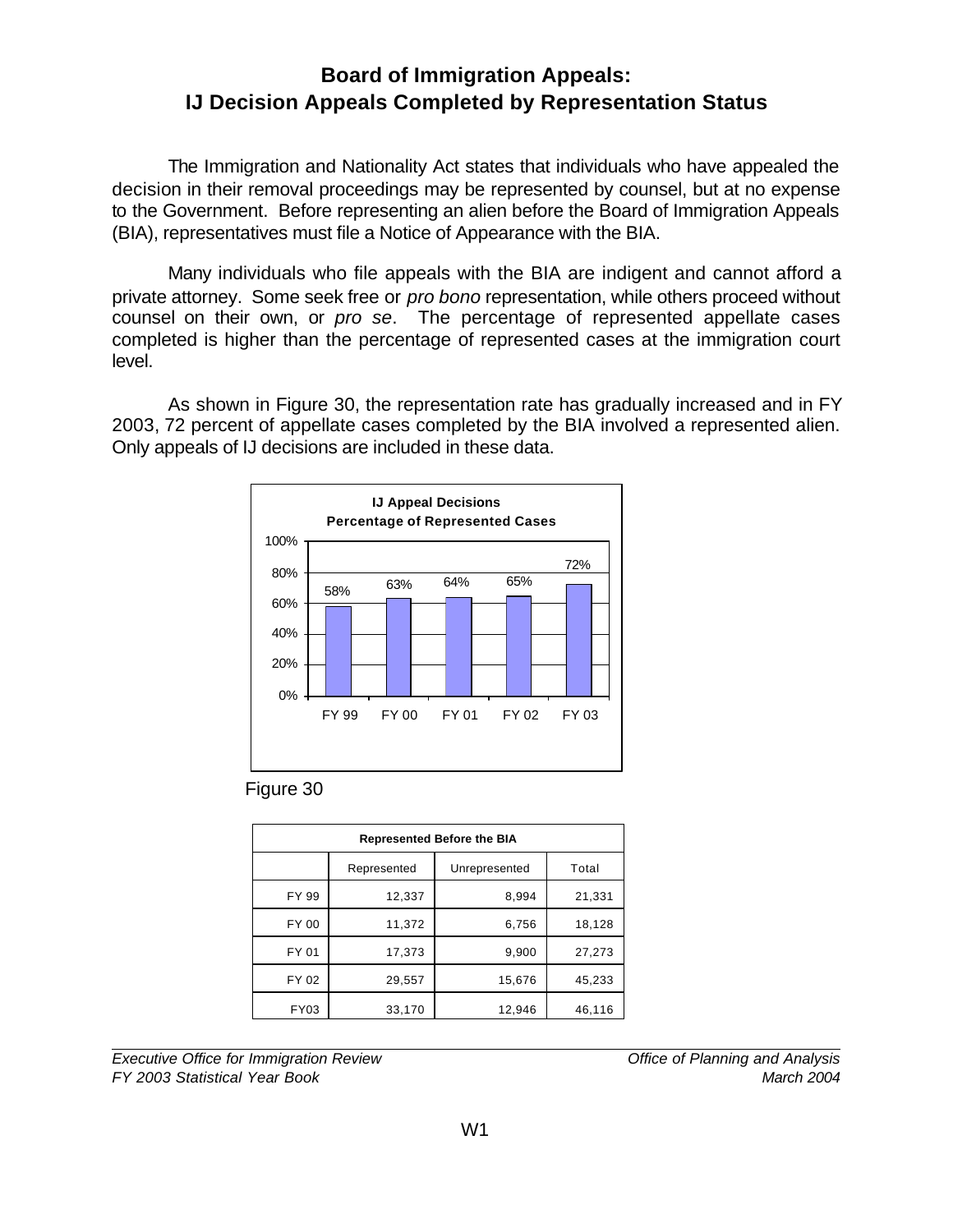# Board of Immigration Appeals: IJ Decision Appeals Completed by Representation Status

The Immigration and Nationality Act states that individuals who have appealed the decision in their removal proceedings may be represented by counsel, but at no expense to the Government. Before representing an alien before the Board of Immigration Appeals (BIA), representatives must file a Notice of Appearance with the BIA.

Many individuals who file appeals with the BIA are indigent and cannot afford a private attorney. Some seek free or *pro bono* representation, while others proceed without counsel on their own, or *pro se*. The percentage of represented appellate cases completed is higher than the percentage of represented cases at the immigration court level.

As shown in Figure 30, the representation rate has gradually increased and in FY 2003, 72 percent of appellate cases completed by the BIA involved a represented alien. Only appeals of IJ decisions are included in these data.

**IJ Appeal Decisions**
**Percentage of Represented Cases**

| | FY 99 | FY 00 | FY 01 | FY 02 | FY 03 |
|---|---|---|---|---|---|
| Percentage Represented | 58% | 63% | 64% | 65% | 72% |

Figure 30

| Represented Before the BIA | | | |
|---|---|---|---|
| | Represented | Unrepresented | Total |
| FY 99 | 12,337 | 8,994 | 21,331 |
| FY 00 | 11,372 | 6,756 | 18,128 |
| FY 01 | 17,373 | 9,900 | 27,273 |
| FY 02 | 29,557 | 15,676 | 45,233 |
| FY03 | 33,170 | 12,946 | 46,116 |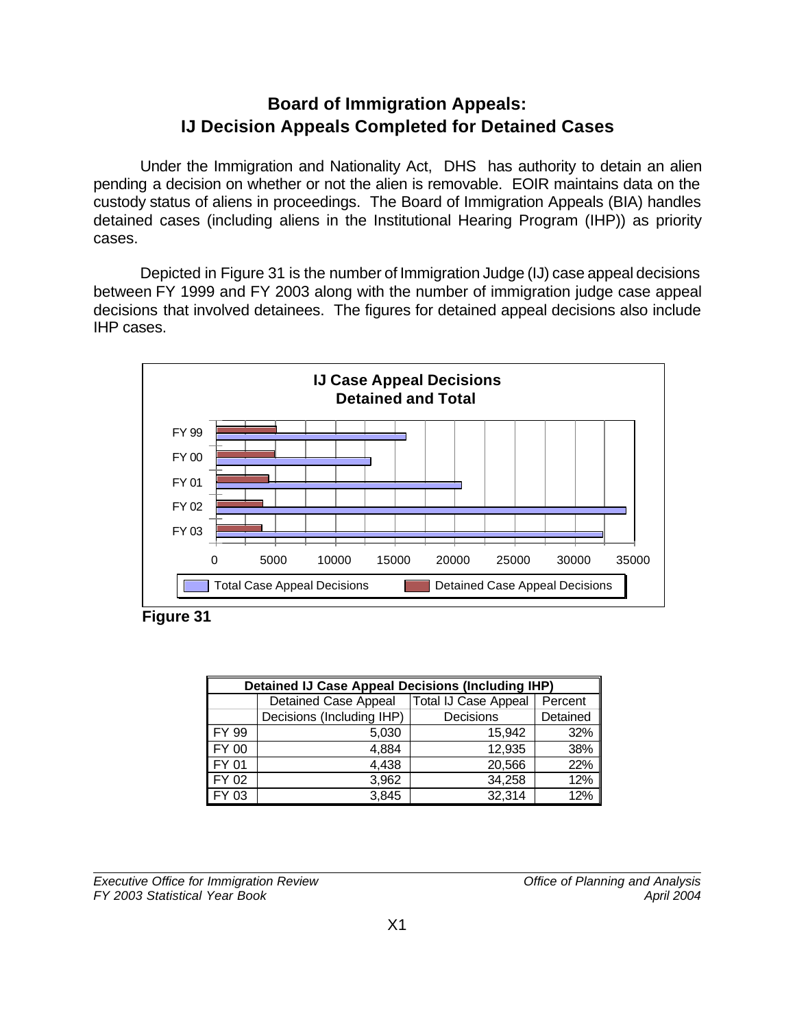# Board of Immigration Appeals: IJ Decision Appeals Completed for Detained Cases

Under the Immigration and Nationality Act, DHS has authority to detain an alien pending a decision on whether or not the alien is removable. EOIR maintains data on the custody status of aliens in proceedings. The Board of Immigration Appeals (BIA) handles detained cases (including aliens in the Institutional Hearing Program (IHP)) as priority cases.

Depicted in Figure 31 is the number of Immigration Judge (IJ) case appeal decisions between FY 1999 and FY 2003 along with the number of immigration judge case appeal decisions that involved detainees. The figures for detained appeal decisions also include IHP cases.

**IJ Case Appeal Decisions Detained and Total**

Figure 31

| Detained IJ Case Appeal Decisions (Including IHP) | | | |
|---|---|---|---|
| | Detained Case Appeal Decisions (Including IHP) | Total IJ Case Appeal Decisions | Percent Detained |
| FY 99 | 5,030 | 15,942 | 32% |
| FY 00 | 4,884 | 12,935 | 38% |
| FY 01 | 4,438 | 20,566 | 22% |
| FY 02 | 3,962 | 34,258 | 12% |
| FY 03 | 3,845 | 32,314 | 12% |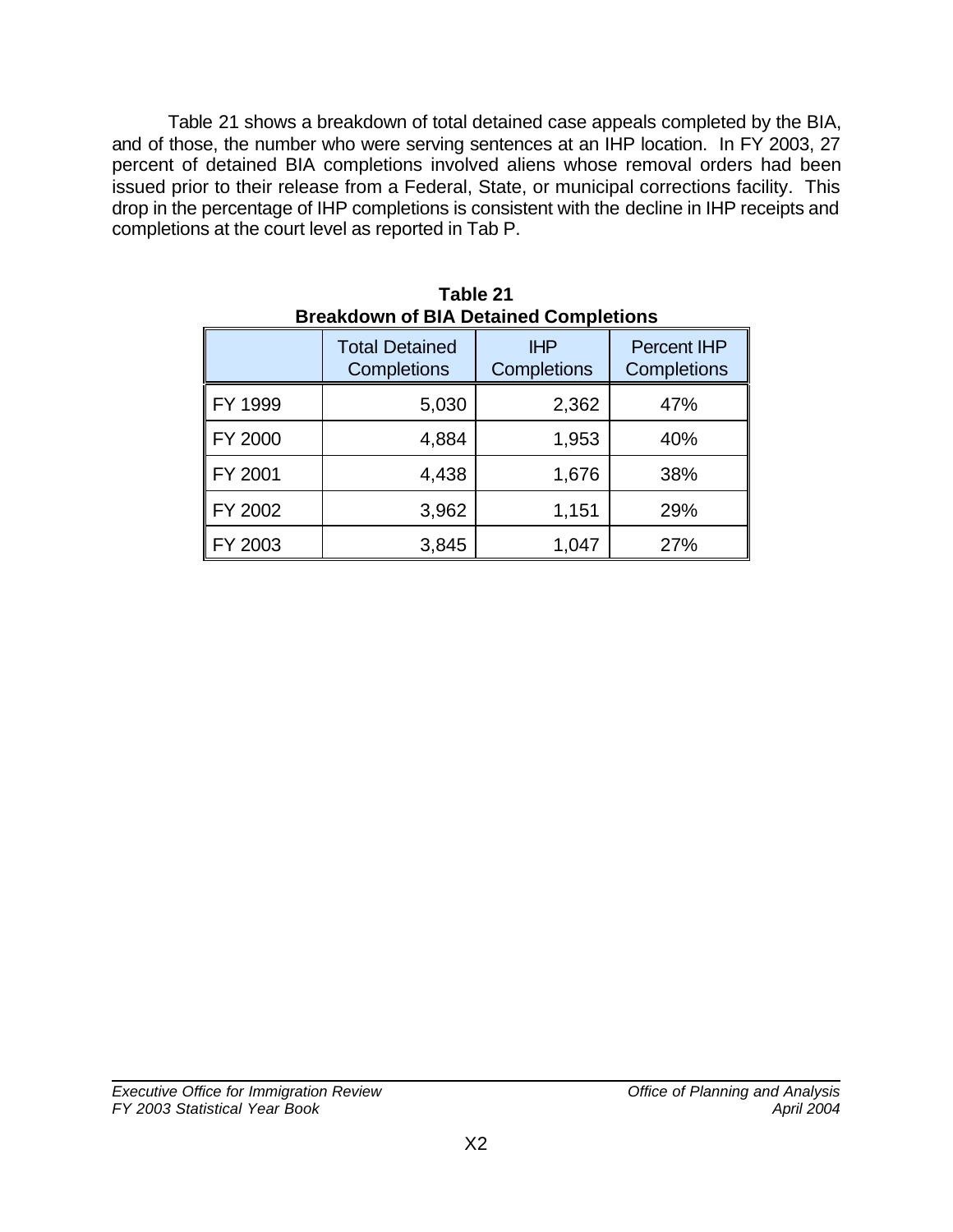Table 21 shows a breakdown of total detained case appeals completed by the BIA, and of those, the number who were serving sentences at an IHP location. In FY 2003, 27 percent of detained BIA completions involved aliens whose removal orders had been issued prior to their release from a Federal, State, or municipal corrections facility. This drop in the percentage of IHP completions is consistent with the decline in IHP receipts and completions at the court level as reported in Tab P.

**Table 21**
**Breakdown of BIA Detained Completions**

| | Total Detained Completions | IHP Completions | Percent IHP Completions |
|---|---|---|---|
| FY 1999 | 5,030 | 2,362 | 47% |
| FY 2000 | 4,884 | 1,953 | 40% |
| FY 2001 | 4,438 | 1,676 | 38% |
| FY 2002 | 3,962 | 1,151 | 29% |
| FY 2003 | 3,845 | 1,047 | 27% |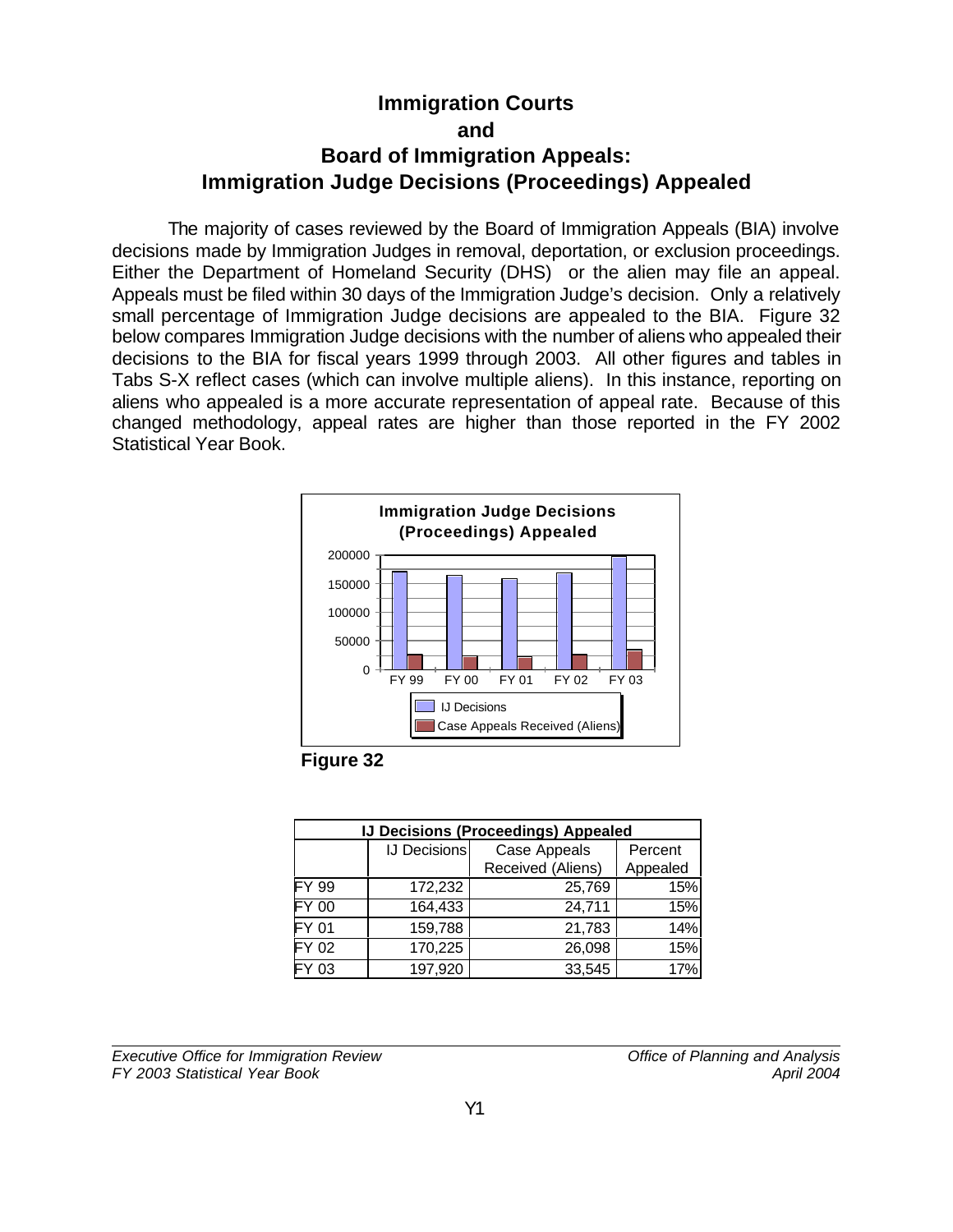# Immigration Courts and Board of Immigration Appeals: Immigration Judge Decisions (Proceedings) Appealed

The majority of cases reviewed by the Board of Immigration Appeals (BIA) involve decisions made by Immigration Judges in removal, deportation, or exclusion proceedings. Either the Department of Homeland Security (DHS) or the alien may file an appeal. Appeals must be filed within 30 days of the Immigration Judge's decision. Only a relatively small percentage of Immigration Judge decisions are appealed to the BIA. Figure 32 below compares Immigration Judge decisions with the number of aliens who appealed their decisions to the BIA for fiscal years 1999 through 2003. All other figures and tables in Tabs S-X reflect cases (which can involve multiple aliens). In this instance, reporting on aliens who appealed is a more accurate representation of appeal rate. Because of this changed methodology, appeal rates are higher than those reported in the FY 2002 Statistical Year Book.

**Immigration Judge Decisions (Proceedings) Appealed**

**Figure 32**

| IJ Decisions (Proceedings) Appealed | | | |
|---|---|---|---|
| | IJ Decisions | Case Appeals Received (Aliens) | Percent Appealed |
| FY 99 | 172,232 | 25,769 | 15% |
| FY 00 | 164,433 | 24,711 | 15% |
| FY 01 | 159,788 | 21,783 | 14% |
| FY 02 | 170,225 | 26,098 | 15% |
| FY 03 | 197,920 | 33,545 | 17% |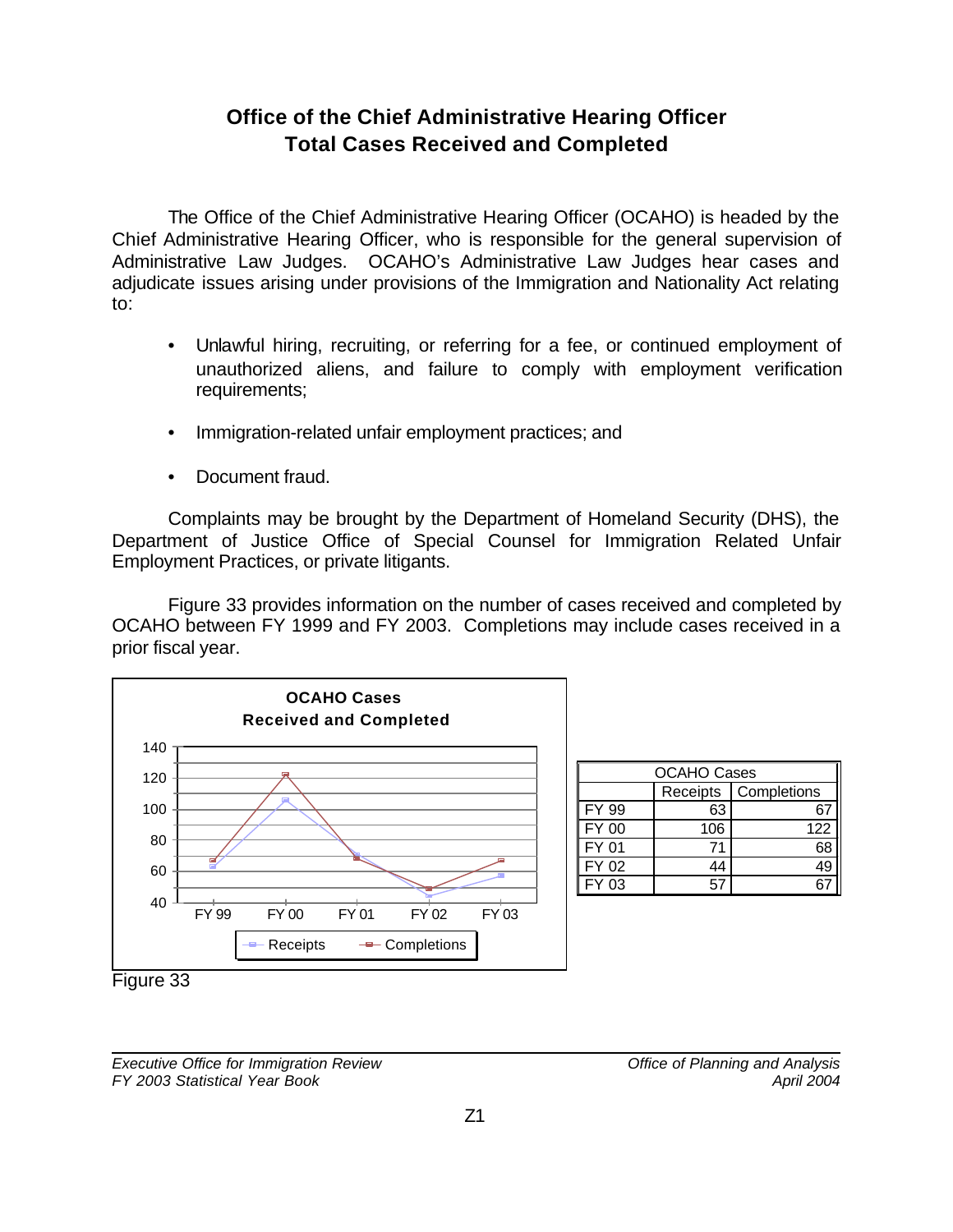# Office of the Chief Administrative Hearing Officer
## Total Cases Received and Completed

The Office of the Chief Administrative Hearing Officer (OCAHO) is headed by the Chief Administrative Hearing Officer, who is responsible for the general supervision of Administrative Law Judges. OCAHO's Administrative Law Judges hear cases and adjudicate issues arising under provisions of the Immigration and Nationality Act relating to:

- Unlawful hiring, recruiting, or referring for a fee, or continued employment of unauthorized aliens, and failure to comply with employment verification requirements;
- Immigration-related unfair employment practices; and
- Document fraud.

Complaints may be brought by the Department of Homeland Security (DHS), the Department of Justice Office of Special Counsel for Immigration Related Unfair Employment Practices, or private litigants.

Figure 33 provides information on the number of cases received and completed by OCAHO between FY 1999 and FY 2003. Completions may include cases received in a prior fiscal year.

**OCAHO Cases Received and Completed**

| OCAHO Cases | | |
|---|---|---|
| | Receipts | Completions |
| FY 99 | 63 | 67 |
| FY 00 | 106 | 122 |
| FY 01 | 71 | 68 |
| FY 02 | 44 | 49 |
| FY 03 | 57 | 67 |

Figure 33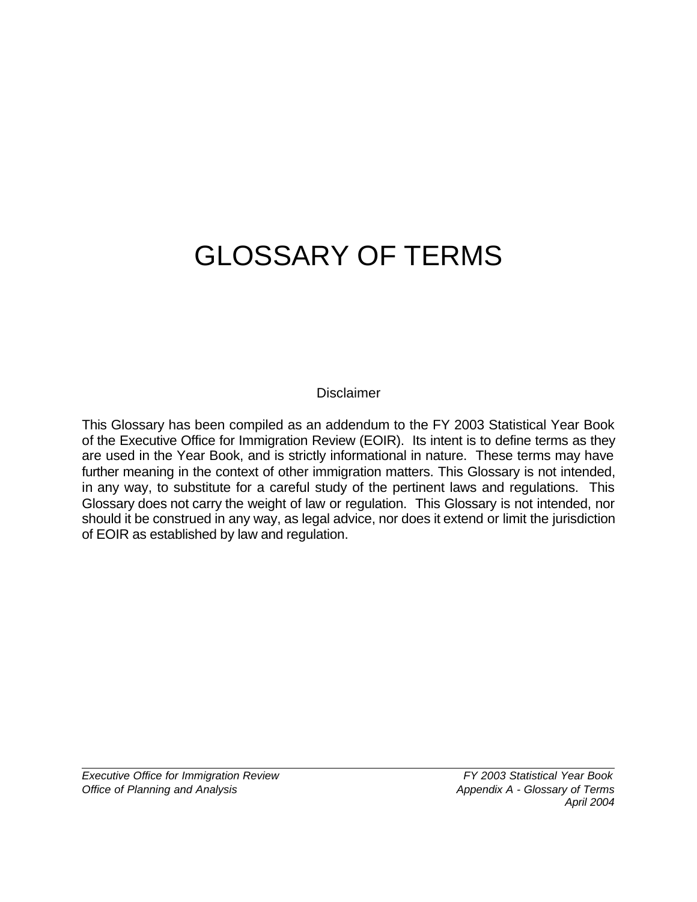# GLOSSARY OF TERMS

Disclaimer

This Glossary has been compiled as an addendum to the FY 2003 Statistical Year Book of the Executive Office for Immigration Review (EOIR). Its intent is to define terms as they are used in the Year Book, and is strictly informational in nature. These terms may have further meaning in the context of other immigration matters. This Glossary is not intended, in any way, to substitute for a careful study of the pertinent laws and regulations. This Glossary does not carry the weight of law or regulation. This Glossary is not intended, nor should it be construed in any way, as legal advice, nor does it extend or limit the jurisdiction of EOIR as established by law and regulation.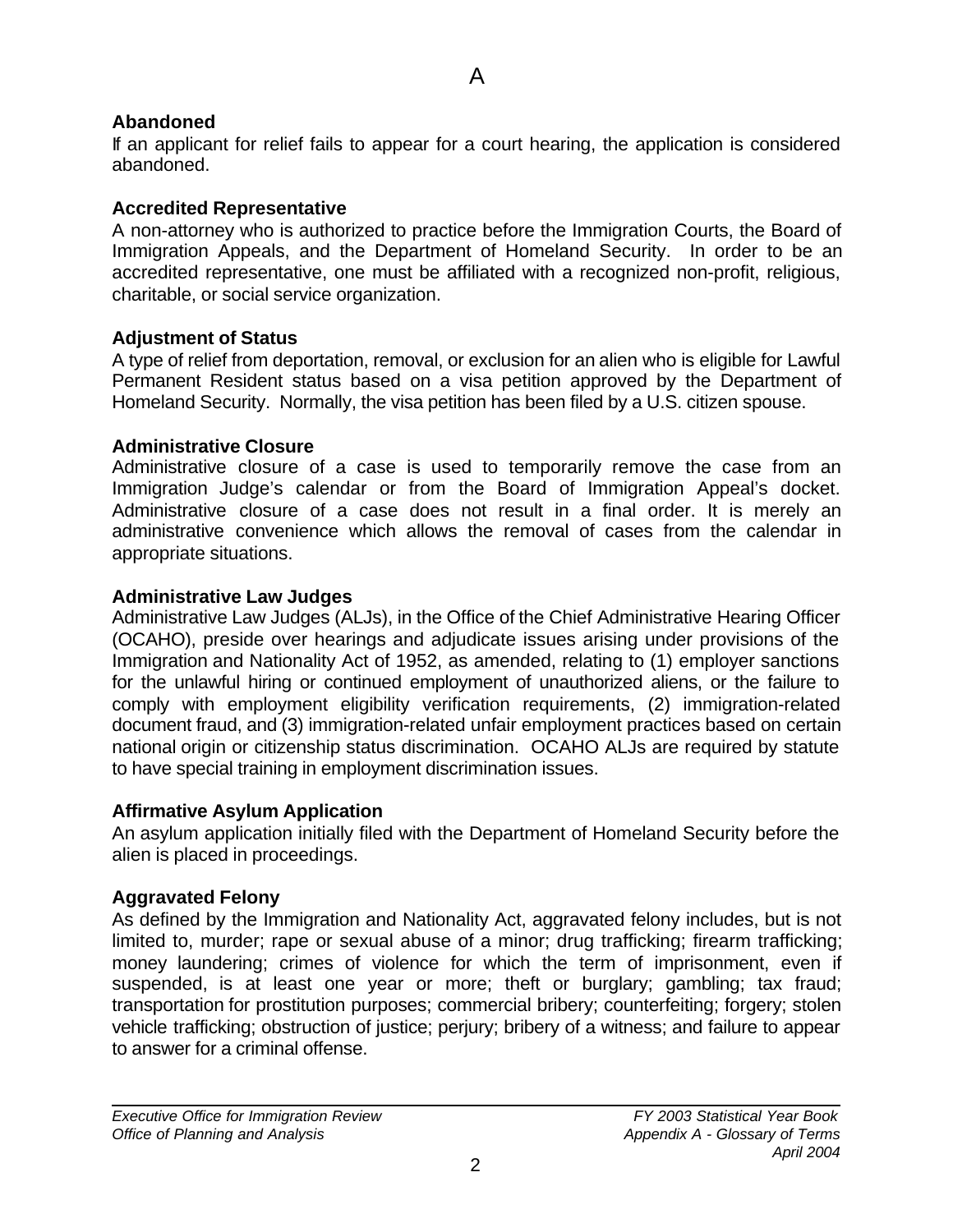# A

### Abandoned

If an applicant for relief fails to appear for a court hearing, the application is considered abandoned.

### Accredited Representative

A non-attorney who is authorized to practice before the Immigration Courts, the Board of Immigration Appeals, and the Department of Homeland Security. In order to be an accredited representative, one must be affiliated with a recognized non-profit, religious, charitable, or social service organization.

### Adjustment of Status

A type of relief from deportation, removal, or exclusion for an alien who is eligible for Lawful Permanent Resident status based on a visa petition approved by the Department of Homeland Security. Normally, the visa petition has been filed by a U.S. citizen spouse.

### Administrative Closure

Administrative closure of a case is used to temporarily remove the case from an Immigration Judge's calendar or from the Board of Immigration Appeal's docket. Administrative closure of a case does not result in a final order. It is merely an administrative convenience which allows the removal of cases from the calendar in appropriate situations.

### Administrative Law Judges

Administrative Law Judges (ALJs), in the Office of the Chief Administrative Hearing Officer (OCAHO), preside over hearings and adjudicate issues arising under provisions of the Immigration and Nationality Act of 1952, as amended, relating to (1) employer sanctions for the unlawful hiring or continued employment of unauthorized aliens, or the failure to comply with employment eligibility verification requirements, (2) immigration-related document fraud, and (3) immigration-related unfair employment practices based on certain national origin or citizenship status discrimination. OCAHO ALJs are required by statute to have special training in employment discrimination issues.

### Affirmative Asylum Application

An asylum application initially filed with the Department of Homeland Security before the alien is placed in proceedings.

### Aggravated Felony

As defined by the Immigration and Nationality Act, aggravated felony includes, but is not limited to, murder; rape or sexual abuse of a minor; drug trafficking; firearm trafficking; money laundering; crimes of violence for which the term of imprisonment, even if suspended, is at least one year or more; theft or burglary; gambling; tax fraud; transportation for prostitution purposes; commercial bribery; counterfeiting; forgery; stolen vehicle trafficking; obstruction of justice; perjury; bribery of a witness; and failure to appear to answer for a criminal offense.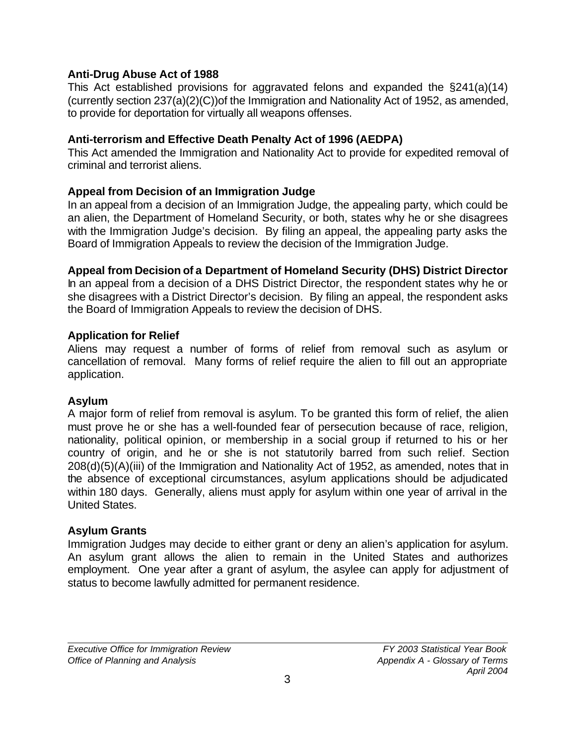### Anti-Drug Abuse Act of 1988

This Act established provisions for aggravated felons and expanded the §241(a)(14) (currently section 237(a)(2)(C))of the Immigration and Nationality Act of 1952, as amended, to provide for deportation for virtually all weapons offenses.

### Anti-terrorism and Effective Death Penalty Act of 1996 (AEDPA)

This Act amended the Immigration and Nationality Act to provide for expedited removal of criminal and terrorist aliens.

### Appeal from Decision of an Immigration Judge

In an appeal from a decision of an Immigration Judge, the appealing party, which could be an alien, the Department of Homeland Security, or both, states why he or she disagrees with the Immigration Judge's decision. By filing an appeal, the appealing party asks the Board of Immigration Appeals to review the decision of the Immigration Judge.

### Appeal from Decision of a Department of Homeland Security (DHS) District Director

In an appeal from a decision of a DHS District Director, the respondent states why he or she disagrees with a District Director's decision. By filing an appeal, the respondent asks the Board of Immigration Appeals to review the decision of DHS.

### Application for Relief

Aliens may request a number of forms of relief from removal such as asylum or cancellation of removal. Many forms of relief require the alien to fill out an appropriate application.

### Asylum

A major form of relief from removal is asylum. To be granted this form of relief, the alien must prove he or she has a well-founded fear of persecution because of race, religion, nationality, political opinion, or membership in a social group if returned to his or her country of origin, and he or she is not statutorily barred from such relief. Section 208(d)(5)(A)(iii) of the Immigration and Nationality Act of 1952, as amended, notes that in the absence of exceptional circumstances, asylum applications should be adjudicated within 180 days. Generally, aliens must apply for asylum within one year of arrival in the United States.

### Asylum Grants

Immigration Judges may decide to either grant or deny an alien's application for asylum. An asylum grant allows the alien to remain in the United States and authorizes employment. One year after a grant of asylum, the asylee can apply for adjustment of status to become lawfully admitted for permanent residence.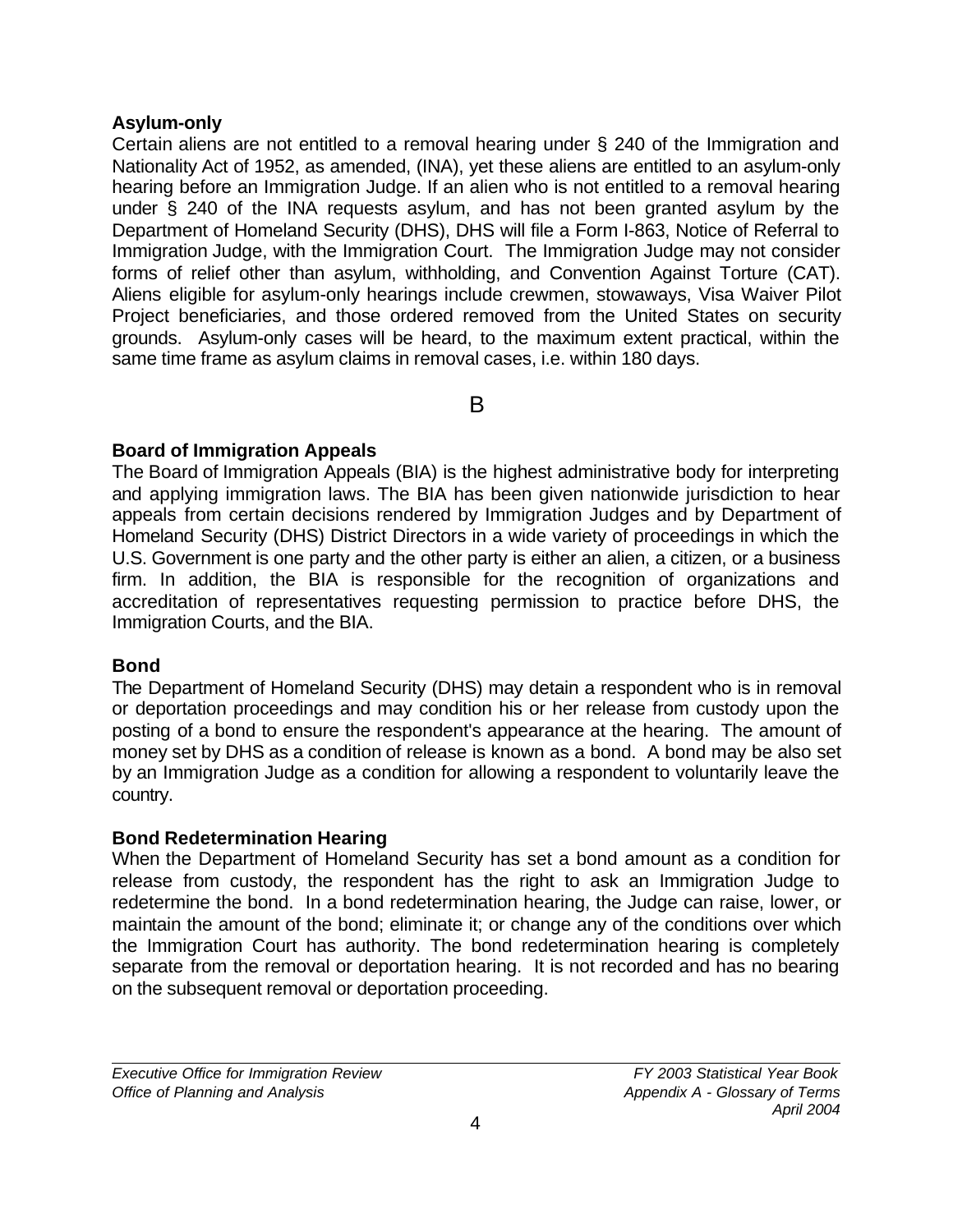### Asylum-only

Certain aliens are not entitled to a removal hearing under § 240 of the Immigration and Nationality Act of 1952, as amended, (INA), yet these aliens are entitled to an asylum-only hearing before an Immigration Judge. If an alien who is not entitled to a removal hearing under § 240 of the INA requests asylum, and has not been granted asylum by the Department of Homeland Security (DHS), DHS will file a Form I-863, Notice of Referral to Immigration Judge, with the Immigration Court. The Immigration Judge may not consider forms of relief other than asylum, withholding, and Convention Against Torture (CAT). Aliens eligible for asylum-only hearings include crewmen, stowaways, Visa Waiver Pilot Project beneficiaries, and those ordered removed from the United States on security grounds. Asylum-only cases will be heard, to the maximum extent practical, within the same time frame as asylum claims in removal cases, i.e. within 180 days.

## B

### Board of Immigration Appeals

The Board of Immigration Appeals (BIA) is the highest administrative body for interpreting and applying immigration laws. The BIA has been given nationwide jurisdiction to hear appeals from certain decisions rendered by Immigration Judges and by Department of Homeland Security (DHS) District Directors in a wide variety of proceedings in which the U.S. Government is one party and the other party is either an alien, a citizen, or a business firm. In addition, the BIA is responsible for the recognition of organizations and accreditation of representatives requesting permission to practice before DHS, the Immigration Courts, and the BIA.

### Bond

The Department of Homeland Security (DHS) may detain a respondent who is in removal or deportation proceedings and may condition his or her release from custody upon the posting of a bond to ensure the respondent's appearance at the hearing. The amount of money set by DHS as a condition of release is known as a bond. A bond may be also set by an Immigration Judge as a condition for allowing a respondent to voluntarily leave the country.

### Bond Redetermination Hearing

When the Department of Homeland Security has set a bond amount as a condition for release from custody, the respondent has the right to ask an Immigration Judge to redetermine the bond. In a bond redetermination hearing, the Judge can raise, lower, or maintain the amount of the bond; eliminate it; or change any of the conditions over which the Immigration Court has authority. The bond redetermination hearing is completely separate from the removal or deportation hearing. It is not recorded and has no bearing on the subsequent removal or deportation proceeding.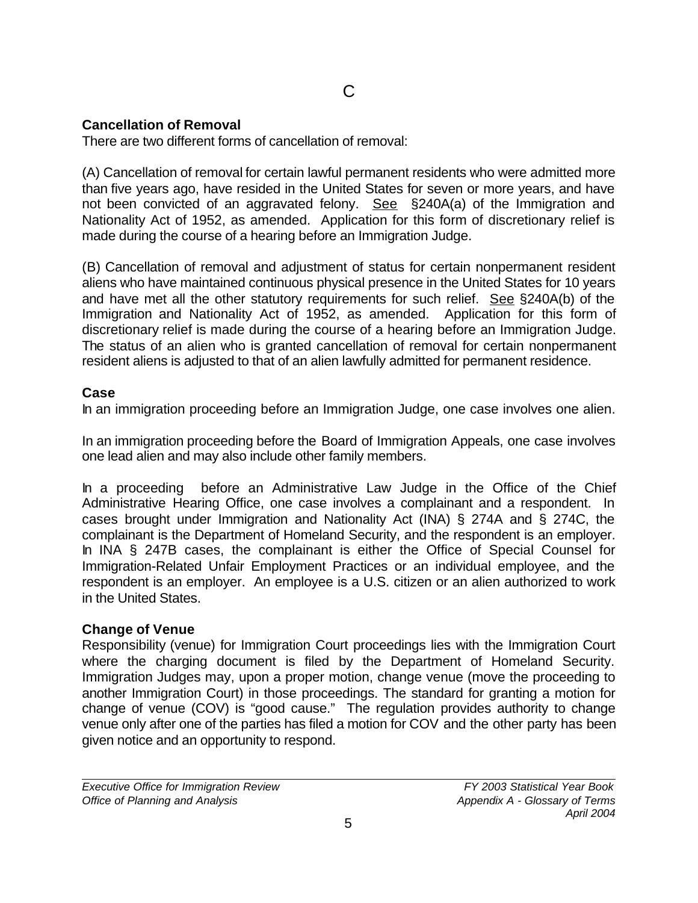# C

**Cancellation of Removal**

There are two different forms of cancellation of removal:

(A) Cancellation of removal for certain lawful permanent residents who were admitted more than five years ago, have resided in the United States for seven or more years, and have not been convicted of an aggravated felony. See §240A(a) of the Immigration and Nationality Act of 1952, as amended. Application for this form of discretionary relief is made during the course of a hearing before an Immigration Judge.

(B) Cancellation of removal and adjustment of status for certain nonpermanent resident aliens who have maintained continuous physical presence in the United States for 10 years and have met all the other statutory requirements for such relief. See §240A(b) of the Immigration and Nationality Act of 1952, as amended. Application for this form of discretionary relief is made during the course of a hearing before an Immigration Judge. The status of an alien who is granted cancellation of removal for certain nonpermanent resident aliens is adjusted to that of an alien lawfully admitted for permanent residence.

**Case**

In an immigration proceeding before an Immigration Judge, one case involves one alien.

In an immigration proceeding before the Board of Immigration Appeals, one case involves one lead alien and may also include other family members.

In a proceeding before an Administrative Law Judge in the Office of the Chief Administrative Hearing Office, one case involves a complainant and a respondent. In cases brought under Immigration and Nationality Act (INA) § 274A and § 274C, the complainant is the Department of Homeland Security, and the respondent is an employer. In INA § 247B cases, the complainant is either the Office of Special Counsel for Immigration-Related Unfair Employment Practices or an individual employee, and the respondent is an employer. An employee is a U.S. citizen or an alien authorized to work in the United States.

**Change of Venue**

Responsibility (venue) for Immigration Court proceedings lies with the Immigration Court where the charging document is filed by the Department of Homeland Security. Immigration Judges may, upon a proper motion, change venue (move the proceeding to another Immigration Court) in those proceedings. The standard for granting a motion for change of venue (COV) is "good cause." The regulation provides authority to change venue only after one of the parties has filed a motion for COV and the other party has been given notice and an opportunity to respond.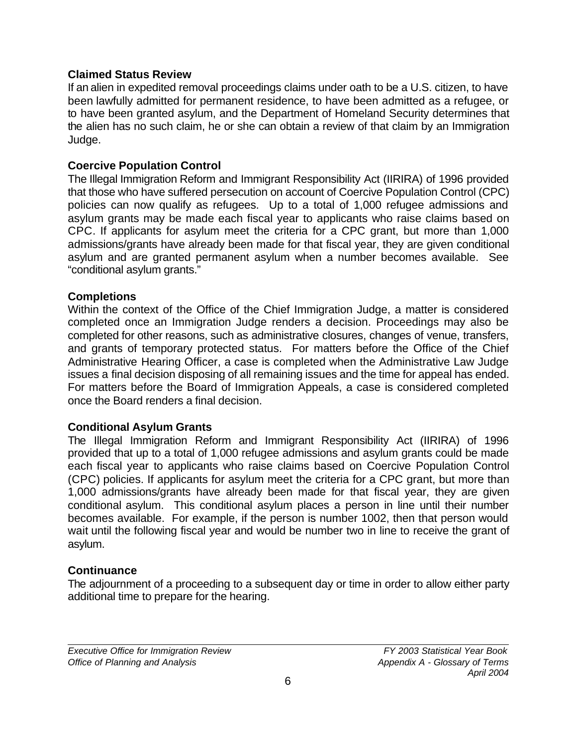### Claimed Status Review

If an alien in expedited removal proceedings claims under oath to be a U.S. citizen, to have been lawfully admitted for permanent residence, to have been admitted as a refugee, or to have been granted asylum, and the Department of Homeland Security determines that the alien has no such claim, he or she can obtain a review of that claim by an Immigration Judge.

### Coercive Population Control

The Illegal Immigration Reform and Immigrant Responsibility Act (IIRIRA) of 1996 provided that those who have suffered persecution on account of Coercive Population Control (CPC) policies can now qualify as refugees. Up to a total of 1,000 refugee admissions and asylum grants may be made each fiscal year to applicants who raise claims based on CPC. If applicants for asylum meet the criteria for a CPC grant, but more than 1,000 admissions/grants have already been made for that fiscal year, they are given conditional asylum and are granted permanent asylum when a number becomes available. See "conditional asylum grants."

### Completions

Within the context of the Office of the Chief Immigration Judge, a matter is considered completed once an Immigration Judge renders a decision. Proceedings may also be completed for other reasons, such as administrative closures, changes of venue, transfers, and grants of temporary protected status. For matters before the Office of the Chief Administrative Hearing Officer, a case is completed when the Administrative Law Judge issues a final decision disposing of all remaining issues and the time for appeal has ended. For matters before the Board of Immigration Appeals, a case is considered completed once the Board renders a final decision.

### Conditional Asylum Grants

The Illegal Immigration Reform and Immigrant Responsibility Act (IIRIRA) of 1996 provided that up to a total of 1,000 refugee admissions and asylum grants could be made each fiscal year to applicants who raise claims based on Coercive Population Control (CPC) policies. If applicants for asylum meet the criteria for a CPC grant, but more than 1,000 admissions/grants have already been made for that fiscal year, they are given conditional asylum. This conditional asylum places a person in line until their number becomes available. For example, if the person is number 1002, then that person would wait until the following fiscal year and would be number two in line to receive the grant of asylum.

### Continuance

The adjournment of a proceeding to a subsequent day or time in order to allow either party additional time to prepare for the hearing.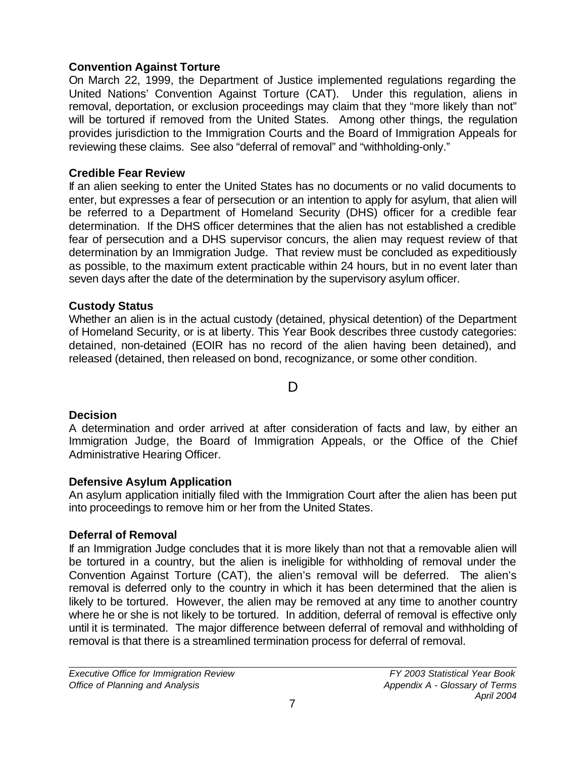### Convention Against Torture

On March 22, 1999, the Department of Justice implemented regulations regarding the United Nations' Convention Against Torture (CAT). Under this regulation, aliens in removal, deportation, or exclusion proceedings may claim that they "more likely than not" will be tortured if removed from the United States. Among other things, the regulation provides jurisdiction to the Immigration Courts and the Board of Immigration Appeals for reviewing these claims. See also "deferral of removal" and "withholding-only."

### Credible Fear Review

If an alien seeking to enter the United States has no documents or no valid documents to enter, but expresses a fear of persecution or an intention to apply for asylum, that alien will be referred to a Department of Homeland Security (DHS) officer for a credible fear determination. If the DHS officer determines that the alien has not established a credible fear of persecution and a DHS supervisor concurs, the alien may request review of that determination by an Immigration Judge. That review must be concluded as expeditiously as possible, to the maximum extent practicable within 24 hours, but in no event later than seven days after the date of the determination by the supervisory asylum officer.

### Custody Status

Whether an alien is in the actual custody (detained, physical detention) of the Department of Homeland Security, or is at liberty. This Year Book describes three custody categories: detained, non-detained (EOIR has no record of the alien having been detained), and released (detained, then released on bond, recognizance, or some other condition.

## D

### Decision

A determination and order arrived at after consideration of facts and law, by either an Immigration Judge, the Board of Immigration Appeals, or the Office of the Chief Administrative Hearing Officer.

### Defensive Asylum Application

An asylum application initially filed with the Immigration Court after the alien has been put into proceedings to remove him or her from the United States.

### Deferral of Removal

If an Immigration Judge concludes that it is more likely than not that a removable alien will be tortured in a country, but the alien is ineligible for withholding of removal under the Convention Against Torture (CAT), the alien's removal will be deferred. The alien's removal is deferred only to the country in which it has been determined that the alien is likely to be tortured. However, the alien may be removed at any time to another country where he or she is not likely to be tortured. In addition, deferral of removal is effective only until it is terminated. The major difference between deferral of removal and withholding of removal is that there is a streamlined termination process for deferral of removal.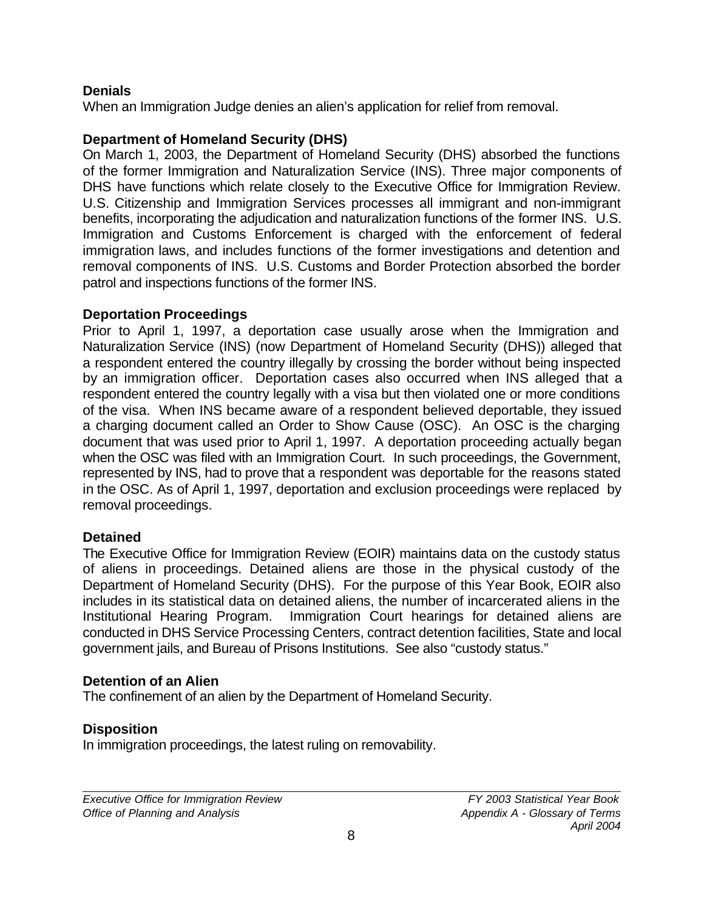**Denials**

When an Immigration Judge denies an alien's application for relief from removal.

**Department of Homeland Security (DHS)**

On March 1, 2003, the Department of Homeland Security (DHS) absorbed the functions of the former Immigration and Naturalization Service (INS). Three major components of DHS have functions which relate closely to the Executive Office for Immigration Review. U.S. Citizenship and Immigration Services processes all immigrant and non-immigrant benefits, incorporating the adjudication and naturalization functions of the former INS. U.S. Immigration and Customs Enforcement is charged with the enforcement of federal immigration laws, and includes functions of the former investigations and detention and removal components of INS. U.S. Customs and Border Protection absorbed the border patrol and inspections functions of the former INS.

**Deportation Proceedings**

Prior to April 1, 1997, a deportation case usually arose when the Immigration and Naturalization Service (INS) (now Department of Homeland Security (DHS)) alleged that a respondent entered the country illegally by crossing the border without being inspected by an immigration officer. Deportation cases also occurred when INS alleged that a respondent entered the country legally with a visa but then violated one or more conditions of the visa. When INS became aware of a respondent believed deportable, they issued a charging document called an Order to Show Cause (OSC). An OSC is the charging document that was used prior to April 1, 1997. A deportation proceeding actually began when the OSC was filed with an Immigration Court. In such proceedings, the Government, represented by INS, had to prove that a respondent was deportable for the reasons stated in the OSC. As of April 1, 1997, deportation and exclusion proceedings were replaced by removal proceedings.

**Detained**

The Executive Office for Immigration Review (EOIR) maintains data on the custody status of aliens in proceedings. Detained aliens are those in the physical custody of the Department of Homeland Security (DHS). For the purpose of this Year Book, EOIR also includes in its statistical data on detained aliens, the number of incarcerated aliens in the Institutional Hearing Program. Immigration Court hearings for detained aliens are conducted in DHS Service Processing Centers, contract detention facilities, State and local government jails, and Bureau of Prisons Institutions. See also "custody status."

**Detention of an Alien**

The confinement of an alien by the Department of Homeland Security.

**Disposition**

In immigration proceedings, the latest ruling on removability.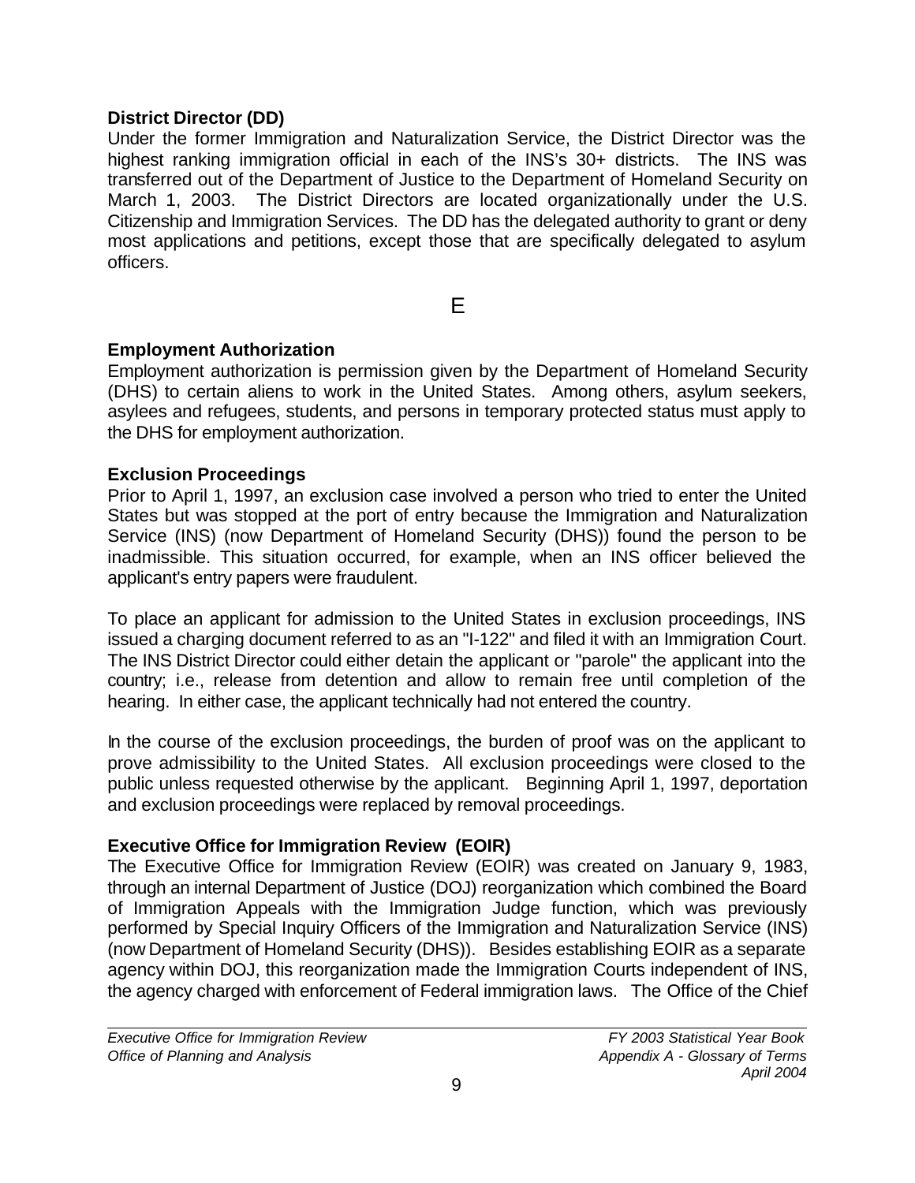**District Director (DD)**

Under the former Immigration and Naturalization Service, the District Director was the highest ranking immigration official in each of the INS's 30+ districts. The INS was transferred out of the Department of Justice to the Department of Homeland Security on March 1, 2003. The District Directors are located organizationally under the U.S. Citizenship and Immigration Services. The DD has the delegated authority to grant or deny most applications and petitions, except those that are specifically delegated to asylum officers.

## E

**Employment Authorization**

Employment authorization is permission given by the Department of Homeland Security (DHS) to certain aliens to work in the United States. Among others, asylum seekers, asylees and refugees, students, and persons in temporary protected status must apply to the DHS for employment authorization.

**Exclusion Proceedings**

Prior to April 1, 1997, an exclusion case involved a person who tried to enter the United States but was stopped at the port of entry because the Immigration and Naturalization Service (INS) (now Department of Homeland Security (DHS)) found the person to be inadmissible. This situation occurred, for example, when an INS officer believed the applicant's entry papers were fraudulent.

To place an applicant for admission to the United States in exclusion proceedings, INS issued a charging document referred to as an "I-122" and filed it with an Immigration Court. The INS District Director could either detain the applicant or "parole" the applicant into the country; i.e., release from detention and allow to remain free until completion of the hearing. In either case, the applicant technically had not entered the country.

In the course of the exclusion proceedings, the burden of proof was on the applicant to prove admissibility to the United States. All exclusion proceedings were closed to the public unless requested otherwise by the applicant. Beginning April 1, 1997, deportation and exclusion proceedings were replaced by removal proceedings.

**Executive Office for Immigration Review (EOIR)**

The Executive Office for Immigration Review (EOIR) was created on January 9, 1983, through an internal Department of Justice (DOJ) reorganization which combined the Board of Immigration Appeals with the Immigration Judge function, which was previously performed by Special Inquiry Officers of the Immigration and Naturalization Service (INS) (now Department of Homeland Security (DHS)). Besides establishing EOIR as a separate agency within DOJ, this reorganization made the Immigration Courts independent of INS, the agency charged with enforcement of Federal immigration laws. The Office of the Chief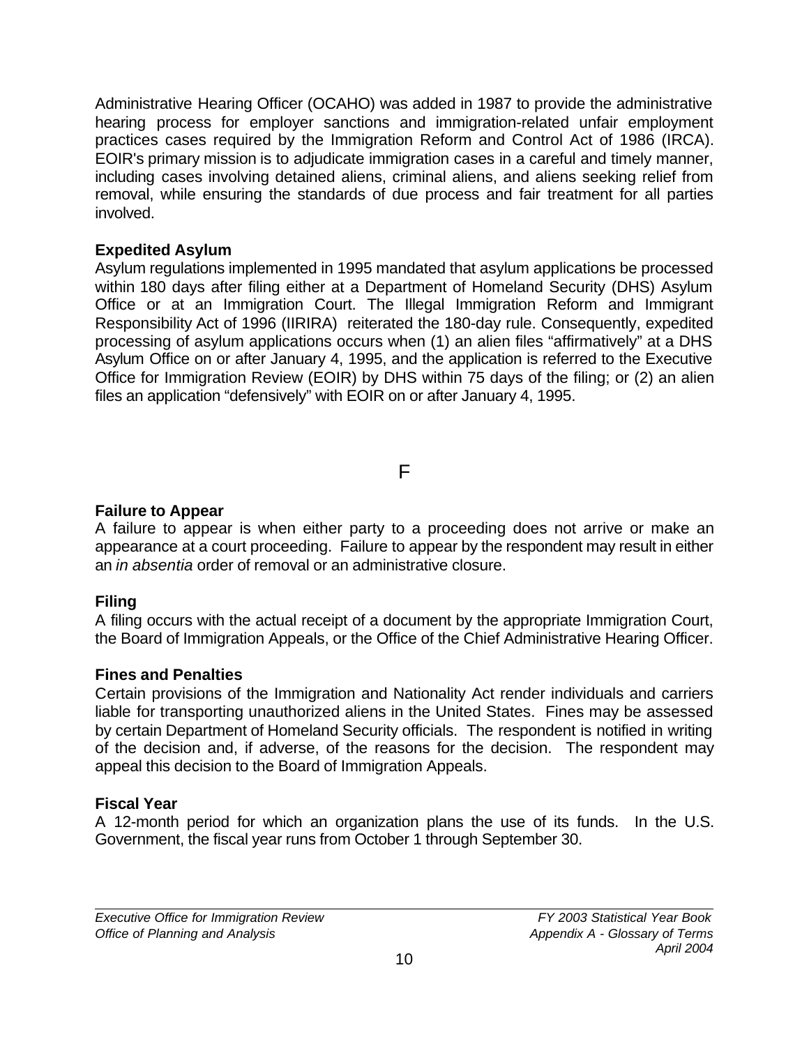Administrative Hearing Officer (OCAHO) was added in 1987 to provide the administrative hearing process for employer sanctions and immigration-related unfair employment practices cases required by the Immigration Reform and Control Act of 1986 (IRCA). EOIR's primary mission is to adjudicate immigration cases in a careful and timely manner, including cases involving detained aliens, criminal aliens, and aliens seeking relief from removal, while ensuring the standards of due process and fair treatment for all parties involved.

### Expedited Asylum

Asylum regulations implemented in 1995 mandated that asylum applications be processed within 180 days after filing either at a Department of Homeland Security (DHS) Asylum Office or at an Immigration Court. The Illegal Immigration Reform and Immigrant Responsibility Act of 1996 (IIRIRA) reiterated the 180-day rule. Consequently, expedited processing of asylum applications occurs when (1) an alien files "affirmatively" at a DHS Asylum Office on or after January 4, 1995, and the application is referred to the Executive Office for Immigration Review (EOIR) by DHS within 75 days of the filing; or (2) an alien files an application "defensively" with EOIR on or after January 4, 1995.

## F

### Failure to Appear

A failure to appear is when either party to a proceeding does not arrive or make an appearance at a court proceeding. Failure to appear by the respondent may result in either an *in absentia* order of removal or an administrative closure.

### Filing

A filing occurs with the actual receipt of a document by the appropriate Immigration Court, the Board of Immigration Appeals, or the Office of the Chief Administrative Hearing Officer.

### Fines and Penalties

Certain provisions of the Immigration and Nationality Act render individuals and carriers liable for transporting unauthorized aliens in the United States. Fines may be assessed by certain Department of Homeland Security officials. The respondent is notified in writing of the decision and, if adverse, of the reasons for the decision. The respondent may appeal this decision to the Board of Immigration Appeals.

### Fiscal Year

A 12-month period for which an organization plans the use of its funds. In the U.S. Government, the fiscal year runs from October 1 through September 30.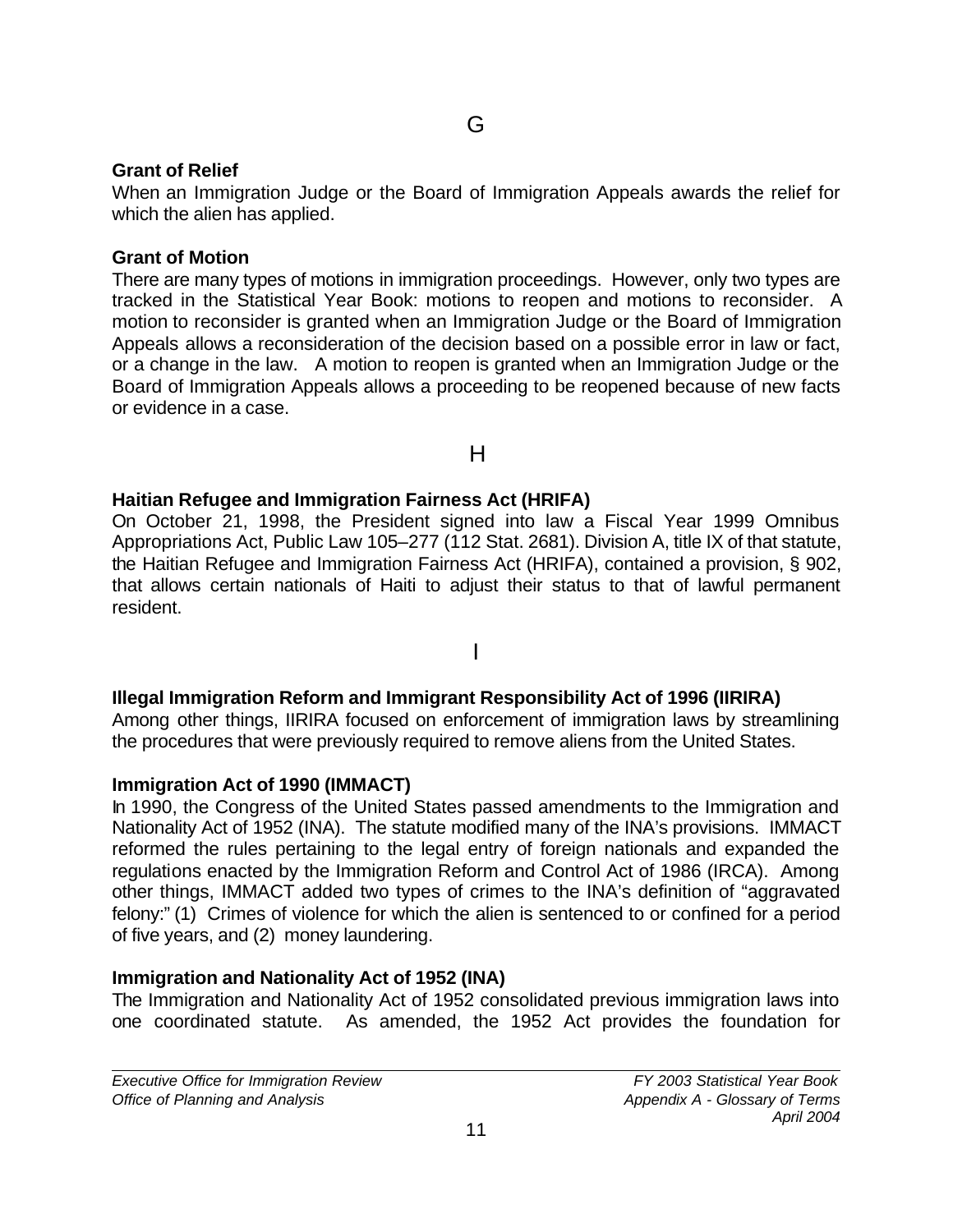## G

### Grant of Relief

When an Immigration Judge or the Board of Immigration Appeals awards the relief for which the alien has applied.

### Grant of Motion

There are many types of motions in immigration proceedings. However, only two types are tracked in the Statistical Year Book: motions to reopen and motions to reconsider. A motion to reconsider is granted when an Immigration Judge or the Board of Immigration Appeals allows a reconsideration of the decision based on a possible error in law or fact, or a change in the law. A motion to reopen is granted when an Immigration Judge or the Board of Immigration Appeals allows a proceeding to be reopened because of new facts or evidence in a case.

## H

### Haitian Refugee and Immigration Fairness Act (HRIFA)

On October 21, 1998, the President signed into law a Fiscal Year 1999 Omnibus Appropriations Act, Public Law 105–277 (112 Stat. 2681). Division A, title IX of that statute, the Haitian Refugee and Immigration Fairness Act (HRIFA), contained a provision, § 902, that allows certain nationals of Haiti to adjust their status to that of lawful permanent resident.

## I

### Illegal Immigration Reform and Immigrant Responsibility Act of 1996 (IIRIRA)

Among other things, IIRIRA focused on enforcement of immigration laws by streamlining the procedures that were previously required to remove aliens from the United States.

### Immigration Act of 1990 (IMMACT)

In 1990, the Congress of the United States passed amendments to the Immigration and Nationality Act of 1952 (INA). The statute modified many of the INA's provisions. IMMACT reformed the rules pertaining to the legal entry of foreign nationals and expanded the regulations enacted by the Immigration Reform and Control Act of 1986 (IRCA). Among other things, IMMACT added two types of crimes to the INA's definition of "aggravated felony:" (1) Crimes of violence for which the alien is sentenced to or confined for a period of five years, and (2) money laundering.

### Immigration and Nationality Act of 1952 (INA)

The Immigration and Nationality Act of 1952 consolidated previous immigration laws into one coordinated statute. As amended, the 1952 Act provides the foundation for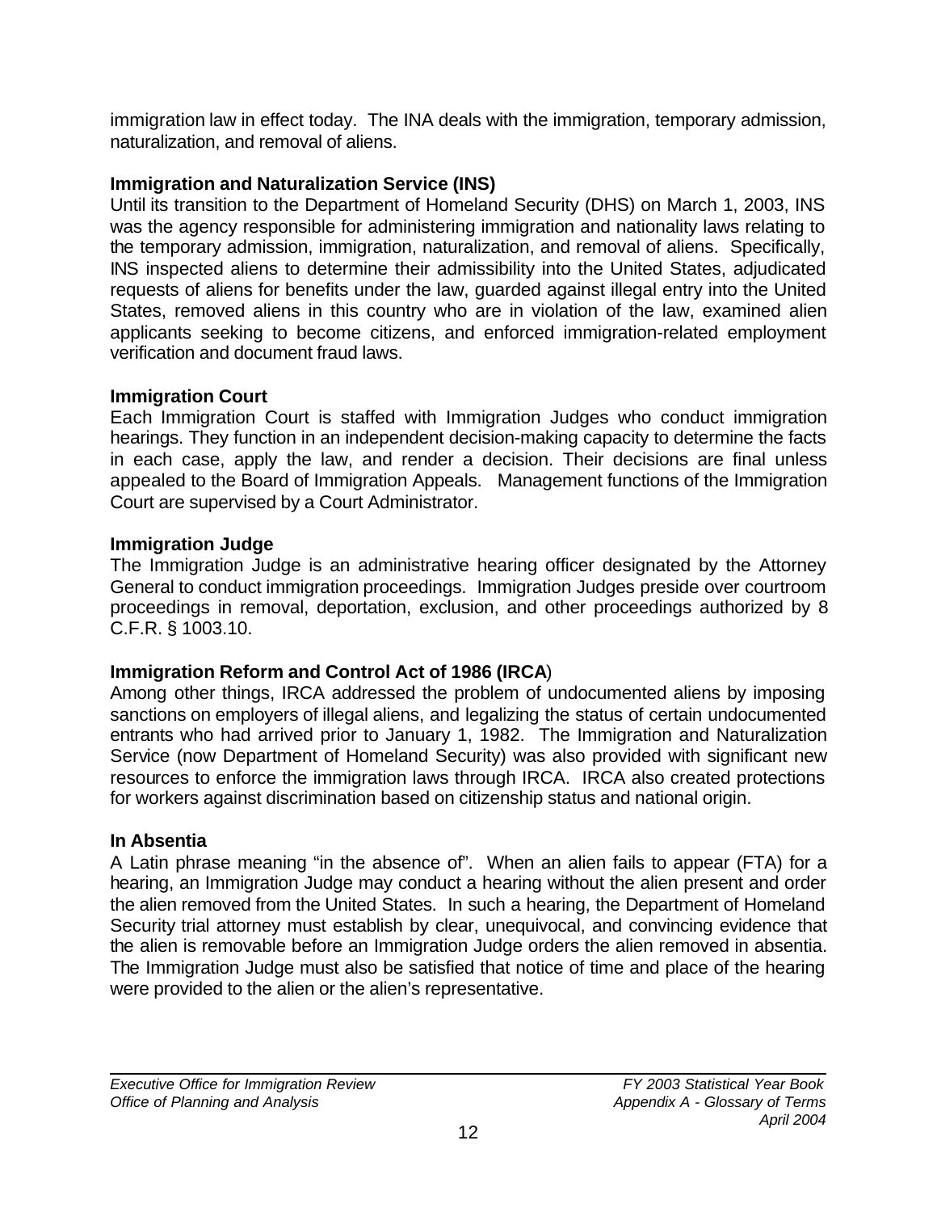immigration law in effect today. The INA deals with the immigration, temporary admission, naturalization, and removal of aliens.

**Immigration and Naturalization Service (INS)**
Until its transition to the Department of Homeland Security (DHS) on March 1, 2003, INS was the agency responsible for administering immigration and nationality laws relating to the temporary admission, immigration, naturalization, and removal of aliens. Specifically, INS inspected aliens to determine their admissibility into the United States, adjudicated requests of aliens for benefits under the law, guarded against illegal entry into the United States, removed aliens in this country who are in violation of the law, examined alien applicants seeking to become citizens, and enforced immigration-related employment verification and document fraud laws.

**Immigration Court**
Each Immigration Court is staffed with Immigration Judges who conduct immigration hearings. They function in an independent decision-making capacity to determine the facts in each case, apply the law, and render a decision. Their decisions are final unless appealed to the Board of Immigration Appeals. Management functions of the Immigration Court are supervised by a Court Administrator.

**Immigration Judge**
The Immigration Judge is an administrative hearing officer designated by the Attorney General to conduct immigration proceedings. Immigration Judges preside over courtroom proceedings in removal, deportation, exclusion, and other proceedings authorized by 8 C.F.R. § 1003.10.

**Immigration Reform and Control Act of 1986 (IRCA)**
Among other things, IRCA addressed the problem of undocumented aliens by imposing sanctions on employers of illegal aliens, and legalizing the status of certain undocumented entrants who had arrived prior to January 1, 1982. The Immigration and Naturalization Service (now Department of Homeland Security) was also provided with significant new resources to enforce the immigration laws through IRCA. IRCA also created protections for workers against discrimination based on citizenship status and national origin.

**In Absentia**
A Latin phrase meaning "in the absence of". When an alien fails to appear (FTA) for a hearing, an Immigration Judge may conduct a hearing without the alien present and order the alien removed from the United States. In such a hearing, the Department of Homeland Security trial attorney must establish by clear, unequivocal, and convincing evidence that the alien is removable before an Immigration Judge orders the alien removed in absentia. The Immigration Judge must also be satisfied that notice of time and place of the hearing were provided to the alien or the alien's representative.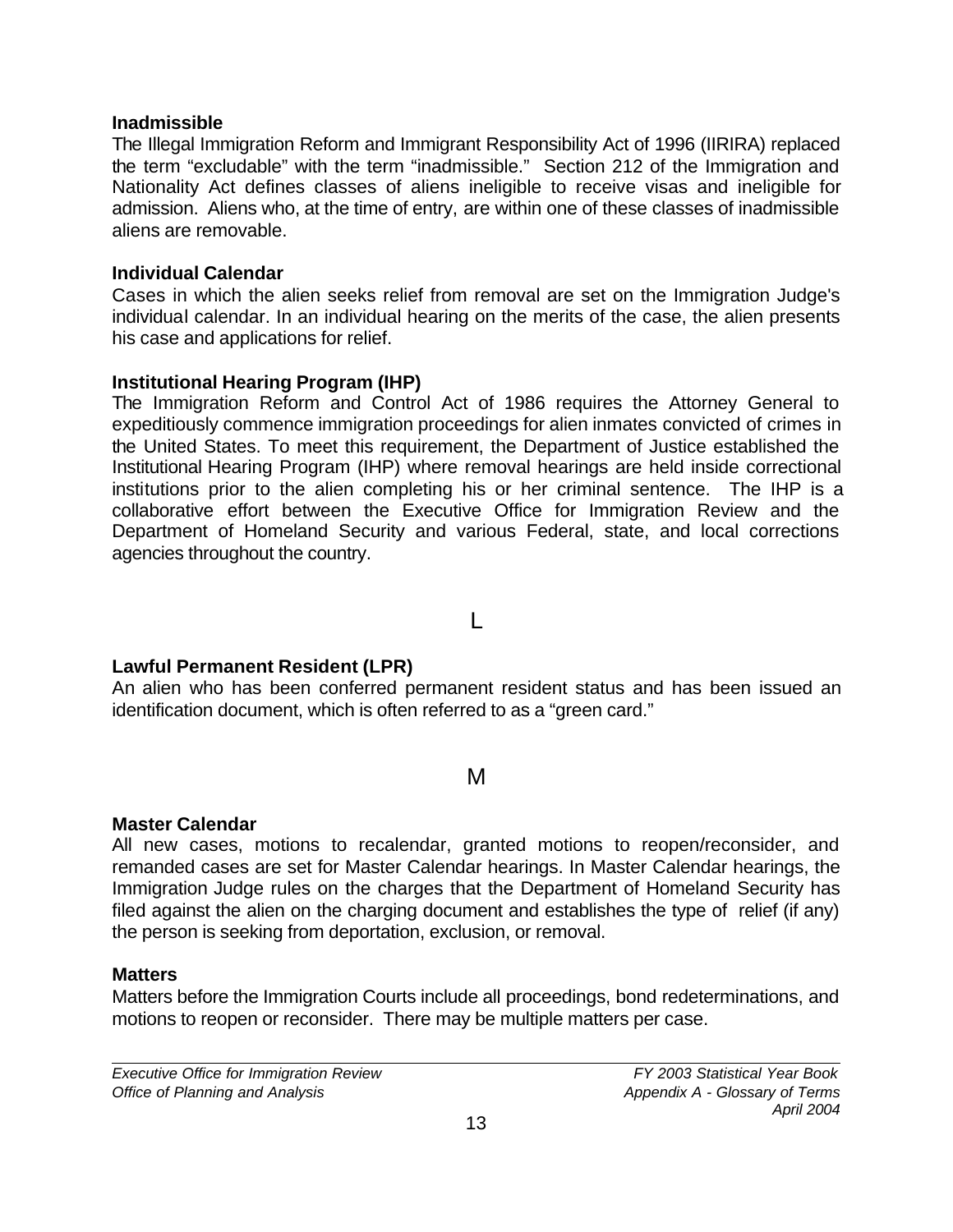**Inadmissible**

The Illegal Immigration Reform and Immigrant Responsibility Act of 1996 (IIRIRA) replaced the term “excludable” with the term “inadmissible.” Section 212 of the Immigration and Nationality Act defines classes of aliens ineligible to receive visas and ineligible for admission. Aliens who, at the time of entry, are within one of these classes of inadmissible aliens are removable.

**Individual Calendar**

Cases in which the alien seeks relief from removal are set on the Immigration Judge's individual calendar. In an individual hearing on the merits of the case, the alien presents his case and applications for relief.

**Institutional Hearing Program (IHP)**

The Immigration Reform and Control Act of 1986 requires the Attorney General to expeditiously commence immigration proceedings for alien inmates convicted of crimes in the United States. To meet this requirement, the Department of Justice established the Institutional Hearing Program (IHP) where removal hearings are held inside correctional institutions prior to the alien completing his or her criminal sentence. The IHP is a collaborative effort between the Executive Office for Immigration Review and the Department of Homeland Security and various Federal, state, and local corrections agencies throughout the country.

## L

**Lawful Permanent Resident (LPR)**

An alien who has been conferred permanent resident status and has been issued an identification document, which is often referred to as a “green card.”

## M

**Master Calendar**

All new cases, motions to recalendar, granted motions to reopen/reconsider, and remanded cases are set for Master Calendar hearings. In Master Calendar hearings, the Immigration Judge rules on the charges that the Department of Homeland Security has filed against the alien on the charging document and establishes the type of relief (if any) the person is seeking from deportation, exclusion, or removal.

**Matters**

Matters before the Immigration Courts include all proceedings, bond redeterminations, and motions to reopen or reconsider. There may be multiple matters per case.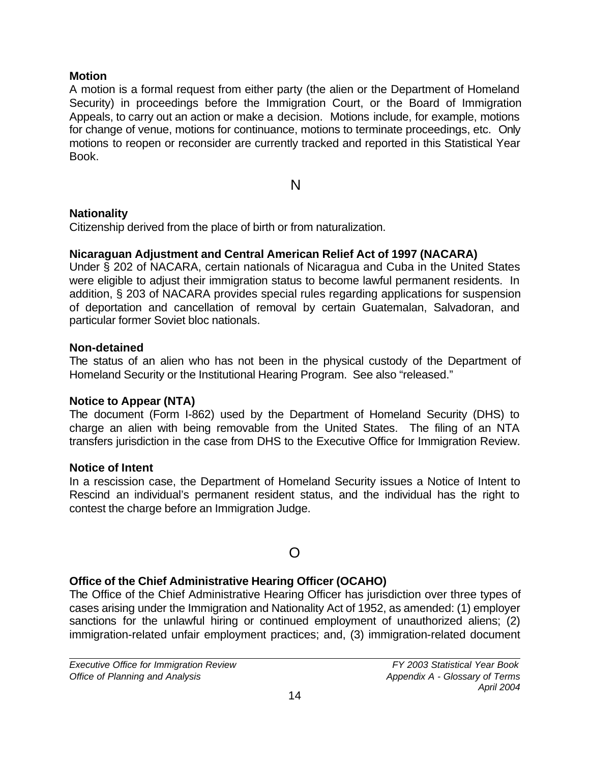**Motion**

A motion is a formal request from either party (the alien or the Department of Homeland Security) in proceedings before the Immigration Court, or the Board of Immigration Appeals, to carry out an action or make a decision. Motions include, for example, motions for change of venue, motions for continuance, motions to terminate proceedings, etc. Only motions to reopen or reconsider are currently tracked and reported in this Statistical Year Book.

## N

**Nationality**

Citizenship derived from the place of birth or from naturalization.

**Nicaraguan Adjustment and Central American Relief Act of 1997 (NACARA)**

Under § 202 of NACARA, certain nationals of Nicaragua and Cuba in the United States were eligible to adjust their immigration status to become lawful permanent residents. In addition, § 203 of NACARA provides special rules regarding applications for suspension of deportation and cancellation of removal by certain Guatemalan, Salvadoran, and particular former Soviet bloc nationals.

**Non-detained**

The status of an alien who has not been in the physical custody of the Department of Homeland Security or the Institutional Hearing Program. See also "released."

**Notice to Appear (NTA)**

The document (Form I-862) used by the Department of Homeland Security (DHS) to charge an alien with being removable from the United States. The filing of an NTA transfers jurisdiction in the case from DHS to the Executive Office for Immigration Review.

**Notice of Intent**

In a rescission case, the Department of Homeland Security issues a Notice of Intent to Rescind an individual's permanent resident status, and the individual has the right to contest the charge before an Immigration Judge.

## O

**Office of the Chief Administrative Hearing Officer (OCAHO)**

The Office of the Chief Administrative Hearing Officer has jurisdiction over three types of cases arising under the Immigration and Nationality Act of 1952, as amended: (1) employer sanctions for the unlawful hiring or continued employment of unauthorized aliens; (2) immigration-related unfair employment practices; and, (3) immigration-related document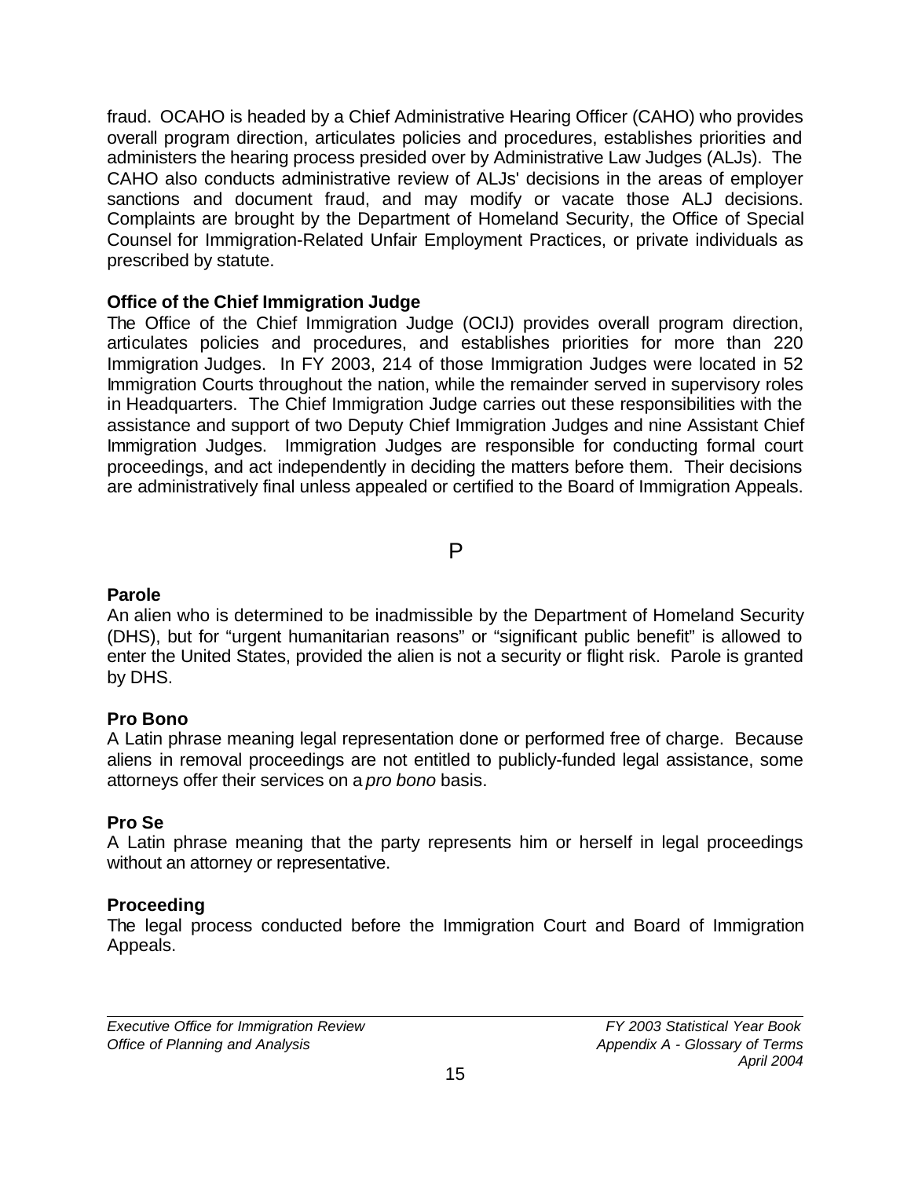fraud. OCAHO is headed by a Chief Administrative Hearing Officer (CAHO) who provides overall program direction, articulates policies and procedures, establishes priorities and administers the hearing process presided over by Administrative Law Judges (ALJs). The CAHO also conducts administrative review of ALJs' decisions in the areas of employer sanctions and document fraud, and may modify or vacate those ALJ decisions. Complaints are brought by the Department of Homeland Security, the Office of Special Counsel for Immigration-Related Unfair Employment Practices, or private individuals as prescribed by statute.

**Office of the Chief Immigration Judge**
The Office of the Chief Immigration Judge (OCIJ) provides overall program direction, articulates policies and procedures, and establishes priorities for more than 220 Immigration Judges. In FY 2003, 214 of those Immigration Judges were located in 52 Immigration Courts throughout the nation, while the remainder served in supervisory roles in Headquarters. The Chief Immigration Judge carries out these responsibilities with the assistance and support of two Deputy Chief Immigration Judges and nine Assistant Chief Immigration Judges. Immigration Judges are responsible for conducting formal court proceedings, and act independently in deciding the matters before them. Their decisions are administratively final unless appealed or certified to the Board of Immigration Appeals.

## P

**Parole**
An alien who is determined to be inadmissible by the Department of Homeland Security (DHS), but for "urgent humanitarian reasons" or "significant public benefit" is allowed to enter the United States, provided the alien is not a security or flight risk. Parole is granted by DHS.

**Pro Bono**
A Latin phrase meaning legal representation done or performed free of charge. Because aliens in removal proceedings are not entitled to publicly-funded legal assistance, some attorneys offer their services on a *pro bono* basis.

**Pro Se**
A Latin phrase meaning that the party represents him or herself in legal proceedings without an attorney or representative.

**Proceeding**
The legal process conducted before the Immigration Court and Board of Immigration Appeals.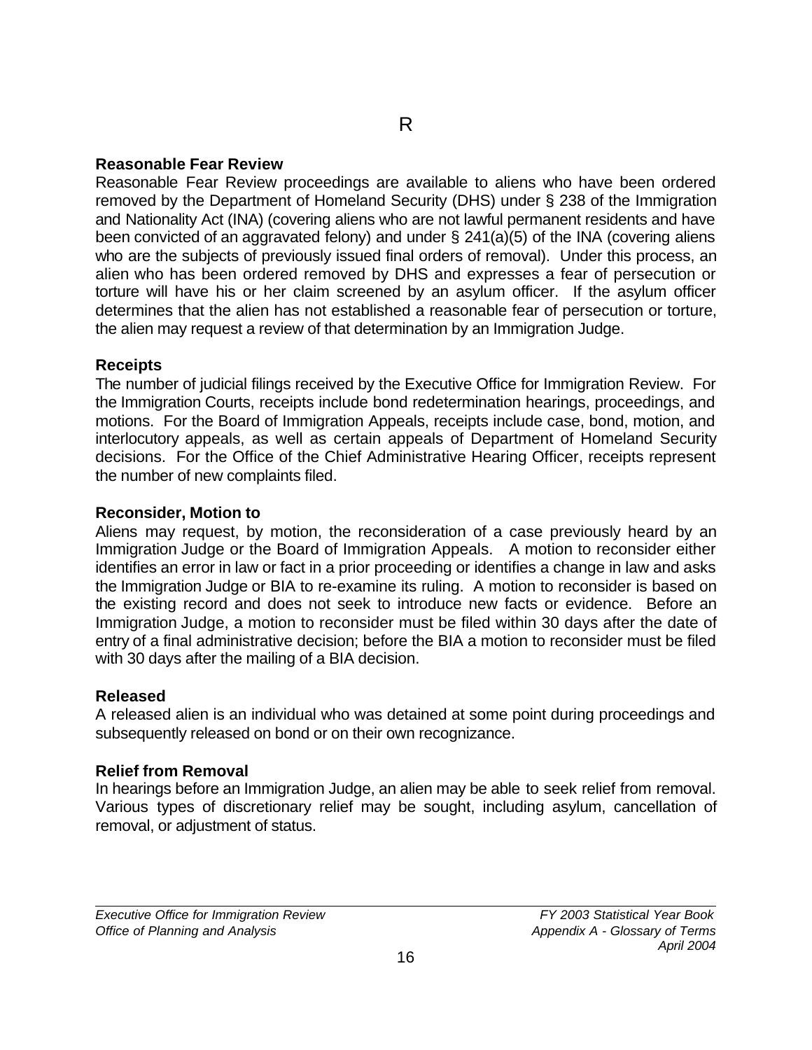# R

**Reasonable Fear Review**

Reasonable Fear Review proceedings are available to aliens who have been ordered removed by the Department of Homeland Security (DHS) under § 238 of the Immigration and Nationality Act (INA) (covering aliens who are not lawful permanent residents and have been convicted of an aggravated felony) and under § 241(a)(5) of the INA (covering aliens who are the subjects of previously issued final orders of removal). Under this process, an alien who has been ordered removed by DHS and expresses a fear of persecution or torture will have his or her claim screened by an asylum officer. If the asylum officer determines that the alien has not established a reasonable fear of persecution or torture, the alien may request a review of that determination by an Immigration Judge.

**Receipts**

The number of judicial filings received by the Executive Office for Immigration Review. For the Immigration Courts, receipts include bond redetermination hearings, proceedings, and motions. For the Board of Immigration Appeals, receipts include case, bond, motion, and interlocutory appeals, as well as certain appeals of Department of Homeland Security decisions. For the Office of the Chief Administrative Hearing Officer, receipts represent the number of new complaints filed.

**Reconsider, Motion to**

Aliens may request, by motion, the reconsideration of a case previously heard by an Immigration Judge or the Board of Immigration Appeals. A motion to reconsider either identifies an error in law or fact in a prior proceeding or identifies a change in law and asks the Immigration Judge or BIA to re-examine its ruling. A motion to reconsider is based on the existing record and does not seek to introduce new facts or evidence. Before an Immigration Judge, a motion to reconsider must be filed within 30 days after the date of entry of a final administrative decision; before the BIA a motion to reconsider must be filed with 30 days after the mailing of a BIA decision.

**Released**

A released alien is an individual who was detained at some point during proceedings and subsequently released on bond or on their own recognizance.

**Relief from Removal**

In hearings before an Immigration Judge, an alien may be able to seek relief from removal. Various types of discretionary relief may be sought, including asylum, cancellation of removal, or adjustment of status.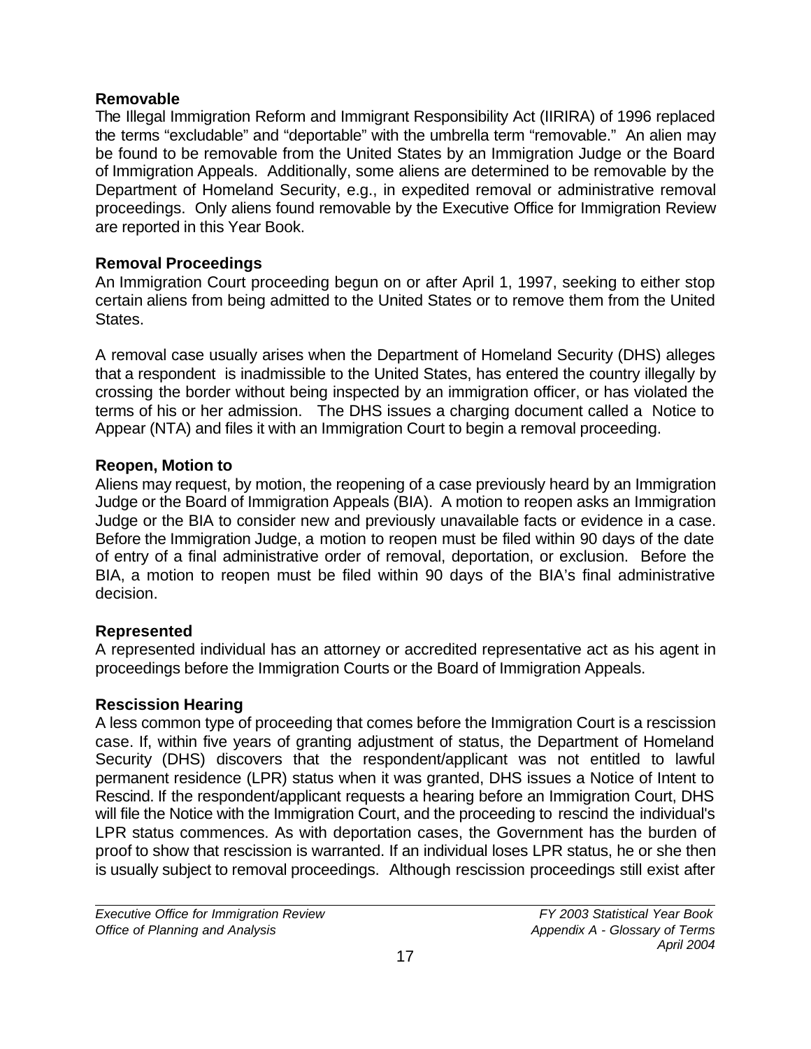**Removable**

The Illegal Immigration Reform and Immigrant Responsibility Act (IIRIRA) of 1996 replaced the terms "excludable" and "deportable" with the umbrella term "removable." An alien may be found to be removable from the United States by an Immigration Judge or the Board of Immigration Appeals. Additionally, some aliens are determined to be removable by the Department of Homeland Security, e.g., in expedited removal or administrative removal proceedings. Only aliens found removable by the Executive Office for Immigration Review are reported in this Year Book.

**Removal Proceedings**

An Immigration Court proceeding begun on or after April 1, 1997, seeking to either stop certain aliens from being admitted to the United States or to remove them from the United States.

A removal case usually arises when the Department of Homeland Security (DHS) alleges that a respondent is inadmissible to the United States, has entered the country illegally by crossing the border without being inspected by an immigration officer, or has violated the terms of his or her admission. The DHS issues a charging document called a Notice to Appear (NTA) and files it with an Immigration Court to begin a removal proceeding.

**Reopen, Motion to**

Aliens may request, by motion, the reopening of a case previously heard by an Immigration Judge or the Board of Immigration Appeals (BIA). A motion to reopen asks an Immigration Judge or the BIA to consider new and previously unavailable facts or evidence in a case. Before the Immigration Judge, a motion to reopen must be filed within 90 days of the date of entry of a final administrative order of removal, deportation, or exclusion. Before the BIA, a motion to reopen must be filed within 90 days of the BIA's final administrative decision.

**Represented**

A represented individual has an attorney or accredited representative act as his agent in proceedings before the Immigration Courts or the Board of Immigration Appeals.

**Rescission Hearing**

A less common type of proceeding that comes before the Immigration Court is a rescission case. If, within five years of granting adjustment of status, the Department of Homeland Security (DHS) discovers that the respondent/applicant was not entitled to lawful permanent residence (LPR) status when it was granted, DHS issues a Notice of Intent to Rescind. If the respondent/applicant requests a hearing before an Immigration Court, DHS will file the Notice with the Immigration Court, and the proceeding to rescind the individual's LPR status commences. As with deportation cases, the Government has the burden of proof to show that rescission is warranted. If an individual loses LPR status, he or she then is usually subject to removal proceedings. Although rescission proceedings still exist after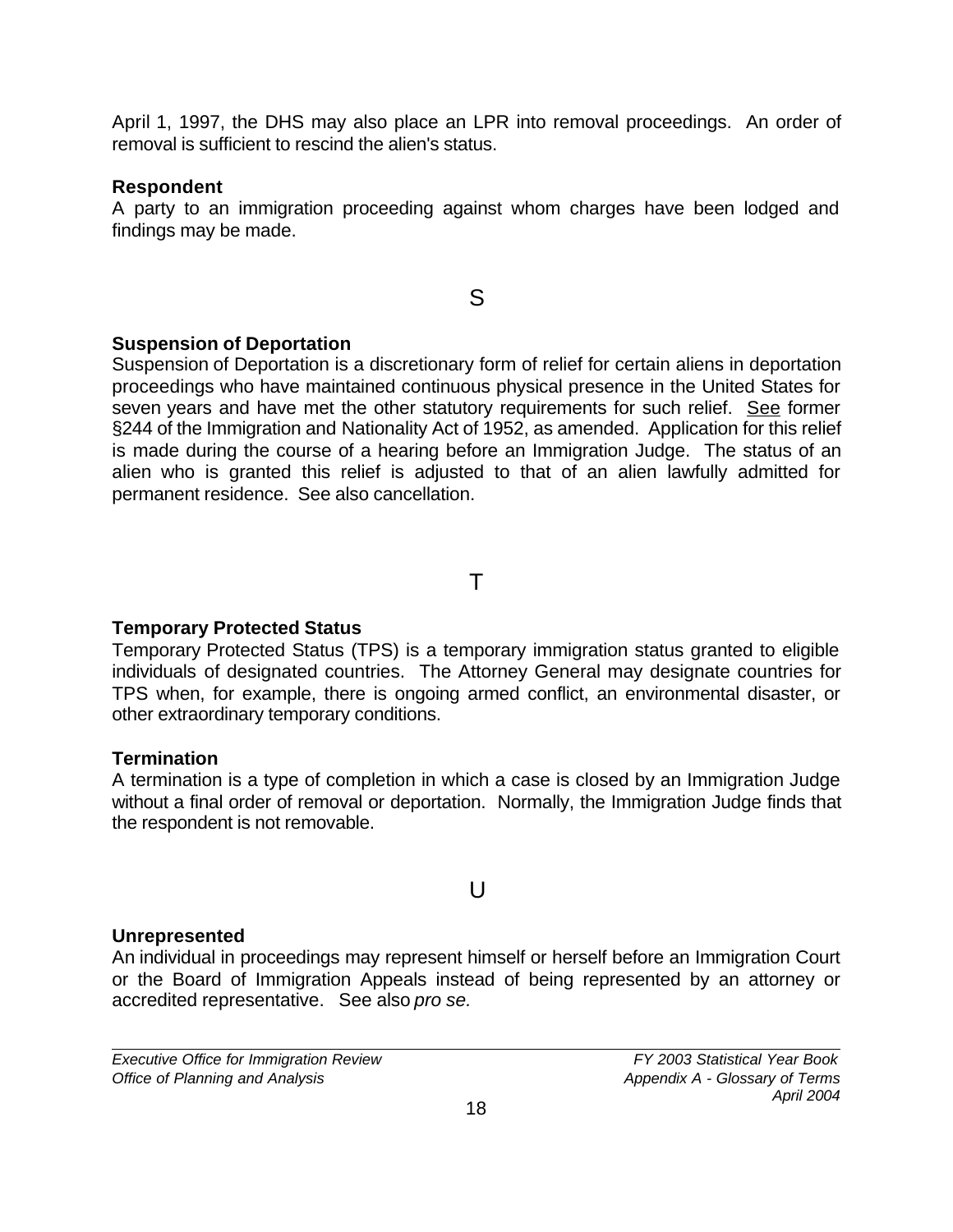April 1, 1997, the DHS may also place an LPR into removal proceedings. An order of removal is sufficient to rescind the alien's status.

**Respondent**
A party to an immigration proceeding against whom charges have been lodged and findings may be made.

## S

**Suspension of Deportation**
Suspension of Deportation is a discretionary form of relief for certain aliens in deportation proceedings who have maintained continuous physical presence in the United States for seven years and have met the other statutory requirements for such relief. See former §244 of the Immigration and Nationality Act of 1952, as amended. Application for this relief is made during the course of a hearing before an Immigration Judge. The status of an alien who is granted this relief is adjusted to that of an alien lawfully admitted for permanent residence. See also cancellation.

## T

**Temporary Protected Status**
Temporary Protected Status (TPS) is a temporary immigration status granted to eligible individuals of designated countries. The Attorney General may designate countries for TPS when, for example, there is ongoing armed conflict, an environmental disaster, or other extraordinary temporary conditions.

**Termination**
A termination is a type of completion in which a case is closed by an Immigration Judge without a final order of removal or deportation. Normally, the Immigration Judge finds that the respondent is not removable.

## U

**Unrepresented**
An individual in proceedings may represent himself or herself before an Immigration Court or the Board of Immigration Appeals instead of being represented by an attorney or accredited representative. See also *pro se.*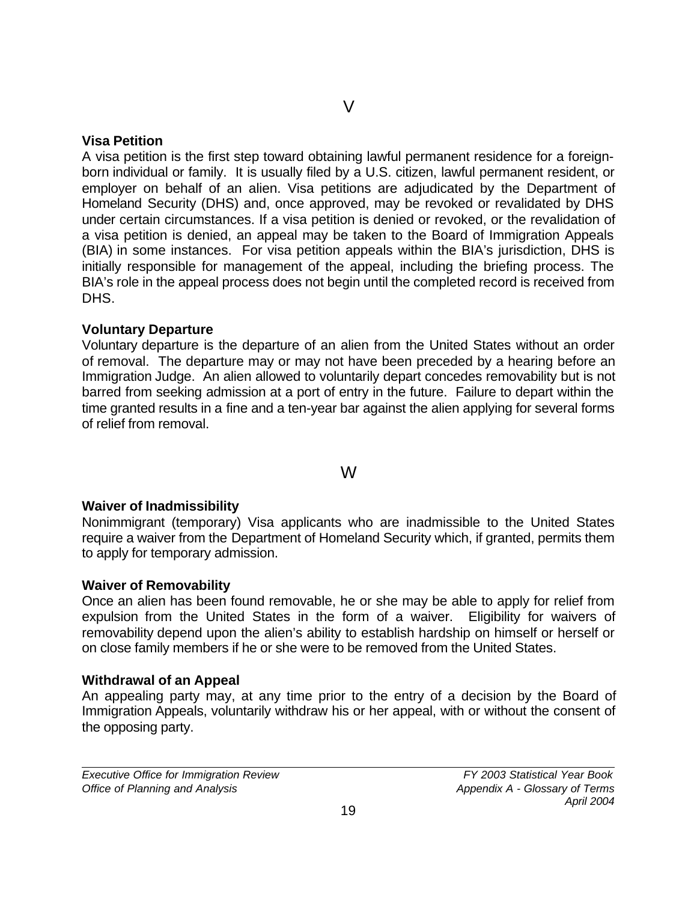## V

### Visa Petition

A visa petition is the first step toward obtaining lawful permanent residence for a foreign-born individual or family. It is usually filed by a U.S. citizen, lawful permanent resident, or employer on behalf of an alien. Visa petitions are adjudicated by the Department of Homeland Security (DHS) and, once approved, may be revoked or revalidated by DHS under certain circumstances. If a visa petition is denied or revoked, or the revalidation of a visa petition is denied, an appeal may be taken to the Board of Immigration Appeals (BIA) in some instances. For visa petition appeals within the BIA's jurisdiction, DHS is initially responsible for management of the appeal, including the briefing process. The BIA's role in the appeal process does not begin until the completed record is received from DHS.

### Voluntary Departure

Voluntary departure is the departure of an alien from the United States without an order of removal. The departure may or may not have been preceded by a hearing before an Immigration Judge. An alien allowed to voluntarily depart concedes removability but is not barred from seeking admission at a port of entry in the future. Failure to depart within the time granted results in a fine and a ten-year bar against the alien applying for several forms of relief from removal.

## W

### Waiver of Inadmissibility

Nonimmigrant (temporary) Visa applicants who are inadmissible to the United States require a waiver from the Department of Homeland Security which, if granted, permits them to apply for temporary admission.

### Waiver of Removability

Once an alien has been found removable, he or she may be able to apply for relief from expulsion from the United States in the form of a waiver. Eligibility for waivers of removability depend upon the alien's ability to establish hardship on himself or herself or on close family members if he or she were to be removed from the United States.

### Withdrawal of an Appeal

An appealing party may, at any time prior to the entry of a decision by the Board of Immigration Appeals, voluntarily withdraw his or her appeal, with or without the consent of the opposing party.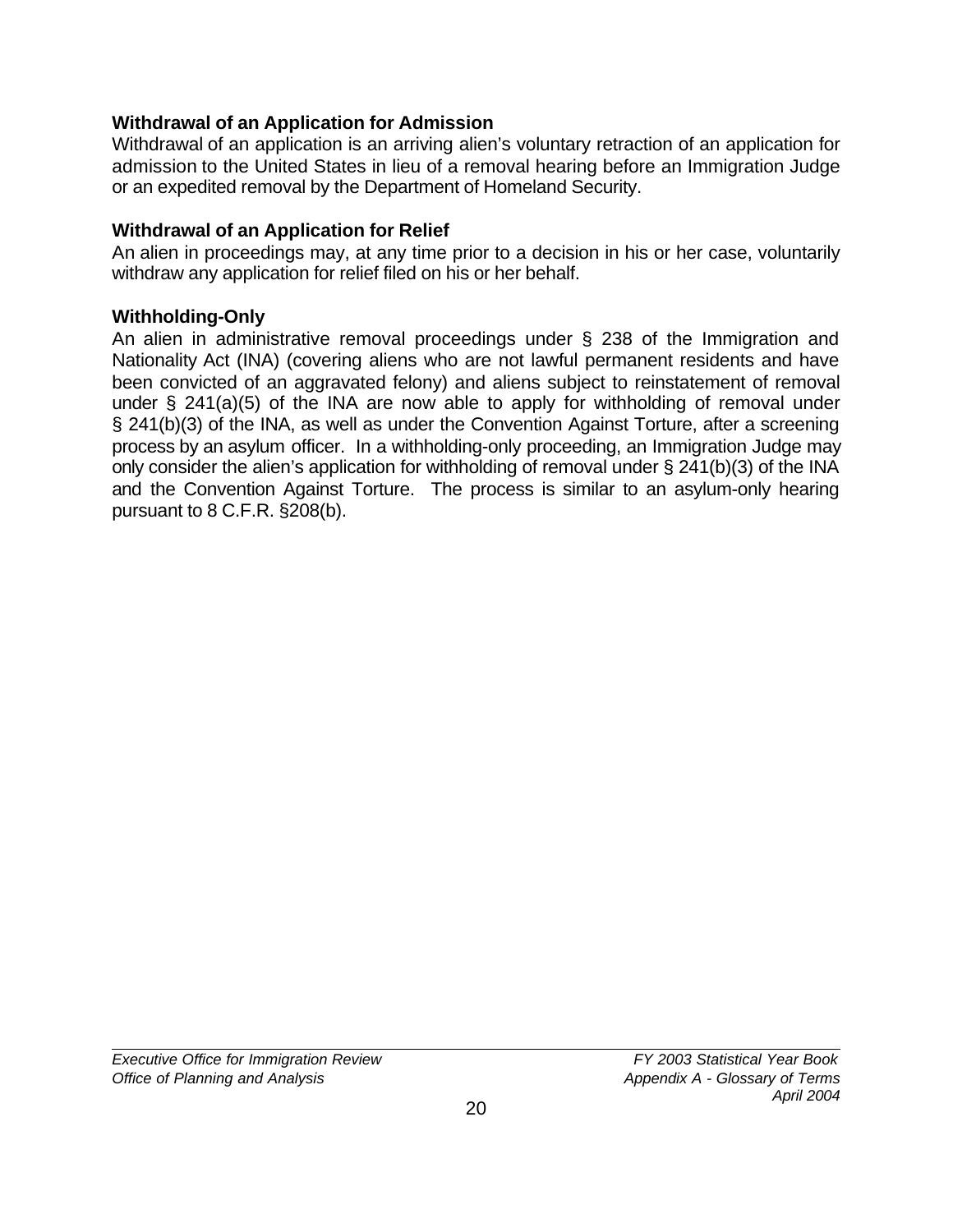**Withdrawal of an Application for Admission**

Withdrawal of an application is an arriving alien's voluntary retraction of an application for admission to the United States in lieu of a removal hearing before an Immigration Judge or an expedited removal by the Department of Homeland Security.

**Withdrawal of an Application for Relief**

An alien in proceedings may, at any time prior to a decision in his or her case, voluntarily withdraw any application for relief filed on his or her behalf.

**Withholding-Only**

An alien in administrative removal proceedings under § 238 of the Immigration and Nationality Act (INA) (covering aliens who are not lawful permanent residents and have been convicted of an aggravated felony) and aliens subject to reinstatement of removal under § 241(a)(5) of the INA are now able to apply for withholding of removal under § 241(b)(3) of the INA, as well as under the Convention Against Torture, after a screening process by an asylum officer. In a withholding-only proceeding, an Immigration Judge may only consider the alien's application for withholding of removal under § 241(b)(3) of the INA and the Convention Against Torture. The process is similar to an asylum-only hearing pursuant to 8 C.F.R. §208(b).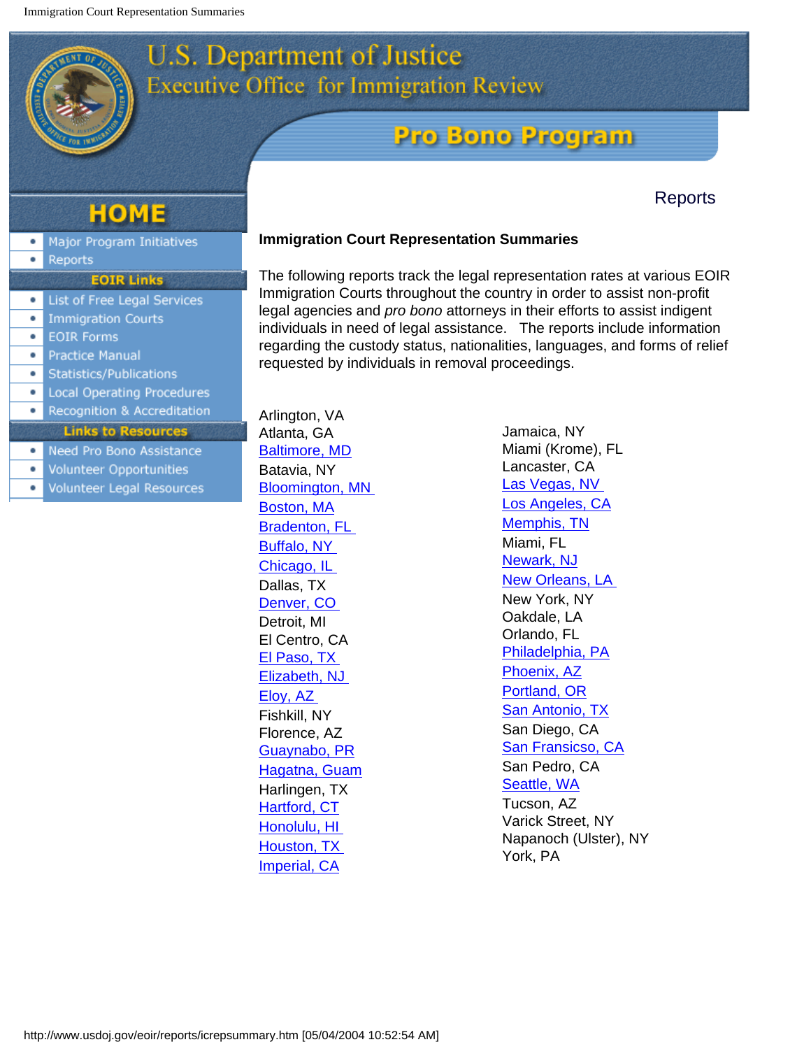U.S. Department of Justice
Executive Office for Immigration Review

Pro Bono Program

HOME

- Major Program Initiatives
- Reports

EOIR Links

- List of Free Legal Services
- Immigration Courts
- EOIR Forms
- Practice Manual
- Statistics/Publications
- Local Operating Procedures
- Recognition & Accreditation

Links to Resources

- Need Pro Bono Assistance
- Volunteer Opportunities
- Volunteer Legal Resources

Reports

**Immigration Court Representation Summaries**

The following reports track the legal representation rates at various EOIR Immigration Courts throughout the country in order to assist non-profit legal agencies and *pro bono* attorneys in their efforts to assist indigent individuals in need of legal assistance. The reports include information regarding the custody status, nationalities, languages, and forms of relief requested by individuals in removal proceedings.

Arlington, VA
Atlanta, GA
Baltimore, MD
Batavia, NY
Bloomington, MN
Boston, MA
Bradenton, FL
Buffalo, NY
Chicago, IL
Dallas, TX
Denver, CO
Detroit, MI
El Centro, CA
El Paso, TX
Elizabeth, NJ
Eloy, AZ
Fishkill, NY
Florence, AZ
Guaynabo, PR
Hagatna, Guam
Harlingen, TX
Hartford, CT
Honolulu, HI
Houston, TX
Imperial, CA
Jamaica, NY
Miami (Krome), FL
Lancaster, CA
Las Vegas, NV
Los Angeles, CA
Memphis, TN
Miami, FL
Newark, NJ
New Orleans, LA
New York, NY
Oakdale, LA
Orlando, FL
Philadelphia, PA
Phoenix, AZ
Portland, OR
San Antonio, TX
San Diego, CA
San Fransicso, CA
San Pedro, CA
Seattle, WA
Tucson, AZ
Varick Street, NY
Napanoch (Ulster), NY
York, PA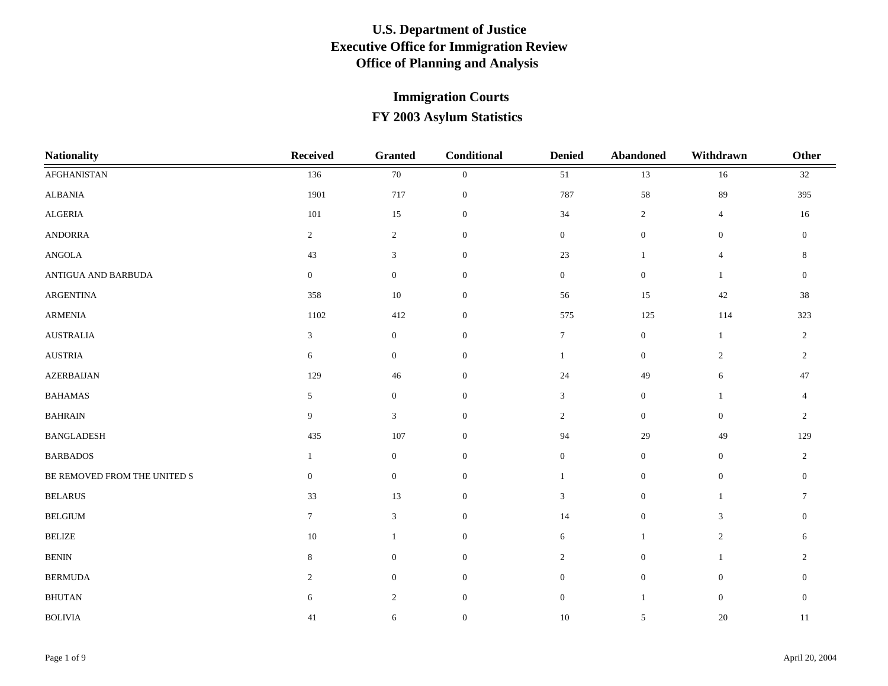# U.S. Department of Justice
# Executive Office for Immigration Review
# Office of Planning and Analysis

## Immigration Courts
## FY 2003 Asylum Statistics

| Nationality | Received | Granted | Conditional | Denied | Abandoned | Withdrawn | Other |
|---|---|---|---|---|---|---|---|
| AFGHANISTAN | 136 | 70 | 0 | 51 | 13 | 16 | 32 |
| ALBANIA | 1901 | 717 | 0 | 787 | 58 | 89 | 395 |
| ALGERIA | 101 | 15 | 0 | 34 | 2 | 4 | 16 |
| ANDORRA | 2 | 2 | 0 | 0 | 0 | 0 | 0 |
| ANGOLA | 43 | 3 | 0 | 23 | 1 | 4 | 8 |
| ANTIGUA AND BARBUDA | 0 | 0 | 0 | 0 | 0 | 1 | 0 |
| ARGENTINA | 358 | 10 | 0 | 56 | 15 | 42 | 38 |
| ARMENIA | 1102 | 412 | 0 | 575 | 125 | 114 | 323 |
| AUSTRALIA | 3 | 0 | 0 | 7 | 0 | 1 | 2 |
| AUSTRIA | 6 | 0 | 0 | 1 | 0 | 2 | 2 |
| AZERBAIJAN | 129 | 46 | 0 | 24 | 49 | 6 | 47 |
| BAHAMAS | 5 | 0 | 0 | 3 | 0 | 1 | 4 |
| BAHRAIN | 9 | 3 | 0 | 2 | 0 | 0 | 2 |
| BANGLADESH | 435 | 107 | 0 | 94 | 29 | 49 | 129 |
| BARBADOS | 1 | 0 | 0 | 0 | 0 | 0 | 2 |
| BE REMOVED FROM THE UNITED S | 0 | 0 | 0 | 1 | 0 | 0 | 0 |
| BELARUS | 33 | 13 | 0 | 3 | 0 | 1 | 7 |
| BELGIUM | 7 | 3 | 0 | 14 | 0 | 3 | 0 |
| BELIZE | 10 | 1 | 0 | 6 | 1 | 2 | 6 |
| BENIN | 8 | 0 | 0 | 2 | 0 | 1 | 2 |
| BERMUDA | 2 | 0 | 0 | 0 | 0 | 0 | 0 |
| BHUTAN | 6 | 2 | 0 | 0 | 1 | 0 | 0 |
| BOLIVIA | 41 | 6 | 0 | 10 | 5 | 20 | 11 |

April 20, 2004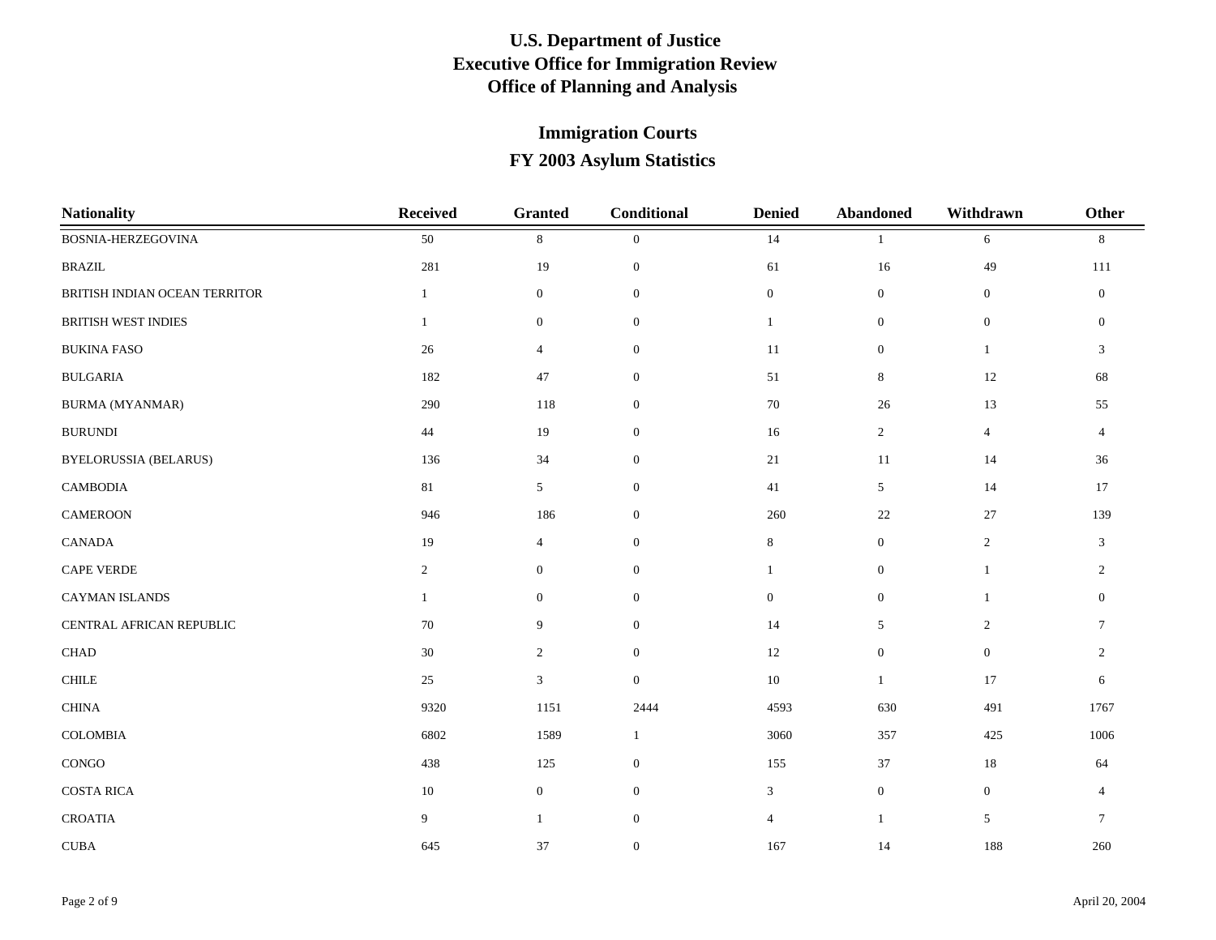# U.S. Department of Justice
# Executive Office for Immigration Review
# Office of Planning and Analysis

## Immigration Courts
## FY 2003 Asylum Statistics

| Nationality | Received | Granted | Conditional | Denied | Abandoned | Withdrawn | Other |
|---|---|---|---|---|---|---|---|
| BOSNIA-HERZEGOVINA | 50 | 8 | 0 | 14 | 1 | 6 | 8 |
| BRAZIL | 281 | 19 | 0 | 61 | 16 | 49 | 111 |
| BRITISH INDIAN OCEAN TERRITOR | 1 | 0 | 0 | 0 | 0 | 0 | 0 |
| BRITISH WEST INDIES | 1 | 0 | 0 | 1 | 0 | 0 | 0 |
| BUKINA FASO | 26 | 4 | 0 | 11 | 0 | 1 | 3 |
| BULGARIA | 182 | 47 | 0 | 51 | 8 | 12 | 68 |
| BURMA (MYANMAR) | 290 | 118 | 0 | 70 | 26 | 13 | 55 |
| BURUNDI | 44 | 19 | 0 | 16 | 2 | 4 | 4 |
| BYELORUSSIA (BELARUS) | 136 | 34 | 0 | 21 | 11 | 14 | 36 |
| CAMBODIA | 81 | 5 | 0 | 41 | 5 | 14 | 17 |
| CAMEROON | 946 | 186 | 0 | 260 | 22 | 27 | 139 |
| CANADA | 19 | 4 | 0 | 8 | 0 | 2 | 3 |
| CAPE VERDE | 2 | 0 | 0 | 1 | 0 | 1 | 2 |
| CAYMAN ISLANDS | 1 | 0 | 0 | 0 | 0 | 1 | 0 |
| CENTRAL AFRICAN REPUBLIC | 70 | 9 | 0 | 14 | 5 | 2 | 7 |
| CHAD | 30 | 2 | 0 | 12 | 0 | 0 | 2 |
| CHILE | 25 | 3 | 0 | 10 | 1 | 17 | 6 |
| CHINA | 9320 | 1151 | 2444 | 4593 | 630 | 491 | 1767 |
| COLOMBIA | 6802 | 1589 | 1 | 3060 | 357 | 425 | 1006 |
| CONGO | 438 | 125 | 0 | 155 | 37 | 18 | 64 |
| COSTA RICA | 10 | 0 | 0 | 3 | 0 | 0 | 4 |
| CROATIA | 9 | 1 | 0 | 4 | 1 | 5 | 7 |
| CUBA | 645 | 37 | 0 | 167 | 14 | 188 | 260 |

April 20, 2004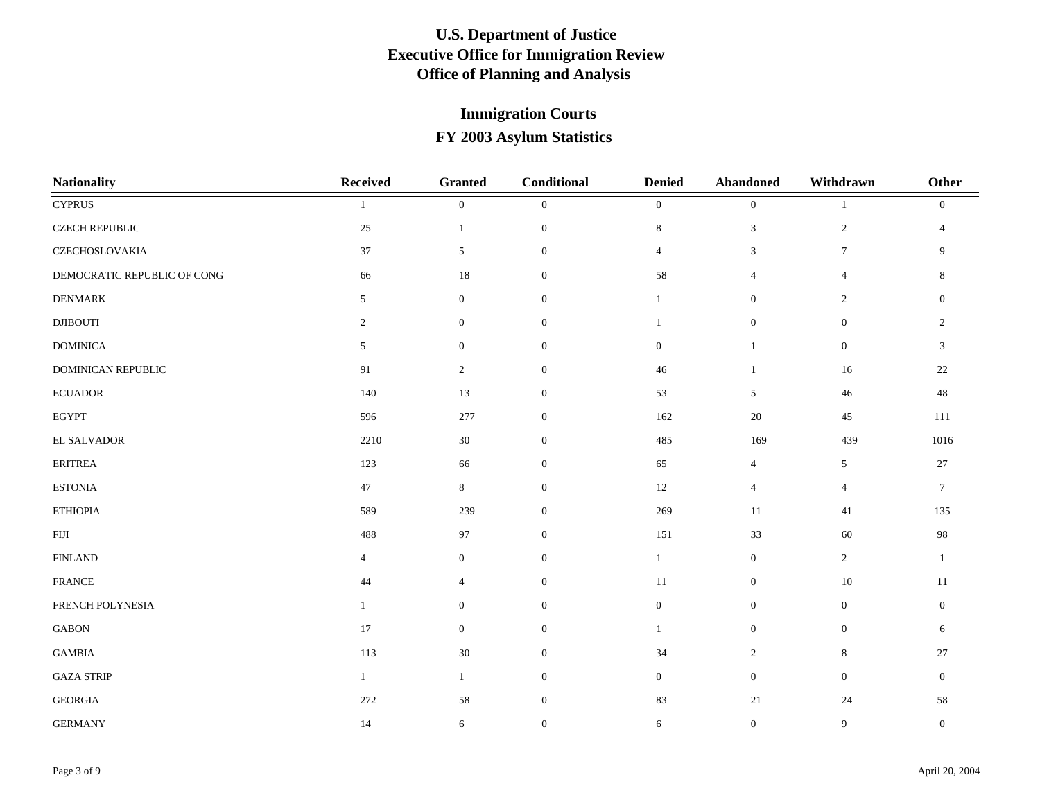# U.S. Department of Justice
# Executive Office for Immigration Review
# Office of Planning and Analysis

## Immigration Courts
## FY 2003 Asylum Statistics

| Nationality | Received | Granted | Conditional | Denied | Abandoned | Withdrawn | Other |
|---|---|---|---|---|---|---|---|
| CYPRUS | 1 | 0 | 0 | 0 | 0 | 1 | 0 |
| CZECH REPUBLIC | 25 | 1 | 0 | 8 | 3 | 2 | 4 |
| CZECHOSLOVAKIA | 37 | 5 | 0 | 4 | 3 | 7 | 9 |
| DEMOCRATIC REPUBLIC OF CONG | 66 | 18 | 0 | 58 | 4 | 4 | 8 |
| DENMARK | 5 | 0 | 0 | 1 | 0 | 2 | 0 |
| DJIBOUTI | 2 | 0 | 0 | 1 | 0 | 0 | 2 |
| DOMINICA | 5 | 0 | 0 | 0 | 1 | 0 | 3 |
| DOMINICAN REPUBLIC | 91 | 2 | 0 | 46 | 1 | 16 | 22 |
| ECUADOR | 140 | 13 | 0 | 53 | 5 | 46 | 48 |
| EGYPT | 596 | 277 | 0 | 162 | 20 | 45 | 111 |
| EL SALVADOR | 2210 | 30 | 0 | 485 | 169 | 439 | 1016 |
| ERITREA | 123 | 66 | 0 | 65 | 4 | 5 | 27 |
| ESTONIA | 47 | 8 | 0 | 12 | 4 | 4 | 7 |
| ETHIOPIA | 589 | 239 | 0 | 269 | 11 | 41 | 135 |
| FIJI | 488 | 97 | 0 | 151 | 33 | 60 | 98 |
| FINLAND | 4 | 0 | 0 | 1 | 0 | 2 | 1 |
| FRANCE | 44 | 4 | 0 | 11 | 0 | 10 | 11 |
| FRENCH POLYNESIA | 1 | 0 | 0 | 0 | 0 | 0 | 0 |
| GABON | 17 | 0 | 0 | 1 | 0 | 0 | 6 |
| GAMBIA | 113 | 30 | 0 | 34 | 2 | 8 | 27 |
| GAZA STRIP | 1 | 1 | 0 | 0 | 0 | 0 | 0 |
| GEORGIA | 272 | 58 | 0 | 83 | 21 | 24 | 58 |
| GERMANY | 14 | 6 | 0 | 6 | 0 | 9 | 0 |

April 20, 2004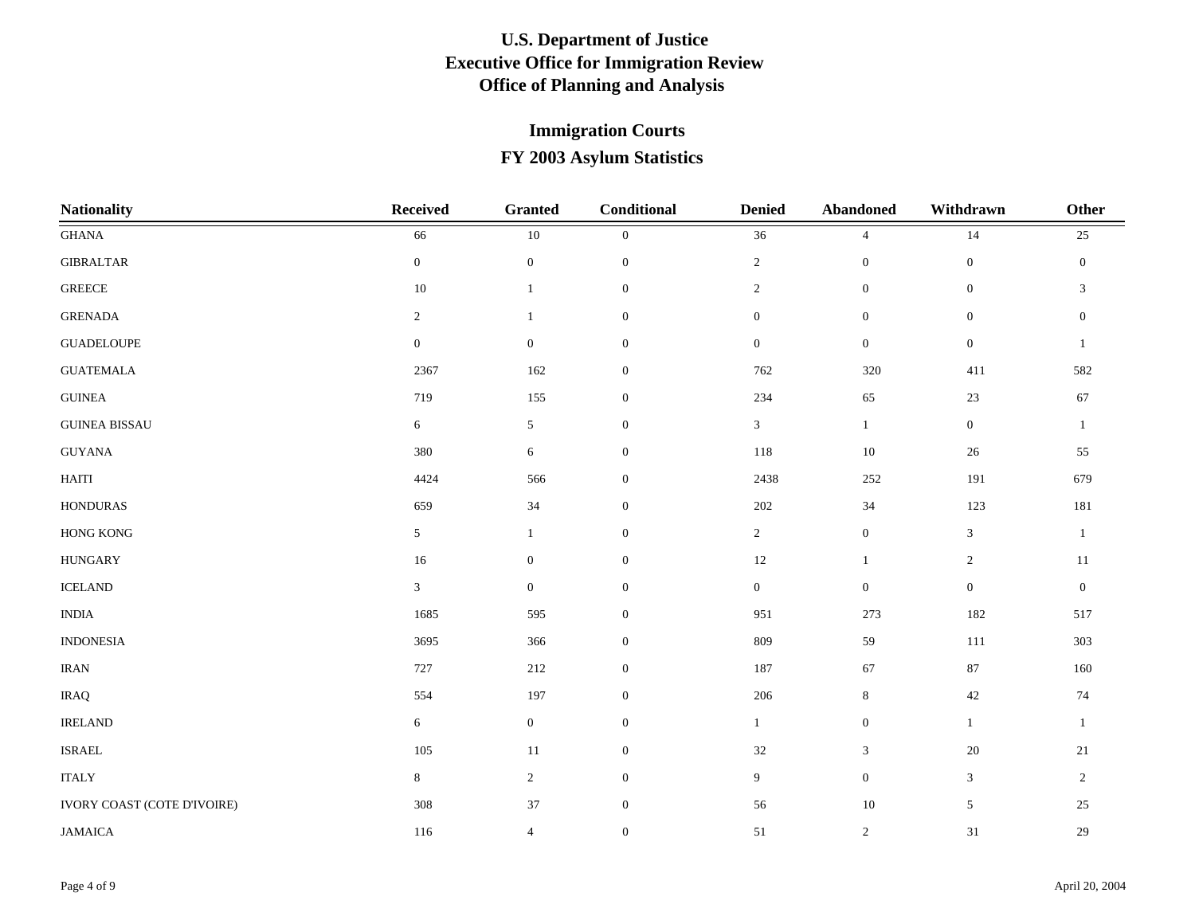# U.S. Department of Justice
# Executive Office for Immigration Review
# Office of Planning and Analysis

## Immigration Courts
## FY 2003 Asylum Statistics

| Nationality | Received | Granted | Conditional | Denied | Abandoned | Withdrawn | Other |
|---|---|---|---|---|---|---|---|
| GHANA | 66 | 10 | 0 | 36 | 4 | 14 | 25 |
| GIBRALTAR | 0 | 0 | 0 | 2 | 0 | 0 | 0 |
| GREECE | 10 | 1 | 0 | 2 | 0 | 0 | 3 |
| GRENADA | 2 | 1 | 0 | 0 | 0 | 0 | 0 |
| GUADELOUPE | 0 | 0 | 0 | 0 | 0 | 0 | 1 |
| GUATEMALA | 2367 | 162 | 0 | 762 | 320 | 411 | 582 |
| GUINEA | 719 | 155 | 0 | 234 | 65 | 23 | 67 |
| GUINEA BISSAU | 6 | 5 | 0 | 3 | 1 | 0 | 1 |
| GUYANA | 380 | 6 | 0 | 118 | 10 | 26 | 55 |
| HAITI | 4424 | 566 | 0 | 2438 | 252 | 191 | 679 |
| HONDURAS | 659 | 34 | 0 | 202 | 34 | 123 | 181 |
| HONG KONG | 5 | 1 | 0 | 2 | 0 | 3 | 1 |
| HUNGARY | 16 | 0 | 0 | 12 | 1 | 2 | 11 |
| ICELAND | 3 | 0 | 0 | 0 | 0 | 0 | 0 |
| INDIA | 1685 | 595 | 0 | 951 | 273 | 182 | 517 |
| INDONESIA | 3695 | 366 | 0 | 809 | 59 | 111 | 303 |
| IRAN | 727 | 212 | 0 | 187 | 67 | 87 | 160 |
| IRAQ | 554 | 197 | 0 | 206 | 8 | 42 | 74 |
| IRELAND | 6 | 0 | 0 | 1 | 0 | 1 | 1 |
| ISRAEL | 105 | 11 | 0 | 32 | 3 | 20 | 21 |
| ITALY | 8 | 2 | 0 | 9 | 0 | 3 | 2 |
| IVORY COAST (COTE D'IVOIRE) | 308 | 37 | 0 | 56 | 10 | 5 | 25 |
| JAMAICA | 116 | 4 | 0 | 51 | 2 | 31 | 29 |

April 20, 2004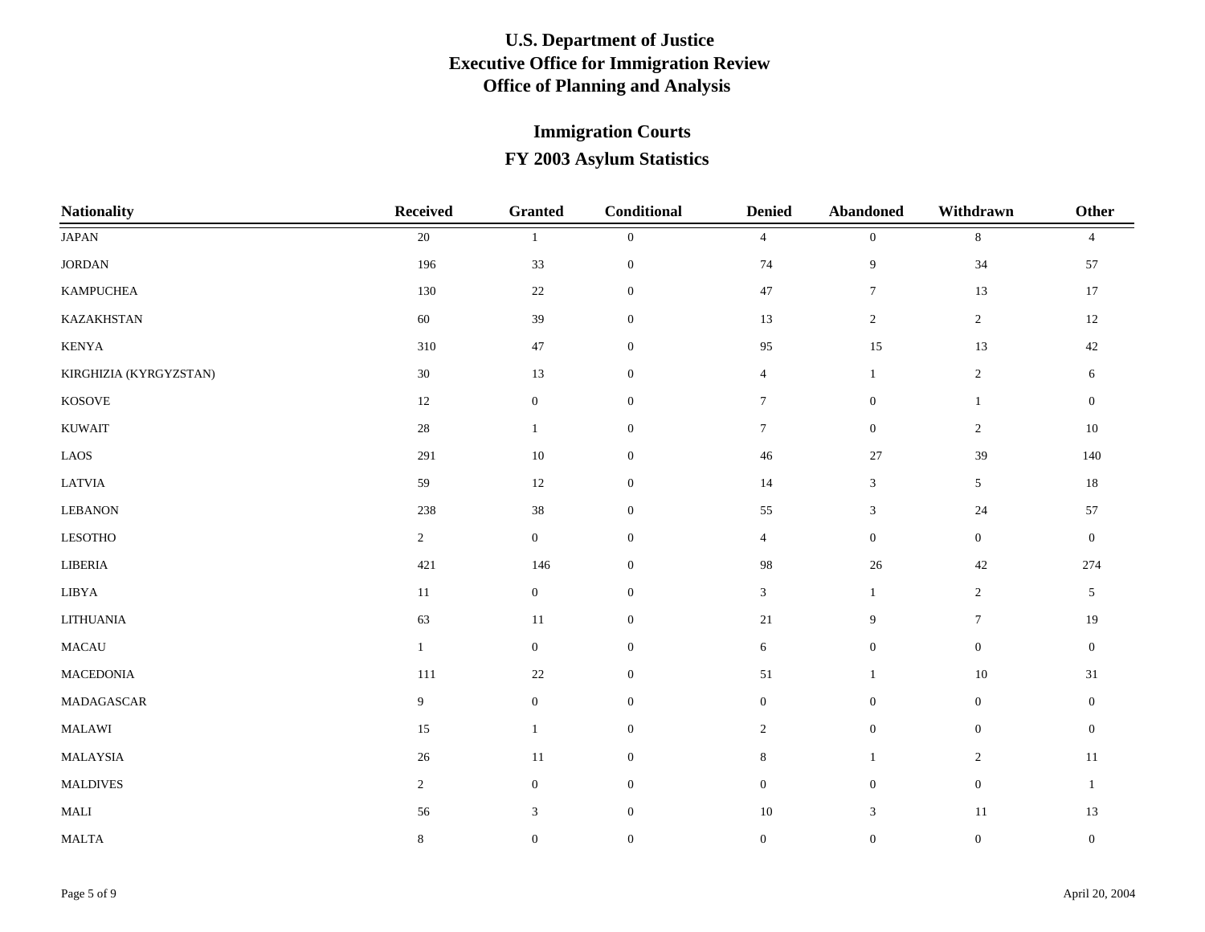# U.S. Department of Justice
# Executive Office for Immigration Review
# Office of Planning and Analysis

## Immigration Courts

## FY 2003 Asylum Statistics

| Nationality | Received | Granted | Conditional | Denied | Abandoned | Withdrawn | Other |
|---|---|---|---|---|---|---|---|
| JAPAN | 20 | 1 | 0 | 4 | 0 | 8 | 4 |
| JORDAN | 196 | 33 | 0 | 74 | 9 | 34 | 57 |
| KAMPUCHEA | 130 | 22 | 0 | 47 | 7 | 13 | 17 |
| KAZAKHSTAN | 60 | 39 | 0 | 13 | 2 | 2 | 12 |
| KENYA | 310 | 47 | 0 | 95 | 15 | 13 | 42 |
| KIRGHIZIA (KYRGYZSTAN) | 30 | 13 | 0 | 4 | 1 | 2 | 6 |
| KOSOVE | 12 | 0 | 0 | 7 | 0 | 1 | 0 |
| KUWAIT | 28 | 1 | 0 | 7 | 0 | 2 | 10 |
| LAOS | 291 | 10 | 0 | 46 | 27 | 39 | 140 |
| LATVIA | 59 | 12 | 0 | 14 | 3 | 5 | 18 |
| LEBANON | 238 | 38 | 0 | 55 | 3 | 24 | 57 |
| LESOTHO | 2 | 0 | 0 | 4 | 0 | 0 | 0 |
| LIBERIA | 421 | 146 | 0 | 98 | 26 | 42 | 274 |
| LIBYA | 11 | 0 | 0 | 3 | 1 | 2 | 5 |
| LITHUANIA | 63 | 11 | 0 | 21 | 9 | 7 | 19 |
| MACAU | 1 | 0 | 0 | 6 | 0 | 0 | 0 |
| MACEDONIA | 111 | 22 | 0 | 51 | 1 | 10 | 31 |
| MADAGASCAR | 9 | 0 | 0 | 0 | 0 | 0 | 0 |
| MALAWI | 15 | 1 | 0 | 2 | 0 | 0 | 0 |
| MALAYSIA | 26 | 11 | 0 | 8 | 1 | 2 | 11 |
| MALDIVES | 2 | 0 | 0 | 0 | 0 | 0 | 1 |
| MALI | 56 | 3 | 0 | 10 | 3 | 11 | 13 |
| MALTA | 8 | 0 | 0 | 0 | 0 | 0 | 0 |

April 20, 2004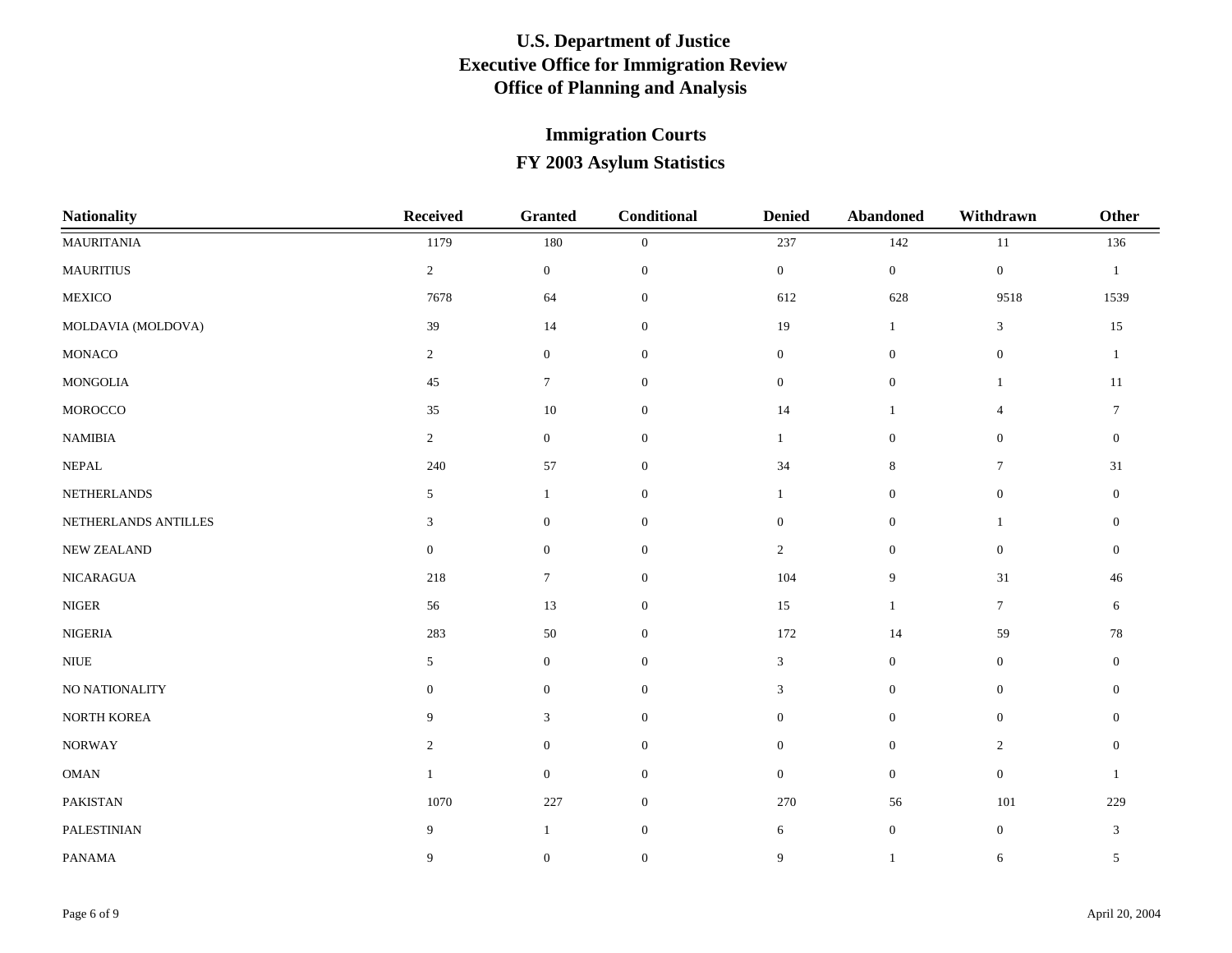# U.S. Department of Justice
# Executive Office for Immigration Review
# Office of Planning and Analysis

## Immigration Courts
## FY 2003 Asylum Statistics

| Nationality | Received | Granted | Conditional | Denied | Abandoned | Withdrawn | Other |
|---|---|---|---|---|---|---|---|
| MAURITANIA | 1179 | 180 | 0 | 237 | 142 | 11 | 136 |
| MAURITIUS | 2 | 0 | 0 | 0 | 0 | 0 | 1 |
| MEXICO | 7678 | 64 | 0 | 612 | 628 | 9518 | 1539 |
| MOLDAVIA (MOLDOVA) | 39 | 14 | 0 | 19 | 1 | 3 | 15 |
| MONACO | 2 | 0 | 0 | 0 | 0 | 0 | 1 |
| MONGOLIA | 45 | 7 | 0 | 0 | 0 | 1 | 11 |
| MOROCCO | 35 | 10 | 0 | 14 | 1 | 4 | 7 |
| NAMIBIA | 2 | 0 | 0 | 1 | 0 | 0 | 0 |
| NEPAL | 240 | 57 | 0 | 34 | 8 | 7 | 31 |
| NETHERLANDS | 5 | 1 | 0 | 1 | 0 | 0 | 0 |
| NETHERLANDS ANTILLES | 3 | 0 | 0 | 0 | 0 | 1 | 0 |
| NEW ZEALAND | 0 | 0 | 0 | 2 | 0 | 0 | 0 |
| NICARAGUA | 218 | 7 | 0 | 104 | 9 | 31 | 46 |
| NIGER | 56 | 13 | 0 | 15 | 1 | 7 | 6 |
| NIGERIA | 283 | 50 | 0 | 172 | 14 | 59 | 78 |
| NIUE | 5 | 0 | 0 | 3 | 0 | 0 | 0 |
| NO NATIONALITY | 0 | 0 | 0 | 3 | 0 | 0 | 0 |
| NORTH KOREA | 9 | 3 | 0 | 0 | 0 | 0 | 0 |
| NORWAY | 2 | 0 | 0 | 0 | 0 | 2 | 0 |
| OMAN | 1 | 0 | 0 | 0 | 0 | 0 | 1 |
| PAKISTAN | 1070 | 227 | 0 | 270 | 56 | 101 | 229 |
| PALESTINIAN | 9 | 1 | 0 | 6 | 0 | 0 | 3 |
| PANAMA | 9 | 0 | 0 | 9 | 1 | 6 | 5 |

April 20, 2004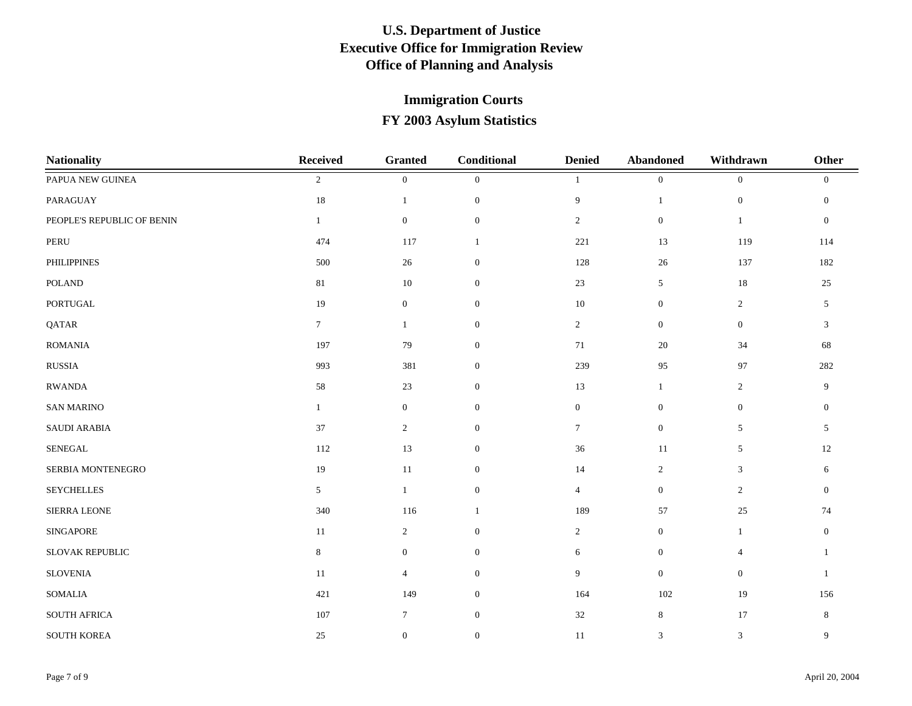# U.S. Department of Justice
# Executive Office for Immigration Review
# Office of Planning and Analysis

## Immigration Courts
## FY 2003 Asylum Statistics

| Nationality | Received | Granted | Conditional | Denied | Abandoned | Withdrawn | Other |
|---|---|---|---|---|---|---|---|
| PAPUA NEW GUINEA | 2 | 0 | 0 | 1 | 0 | 0 | 0 |
| PARAGUAY | 18 | 1 | 0 | 9 | 1 | 0 | 0 |
| PEOPLE'S REPUBLIC OF BENIN | 1 | 0 | 0 | 2 | 0 | 1 | 0 |
| PERU | 474 | 117 | 1 | 221 | 13 | 119 | 114 |
| PHILIPPINES | 500 | 26 | 0 | 128 | 26 | 137 | 182 |
| POLAND | 81 | 10 | 0 | 23 | 5 | 18 | 25 |
| PORTUGAL | 19 | 0 | 0 | 10 | 0 | 2 | 5 |
| QATAR | 7 | 1 | 0 | 2 | 0 | 0 | 3 |
| ROMANIA | 197 | 79 | 0 | 71 | 20 | 34 | 68 |
| RUSSIA | 993 | 381 | 0 | 239 | 95 | 97 | 282 |
| RWANDA | 58 | 23 | 0 | 13 | 1 | 2 | 9 |
| SAN MARINO | 1 | 0 | 0 | 0 | 0 | 0 | 0 |
| SAUDI ARABIA | 37 | 2 | 0 | 7 | 0 | 5 | 5 |
| SENEGAL | 112 | 13 | 0 | 36 | 11 | 5 | 12 |
| SERBIA MONTENEGRO | 19 | 11 | 0 | 14 | 2 | 3 | 6 |
| SEYCHELLES | 5 | 1 | 0 | 4 | 0 | 2 | 0 |
| SIERRA LEONE | 340 | 116 | 1 | 189 | 57 | 25 | 74 |
| SINGAPORE | 11 | 2 | 0 | 2 | 0 | 1 | 0 |
| SLOVAK REPUBLIC | 8 | 0 | 0 | 6 | 0 | 4 | 1 |
| SLOVENIA | 11 | 4 | 0 | 9 | 0 | 0 | 1 |
| SOMALIA | 421 | 149 | 0 | 164 | 102 | 19 | 156 |
| SOUTH AFRICA | 107 | 7 | 0 | 32 | 8 | 17 | 8 |
| SOUTH KOREA | 25 | 0 | 0 | 11 | 3 | 3 | 9 |

April 20, 2004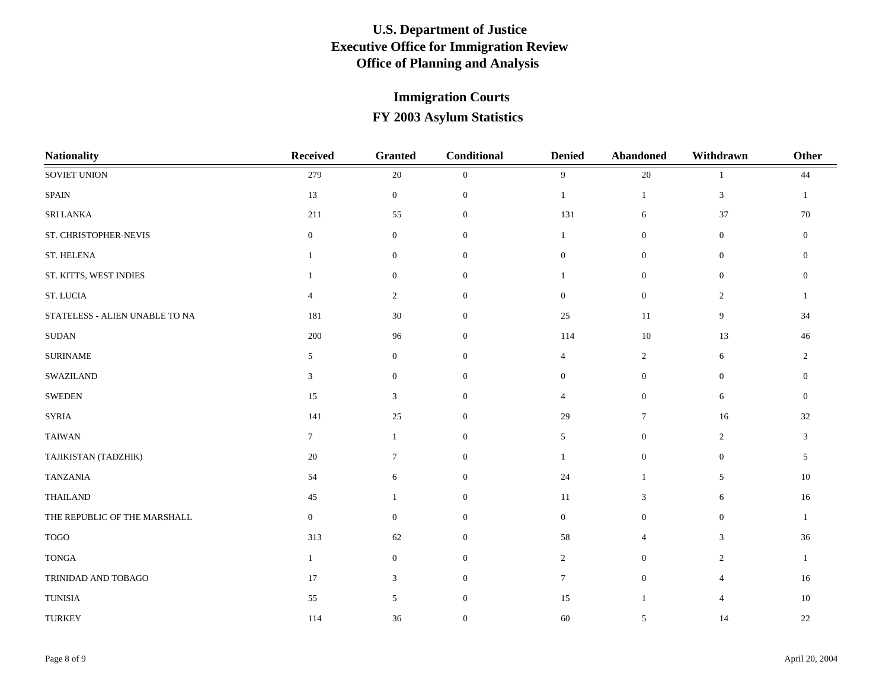# U.S. Department of Justice
# Executive Office for Immigration Review
# Office of Planning and Analysis

## Immigration Courts
## FY 2003 Asylum Statistics

| Nationality | Received | Granted | Conditional | Denied | Abandoned | Withdrawn | Other |
|---|---|---|---|---|---|---|---|
| SOVIET UNION | 279 | 20 | 0 | 9 | 20 | 1 | 44 |
| SPAIN | 13 | 0 | 0 | 1 | 1 | 3 | 1 |
| SRI LANKA | 211 | 55 | 0 | 131 | 6 | 37 | 70 |
| ST. CHRISTOPHER-NEVIS | 0 | 0 | 0 | 1 | 0 | 0 | 0 |
| ST. HELENA | 1 | 0 | 0 | 0 | 0 | 0 | 0 |
| ST. KITTS, WEST INDIES | 1 | 0 | 0 | 1 | 0 | 0 | 0 |
| ST. LUCIA | 4 | 2 | 0 | 0 | 0 | 2 | 1 |
| STATELESS - ALIEN UNABLE TO NA | 181 | 30 | 0 | 25 | 11 | 9 | 34 |
| SUDAN | 200 | 96 | 0 | 114 | 10 | 13 | 46 |
| SURINAME | 5 | 0 | 0 | 4 | 2 | 6 | 2 |
| SWAZILAND | 3 | 0 | 0 | 0 | 0 | 0 | 0 |
| SWEDEN | 15 | 3 | 0 | 4 | 0 | 6 | 0 |
| SYRIA | 141 | 25 | 0 | 29 | 7 | 16 | 32 |
| TAIWAN | 7 | 1 | 0 | 5 | 0 | 2 | 3 |
| TAJIKISTAN (TADZHIK) | 20 | 7 | 0 | 1 | 0 | 0 | 5 |
| TANZANIA | 54 | 6 | 0 | 24 | 1 | 5 | 10 |
| THAILAND | 45 | 1 | 0 | 11 | 3 | 6 | 16 |
| THE REPUBLIC OF THE MARSHALL | 0 | 0 | 0 | 0 | 0 | 0 | 1 |
| TOGO | 313 | 62 | 0 | 58 | 4 | 3 | 36 |
| TONGA | 1 | 0 | 0 | 2 | 0 | 2 | 1 |
| TRINIDAD AND TOBAGO | 17 | 3 | 0 | 7 | 0 | 4 | 16 |
| TUNISIA | 55 | 5 | 0 | 15 | 1 | 4 | 10 |
| TURKEY | 114 | 36 | 0 | 60 | 5 | 14 | 22 |

April 20, 2004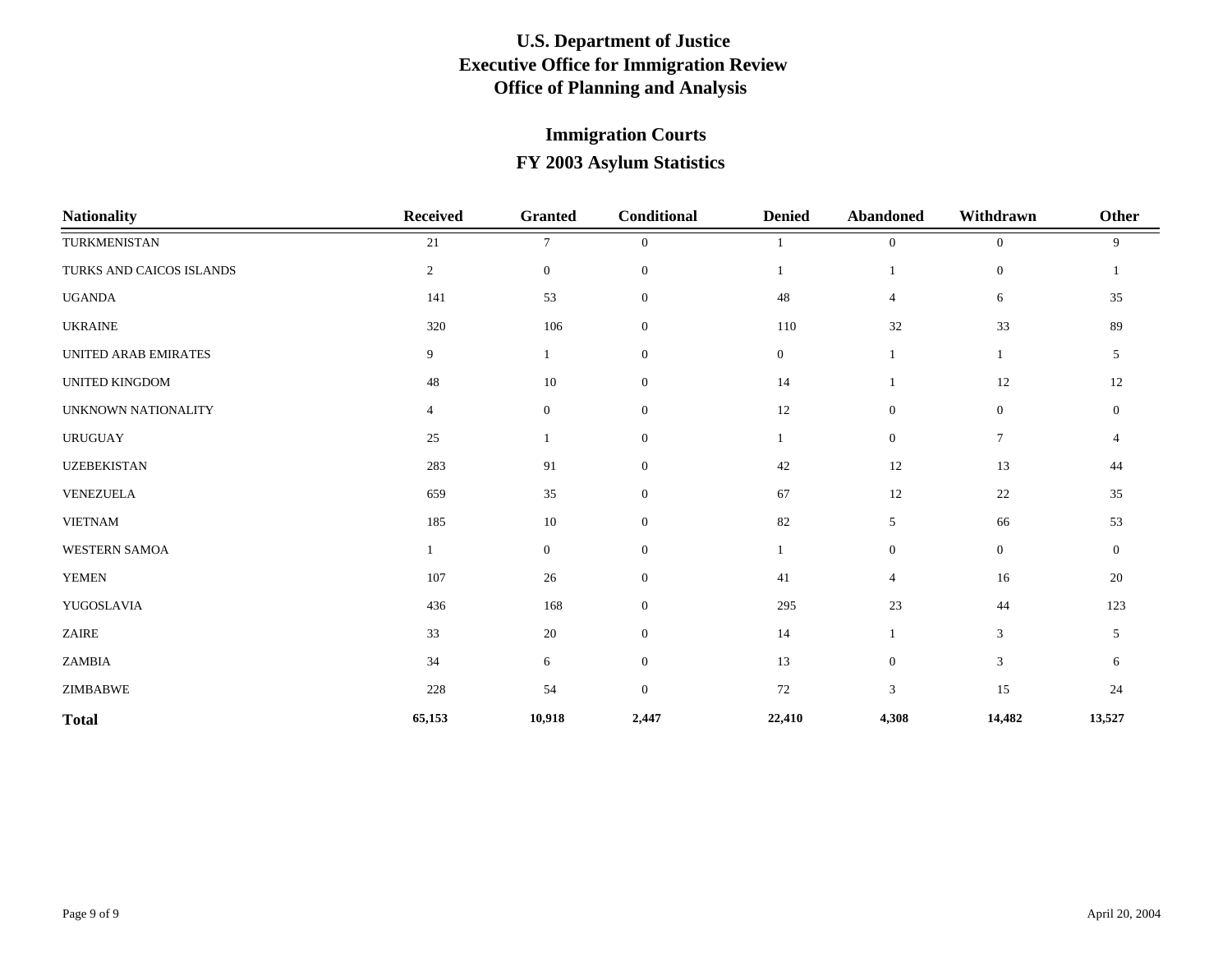# U.S. Department of Justice
# Executive Office for Immigration Review
# Office of Planning and Analysis

## Immigration Courts
## FY 2003 Asylum Statistics

| Nationality | Received | Granted | Conditional | Denied | Abandoned | Withdrawn | Other |
|---|---|---|---|---|---|---|---|
| TURKMENISTAN | 21 | 7 | 0 | 1 | 0 | 0 | 9 |
| TURKS AND CAICOS ISLANDS | 2 | 0 | 0 | 1 | 1 | 0 | 1 |
| UGANDA | 141 | 53 | 0 | 48 | 4 | 6 | 35 |
| UKRAINE | 320 | 106 | 0 | 110 | 32 | 33 | 89 |
| UNITED ARAB EMIRATES | 9 | 1 | 0 | 0 | 1 | 1 | 5 |
| UNITED KINGDOM | 48 | 10 | 0 | 14 | 1 | 12 | 12 |
| UNKNOWN NATIONALITY | 4 | 0 | 0 | 12 | 0 | 0 | 0 |
| URUGUAY | 25 | 1 | 0 | 1 | 0 | 7 | 4 |
| UZEBEKISTAN | 283 | 91 | 0 | 42 | 12 | 13 | 44 |
| VENEZUELA | 659 | 35 | 0 | 67 | 12 | 22 | 35 |
| VIETNAM | 185 | 10 | 0 | 82 | 5 | 66 | 53 |
| WESTERN SAMOA | 1 | 0 | 0 | 1 | 0 | 0 | 0 |
| YEMEN | 107 | 26 | 0 | 41 | 4 | 16 | 20 |
| YUGOSLAVIA | 436 | 168 | 0 | 295 | 23 | 44 | 123 |
| ZAIRE | 33 | 20 | 0 | 14 | 1 | 3 | 5 |
| ZAMBIA | 34 | 6 | 0 | 13 | 0 | 3 | 6 |
| ZIMBABWE | 228 | 54 | 0 | 72 | 3 | 15 | 24 |
| **Total** | **65,153** | **10,918** | **2,447** | **22,410** | **4,308** | **14,482** | **13,527** |

April 20, 2004